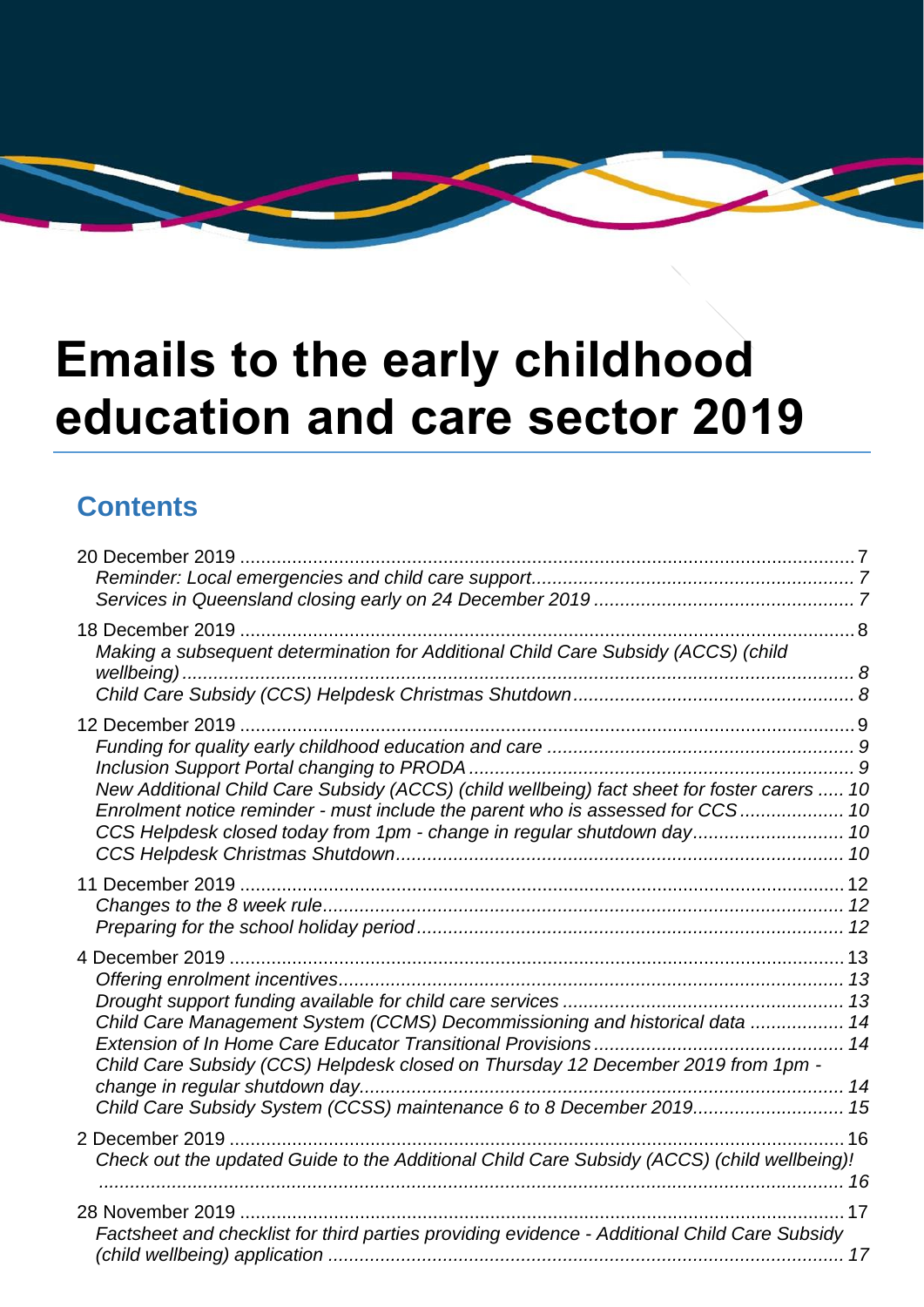# Emails to the early childhood education and care sector 2019

## Contents

20 December 2019 ..... 7
- *Reminder: Local emergencies and child care support* ..... *7*
- *Services in Queensland closing early on 24 December 2019* ..... *7*

18 December 2019 ..... 8
- *Making a subsequent determination for Additional Child Care Subsidy (ACCS) (child wellbeing)* ..... *8*
- *Child Care Subsidy (CCS) Helpdesk Christmas Shutdown* ..... *8*

12 December 2019 ..... 9
- *Funding for quality early childhood education and care* ..... *9*
- *Inclusion Support Portal changing to PRODA* ..... *9*
- *New Additional Child Care Subsidy (ACCS) (child wellbeing) fact sheet for foster carers* ..... *10*
- *Enrolment notice reminder - must include the parent who is assessed for CCS* ..... *10*
- *CCS Helpdesk closed today from 1pm - change in regular shutdown day* ..... *10*
- *CCS Helpdesk Christmas Shutdown* ..... *10*

11 December 2019 ..... 12
- *Changes to the 8 week rule* ..... *12*
- *Preparing for the school holiday period* ..... *12*

4 December 2019 ..... 13
- *Offering enrolment incentives* ..... *13*
- *Drought support funding available for child care services* ..... *13*
- *Child Care Management System (CCMS) Decommissioning and historical data* ..... *14*
- *Extension of In Home Care Educator Transitional Provisions* ..... *14*
- *Child Care Subsidy (CCS) Helpdesk closed on Thursday 12 December 2019 from 1pm - change in regular shutdown day* ..... *14*
- *Child Care Subsidy System (CCSS) maintenance 6 to 8 December 2019* ..... *15*

2 December 2019 ..... 16
- *Check out the updated Guide to the Additional Child Care Subsidy (ACCS) (child wellbeing)!* ..... *16*

28 November 2019 ..... 17
- *Factsheet and checklist for third parties providing evidence - Additional Child Care Subsidy (child wellbeing) application* ..... *17*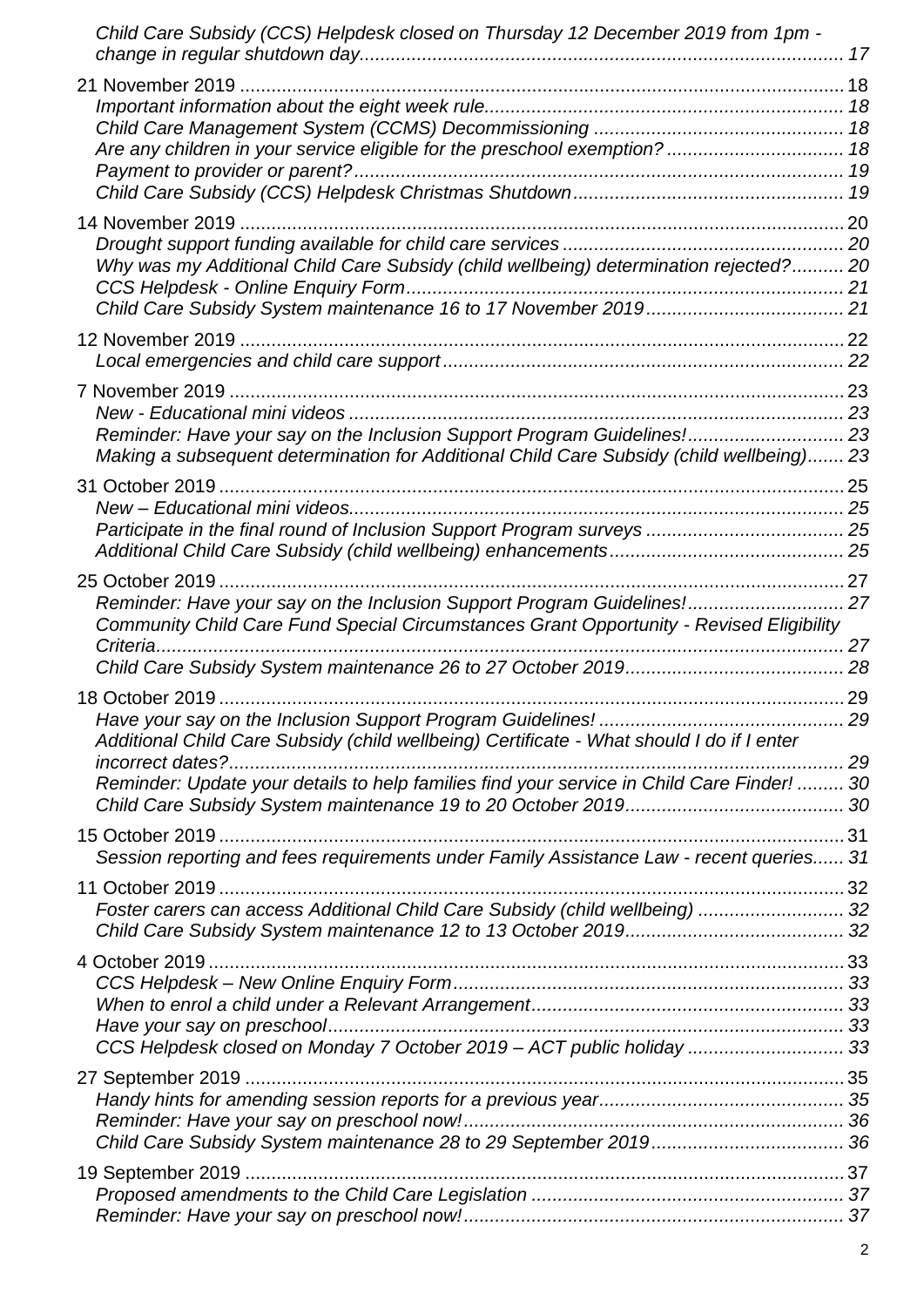*Child Care Subsidy (CCS) Helpdesk closed on Thursday 12 December 2019 from 1pm - change in regular shutdown day* ............ 17

21 November 2019 ............ 18
- *Important information about the eight week rule* ............ 18
- *Child Care Management System (CCMS) Decommissioning* ............ 18
- *Are any children in your service eligible for the preschool exemption?* ............ 18
- *Payment to provider or parent?* ............ 19
- *Child Care Subsidy (CCS) Helpdesk Christmas Shutdown* ............ 19

14 November 2019 ............ 20
- *Drought support funding available for child care services* ............ 20
- *Why was my Additional Child Care Subsidy (child wellbeing) determination rejected?* ............ 20
- *CCS Helpdesk - Online Enquiry Form* ............ 21
- *Child Care Subsidy System maintenance 16 to 17 November 2019* ............ 21

12 November 2019 ............ 22
- *Local emergencies and child care support* ............ 22

7 November 2019 ............ 23
- *New - Educational mini videos* ............ 23
- *Reminder: Have your say on the Inclusion Support Program Guidelines!* ............ 23
- *Making a subsequent determination for Additional Child Care Subsidy (child wellbeing)* ............ 23

31 October 2019 ............ 25
- *New – Educational mini videos* ............ 25
- *Participate in the final round of Inclusion Support Program surveys* ............ 25
- *Additional Child Care Subsidy (child wellbeing) enhancements* ............ 25

25 October 2019 ............ 27
- *Reminder: Have your say on the Inclusion Support Program Guidelines!* ............ 27
- *Community Child Care Fund Special Circumstances Grant Opportunity - Revised Eligibility Criteria* ............ 27
- *Child Care Subsidy System maintenance 26 to 27 October 2019* ............ 28

18 October 2019 ............ 29
- *Have your say on the Inclusion Support Program Guidelines!* ............ 29
- *Additional Child Care Subsidy (child wellbeing) Certificate - What should I do if I enter incorrect dates?* ............ 29
- *Reminder: Update your details to help families find your service in Child Care Finder!* ............ 30
- *Child Care Subsidy System maintenance 19 to 20 October 2019* ............ 30

15 October 2019 ............ 31
- *Session reporting and fees requirements under Family Assistance Law - recent queries* ............ 31

11 October 2019 ............ 32
- *Foster carers can access Additional Child Care Subsidy (child wellbeing)* ............ 32
- *Child Care Subsidy System maintenance 12 to 13 October 2019* ............ 32

4 October 2019 ............ 33
- *CCS Helpdesk – New Online Enquiry Form* ............ 33
- *When to enrol a child under a Relevant Arrangement* ............ 33
- *Have your say on preschool* ............ 33
- *CCS Helpdesk closed on Monday 7 October 2019 – ACT public holiday* ............ 33

27 September 2019 ............ 35
- *Handy hints for amending session reports for a previous year* ............ 35
- *Reminder: Have your say on preschool now!* ............ 36
- *Child Care Subsidy System maintenance 28 to 29 September 2019* ............ 36

19 September 2019 ............ 37
- *Proposed amendments to the Child Care Legislation* ............ 37
- *Reminder: Have your say on preschool now!* ............ 37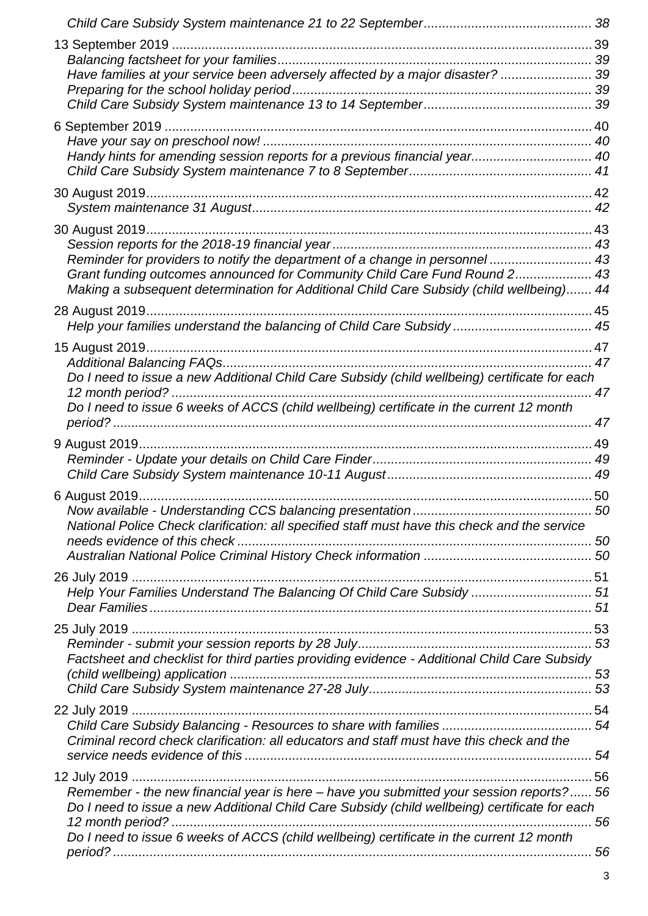*Child Care Subsidy System maintenance 21 to 22 September* ........ 38

13 September 2019 ........ 39
*Balancing factsheet for your families* ........ 39
*Have families at your service been adversely affected by a major disaster?* ........ 39
*Preparing for the school holiday period* ........ 39
*Child Care Subsidy System maintenance 13 to 14 September* ........ 39

6 September 2019 ........ 40
*Have your say on preschool now!* ........ 40
*Handy hints for amending session reports for a previous financial year* ........ 40
*Child Care Subsidy System maintenance 7 to 8 September* ........ 41

30 August 2019 ........ 42
*System maintenance 31 August* ........ 42

30 August 2019 ........ 43
*Session reports for the 2018-19 financial year* ........ 43
*Reminder for providers to notify the department of a change in personnel* ........ 43
*Grant funding outcomes announced for Community Child Care Fund Round 2* ........ 43
*Making a subsequent determination for Additional Child Care Subsidy (child wellbeing)* ........ 44

28 August 2019 ........ 45
*Help your families understand the balancing of Child Care Subsidy* ........ 45

15 August 2019 ........ 47
*Additional Balancing FAQs* ........ 47
*Do I need to issue a new Additional Child Care Subsidy (child wellbeing) certificate for each 12 month period?* ........ 47
*Do I need to issue 6 weeks of ACCS (child wellbeing) certificate in the current 12 month period?* ........ 47

9 August 2019 ........ 49
*Reminder - Update your details on Child Care Finder* ........ 49
*Child Care Subsidy System maintenance 10-11 August* ........ 49

6 August 2019 ........ 50
*Now available - Understanding CCS balancing presentation* ........ 50
*National Police Check clarification: all specified staff must have this check and the service needs evidence of this check* ........ 50
*Australian National Police Criminal History Check information* ........ 50

26 July 2019 ........ 51
*Help Your Families Understand The Balancing Of Child Care Subsidy* ........ 51
*Dear Families* ........ 51

25 July 2019 ........ 53
*Reminder - submit your session reports by 28 July* ........ 53
*Factsheet and checklist for third parties providing evidence - Additional Child Care Subsidy (child wellbeing) application* ........ 53
*Child Care Subsidy System maintenance 27-28 July* ........ 53

22 July 2019 ........ 54
*Child Care Subsidy Balancing - Resources to share with families* ........ 54
*Criminal record check clarification: all educators and staff must have this check and the service needs evidence of this* ........ 54

12 July 2019 ........ 56
*Remember - the new financial year is here – have you submitted your session reports?* ........ 56
*Do I need to issue a new Additional Child Care Subsidy (child wellbeing) certificate for each 12 month period?* ........ 56
*Do I need to issue 6 weeks of ACCS (child wellbeing) certificate in the current 12 month period?* ........ 56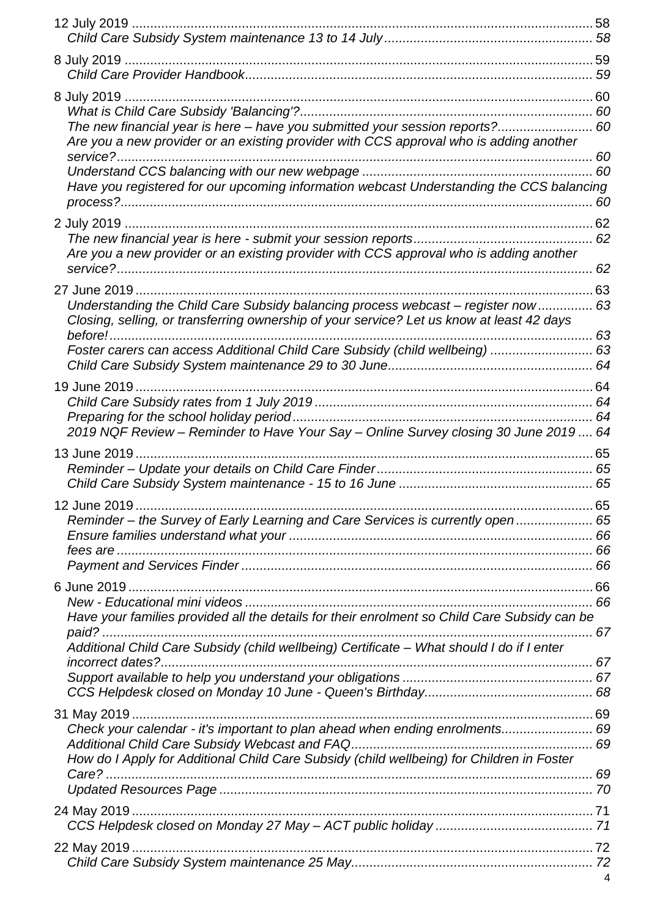12 July 2019 .......... 58
*Child Care Subsidy System maintenance 13 to 14 July* .......... *58*

8 July 2019 .......... 59
*Child Care Provider Handbook* .......... *59*

8 July 2019 .......... 60
*What is Child Care Subsidy 'Balancing'?* .......... *60*
*The new financial year is here – have you submitted your session reports?* .......... *60*
*Are you a new provider or an existing provider with CCS approval who is adding another service?* .......... *60*
*Understand CCS balancing with our new webpage* .......... *60*
*Have you registered for our upcoming information webcast Understanding the CCS balancing process?* .......... *60*

2 July 2019 .......... 62
*The new financial year is here - submit your session reports* .......... *62*
*Are you a new provider or an existing provider with CCS approval who is adding another service?* .......... *62*

27 June 2019 .......... 63
*Understanding the Child Care Subsidy balancing process webcast – register now* .......... *63*
*Closing, selling, or transferring ownership of your service? Let us know at least 42 days before!* .......... *63*
*Foster carers can access Additional Child Care Subsidy (child wellbeing)* .......... *63*
*Child Care Subsidy System maintenance 29 to 30 June* .......... *64*

19 June 2019 .......... 64
*Child Care Subsidy rates from 1 July 2019* .......... *64*
*Preparing for the school holiday period* .......... *64*
*2019 NQF Review – Reminder to Have Your Say – Online Survey closing 30 June 2019* .......... *64*

13 June 2019 .......... 65
*Reminder – Update your details on Child Care Finder* .......... *65*
*Child Care Subsidy System maintenance - 15 to 16 June* .......... *65*

12 June 2019 .......... 65
*Reminder – the Survey of Early Learning and Care Services is currently open* .......... *65*
*Ensure families understand what your* .......... *66*
*fees are* .......... *66*
*Payment and Services Finder* .......... *66*

6 June 2019 .......... 66
*New - Educational mini videos* .......... *66*
*Have your families provided all the details for their enrolment so Child Care Subsidy can be paid?* .......... *67*
*Additional Child Care Subsidy (child wellbeing) Certificate – What should I do if I enter incorrect dates?* .......... *67*
*Support available to help you understand your obligations* .......... *67*
*CCS Helpdesk closed on Monday 10 June - Queen's Birthday* .......... *68*

31 May 2019 .......... 69
*Check your calendar - it's important to plan ahead when ending enrolments* .......... *69*
*Additional Child Care Subsidy Webcast and FAQ* .......... *69*
*How do I Apply for Additional Child Care Subsidy (child wellbeing) for Children in Foster Care?* .......... *69*
*Updated Resources Page* .......... *70*

24 May 2019 .......... 71
*CCS Helpdesk closed on Monday 27 May – ACT public holiday* .......... *71*

22 May 2019 .......... 72
*Child Care Subsidy System maintenance 25 May* .......... *72*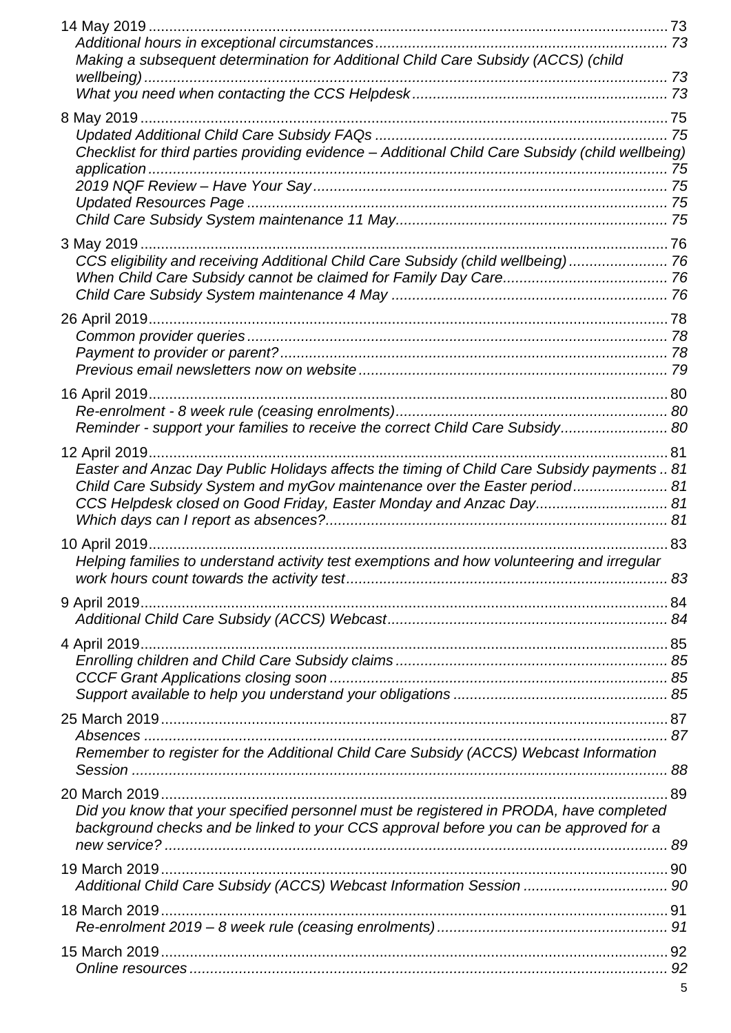14 May 2019 ... 73

*Additional hours in exceptional circumstances ... 73*

*Making a subsequent determination for Additional Child Care Subsidy (ACCS) (child wellbeing) ... 73*

*What you need when contacting the CCS Helpdesk ... 73*

8 May 2019 ... 75

*Updated Additional Child Care Subsidy FAQs ... 75*

*Checklist for third parties providing evidence – Additional Child Care Subsidy (child wellbeing) application ... 75*

*2019 NQF Review – Have Your Say ... 75*

*Updated Resources Page ... 75*

*Child Care Subsidy System maintenance 11 May ... 75*

3 May 2019 ... 76

*CCS eligibility and receiving Additional Child Care Subsidy (child wellbeing) ... 76*

*When Child Care Subsidy cannot be claimed for Family Day Care ... 76*

*Child Care Subsidy System maintenance 4 May ... 76*

26 April 2019 ... 78

*Common provider queries ... 78*

*Payment to provider or parent? ... 78*

*Previous email newsletters now on website ... 79*

16 April 2019 ... 80

*Re-enrolment - 8 week rule (ceasing enrolments) ... 80*

*Reminder - support your families to receive the correct Child Care Subsidy ... 80*

12 April 2019 ... 81

*Easter and Anzac Day Public Holidays affects the timing of Child Care Subsidy payments .. 81*

*Child Care Subsidy System and myGov maintenance over the Easter period ... 81*

*CCS Helpdesk closed on Good Friday, Easter Monday and Anzac Day ... 81*

*Which days can I report as absences? ... 81*

10 April 2019 ... 83

*Helping families to understand activity test exemptions and how volunteering and irregular work hours count towards the activity test ... 83*

9 April 2019 ... 84

*Additional Child Care Subsidy (ACCS) Webcast ... 84*

4 April 2019 ... 85

*Enrolling children and Child Care Subsidy claims ... 85*

*CCCF Grant Applications closing soon ... 85*

*Support available to help you understand your obligations ... 85*

25 March 2019 ... 87

*Absences ... 87*

*Remember to register for the Additional Child Care Subsidy (ACCS) Webcast Information Session ... 88*

20 March 2019 ... 89

*Did you know that your specified personnel must be registered in PRODA, have completed background checks and be linked to your CCS approval before you can be approved for a new service? ... 89*

19 March 2019 ... 90

*Additional Child Care Subsidy (ACCS) Webcast Information Session ... 90*

18 March 2019 ... 91

*Re-enrolment 2019 – 8 week rule (ceasing enrolments) ... 91*

15 March 2019 ... 92

*Online resources ... 92*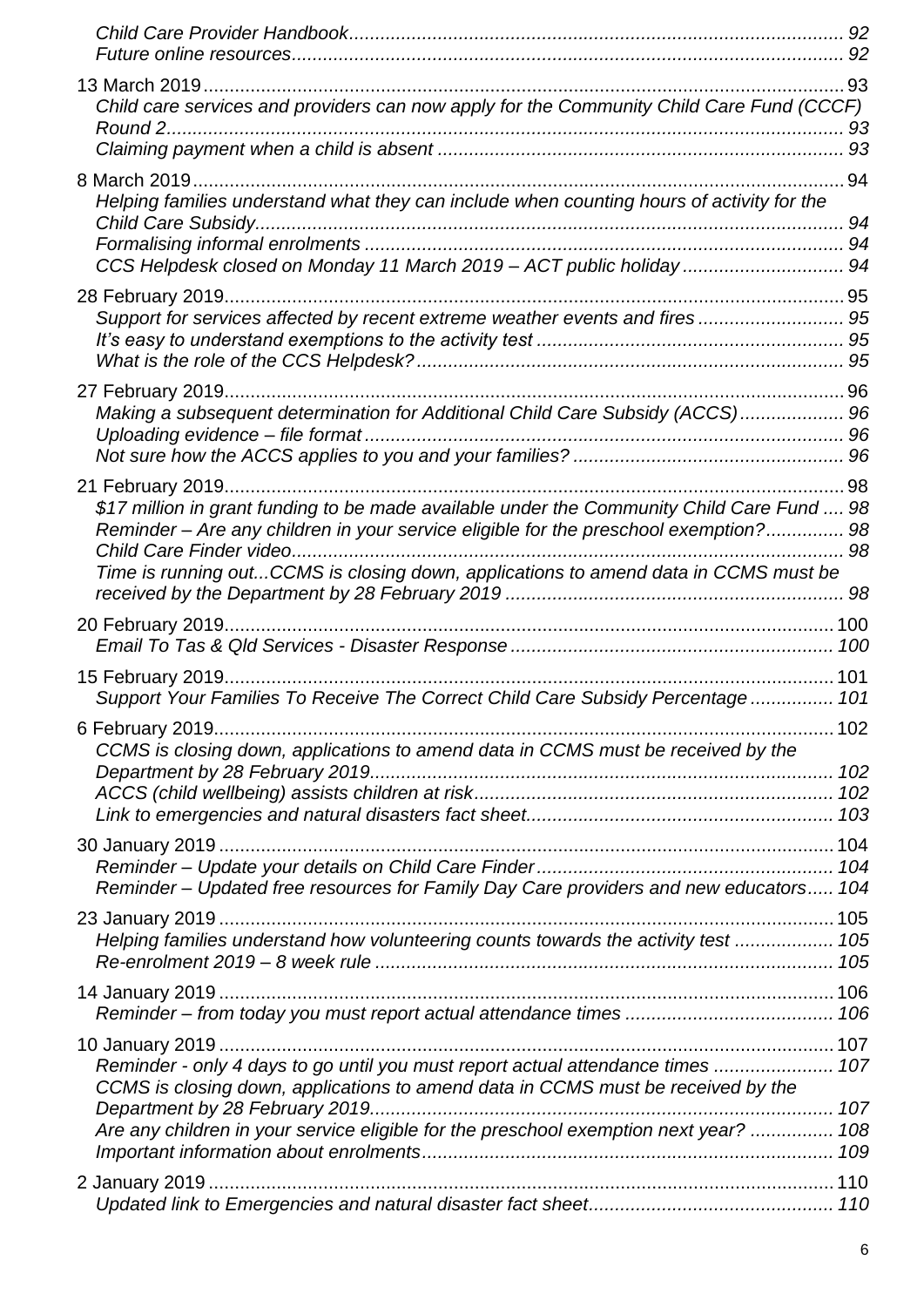*Child Care Provider Handbook* ............................................................................................ 92
*Future online resources* ..................................................................................................... 92

13 March 2019 ........................................................................................................................ 93
*Child care services and providers can now apply for the Community Child Care Fund (CCCF) Round 2* ................................................................................................................................ 93
*Claiming payment when a child is absent* ........................................................................... 93

8 March 2019 .......................................................................................................................... 94
*Helping families understand what they can include when counting hours of activity for the Child Care Subsidy* ............................................................................................................... 94
*Formalising informal enrolments* ........................................................................................ 94
*CCS Helpdesk closed on Monday 11 March 2019 – ACT public holiday* ............................. 94

28 February 2019 .................................................................................................................... 95
*Support for services affected by recent extreme weather events and fires* ......................... 95
*It's easy to understand exemptions to the activity test* ........................................................ 95
*What is the role of the CCS Helpdesk?* ............................................................................... 95

27 February 2019 .................................................................................................................... 96
*Making a subsequent determination for Additional Child Care Subsidy (ACCS)* .................. 96
*Uploading evidence – file format* ......................................................................................... 96
*Not sure how the ACCS applies to you and your families?* .................................................. 96

21 February 2019 .................................................................................................................... 98
*$17 million in grant funding to be made available under the Community Child Care Fund* .... 98
*Reminder – Are any children in your service eligible for the preschool exemption?* .............. 98
*Child Care Finder video* ....................................................................................................... 98
*Time is running out...CCMS is closing down, applications to amend data in CCMS must be received by the Department by 28 February 2019* ............................................................... 98

20 February 2019 .................................................................................................................. 100
*Email To Tas & Qld Services - Disaster Response* ............................................................ 100

15 February 2019 .................................................................................................................. 101
*Support Your Families To Receive The Correct Child Care Subsidy Percentage* ............... 101

6 February 2019 .................................................................................................................... 102
*CCMS is closing down, applications to amend data in CCMS must be received by the Department by 28 February 2019* ...................................................................................... 102
*ACCS (child wellbeing) assists children at risk* .................................................................. 102
*Link to emergencies and natural disasters fact sheet* ......................................................... 103

30 January 2019 .................................................................................................................... 104
*Reminder – Update your details on Child Care Finder* ....................................................... 104
*Reminder – Updated free resources for Family Day Care providers and new educators* ..... 104

23 January 2019 .................................................................................................................... 105
*Helping families understand how volunteering counts towards the activity test* .................. 105
*Re-enrolment 2019 – 8 week rule* ...................................................................................... 105

14 January 2019 .................................................................................................................... 106
*Reminder – from today you must report actual attendance times* ....................................... 106

10 January 2019 .................................................................................................................... 107
*Reminder - only 4 days to go until you must report actual attendance times* ...................... 107
*CCMS is closing down, applications to amend data in CCMS must be received by the Department by 28 February 2019* ...................................................................................... 107
*Are any children in your service eligible for the preschool exemption next year?* ............... 108
*Important information about enrolments* ............................................................................ 109

2 January 2019 ...................................................................................................................... 110
*Updated link to Emergencies and natural disaster fact sheet* ............................................. 110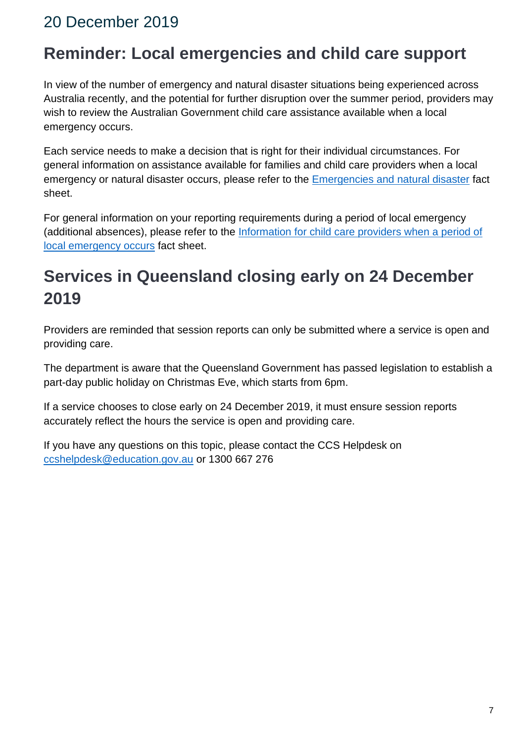# 20 December 2019

## Reminder: Local emergencies and child care support

In view of the number of emergency and natural disaster situations being experienced across Australia recently, and the potential for further disruption over the summer period, providers may wish to review the Australian Government child care assistance available when a local emergency occurs.

Each service needs to make a decision that is right for their individual circumstances. For general information on assistance available for families and child care providers when a local emergency or natural disaster occurs, please refer to the Emergencies and natural disaster fact sheet.

For general information on your reporting requirements during a period of local emergency (additional absences), please refer to the Information for child care providers when a period of local emergency occurs fact sheet.

## Services in Queensland closing early on 24 December 2019

Providers are reminded that session reports can only be submitted where a service is open and providing care.

The department is aware that the Queensland Government has passed legislation to establish a part-day public holiday on Christmas Eve, which starts from 6pm.

If a service chooses to close early on 24 December 2019, it must ensure session reports accurately reflect the hours the service is open and providing care.

If you have any questions on this topic, please contact the CCS Helpdesk on ccshelpdesk@education.gov.au or 1300 667 276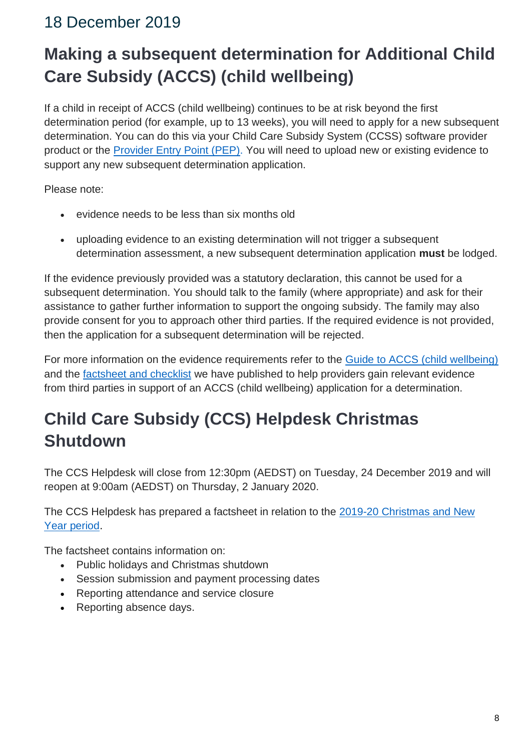## 18 December 2019

# Making a subsequent determination for Additional Child Care Subsidy (ACCS) (child wellbeing)

If a child in receipt of ACCS (child wellbeing) continues to be at risk beyond the first determination period (for example, up to 13 weeks), you will need to apply for a new subsequent determination. You can do this via your Child Care Subsidy System (CCSS) software provider product or the [Provider Entry Point (PEP)](). You will need to upload new or existing evidence to support any new subsequent determination application.

Please note:

- evidence needs to be less than six months old
- uploading evidence to an existing determination will not trigger a subsequent determination assessment, a new subsequent determination application **must** be lodged.

If the evidence previously provided was a statutory declaration, this cannot be used for a subsequent determination. You should talk to the family (where appropriate) and ask for their assistance to gather further information to support the ongoing subsidy. The family may also provide consent for you to approach other third parties. If the required evidence is not provided, then the application for a subsequent determination will be rejected.

For more information on the evidence requirements refer to the [Guide to ACCS (child wellbeing)]() and the [factsheet and checklist]() we have published to help providers gain relevant evidence from third parties in support of an ACCS (child wellbeing) application for a determination.

# Child Care Subsidy (CCS) Helpdesk Christmas Shutdown

The CCS Helpdesk will close from 12:30pm (AEDST) on Tuesday, 24 December 2019 and will reopen at 9:00am (AEDST) on Thursday, 2 January 2020.

The CCS Helpdesk has prepared a factsheet in relation to the [2019-20 Christmas and New Year period]().

The factsheet contains information on:

- Public holidays and Christmas shutdown
- Session submission and payment processing dates
- Reporting attendance and service closure
- Reporting absence days.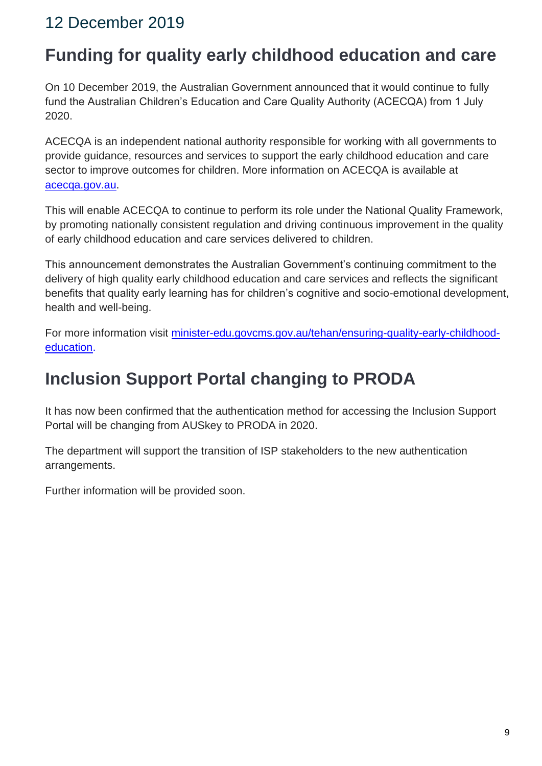# 12 December 2019

## Funding for quality early childhood education and care

On 10 December 2019, the Australian Government announced that it would continue to fully fund the Australian Children's Education and Care Quality Authority (ACECQA) from 1 July 2020.

ACECQA is an independent national authority responsible for working with all governments to provide guidance, resources and services to support the early childhood education and care sector to improve outcomes for children. More information on ACECQA is available at [acecqa.gov.au](acecqa.gov.au).

This will enable ACECQA to continue to perform its role under the National Quality Framework, by promoting nationally consistent regulation and driving continuous improvement in the quality of early childhood education and care services delivered to children.

This announcement demonstrates the Australian Government's continuing commitment to the delivery of high quality early childhood education and care services and reflects the significant benefits that quality early learning has for children's cognitive and socio-emotional development, health and well-being.

For more information visit [minister-edu.govcms.gov.au/tehan/ensuring-quality-early-childhood-education](minister-edu.govcms.gov.au/tehan/ensuring-quality-early-childhood-education).

## Inclusion Support Portal changing to PRODA

It has now been confirmed that the authentication method for accessing the Inclusion Support Portal will be changing from AUSkey to PRODA in 2020.

The department will support the transition of ISP stakeholders to the new authentication arrangements.

Further information will be provided soon.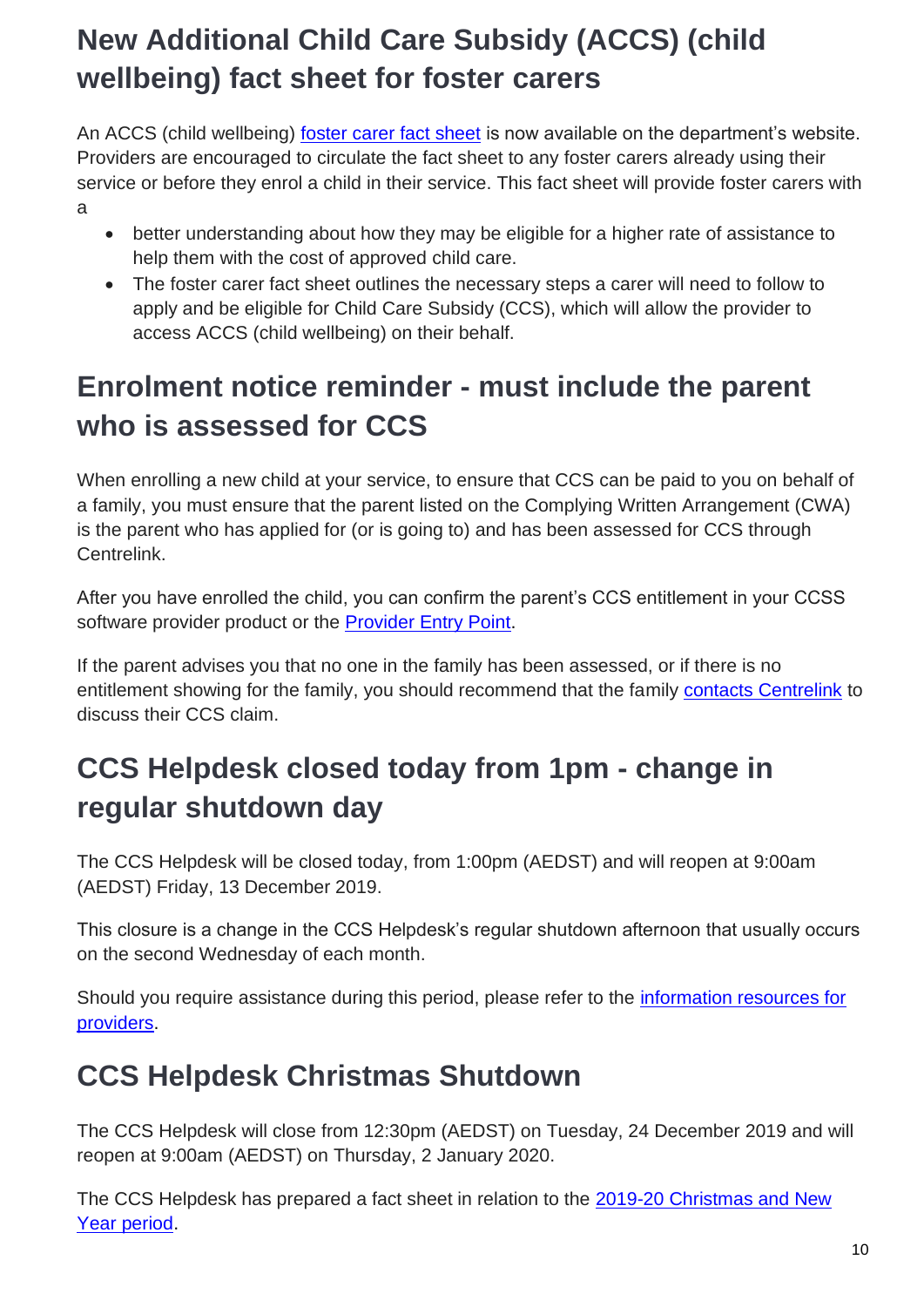## New Additional Child Care Subsidy (ACCS) (child wellbeing) fact sheet for foster carers

An ACCS (child wellbeing) foster carer fact sheet is now available on the department's website. Providers are encouraged to circulate the fact sheet to any foster carers already using their service or before they enrol a child in their service. This fact sheet will provide foster carers with a

- better understanding about how they may be eligible for a higher rate of assistance to help them with the cost of approved child care.
- The foster carer fact sheet outlines the necessary steps a carer will need to follow to apply and be eligible for Child Care Subsidy (CCS), which will allow the provider to access ACCS (child wellbeing) on their behalf.

## Enrolment notice reminder - must include the parent who is assessed for CCS

When enrolling a new child at your service, to ensure that CCS can be paid to you on behalf of a family, you must ensure that the parent listed on the Complying Written Arrangement (CWA) is the parent who has applied for (or is going to) and has been assessed for CCS through Centrelink.

After you have enrolled the child, you can confirm the parent's CCS entitlement in your CCSS software provider product or the Provider Entry Point.

If the parent advises you that no one in the family has been assessed, or if there is no entitlement showing for the family, you should recommend that the family contacts Centrelink to discuss their CCS claim.

## CCS Helpdesk closed today from 1pm - change in regular shutdown day

The CCS Helpdesk will be closed today, from 1:00pm (AEDST) and will reopen at 9:00am (AEDST) Friday, 13 December 2019.

This closure is a change in the CCS Helpdesk's regular shutdown afternoon that usually occurs on the second Wednesday of each month.

Should you require assistance during this period, please refer to the information resources for providers.

## CCS Helpdesk Christmas Shutdown

The CCS Helpdesk will close from 12:30pm (AEDST) on Tuesday, 24 December 2019 and will reopen at 9:00am (AEDST) on Thursday, 2 January 2020.

The CCS Helpdesk has prepared a fact sheet in relation to the 2019-20 Christmas and New Year period.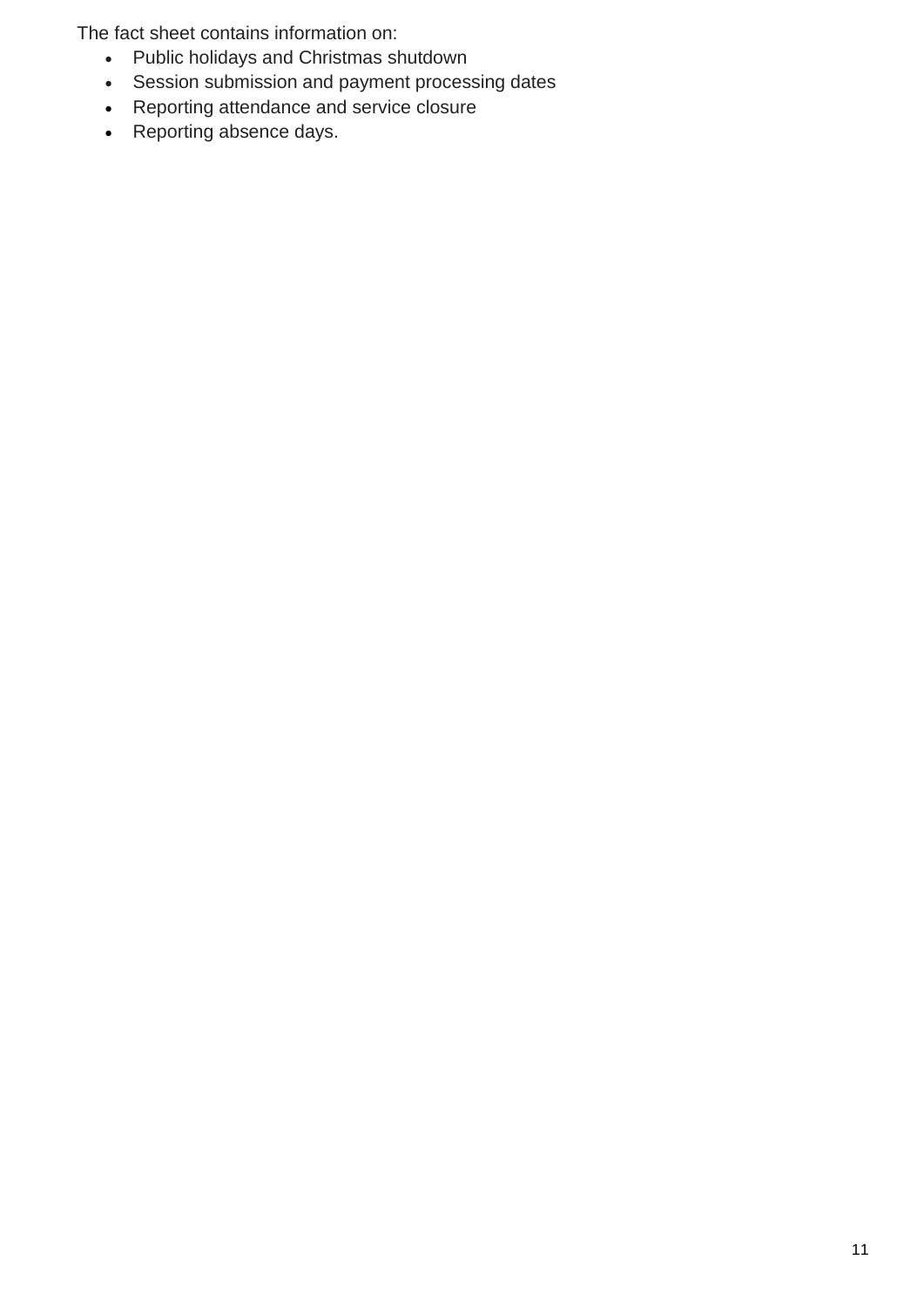The fact sheet contains information on:

- Public holidays and Christmas shutdown
- Session submission and payment processing dates
- Reporting attendance and service closure
- Reporting absence days.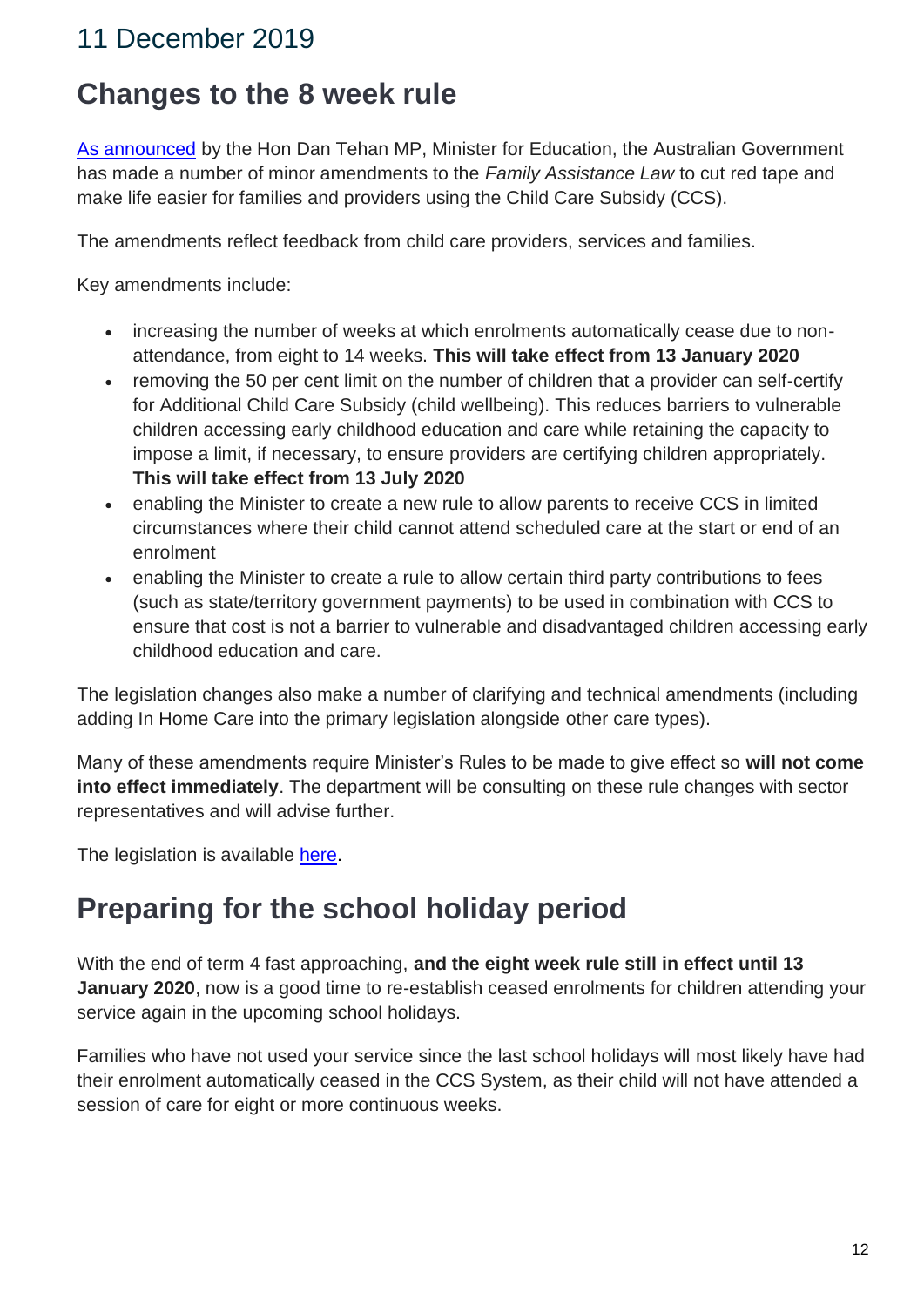## 11 December 2019

# Changes to the 8 week rule

[As announced](As announced) by the Hon Dan Tehan MP, Minister for Education, the Australian Government has made a number of minor amendments to the *Family Assistance Law* to cut red tape and make life easier for families and providers using the Child Care Subsidy (CCS).

The amendments reflect feedback from child care providers, services and families.

Key amendments include:

- increasing the number of weeks at which enrolments automatically cease due to non-attendance, from eight to 14 weeks. **This will take effect from 13 January 2020**
- removing the 50 per cent limit on the number of children that a provider can self-certify for Additional Child Care Subsidy (child wellbeing). This reduces barriers to vulnerable children accessing early childhood education and care while retaining the capacity to impose a limit, if necessary, to ensure providers are certifying children appropriately. **This will take effect from 13 July 2020**
- enabling the Minister to create a new rule to allow parents to receive CCS in limited circumstances where their child cannot attend scheduled care at the start or end of an enrolment
- enabling the Minister to create a rule to allow certain third party contributions to fees (such as state/territory government payments) to be used in combination with CCS to ensure that cost is not a barrier to vulnerable and disadvantaged children accessing early childhood education and care.

The legislation changes also make a number of clarifying and technical amendments (including adding In Home Care into the primary legislation alongside other care types).

Many of these amendments require Minister's Rules to be made to give effect so **will not come into effect immediately**. The department will be consulting on these rule changes with sector representatives and will advise further.

The legislation is available here.

# Preparing for the school holiday period

With the end of term 4 fast approaching, **and the eight week rule still in effect until 13 January 2020**, now is a good time to re-establish ceased enrolments for children attending your service again in the upcoming school holidays.

Families who have not used your service since the last school holidays will most likely have had their enrolment automatically ceased in the CCS System, as their child will not have attended a session of care for eight or more continuous weeks.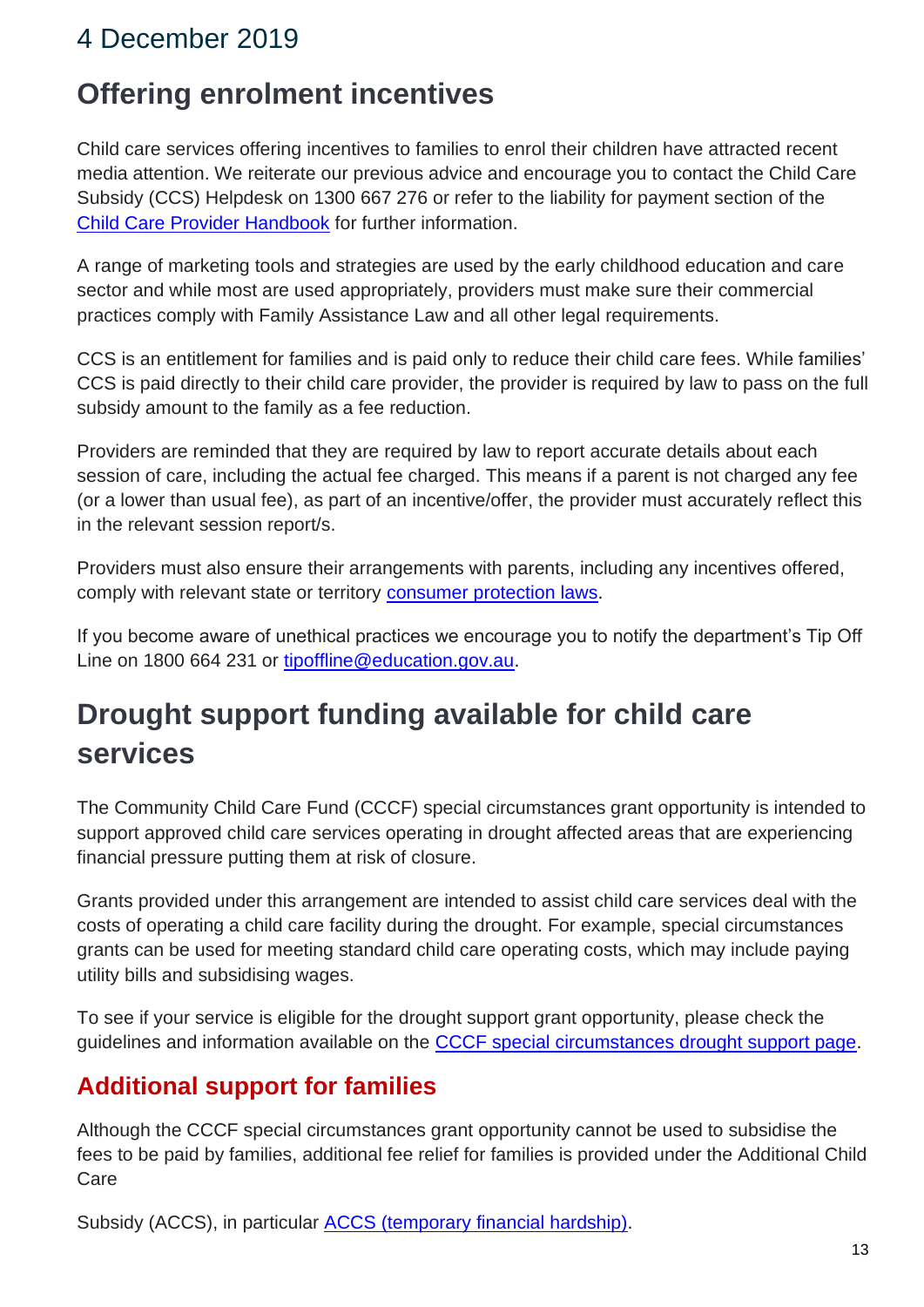## 4 December 2019

# Offering enrolment incentives

Child care services offering incentives to families to enrol their children have attracted recent media attention. We reiterate our previous advice and encourage you to contact the Child Care Subsidy (CCS) Helpdesk on 1300 667 276 or refer to the liability for payment section of the [Child Care Provider Handbook](Child Care Provider Handbook) for further information.

A range of marketing tools and strategies are used by the early childhood education and care sector and while most are used appropriately, providers must make sure their commercial practices comply with Family Assistance Law and all other legal requirements.

CCS is an entitlement for families and is paid only to reduce their child care fees. While families' CCS is paid directly to their child care provider, the provider is required by law to pass on the full subsidy amount to the family as a fee reduction.

Providers are reminded that they are required by law to report accurate details about each session of care, including the actual fee charged. This means if a parent is not charged any fee (or a lower than usual fee), as part of an incentive/offer, the provider must accurately reflect this in the relevant session report/s.

Providers must also ensure their arrangements with parents, including any incentives offered, comply with relevant state or territory consumer protection laws.

If you become aware of unethical practices we encourage you to notify the department's Tip Off Line on 1800 664 231 or tipoffline@education.gov.au.

# Drought support funding available for child care services

The Community Child Care Fund (CCCF) special circumstances grant opportunity is intended to support approved child care services operating in drought affected areas that are experiencing financial pressure putting them at risk of closure.

Grants provided under this arrangement are intended to assist child care services deal with the costs of operating a child care facility during the drought. For example, special circumstances grants can be used for meeting standard child care operating costs, which may include paying utility bills and subsidising wages.

To see if your service is eligible for the drought support grant opportunity, please check the guidelines and information available on the CCCF special circumstances drought support page.

## Additional support for families

Although the CCCF special circumstances grant opportunity cannot be used to subsidise the fees to be paid by families, additional fee relief for families is provided under the Additional Child Care

Subsidy (ACCS), in particular ACCS (temporary financial hardship).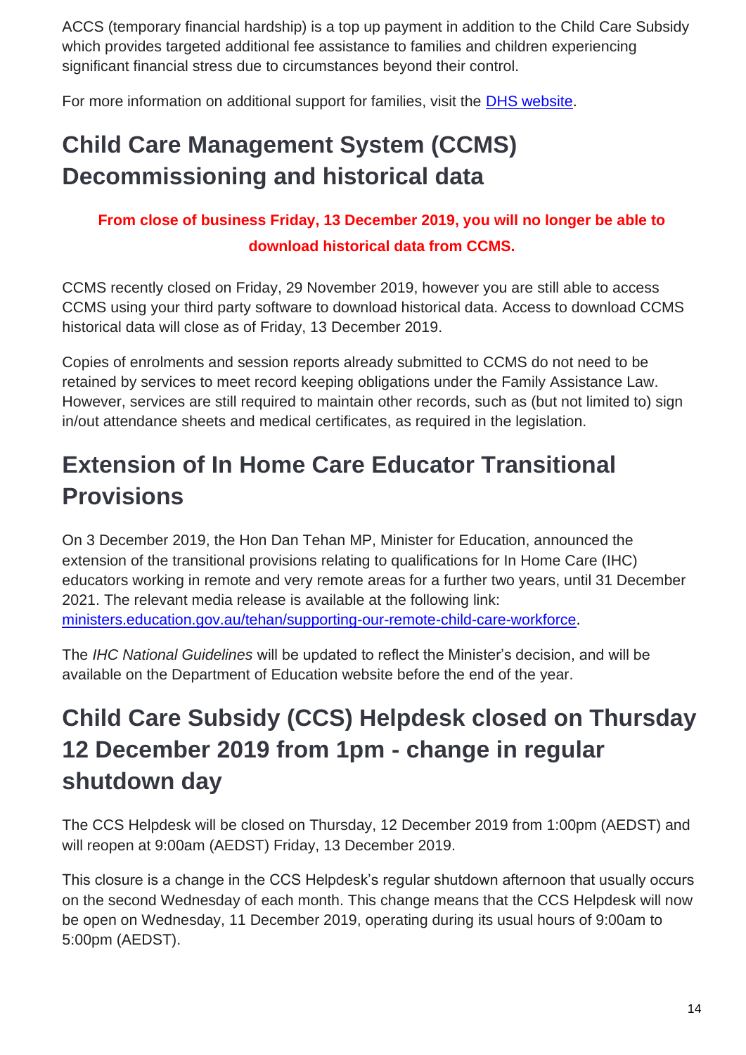ACCS (temporary financial hardship) is a top up payment in addition to the Child Care Subsidy which provides targeted additional fee assistance to families and children experiencing significant financial stress due to circumstances beyond their control.

For more information on additional support for families, visit the [DHS website](#).

## Child Care Management System (CCMS) Decommissioning and historical data

**From close of business Friday, 13 December 2019, you will no longer be able to download historical data from CCMS.**

CCMS recently closed on Friday, 29 November 2019, however you are still able to access CCMS using your third party software to download historical data. Access to download CCMS historical data will close as of Friday, 13 December 2019.

Copies of enrolments and session reports already submitted to CCMS do not need to be retained by services to meet record keeping obligations under the Family Assistance Law. However, services are still required to maintain other records, such as (but not limited to) sign in/out attendance sheets and medical certificates, as required in the legislation.

## Extension of In Home Care Educator Transitional Provisions

On 3 December 2019, the Hon Dan Tehan MP, Minister for Education, announced the extension of the transitional provisions relating to qualifications for In Home Care (IHC) educators working in remote and very remote areas for a further two years, until 31 December 2021. The relevant media release is available at the following link: [ministers.education.gov.au/tehan/supporting-our-remote-child-care-workforce](https://ministers.education.gov.au/tehan/supporting-our-remote-child-care-workforce).

The *IHC National Guidelines* will be updated to reflect the Minister's decision, and will be available on the Department of Education website before the end of the year.

## Child Care Subsidy (CCS) Helpdesk closed on Thursday 12 December 2019 from 1pm - change in regular shutdown day

The CCS Helpdesk will be closed on Thursday, 12 December 2019 from 1:00pm (AEDST) and will reopen at 9:00am (AEDST) Friday, 13 December 2019.

This closure is a change in the CCS Helpdesk's regular shutdown afternoon that usually occurs on the second Wednesday of each month. This change means that the CCS Helpdesk will now be open on Wednesday, 11 December 2019, operating during its usual hours of 9:00am to 5:00pm (AEDST).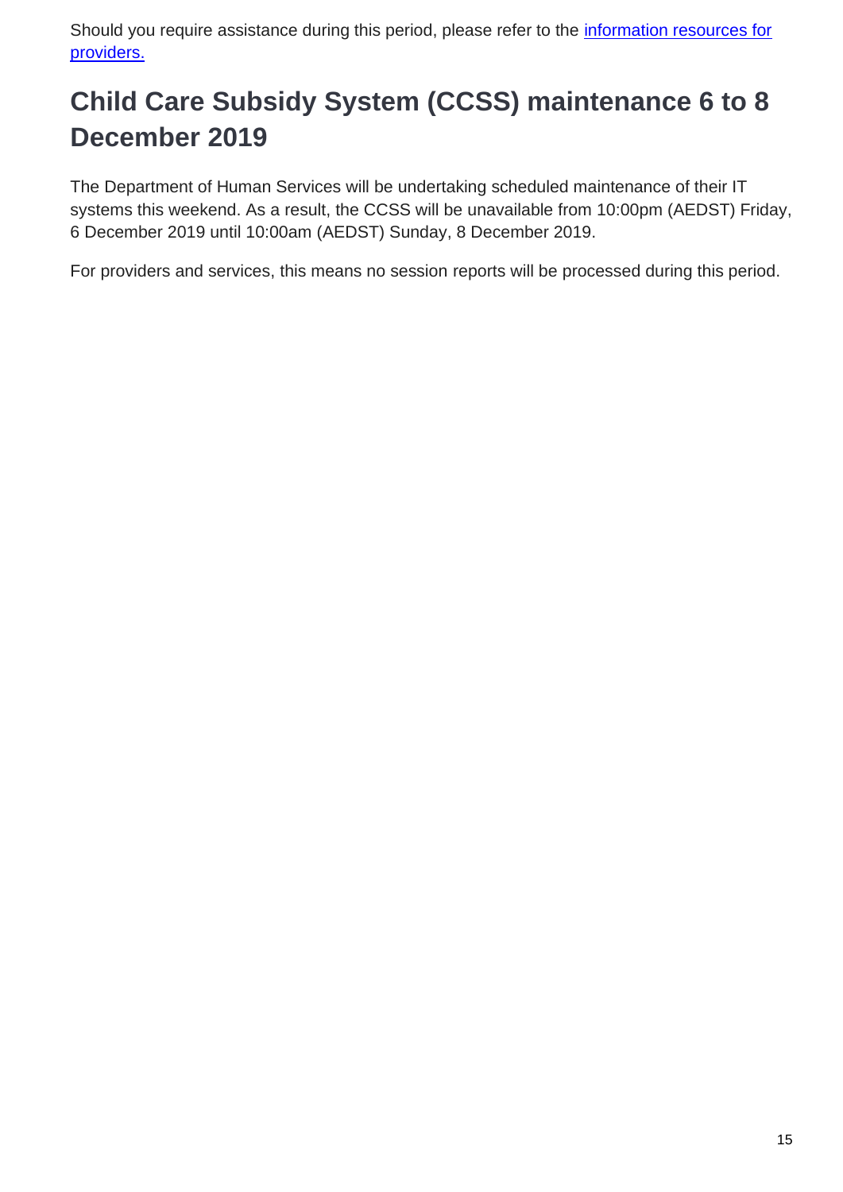Should you require assistance during this period, please refer to the [information resources for providers.]()

## Child Care Subsidy System (CCSS) maintenance 6 to 8 December 2019

The Department of Human Services will be undertaking scheduled maintenance of their IT systems this weekend. As a result, the CCSS will be unavailable from 10:00pm (AEDST) Friday, 6 December 2019 until 10:00am (AEDST) Sunday, 8 December 2019.

For providers and services, this means no session reports will be processed during this period.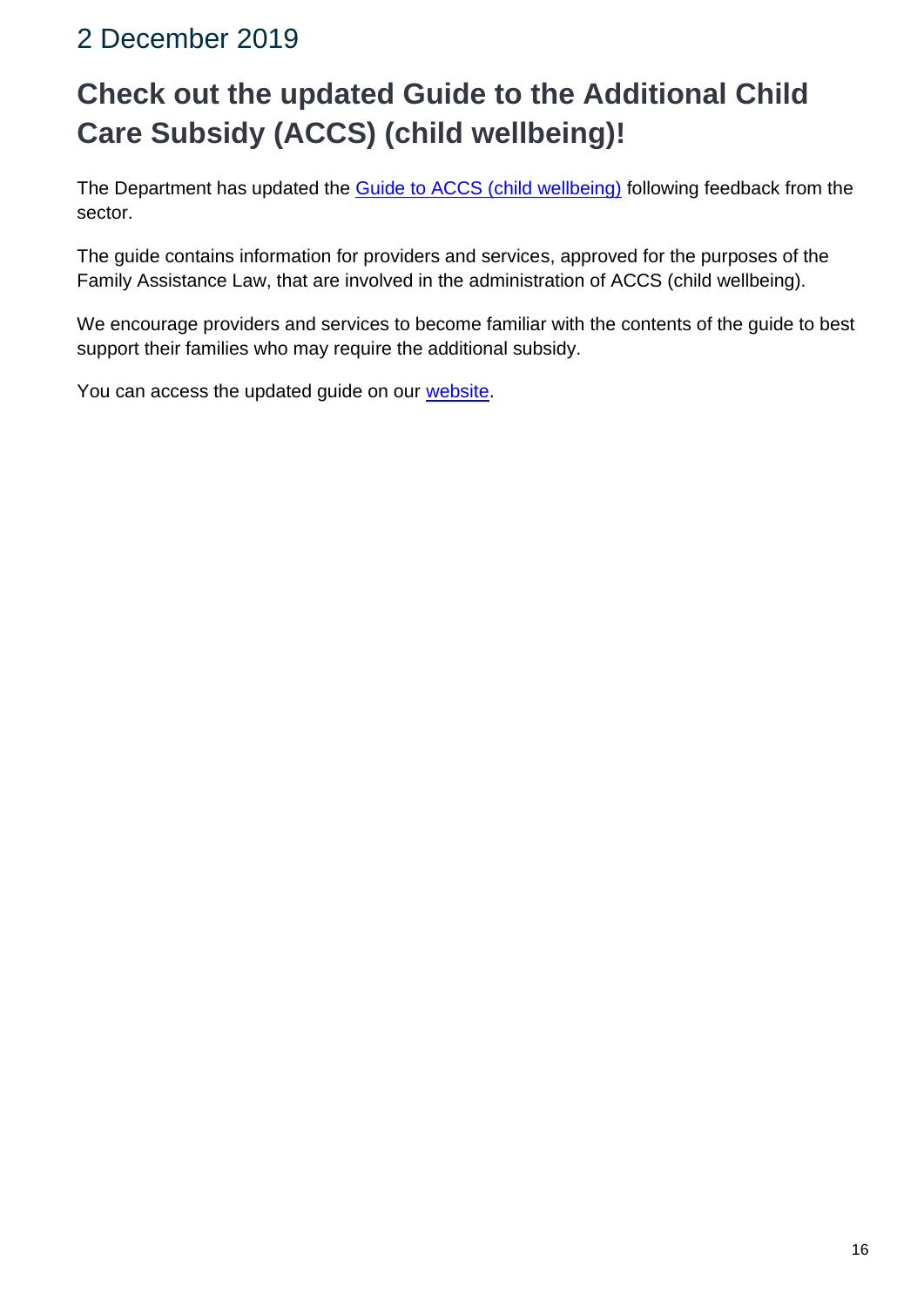## 2 December 2019

# Check out the updated Guide to the Additional Child Care Subsidy (ACCS) (child wellbeing)!

The Department has updated the Guide to ACCS (child wellbeing) following feedback from the sector.

The guide contains information for providers and services, approved for the purposes of the Family Assistance Law, that are involved in the administration of ACCS (child wellbeing).

We encourage providers and services to become familiar with the contents of the guide to best support their families who may require the additional subsidy.

You can access the updated guide on our website.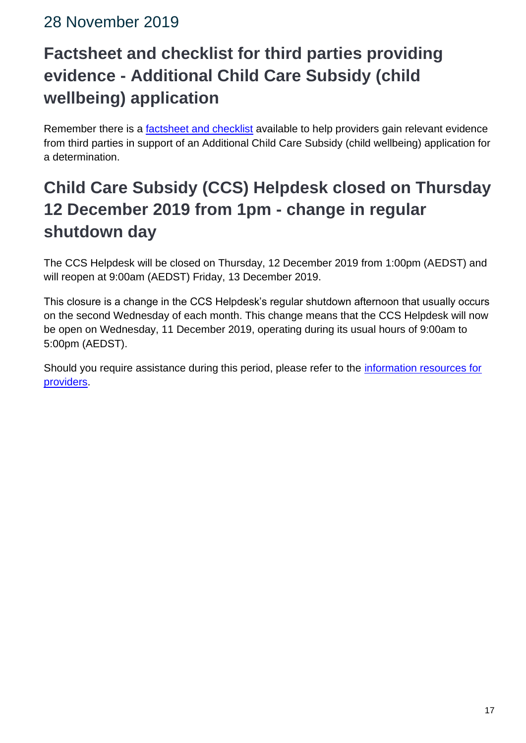28 November 2019

## Factsheet and checklist for third parties providing evidence - Additional Child Care Subsidy (child wellbeing) application

Remember there is a factsheet and checklist available to help providers gain relevant evidence from third parties in support of an Additional Child Care Subsidy (child wellbeing) application for a determination.

## Child Care Subsidy (CCS) Helpdesk closed on Thursday 12 December 2019 from 1pm - change in regular shutdown day

The CCS Helpdesk will be closed on Thursday, 12 December 2019 from 1:00pm (AEDST) and will reopen at 9:00am (AEDST) Friday, 13 December 2019.

This closure is a change in the CCS Helpdesk's regular shutdown afternoon that usually occurs on the second Wednesday of each month. This change means that the CCS Helpdesk will now be open on Wednesday, 11 December 2019, operating during its usual hours of 9:00am to 5:00pm (AEDST).

Should you require assistance during this period, please refer to the information resources for providers.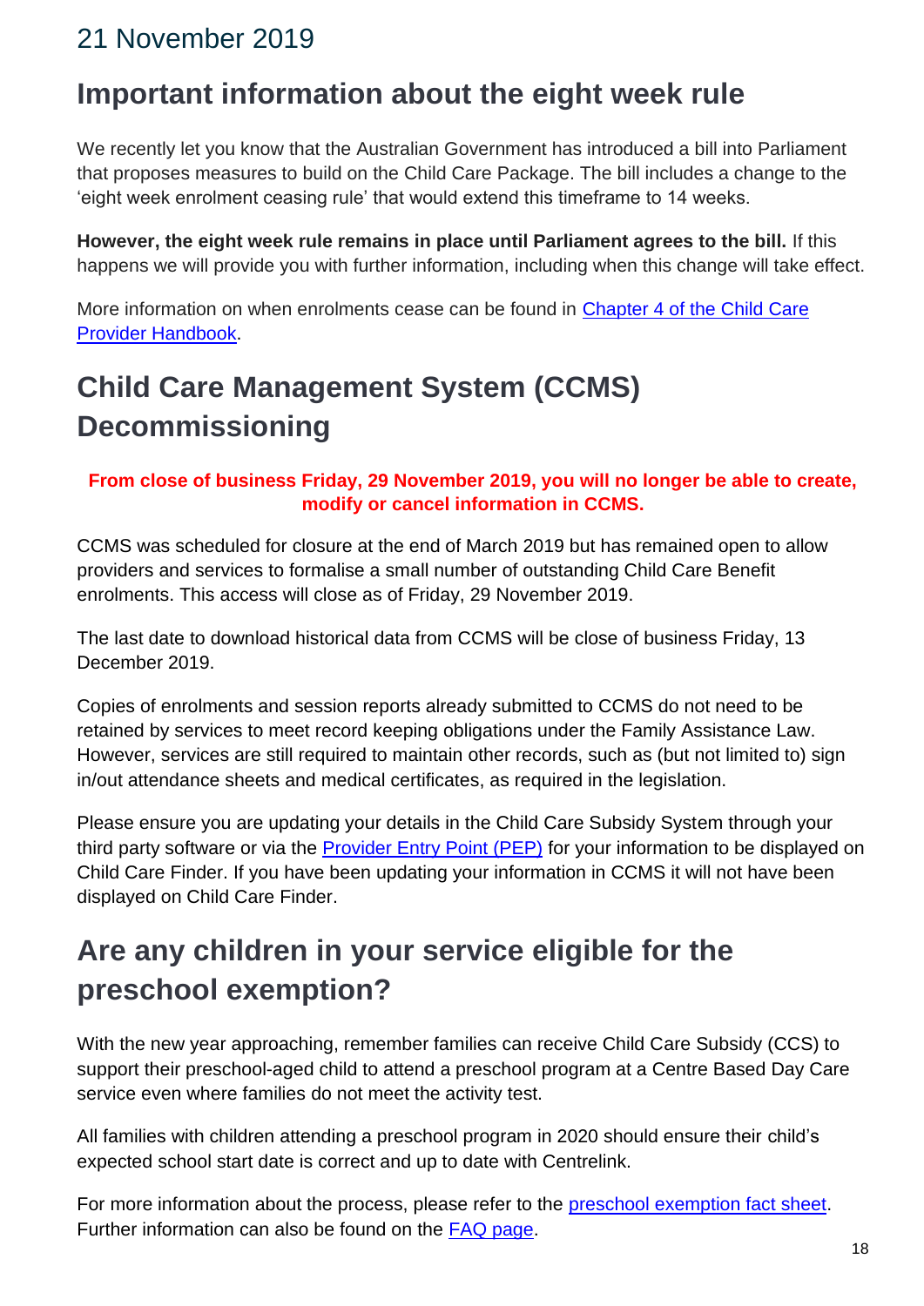## 21 November 2019

# Important information about the eight week rule

We recently let you know that the Australian Government has introduced a bill into Parliament that proposes measures to build on the Child Care Package. The bill includes a change to the 'eight week enrolment ceasing rule' that would extend this timeframe to 14 weeks.

**However, the eight week rule remains in place until Parliament agrees to the bill.** If this happens we will provide you with further information, including when this change will take effect.

More information on when enrolments cease can be found in Chapter 4 of the Child Care Provider Handbook.

# Child Care Management System (CCMS) Decommissioning

**From close of business Friday, 29 November 2019, you will no longer be able to create, modify or cancel information in CCMS.**

CCMS was scheduled for closure at the end of March 2019 but has remained open to allow providers and services to formalise a small number of outstanding Child Care Benefit enrolments. This access will close as of Friday, 29 November 2019.

The last date to download historical data from CCMS will be close of business Friday, 13 December 2019.

Copies of enrolments and session reports already submitted to CCMS do not need to be retained by services to meet record keeping obligations under the Family Assistance Law. However, services are still required to maintain other records, such as (but not limited to) sign in/out attendance sheets and medical certificates, as required in the legislation.

Please ensure you are updating your details in the Child Care Subsidy System through your third party software or via the Provider Entry Point (PEP) for your information to be displayed on Child Care Finder. If you have been updating your information in CCMS it will not have been displayed on Child Care Finder.

# Are any children in your service eligible for the preschool exemption?

With the new year approaching, remember families can receive Child Care Subsidy (CCS) to support their preschool-aged child to attend a preschool program at a Centre Based Day Care service even where families do not meet the activity test.

All families with children attending a preschool program in 2020 should ensure their child's expected school start date is correct and up to date with Centrelink.

For more information about the process, please refer to the preschool exemption fact sheet. Further information can also be found on the FAQ page.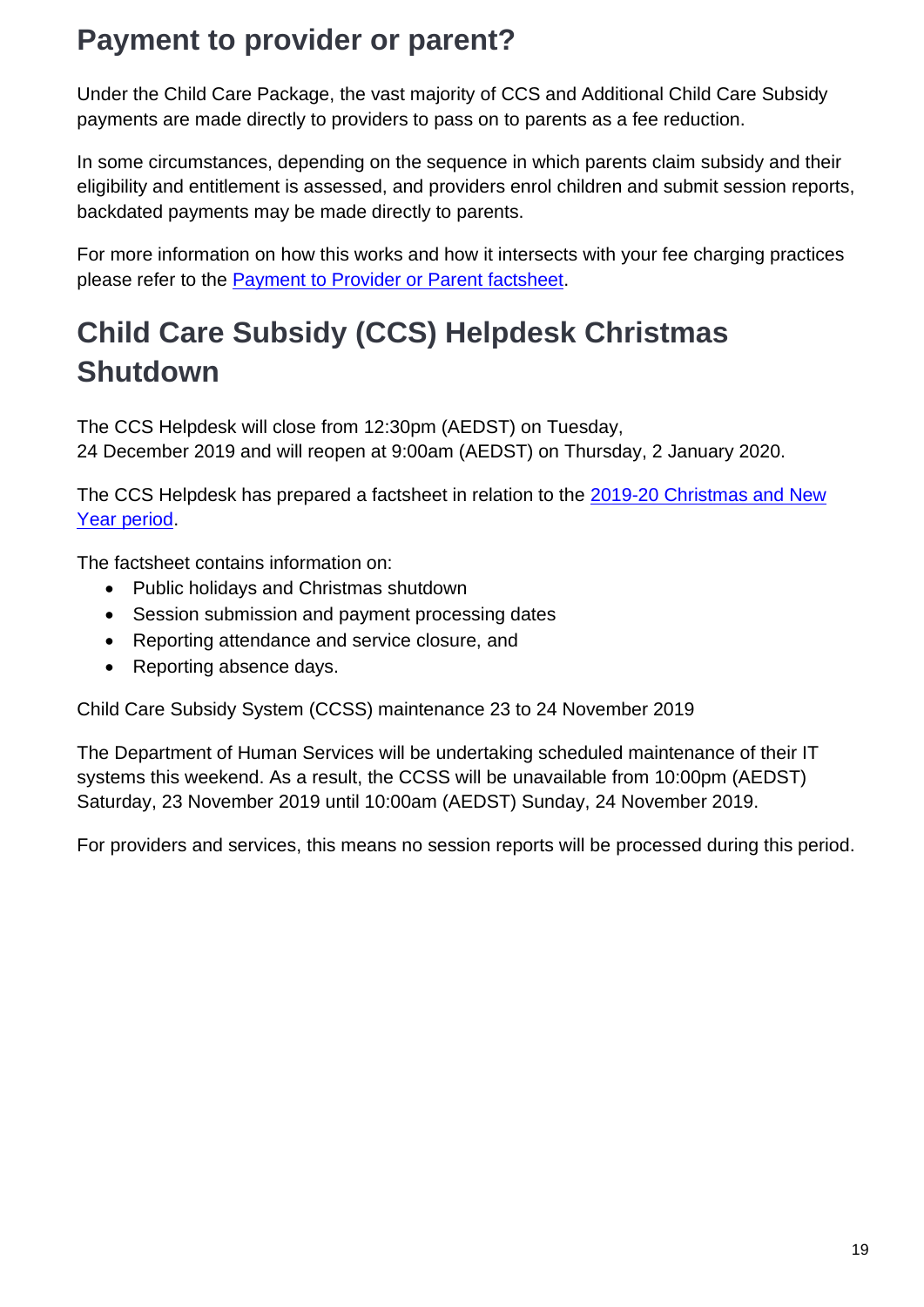## Payment to provider or parent?

Under the Child Care Package, the vast majority of CCS and Additional Child Care Subsidy payments are made directly to providers to pass on to parents as a fee reduction.

In some circumstances, depending on the sequence in which parents claim subsidy and their eligibility and entitlement is assessed, and providers enrol children and submit session reports, backdated payments may be made directly to parents.

For more information on how this works and how it intersects with your fee charging practices please refer to the Payment to Provider or Parent factsheet.

## Child Care Subsidy (CCS) Helpdesk Christmas Shutdown

The CCS Helpdesk will close from 12:30pm (AEDST) on Tuesday, 24 December 2019 and will reopen at 9:00am (AEDST) on Thursday, 2 January 2020.

The CCS Helpdesk has prepared a factsheet in relation to the 2019-20 Christmas and New Year period.

The factsheet contains information on:

- Public holidays and Christmas shutdown
- Session submission and payment processing dates
- Reporting attendance and service closure, and
- Reporting absence days.

Child Care Subsidy System (CCSS) maintenance 23 to 24 November 2019

The Department of Human Services will be undertaking scheduled maintenance of their IT systems this weekend. As a result, the CCSS will be unavailable from 10:00pm (AEDST) Saturday, 23 November 2019 until 10:00am (AEDST) Sunday, 24 November 2019.

For providers and services, this means no session reports will be processed during this period.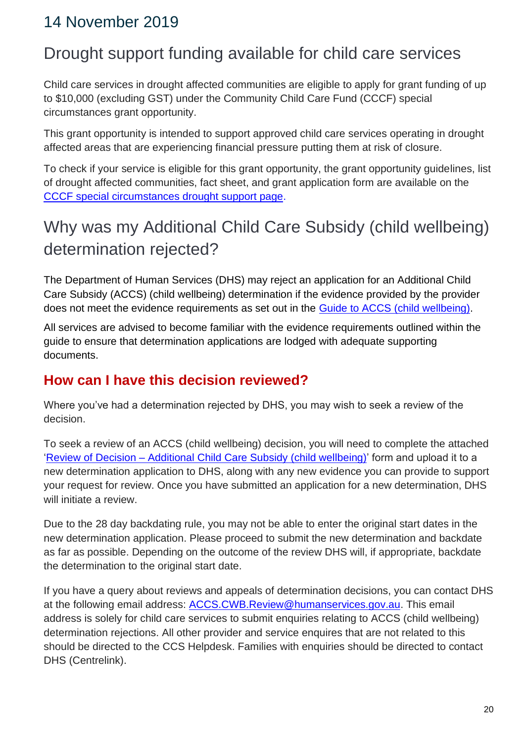## 14 November 2019

## Drought support funding available for child care services

Child care services in drought affected communities are eligible to apply for grant funding of up to $10,000 (excluding GST) under the Community Child Care Fund (CCCF) special circumstances grant opportunity.

This grant opportunity is intended to support approved child care services operating in drought affected areas that are experiencing financial pressure putting them at risk of closure.

To check if your service is eligible for this grant opportunity, the grant opportunity guidelines, list of drought affected communities, fact sheet, and grant application form are available on the CCCF special circumstances drought support page.

## Why was my Additional Child Care Subsidy (child wellbeing) determination rejected?

The Department of Human Services (DHS) may reject an application for an Additional Child Care Subsidy (ACCS) (child wellbeing) determination if the evidence provided by the provider does not meet the evidence requirements as set out in the Guide to ACCS (child wellbeing).

All services are advised to become familiar with the evidence requirements outlined within the guide to ensure that determination applications are lodged with adequate supporting documents.

### How can I have this decision reviewed?

Where you've had a determination rejected by DHS, you may wish to seek a review of the decision.

To seek a review of an ACCS (child wellbeing) decision, you will need to complete the attached 'Review of Decision – Additional Child Care Subsidy (child wellbeing)' form and upload it to a new determination application to DHS, along with any new evidence you can provide to support your request for review. Once you have submitted an application for a new determination, DHS will initiate a review.

Due to the 28 day backdating rule, you may not be able to enter the original start dates in the new determination application. Please proceed to submit the new determination and backdate as far as possible. Depending on the outcome of the review DHS will, if appropriate, backdate the determination to the original start date.

If you have a query about reviews and appeals of determination decisions, you can contact DHS at the following email address: ACCS.CWB.Review@humanservices.gov.au. This email address is solely for child care services to submit enquiries relating to ACCS (child wellbeing) determination rejections. All other provider and service enquires that are not related to this should be directed to the CCS Helpdesk. Families with enquiries should be directed to contact DHS (Centrelink).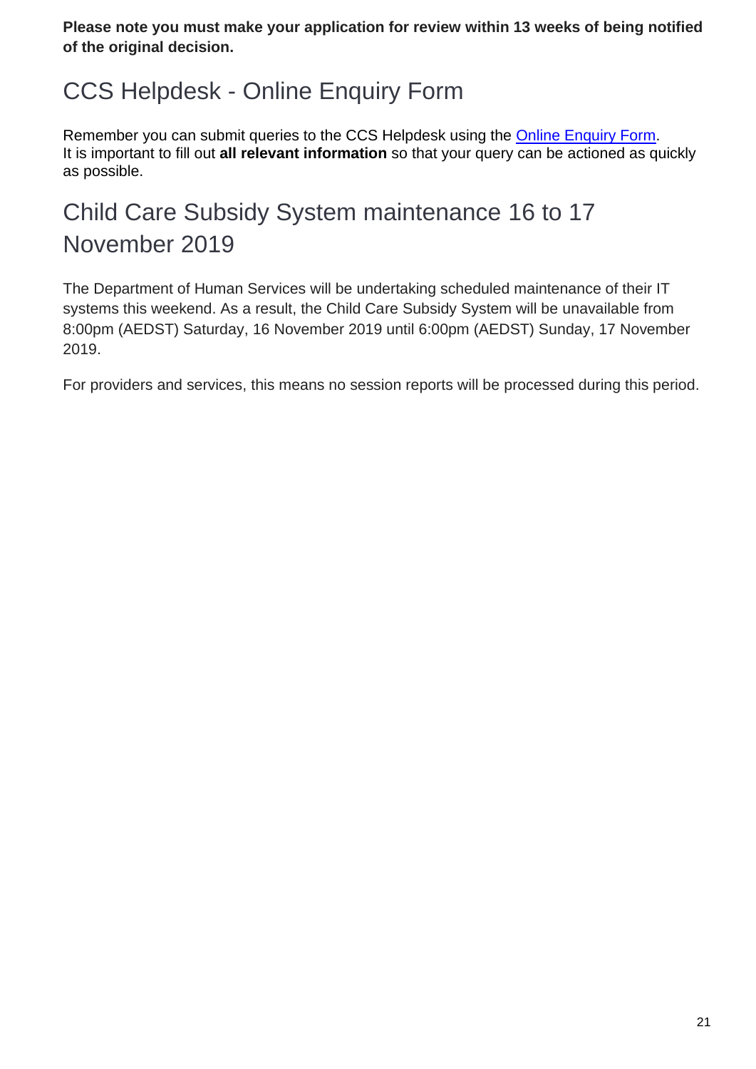**Please note you must make your application for review within 13 weeks of being notified of the original decision.**

## CCS Helpdesk - Online Enquiry Form

Remember you can submit queries to the CCS Helpdesk using the [Online Enquiry Form](). It is important to fill out **all relevant information** so that your query can be actioned as quickly as possible.

## Child Care Subsidy System maintenance 16 to 17 November 2019

The Department of Human Services will be undertaking scheduled maintenance of their IT systems this weekend. As a result, the Child Care Subsidy System will be unavailable from 8:00pm (AEDST) Saturday, 16 November 2019 until 6:00pm (AEDST) Sunday, 17 November 2019.

For providers and services, this means no session reports will be processed during this period.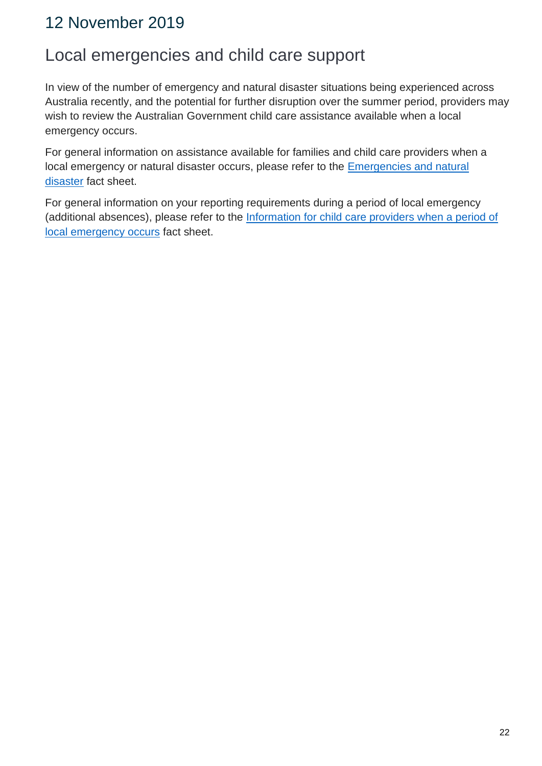## 12 November 2019

### Local emergencies and child care support

In view of the number of emergency and natural disaster situations being experienced across Australia recently, and the potential for further disruption over the summer period, providers may wish to review the Australian Government child care assistance available when a local emergency occurs.

For general information on assistance available for families and child care providers when a local emergency or natural disaster occurs, please refer to the Emergencies and natural disaster fact sheet.

For general information on your reporting requirements during a period of local emergency (additional absences), please refer to the Information for child care providers when a period of local emergency occurs fact sheet.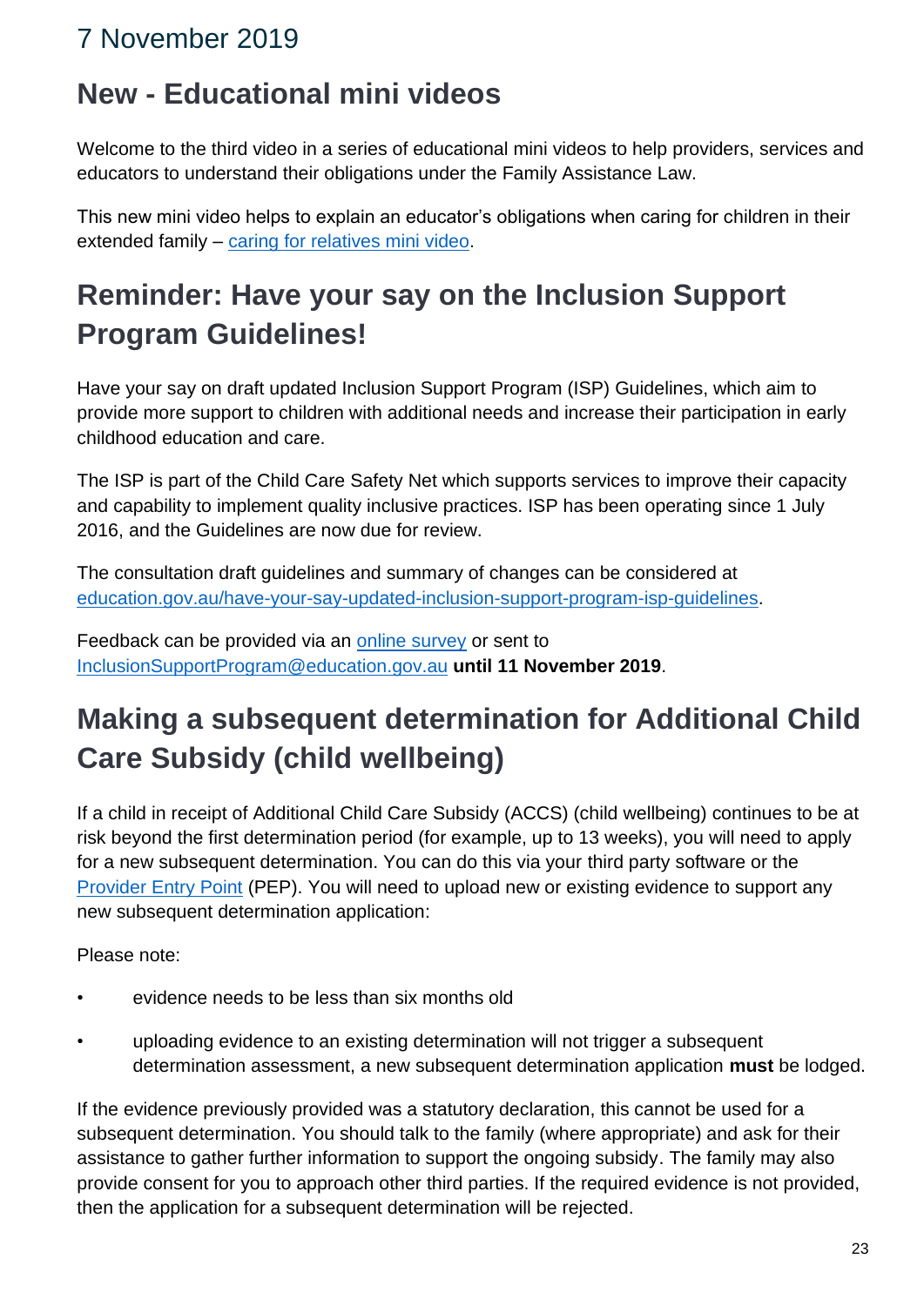## 7 November 2019

# New - Educational mini videos

Welcome to the third video in a series of educational mini videos to help providers, services and educators to understand their obligations under the Family Assistance Law.

This new mini video helps to explain an educator's obligations when caring for children in their extended family – caring for relatives mini video.

# Reminder: Have your say on the Inclusion Support Program Guidelines!

Have your say on draft updated Inclusion Support Program (ISP) Guidelines, which aim to provide more support to children with additional needs and increase their participation in early childhood education and care.

The ISP is part of the Child Care Safety Net which supports services to improve their capacity and capability to implement quality inclusive practices. ISP has been operating since 1 July 2016, and the Guidelines are now due for review.

The consultation draft guidelines and summary of changes can be considered at education.gov.au/have-your-say-updated-inclusion-support-program-isp-guidelines.

Feedback can be provided via an online survey or sent to InclusionSupportProgram@education.gov.au **until 11 November 2019**.

# Making a subsequent determination for Additional Child Care Subsidy (child wellbeing)

If a child in receipt of Additional Child Care Subsidy (ACCS) (child wellbeing) continues to be at risk beyond the first determination period (for example, up to 13 weeks), you will need to apply for a new subsequent determination. You can do this via your third party software or the Provider Entry Point (PEP). You will need to upload new or existing evidence to support any new subsequent determination application:

Please note:

- evidence needs to be less than six months old
- uploading evidence to an existing determination will not trigger a subsequent determination assessment, a new subsequent determination application **must** be lodged.

If the evidence previously provided was a statutory declaration, this cannot be used for a subsequent determination. You should talk to the family (where appropriate) and ask for their assistance to gather further information to support the ongoing subsidy. The family may also provide consent for you to approach other third parties. If the required evidence is not provided, then the application for a subsequent determination will be rejected.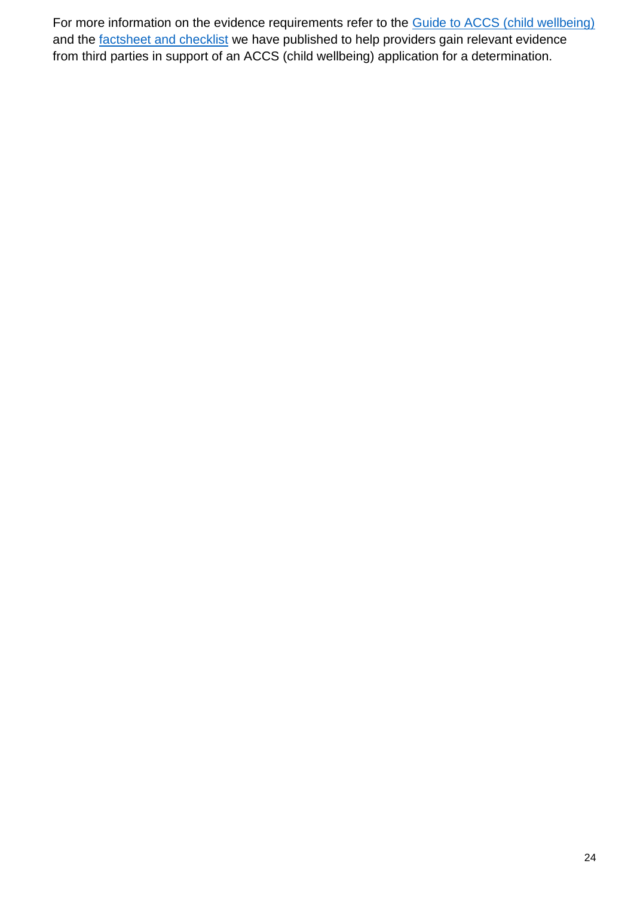For more information on the evidence requirements refer to the Guide to ACCS (child wellbeing) and the factsheet and checklist we have published to help providers gain relevant evidence from third parties in support of an ACCS (child wellbeing) application for a determination.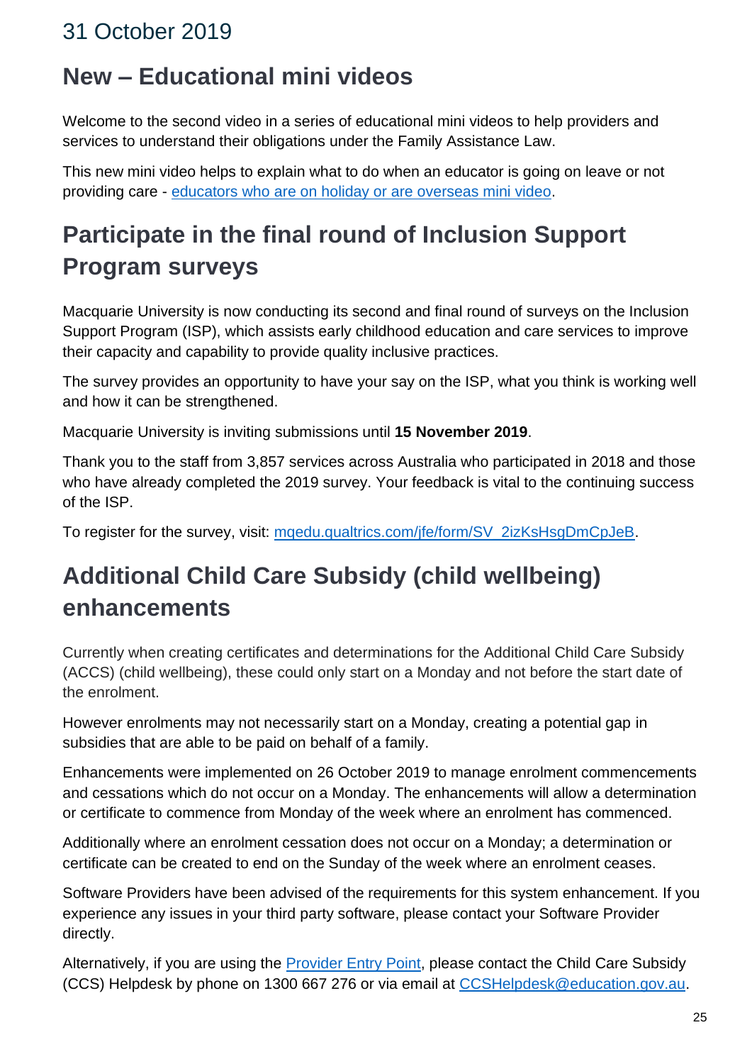## 31 October 2019

# New – Educational mini videos

Welcome to the second video in a series of educational mini videos to help providers and services to understand their obligations under the Family Assistance Law.

This new mini video helps to explain what to do when an educator is going on leave or not providing care - [educators who are on holiday or are overseas mini video](educators who are on holiday or are overseas mini video).

# Participate in the final round of Inclusion Support Program surveys

Macquarie University is now conducting its second and final round of surveys on the Inclusion Support Program (ISP), which assists early childhood education and care services to improve their capacity and capability to provide quality inclusive practices.

The survey provides an opportunity to have your say on the ISP, what you think is working well and how it can be strengthened.

Macquarie University is inviting submissions until **15 November 2019**.

Thank you to the staff from 3,857 services across Australia who participated in 2018 and those who have already completed the 2019 survey. Your feedback is vital to the continuing success of the ISP.

To register for the survey, visit: mqedu.qualtrics.com/jfe/form/SV_2izKsHsgDmCpJeB.

# Additional Child Care Subsidy (child wellbeing) enhancements

Currently when creating certificates and determinations for the Additional Child Care Subsidy (ACCS) (child wellbeing), these could only start on a Monday and not before the start date of the enrolment.

However enrolments may not necessarily start on a Monday, creating a potential gap in subsidies that are able to be paid on behalf of a family.

Enhancements were implemented on 26 October 2019 to manage enrolment commencements and cessations which do not occur on a Monday. The enhancements will allow a determination or certificate to commence from Monday of the week where an enrolment has commenced.

Additionally where an enrolment cessation does not occur on a Monday; a determination or certificate can be created to end on the Sunday of the week where an enrolment ceases.

Software Providers have been advised of the requirements for this system enhancement. If you experience any issues in your third party software, please contact your Software Provider directly.

Alternatively, if you are using the Provider Entry Point, please contact the Child Care Subsidy (CCS) Helpdesk by phone on 1300 667 276 or via email at CCSHelpdesk@education.gov.au.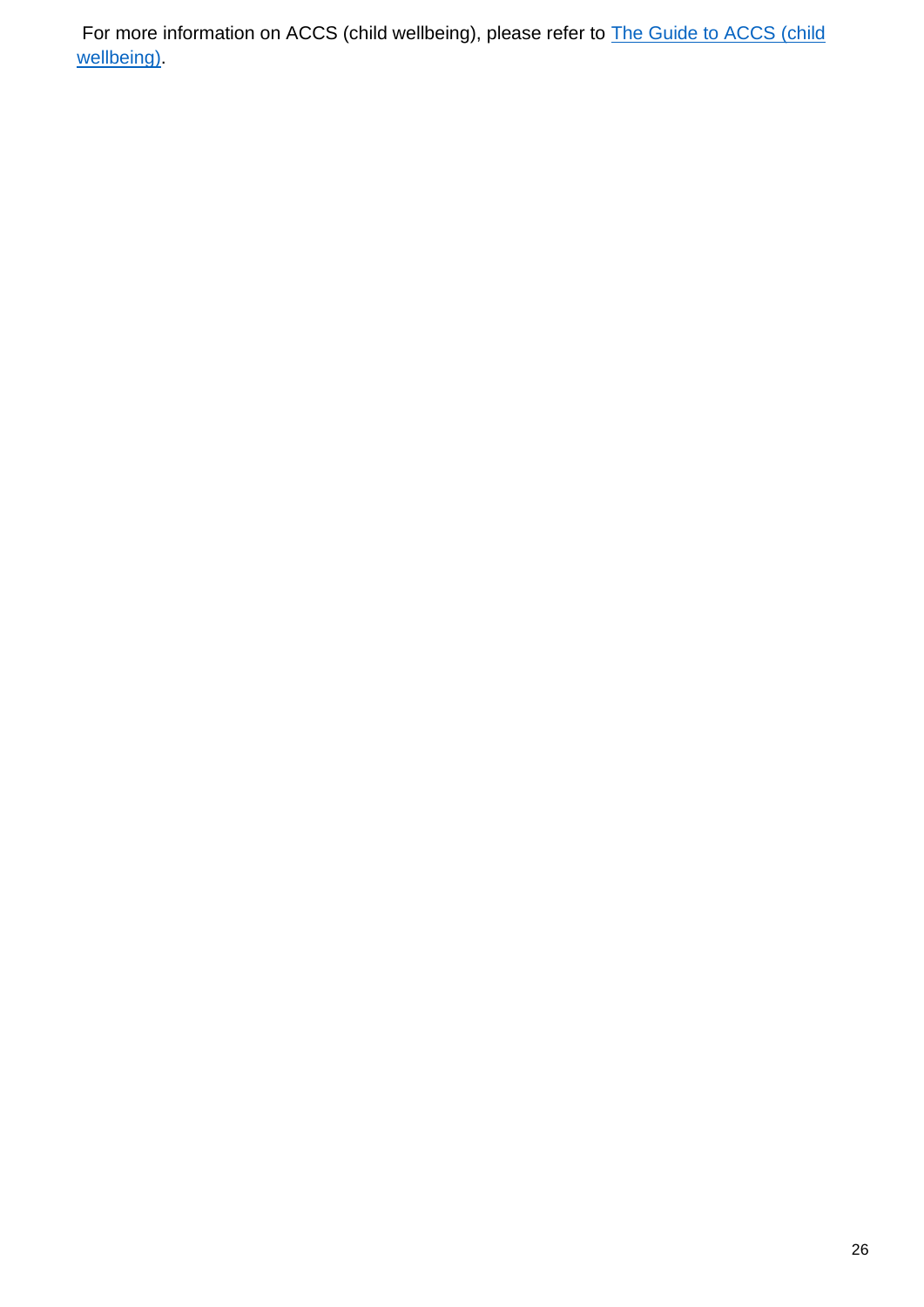For more information on ACCS (child wellbeing), please refer to [The Guide to ACCS (child wellbeing)](#).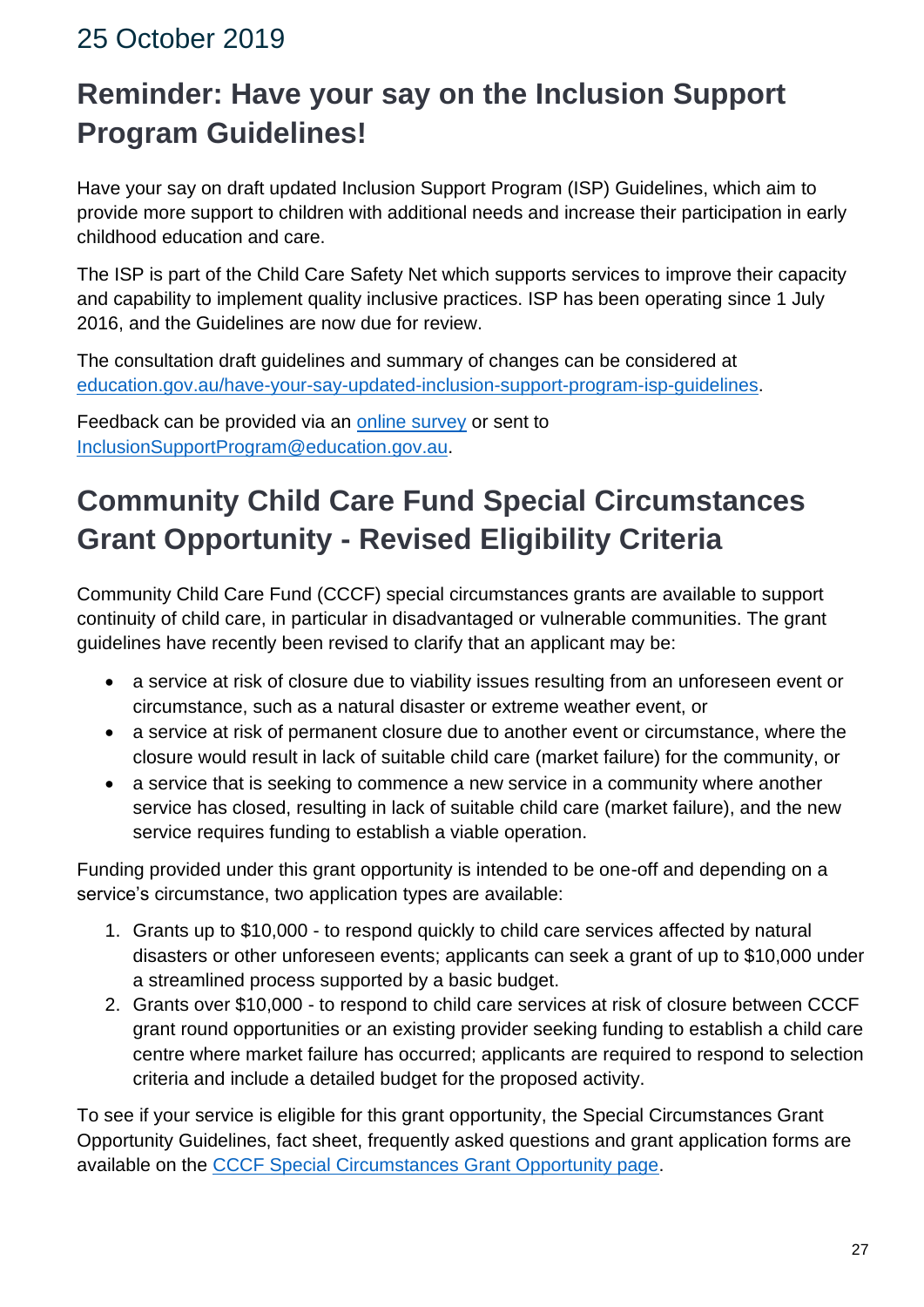## 25 October 2019

# Reminder: Have your say on the Inclusion Support Program Guidelines!

Have your say on draft updated Inclusion Support Program (ISP) Guidelines, which aim to provide more support to children with additional needs and increase their participation in early childhood education and care.

The ISP is part of the Child Care Safety Net which supports services to improve their capacity and capability to implement quality inclusive practices. ISP has been operating since 1 July 2016, and the Guidelines are now due for review.

The consultation draft guidelines and summary of changes can be considered at [education.gov.au/have-your-say-updated-inclusion-support-program-isp-guidelines](education.gov.au/have-your-say-updated-inclusion-support-program-isp-guidelines).

Feedback can be provided via an [online survey]() or sent to [InclusionSupportProgram@education.gov.au](mailto:InclusionSupportProgram@education.gov.au).

# Community Child Care Fund Special Circumstances Grant Opportunity - Revised Eligibility Criteria

Community Child Care Fund (CCCF) special circumstances grants are available to support continuity of child care, in particular in disadvantaged or vulnerable communities. The grant guidelines have recently been revised to clarify that an applicant may be:

- a service at risk of closure due to viability issues resulting from an unforeseen event or circumstance, such as a natural disaster or extreme weather event, or
- a service at risk of permanent closure due to another event or circumstance, where the closure would result in lack of suitable child care (market failure) for the community, or
- a service that is seeking to commence a new service in a community where another service has closed, resulting in lack of suitable child care (market failure), and the new service requires funding to establish a viable operation.

Funding provided under this grant opportunity is intended to be one-off and depending on a service's circumstance, two application types are available:

1. Grants up to $10,000 - to respond quickly to child care services affected by natural disasters or other unforeseen events; applicants can seek a grant of up to $10,000 under a streamlined process supported by a basic budget.
2. Grants over $10,000 - to respond to child care services at risk of closure between CCCF grant round opportunities or an existing provider seeking funding to establish a child care centre where market failure has occurred; applicants are required to respond to selection criteria and include a detailed budget for the proposed activity.

To see if your service is eligible for this grant opportunity, the Special Circumstances Grant Opportunity Guidelines, fact sheet, frequently asked questions and grant application forms are available on the [CCCF Special Circumstances Grant Opportunity page]().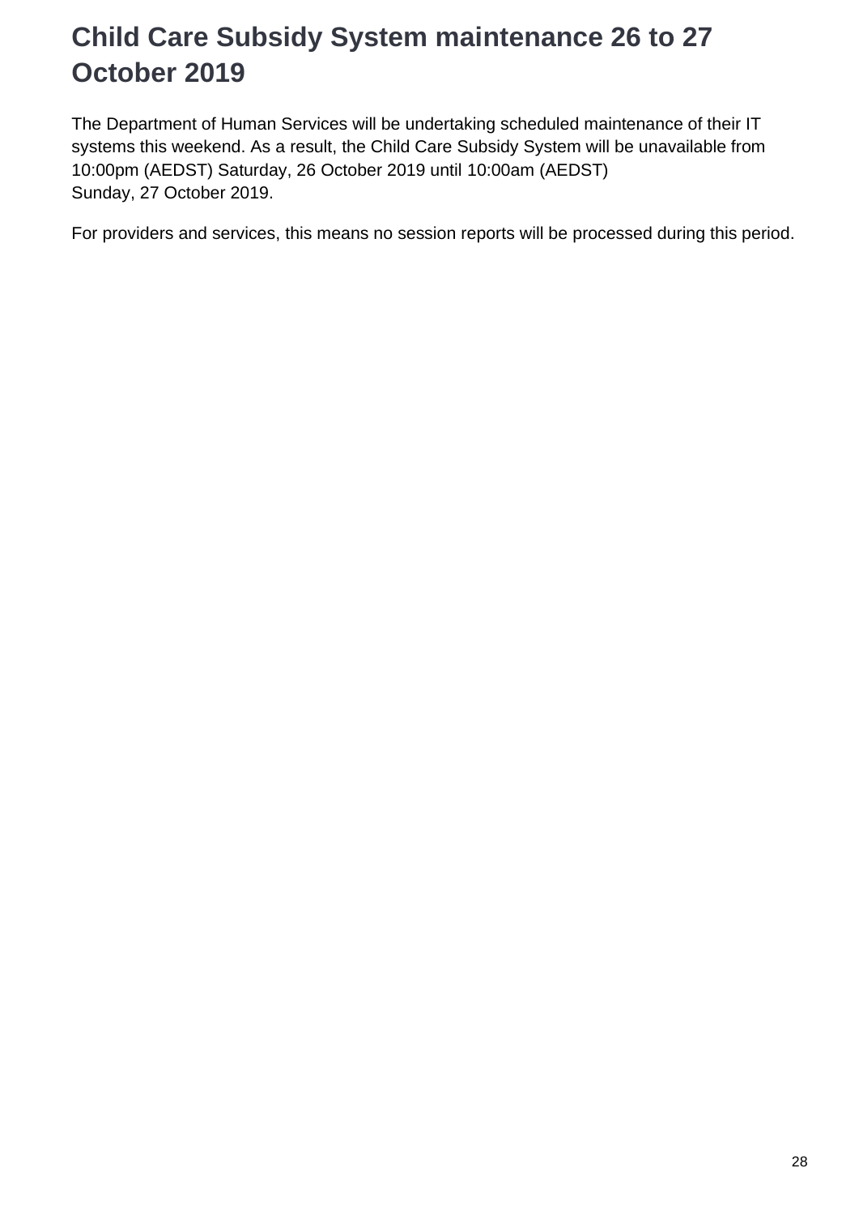# Child Care Subsidy System maintenance 26 to 27 October 2019

The Department of Human Services will be undertaking scheduled maintenance of their IT systems this weekend. As a result, the Child Care Subsidy System will be unavailable from 10:00pm (AEDST) Saturday, 26 October 2019 until 10:00am (AEDST) Sunday, 27 October 2019.

For providers and services, this means no session reports will be processed during this period.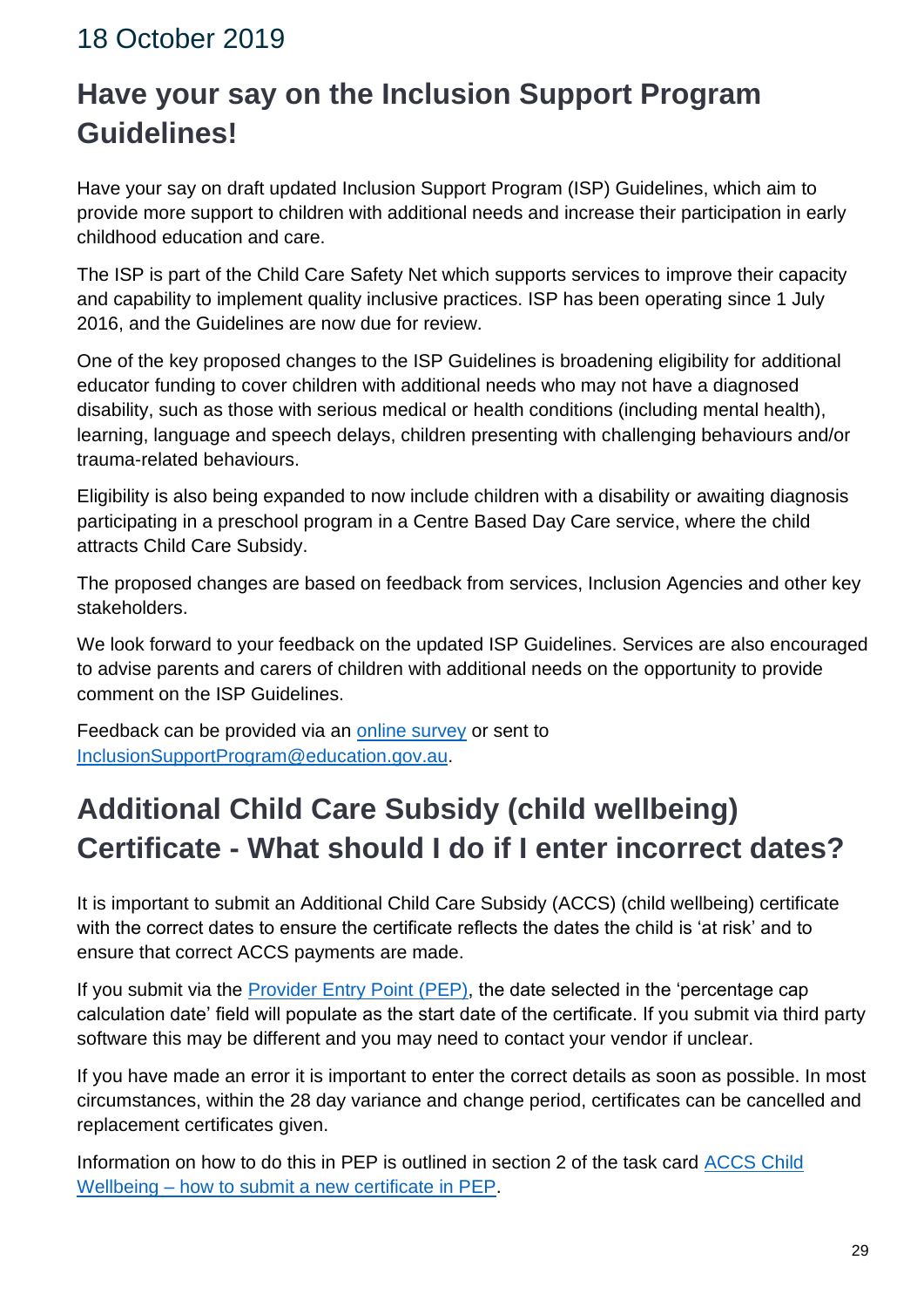## 18 October 2019

# Have your say on the Inclusion Support Program Guidelines!

Have your say on draft updated Inclusion Support Program (ISP) Guidelines, which aim to provide more support to children with additional needs and increase their participation in early childhood education and care.

The ISP is part of the Child Care Safety Net which supports services to improve their capacity and capability to implement quality inclusive practices. ISP has been operating since 1 July 2016, and the Guidelines are now due for review.

One of the key proposed changes to the ISP Guidelines is broadening eligibility for additional educator funding to cover children with additional needs who may not have a diagnosed disability, such as those with serious medical or health conditions (including mental health), learning, language and speech delays, children presenting with challenging behaviours and/or trauma-related behaviours.

Eligibility is also being expanded to now include children with a disability or awaiting diagnosis participating in a preschool program in a Centre Based Day Care service, where the child attracts Child Care Subsidy.

The proposed changes are based on feedback from services, Inclusion Agencies and other key stakeholders.

We look forward to your feedback on the updated ISP Guidelines. Services are also encouraged to advise parents and carers of children with additional needs on the opportunity to provide comment on the ISP Guidelines.

Feedback can be provided via an online survey or sent to InclusionSupportProgram@education.gov.au.

# Additional Child Care Subsidy (child wellbeing) Certificate - What should I do if I enter incorrect dates?

It is important to submit an Additional Child Care Subsidy (ACCS) (child wellbeing) certificate with the correct dates to ensure the certificate reflects the dates the child is 'at risk' and to ensure that correct ACCS payments are made.

If you submit via the Provider Entry Point (PEP), the date selected in the 'percentage cap calculation date' field will populate as the start date of the certificate. If you submit via third party software this may be different and you may need to contact your vendor if unclear.

If you have made an error it is important to enter the correct details as soon as possible. In most circumstances, within the 28 day variance and change period, certificates can be cancelled and replacement certificates given.

Information on how to do this in PEP is outlined in section 2 of the task card ACCS Child Wellbeing – how to submit a new certificate in PEP.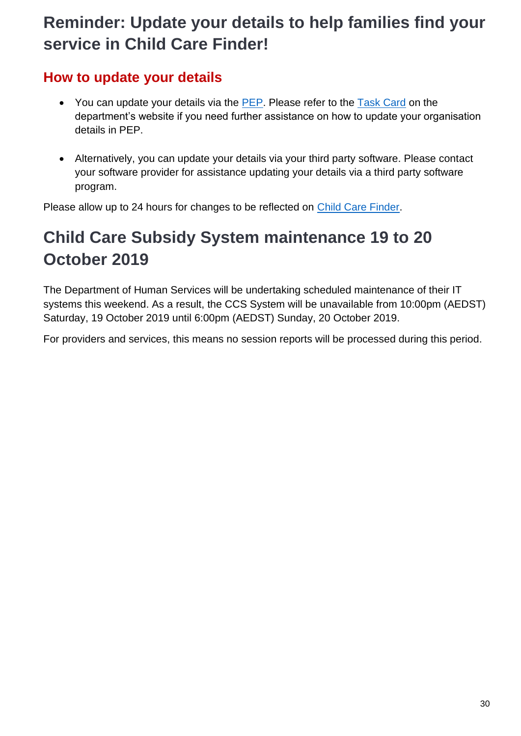# Reminder: Update your details to help families find your service in Child Care Finder!

## How to update your details

- You can update your details via the PEP. Please refer to the Task Card on the department's website if you need further assistance on how to update your organisation details in PEP.

- Alternatively, you can update your details via your third party software. Please contact your software provider for assistance updating your details via a third party software program.

Please allow up to 24 hours for changes to be reflected on Child Care Finder.

# Child Care Subsidy System maintenance 19 to 20 October 2019

The Department of Human Services will be undertaking scheduled maintenance of their IT systems this weekend. As a result, the CCS System will be unavailable from 10:00pm (AEDST) Saturday, 19 October 2019 until 6:00pm (AEDST) Sunday, 20 October 2019.

For providers and services, this means no session reports will be processed during this period.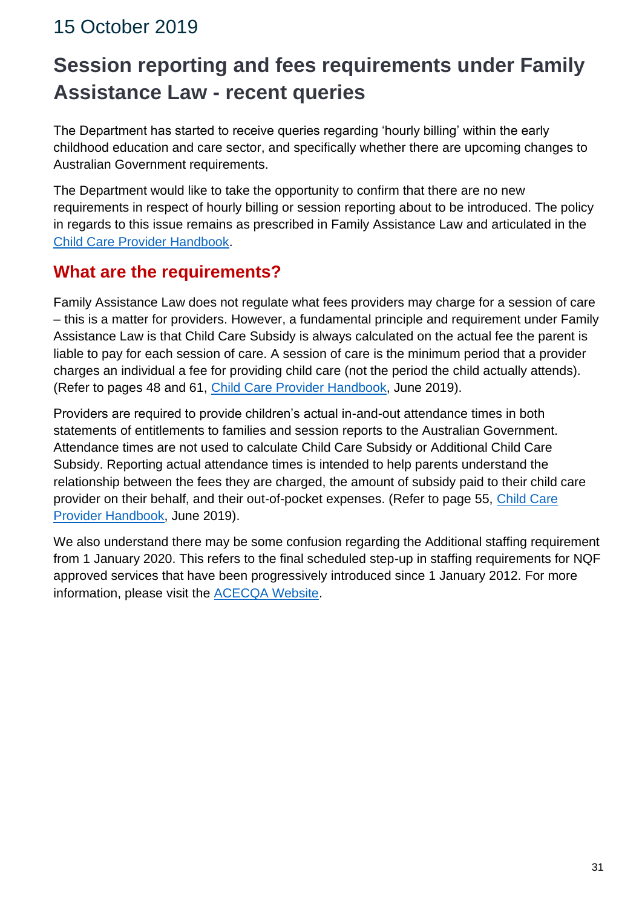15 October 2019

# Session reporting and fees requirements under Family Assistance Law - recent queries

The Department has started to receive queries regarding 'hourly billing' within the early childhood education and care sector, and specifically whether there are upcoming changes to Australian Government requirements.

The Department would like to take the opportunity to confirm that there are no new requirements in respect of hourly billing or session reporting about to be introduced. The policy in regards to this issue remains as prescribed in Family Assistance Law and articulated in the Child Care Provider Handbook.

## What are the requirements?

Family Assistance Law does not regulate what fees providers may charge for a session of care – this is a matter for providers. However, a fundamental principle and requirement under Family Assistance Law is that Child Care Subsidy is always calculated on the actual fee the parent is liable to pay for each session of care. A session of care is the minimum period that a provider charges an individual a fee for providing child care (not the period the child actually attends). (Refer to pages 48 and 61, Child Care Provider Handbook, June 2019).

Providers are required to provide children's actual in-and-out attendance times in both statements of entitlements to families and session reports to the Australian Government. Attendance times are not used to calculate Child Care Subsidy or Additional Child Care Subsidy. Reporting actual attendance times is intended to help parents understand the relationship between the fees they are charged, the amount of subsidy paid to their child care provider on their behalf, and their out-of-pocket expenses. (Refer to page 55, Child Care Provider Handbook, June 2019).

We also understand there may be some confusion regarding the Additional staffing requirement from 1 January 2020. This refers to the final scheduled step-up in staffing requirements for NQF approved services that have been progressively introduced since 1 January 2012. For more information, please visit the ACECQA Website.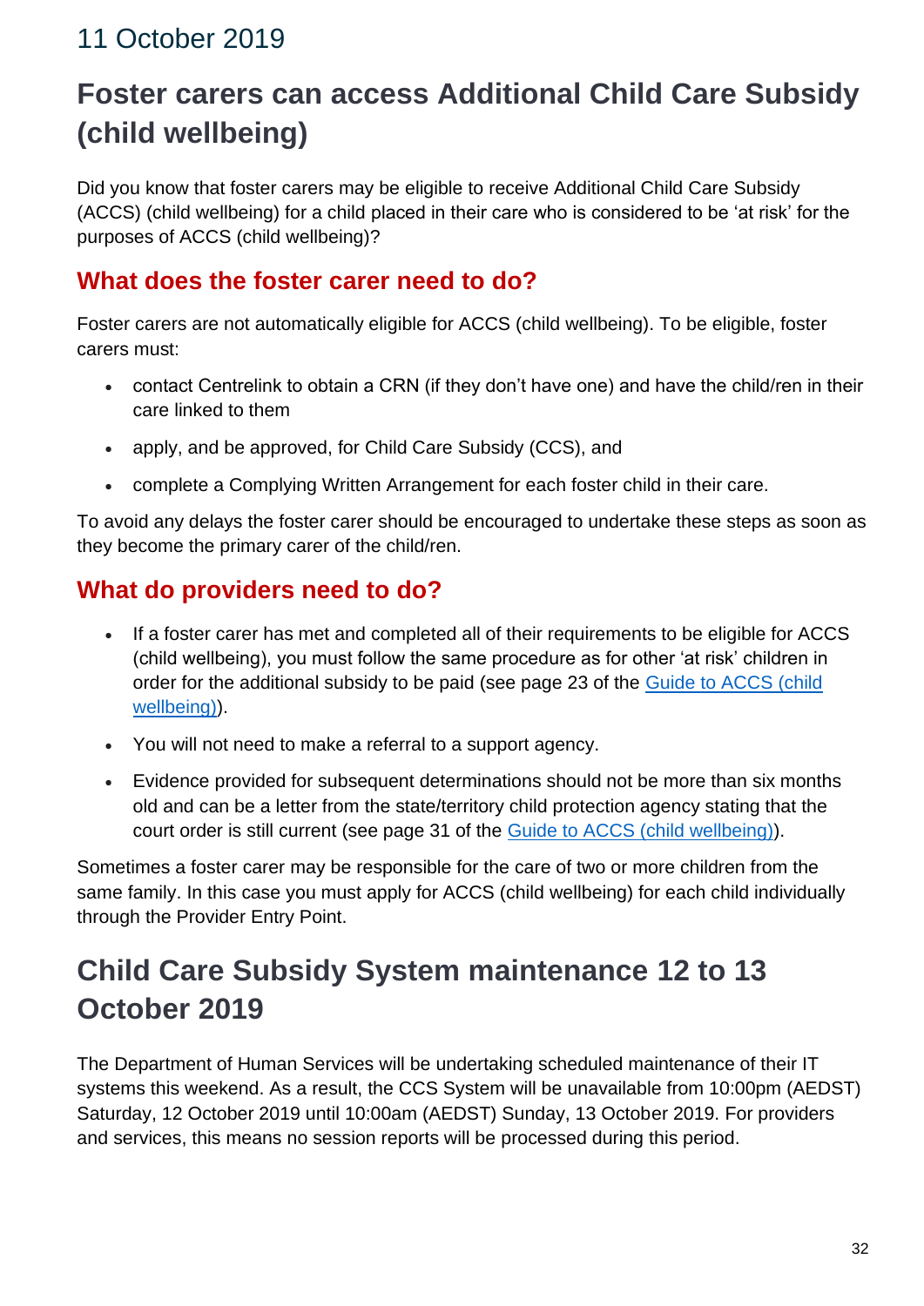## 11 October 2019

# Foster carers can access Additional Child Care Subsidy (child wellbeing)

Did you know that foster carers may be eligible to receive Additional Child Care Subsidy (ACCS) (child wellbeing) for a child placed in their care who is considered to be 'at risk' for the purposes of ACCS (child wellbeing)?

## What does the foster carer need to do?

Foster carers are not automatically eligible for ACCS (child wellbeing). To be eligible, foster carers must:

- contact Centrelink to obtain a CRN (if they don't have one) and have the child/ren in their care linked to them
- apply, and be approved, for Child Care Subsidy (CCS), and
- complete a Complying Written Arrangement for each foster child in their care.

To avoid any delays the foster carer should be encouraged to undertake these steps as soon as they become the primary carer of the child/ren.

## What do providers need to do?

- If a foster carer has met and completed all of their requirements to be eligible for ACCS (child wellbeing), you must follow the same procedure as for other 'at risk' children in order for the additional subsidy to be paid (see page 23 of the Guide to ACCS (child wellbeing)).
- You will not need to make a referral to a support agency.
- Evidence provided for subsequent determinations should not be more than six months old and can be a letter from the state/territory child protection agency stating that the court order is still current (see page 31 of the Guide to ACCS (child wellbeing)).

Sometimes a foster carer may be responsible for the care of two or more children from the same family. In this case you must apply for ACCS (child wellbeing) for each child individually through the Provider Entry Point.

# Child Care Subsidy System maintenance 12 to 13 October 2019

The Department of Human Services will be undertaking scheduled maintenance of their IT systems this weekend. As a result, the CCS System will be unavailable from 10:00pm (AEDST) Saturday, 12 October 2019 until 10:00am (AEDST) Sunday, 13 October 2019. For providers and services, this means no session reports will be processed during this period.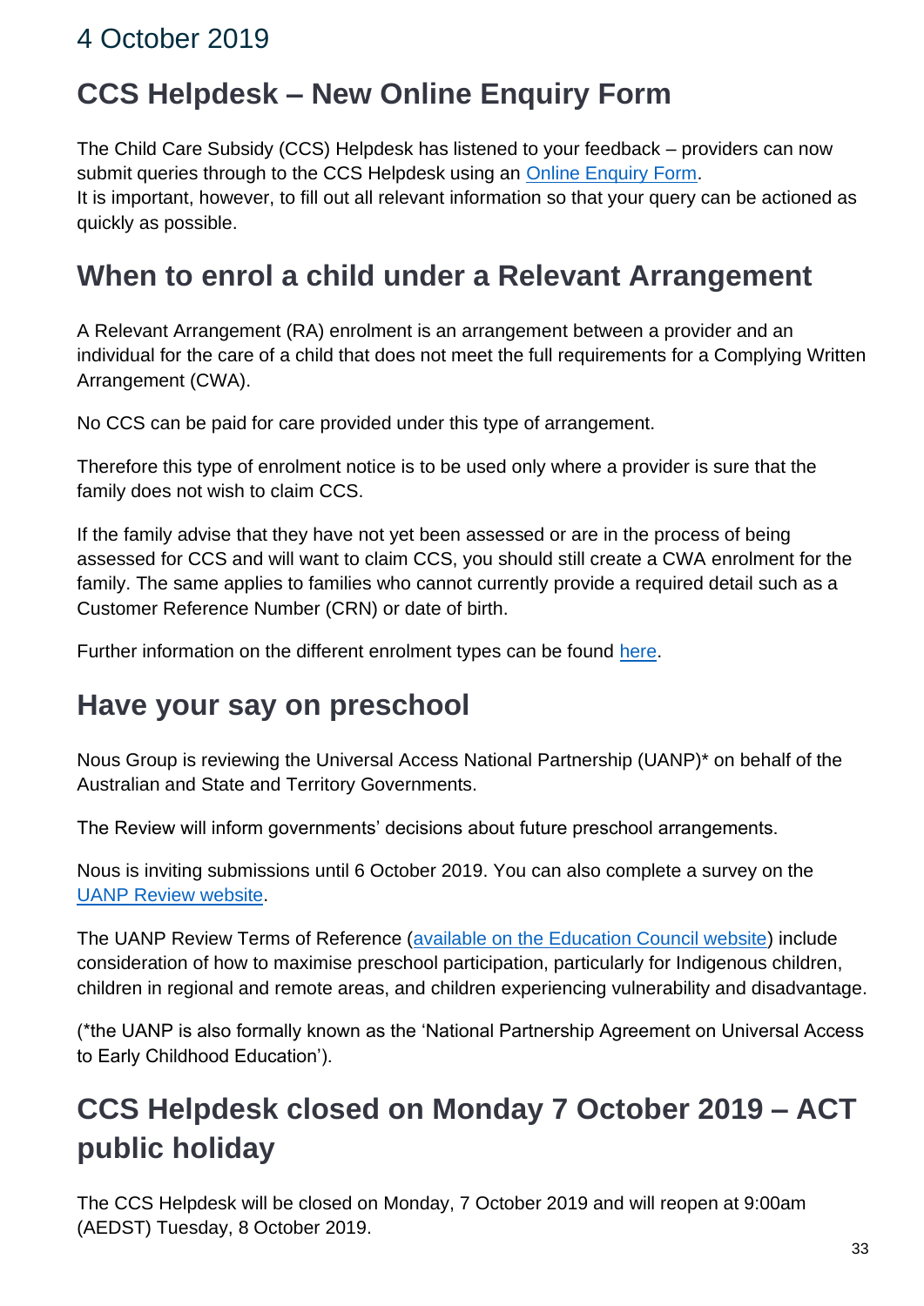## 4 October 2019

# CCS Helpdesk – New Online Enquiry Form

The Child Care Subsidy (CCS) Helpdesk has listened to your feedback – providers can now submit queries through to the CCS Helpdesk using an Online Enquiry Form.
It is important, however, to fill out all relevant information so that your query can be actioned as quickly as possible.

# When to enrol a child under a Relevant Arrangement

A Relevant Arrangement (RA) enrolment is an arrangement between a provider and an individual for the care of a child that does not meet the full requirements for a Complying Written Arrangement (CWA).

No CCS can be paid for care provided under this type of arrangement.

Therefore this type of enrolment notice is to be used only where a provider is sure that the family does not wish to claim CCS.

If the family advise that they have not yet been assessed or are in the process of being assessed for CCS and will want to claim CCS, you should still create a CWA enrolment for the family. The same applies to families who cannot currently provide a required detail such as a Customer Reference Number (CRN) or date of birth.

Further information on the different enrolment types can be found here.

# Have your say on preschool

Nous Group is reviewing the Universal Access National Partnership (UANP)* on behalf of the Australian and State and Territory Governments.

The Review will inform governments' decisions about future preschool arrangements.

Nous is inviting submissions until 6 October 2019. You can also complete a survey on the UANP Review website.

The UANP Review Terms of Reference (available on the Education Council website) include consideration of how to maximise preschool participation, particularly for Indigenous children, children in regional and remote areas, and children experiencing vulnerability and disadvantage.

(*the UANP is also formally known as the 'National Partnership Agreement on Universal Access to Early Childhood Education').

# CCS Helpdesk closed on Monday 7 October 2019 – ACT public holiday

The CCS Helpdesk will be closed on Monday, 7 October 2019 and will reopen at 9:00am (AEDST) Tuesday, 8 October 2019.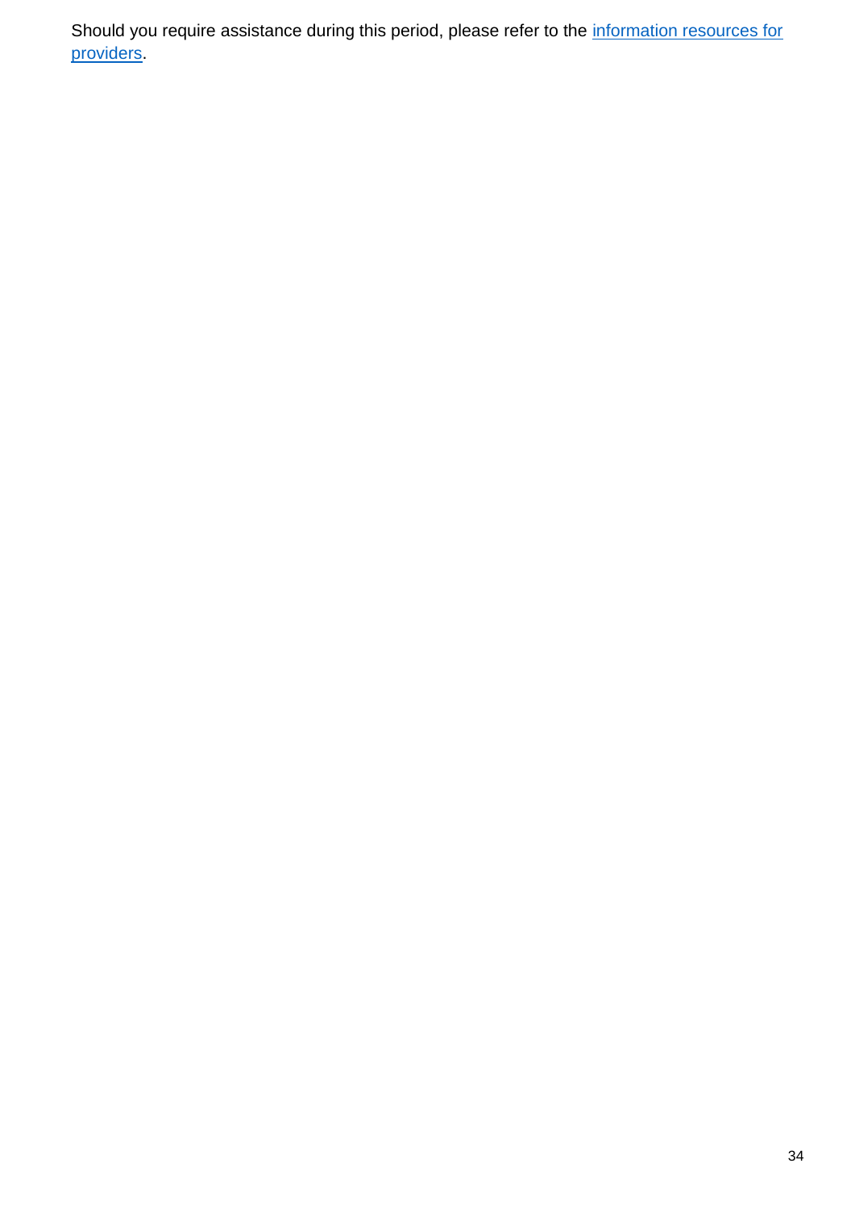Should you require assistance during this period, please refer to the information resources for providers.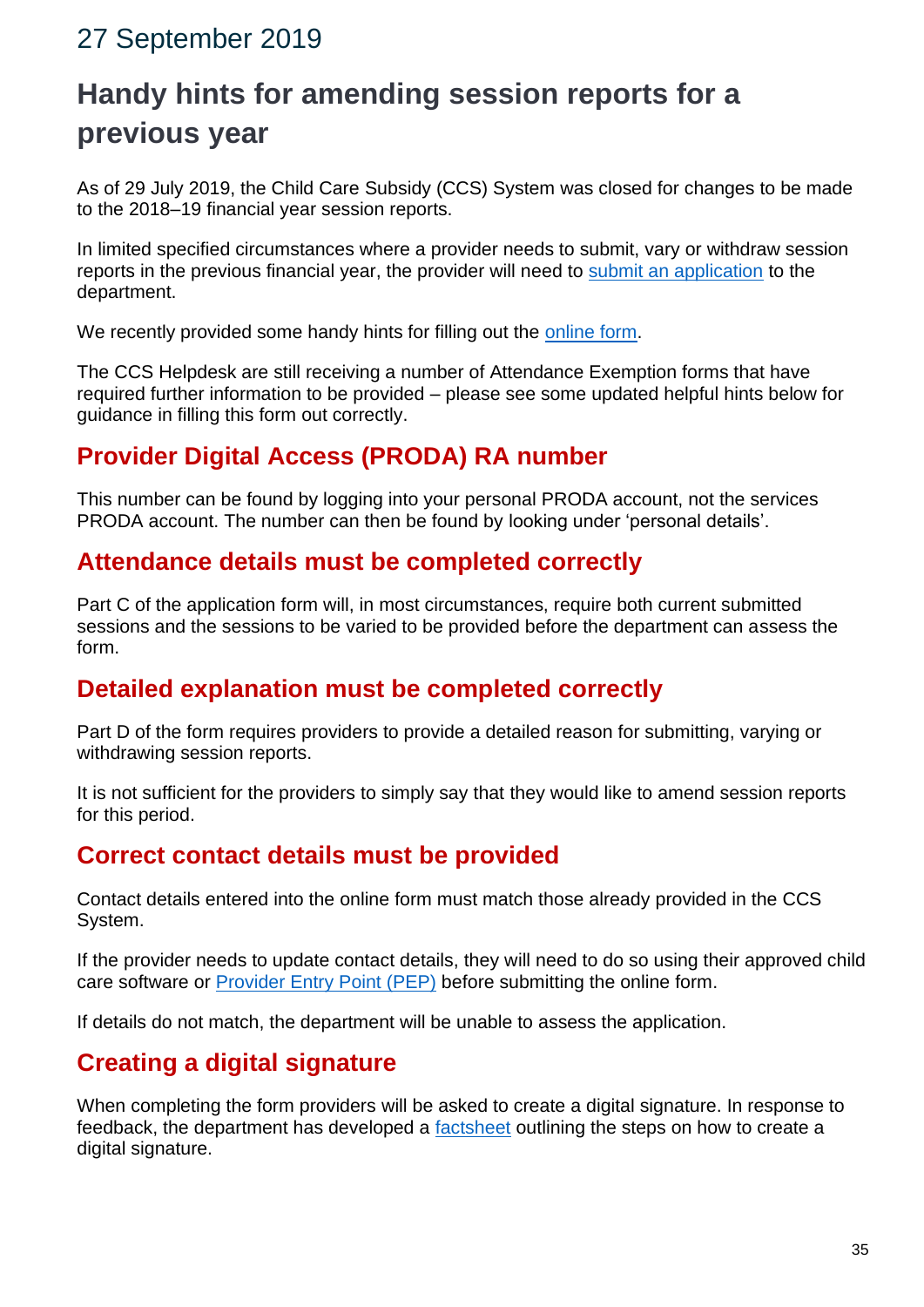27 September 2019

## Handy hints for amending session reports for a previous year

As of 29 July 2019, the Child Care Subsidy (CCS) System was closed for changes to be made to the 2018–19 financial year session reports.

In limited specified circumstances where a provider needs to submit, vary or withdraw session reports in the previous financial year, the provider will need to submit an application to the department.

We recently provided some handy hints for filling out the online form.

The CCS Helpdesk are still receiving a number of Attendance Exemption forms that have required further information to be provided – please see some updated helpful hints below for guidance in filling this form out correctly.

### Provider Digital Access (PRODA) RA number

This number can be found by logging into your personal PRODA account, not the services PRODA account. The number can then be found by looking under 'personal details'.

### Attendance details must be completed correctly

Part C of the application form will, in most circumstances, require both current submitted sessions and the sessions to be varied to be provided before the department can assess the form.

### Detailed explanation must be completed correctly

Part D of the form requires providers to provide a detailed reason for submitting, varying or withdrawing session reports.

It is not sufficient for the providers to simply say that they would like to amend session reports for this period.

### Correct contact details must be provided

Contact details entered into the online form must match those already provided in the CCS System.

If the provider needs to update contact details, they will need to do so using their approved child care software or Provider Entry Point (PEP) before submitting the online form.

If details do not match, the department will be unable to assess the application.

### Creating a digital signature

When completing the form providers will be asked to create a digital signature. In response to feedback, the department has developed a factsheet outlining the steps on how to create a digital signature.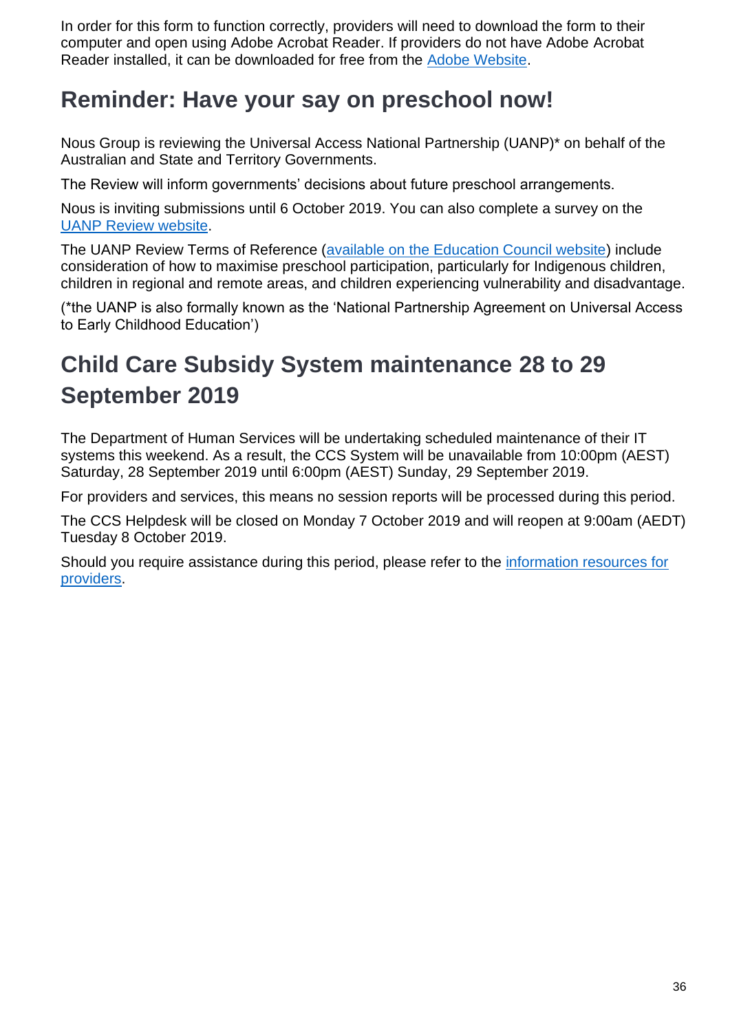In order for this form to function correctly, providers will need to download the form to their computer and open using Adobe Acrobat Reader. If providers do not have Adobe Acrobat Reader installed, it can be downloaded for free from the [Adobe Website](#).

## Reminder: Have your say on preschool now!

Nous Group is reviewing the Universal Access National Partnership (UANP)* on behalf of the Australian and State and Territory Governments.

The Review will inform governments' decisions about future preschool arrangements.

Nous is inviting submissions until 6 October 2019. You can also complete a survey on the [UANP Review website](#).

The UANP Review Terms of Reference ([available on the Education Council website](#)) include consideration of how to maximise preschool participation, particularly for Indigenous children, children in regional and remote areas, and children experiencing vulnerability and disadvantage.

(*the UANP is also formally known as the 'National Partnership Agreement on Universal Access to Early Childhood Education')

## Child Care Subsidy System maintenance 28 to 29 September 2019

The Department of Human Services will be undertaking scheduled maintenance of their IT systems this weekend. As a result, the CCS System will be unavailable from 10:00pm (AEST) Saturday, 28 September 2019 until 6:00pm (AEST) Sunday, 29 September 2019.

For providers and services, this means no session reports will be processed during this period.

The CCS Helpdesk will be closed on Monday 7 October 2019 and will reopen at 9:00am (AEDT) Tuesday 8 October 2019.

Should you require assistance during this period, please refer to the [information resources for providers](#).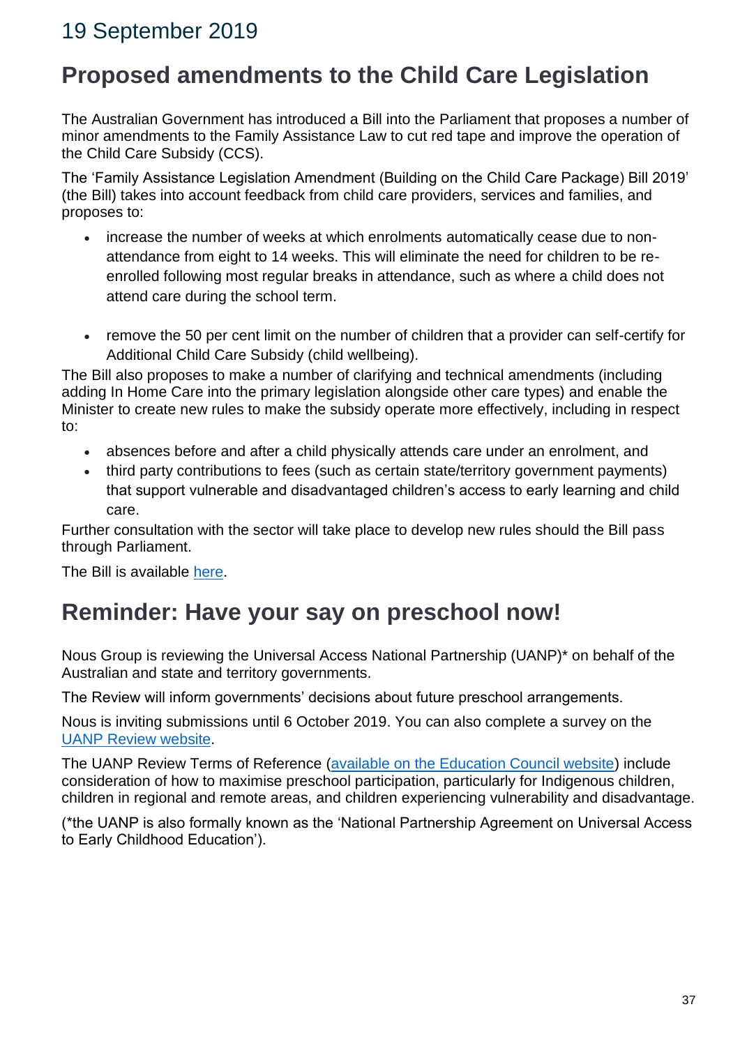## 19 September 2019

# Proposed amendments to the Child Care Legislation

The Australian Government has introduced a Bill into the Parliament that proposes a number of minor amendments to the Family Assistance Law to cut red tape and improve the operation of the Child Care Subsidy (CCS).

The 'Family Assistance Legislation Amendment (Building on the Child Care Package) Bill 2019' (the Bill) takes into account feedback from child care providers, services and families, and proposes to:

- increase the number of weeks at which enrolments automatically cease due to non-attendance from eight to 14 weeks. This will eliminate the need for children to be re-enrolled following most regular breaks in attendance, such as where a child does not attend care during the school term.
- remove the 50 per cent limit on the number of children that a provider can self-certify for Additional Child Care Subsidy (child wellbeing).

The Bill also proposes to make a number of clarifying and technical amendments (including adding In Home Care into the primary legislation alongside other care types) and enable the Minister to create new rules to make the subsidy operate more effectively, including in respect to:

- absences before and after a child physically attends care under an enrolment, and
- third party contributions to fees (such as certain state/territory government payments) that support vulnerable and disadvantaged children's access to early learning and child care.

Further consultation with the sector will take place to develop new rules should the Bill pass through Parliament.

The Bill is available here.

# Reminder: Have your say on preschool now!

Nous Group is reviewing the Universal Access National Partnership (UANP)* on behalf of the Australian and state and territory governments.

The Review will inform governments' decisions about future preschool arrangements.

Nous is inviting submissions until 6 October 2019. You can also complete a survey on the UANP Review website.

The UANP Review Terms of Reference (available on the Education Council website) include consideration of how to maximise preschool participation, particularly for Indigenous children, children in regional and remote areas, and children experiencing vulnerability and disadvantage.

(*the UANP is also formally known as the 'National Partnership Agreement on Universal Access to Early Childhood Education').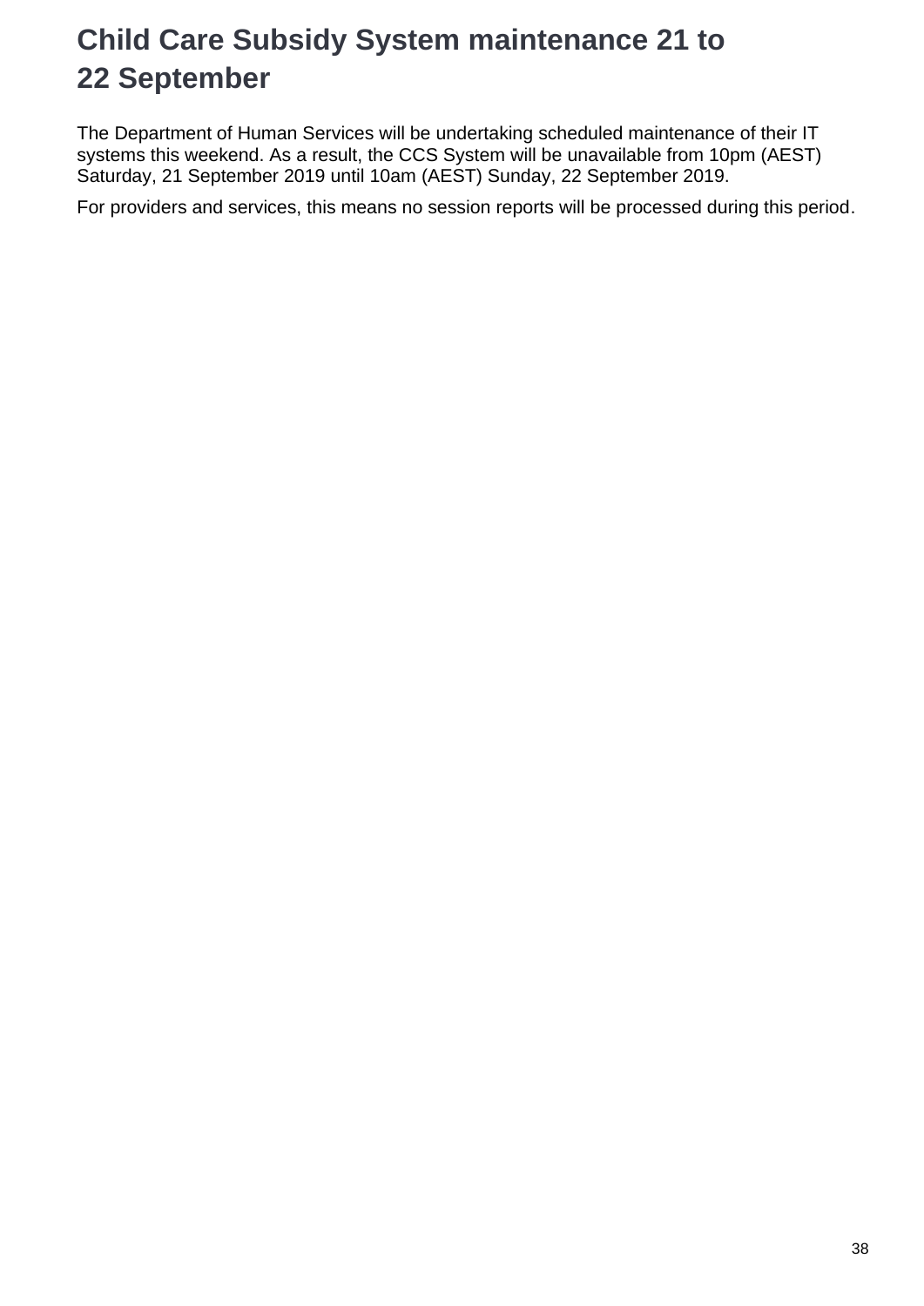# Child Care Subsidy System maintenance 21 to 22 September

The Department of Human Services will be undertaking scheduled maintenance of their IT systems this weekend. As a result, the CCS System will be unavailable from 10pm (AEST) Saturday, 21 September 2019 until 10am (AEST) Sunday, 22 September 2019.

For providers and services, this means no session reports will be processed during this period.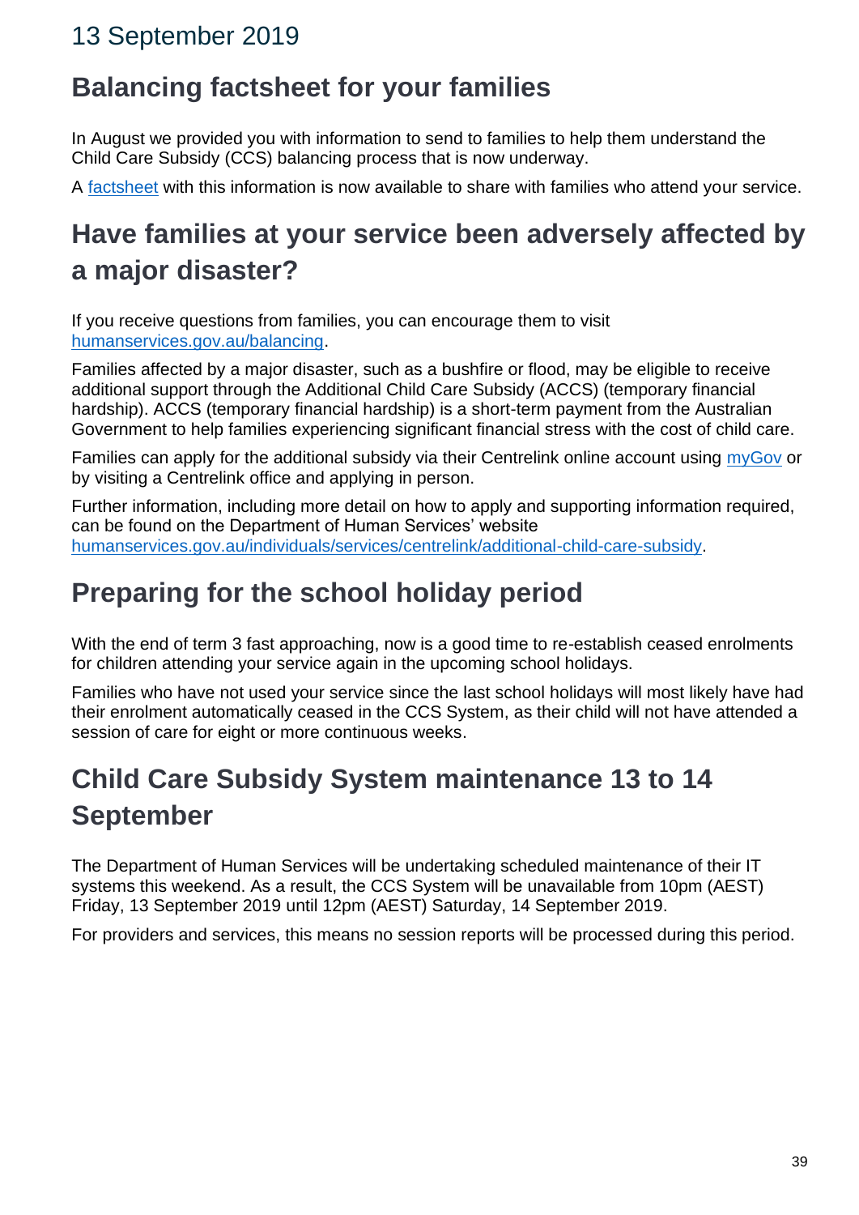# 13 September 2019

## Balancing factsheet for your families

In August we provided you with information to send to families to help them understand the Child Care Subsidy (CCS) balancing process that is now underway.

A factsheet with this information is now available to share with families who attend your service.

## Have families at your service been adversely affected by a major disaster?

If you receive questions from families, you can encourage them to visit humanservices.gov.au/balancing.

Families affected by a major disaster, such as a bushfire or flood, may be eligible to receive additional support through the Additional Child Care Subsidy (ACCS) (temporary financial hardship). ACCS (temporary financial hardship) is a short-term payment from the Australian Government to help families experiencing significant financial stress with the cost of child care.

Families can apply for the additional subsidy via their Centrelink online account using myGov or by visiting a Centrelink office and applying in person.

Further information, including more detail on how to apply and supporting information required, can be found on the Department of Human Services' website humanservices.gov.au/individuals/services/centrelink/additional-child-care-subsidy.

## Preparing for the school holiday period

With the end of term 3 fast approaching, now is a good time to re-establish ceased enrolments for children attending your service again in the upcoming school holidays.

Families who have not used your service since the last school holidays will most likely have had their enrolment automatically ceased in the CCS System, as their child will not have attended a session of care for eight or more continuous weeks.

## Child Care Subsidy System maintenance 13 to 14 September

The Department of Human Services will be undertaking scheduled maintenance of their IT systems this weekend. As a result, the CCS System will be unavailable from 10pm (AEST) Friday, 13 September 2019 until 12pm (AEST) Saturday, 14 September 2019.

For providers and services, this means no session reports will be processed during this period.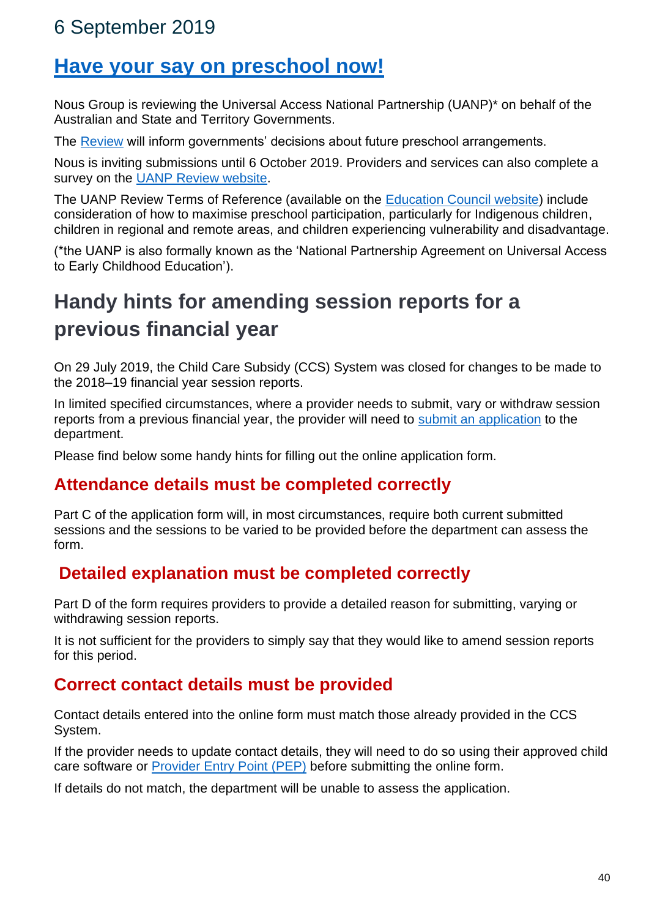# 6 September 2019

## Have your say on preschool now!

Nous Group is reviewing the Universal Access National Partnership (UANP)* on behalf of the Australian and State and Territory Governments.

The Review will inform governments' decisions about future preschool arrangements.

Nous is inviting submissions until 6 October 2019. Providers and services can also complete a survey on the UANP Review website.

The UANP Review Terms of Reference (available on the Education Council website) include consideration of how to maximise preschool participation, particularly for Indigenous children, children in regional and remote areas, and children experiencing vulnerability and disadvantage.

(*the UANP is also formally known as the 'National Partnership Agreement on Universal Access to Early Childhood Education').

## Handy hints for amending session reports for a previous financial year

On 29 July 2019, the Child Care Subsidy (CCS) System was closed for changes to be made to the 2018–19 financial year session reports.

In limited specified circumstances, where a provider needs to submit, vary or withdraw session reports from a previous financial year, the provider will need to submit an application to the department.

Please find below some handy hints for filling out the online application form.

### Attendance details must be completed correctly

Part C of the application form will, in most circumstances, require both current submitted sessions and the sessions to be varied to be provided before the department can assess the form.

### Detailed explanation must be completed correctly

Part D of the form requires providers to provide a detailed reason for submitting, varying or withdrawing session reports.

It is not sufficient for the providers to simply say that they would like to amend session reports for this period.

### Correct contact details must be provided

Contact details entered into the online form must match those already provided in the CCS System.

If the provider needs to update contact details, they will need to do so using their approved child care software or Provider Entry Point (PEP) before submitting the online form.

If details do not match, the department will be unable to assess the application.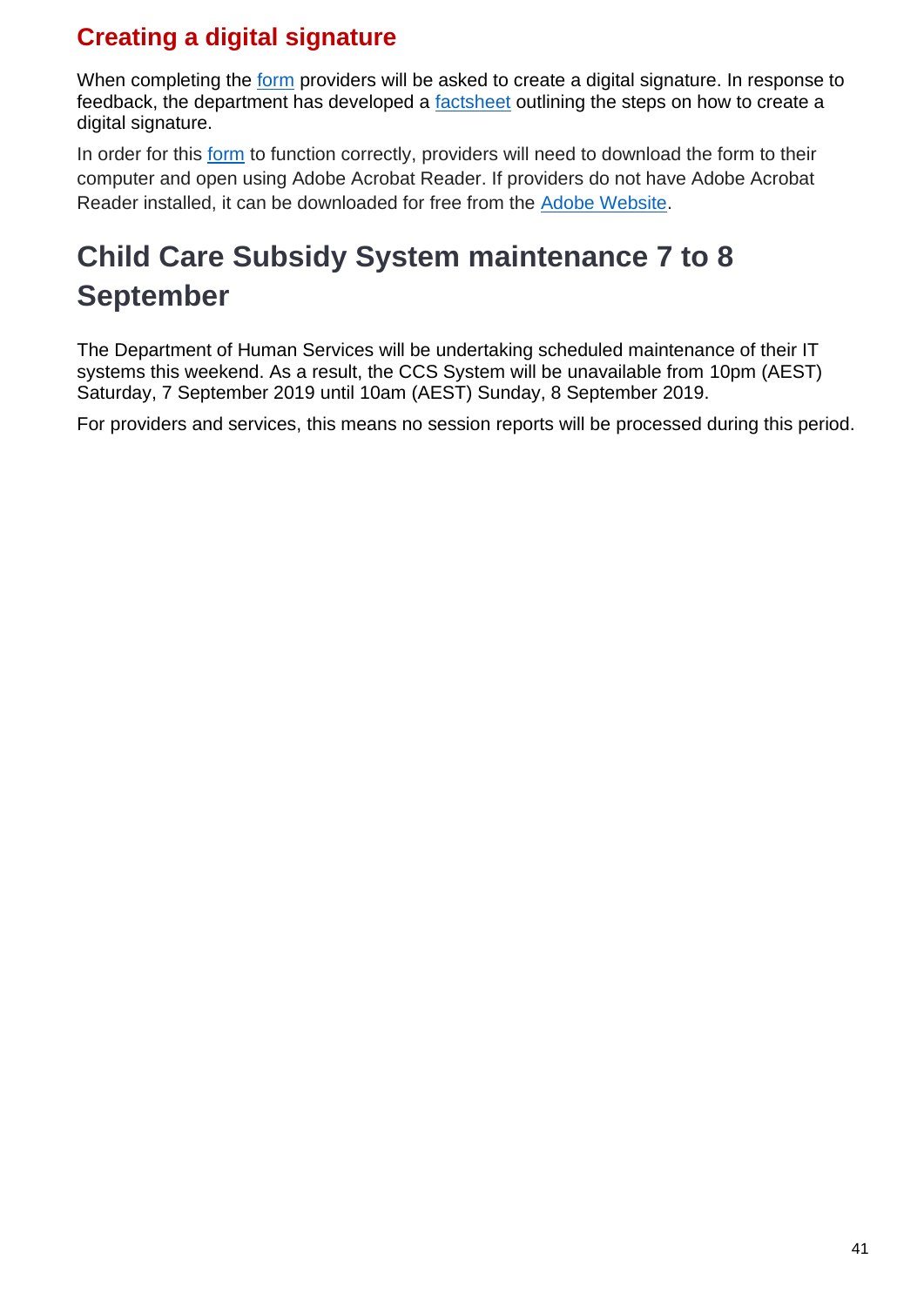### Creating a digital signature

When completing the form providers will be asked to create a digital signature. In response to feedback, the department has developed a factsheet outlining the steps on how to create a digital signature.

In order for this form to function correctly, providers will need to download the form to their computer and open using Adobe Acrobat Reader. If providers do not have Adobe Acrobat Reader installed, it can be downloaded for free from the Adobe Website.

## Child Care Subsidy System maintenance 7 to 8 September

The Department of Human Services will be undertaking scheduled maintenance of their IT systems this weekend. As a result, the CCS System will be unavailable from 10pm (AEST) Saturday, 7 September 2019 until 10am (AEST) Sunday, 8 September 2019.

For providers and services, this means no session reports will be processed during this period.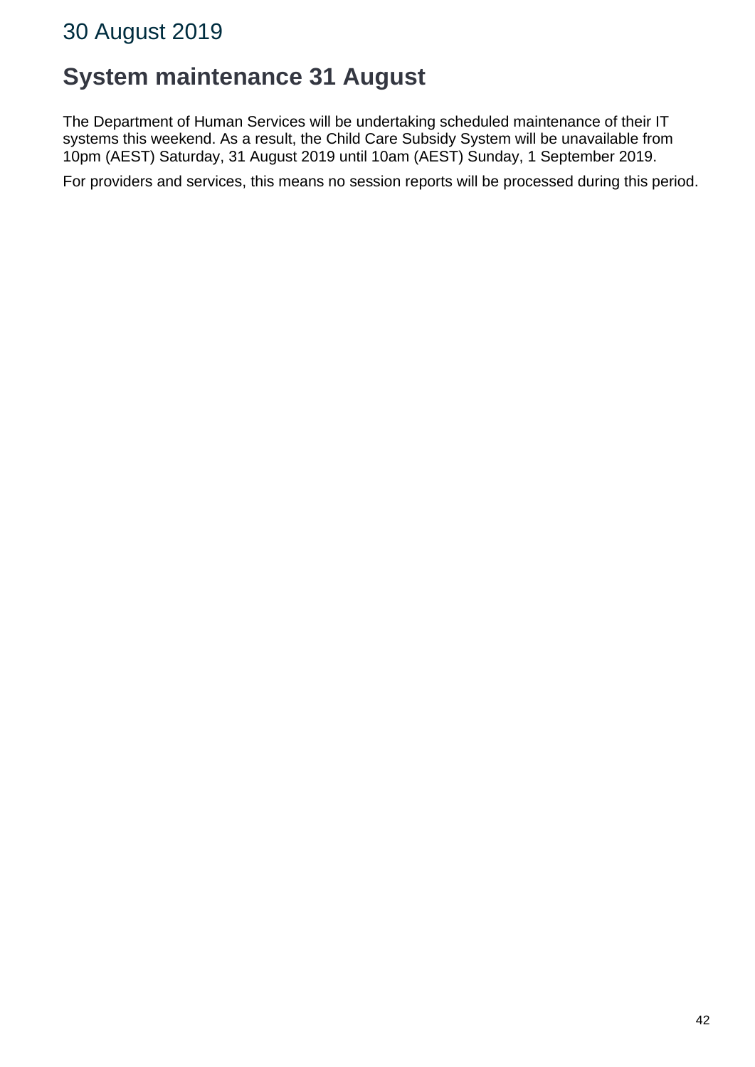# 30 August 2019

## System maintenance 31 August

The Department of Human Services will be undertaking scheduled maintenance of their IT systems this weekend. As a result, the Child Care Subsidy System will be unavailable from 10pm (AEST) Saturday, 31 August 2019 until 10am (AEST) Sunday, 1 September 2019.

For providers and services, this means no session reports will be processed during this period.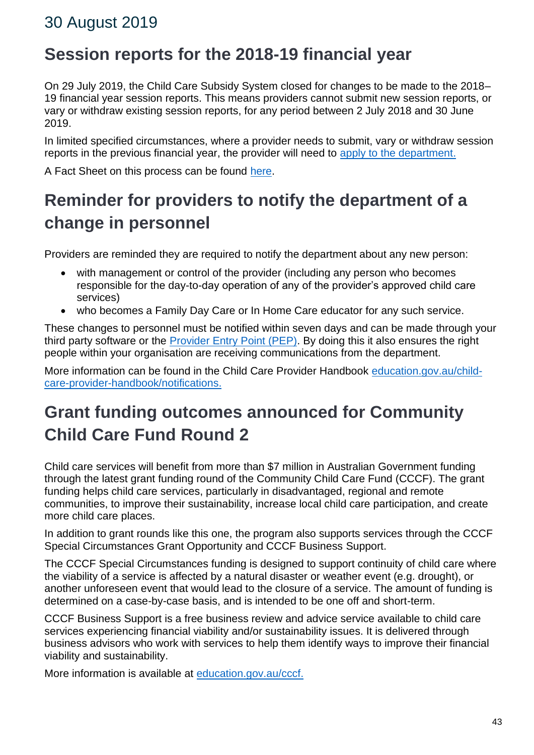# 30 August 2019

## Session reports for the 2018-19 financial year

On 29 July 2019, the Child Care Subsidy System closed for changes to be made to the 2018–19 financial year session reports. This means providers cannot submit new session reports, or vary or withdraw existing session reports, for any period between 2 July 2018 and 30 June 2019.

In limited specified circumstances, where a provider needs to submit, vary or withdraw session reports in the previous financial year, the provider will need to apply to the department.

A Fact Sheet on this process can be found here.

## Reminder for providers to notify the department of a change in personnel

Providers are reminded they are required to notify the department about any new person:

- with management or control of the provider (including any person who becomes responsible for the day-to-day operation of any of the provider's approved child care services)
- who becomes a Family Day Care or In Home Care educator for any such service.

These changes to personnel must be notified within seven days and can be made through your third party software or the Provider Entry Point (PEP). By doing this it also ensures the right people within your organisation are receiving communications from the department.

More information can be found in the Child Care Provider Handbook education.gov.au/child-care-provider-handbook/notifications.

## Grant funding outcomes announced for Community Child Care Fund Round 2

Child care services will benefit from more than $7 million in Australian Government funding through the latest grant funding round of the Community Child Care Fund (CCCF). The grant funding helps child care services, particularly in disadvantaged, regional and remote communities, to improve their sustainability, increase local child care participation, and create more child care places.

In addition to grant rounds like this one, the program also supports services through the CCCF Special Circumstances Grant Opportunity and CCCF Business Support.

The CCCF Special Circumstances funding is designed to support continuity of child care where the viability of a service is affected by a natural disaster or weather event (e.g. drought), or another unforeseen event that would lead to the closure of a service. The amount of funding is determined on a case-by-case basis, and is intended to be one off and short-term.

CCCF Business Support is a free business review and advice service available to child care services experiencing financial viability and/or sustainability issues. It is delivered through business advisors who work with services to help them identify ways to improve their financial viability and sustainability.

More information is available at education.gov.au/cccf.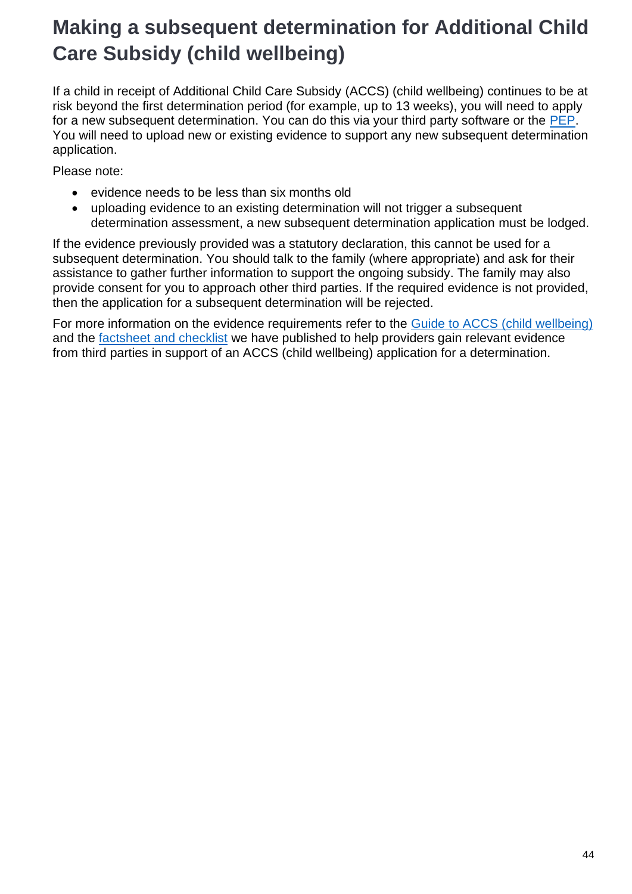# Making a subsequent determination for Additional Child Care Subsidy (child wellbeing)

If a child in receipt of Additional Child Care Subsidy (ACCS) (child wellbeing) continues to be at risk beyond the first determination period (for example, up to 13 weeks), you will need to apply for a new subsequent determination. You can do this via your third party software or the PEP. You will need to upload new or existing evidence to support any new subsequent determination application.

Please note:

- evidence needs to be less than six months old
- uploading evidence to an existing determination will not trigger a subsequent determination assessment, a new subsequent determination application must be lodged.

If the evidence previously provided was a statutory declaration, this cannot be used for a subsequent determination. You should talk to the family (where appropriate) and ask for their assistance to gather further information to support the ongoing subsidy. The family may also provide consent for you to approach other third parties. If the required evidence is not provided, then the application for a subsequent determination will be rejected.

For more information on the evidence requirements refer to the Guide to ACCS (child wellbeing) and the factsheet and checklist we have published to help providers gain relevant evidence from third parties in support of an ACCS (child wellbeing) application for a determination.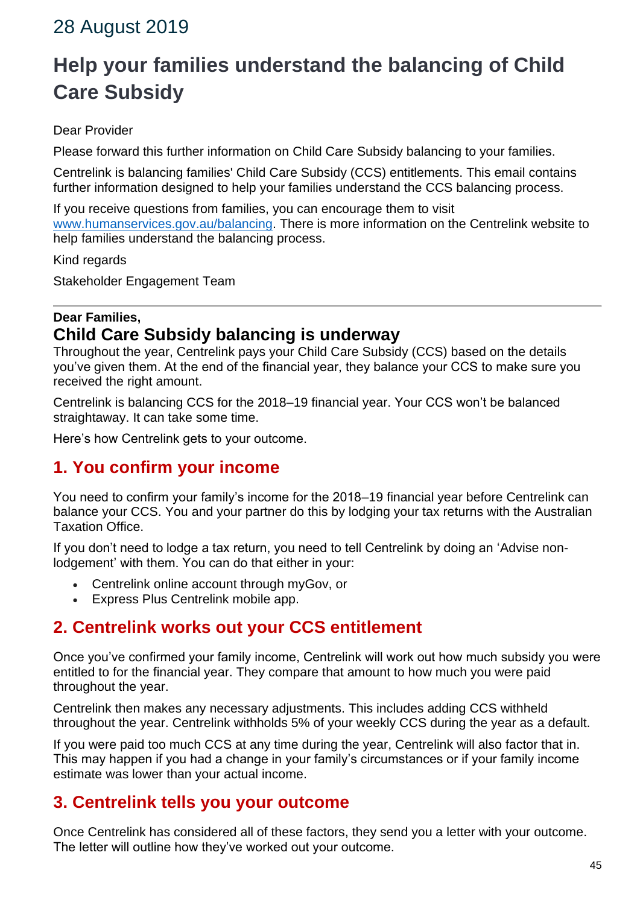28 August 2019

# Help your families understand the balancing of Child Care Subsidy

Dear Provider

Please forward this further information on Child Care Subsidy balancing to your families.

Centrelink is balancing families' Child Care Subsidy (CCS) entitlements. This email contains further information designed to help your families understand the CCS balancing process.

If you receive questions from families, you can encourage them to visit [www.humanservices.gov.au/balancing](www.humanservices.gov.au/balancing). There is more information on the Centrelink website to help families understand the balancing process.

Kind regards

Stakeholder Engagement Team

---

**Dear Families,**

## Child Care Subsidy balancing is underway

Throughout the year, Centrelink pays your Child Care Subsidy (CCS) based on the details you've given them. At the end of the financial year, they balance your CCS to make sure you received the right amount.

Centrelink is balancing CCS for the 2018–19 financial year. Your CCS won't be balanced straightaway. It can take some time.

Here's how Centrelink gets to your outcome.

## 1. You confirm your income

You need to confirm your family's income for the 2018–19 financial year before Centrelink can balance your CCS. You and your partner do this by lodging your tax returns with the Australian Taxation Office.

If you don't need to lodge a tax return, you need to tell Centrelink by doing an 'Advise non-lodgement' with them. You can do that either in your:

- Centrelink online account through myGov, or
- Express Plus Centrelink mobile app.

## 2. Centrelink works out your CCS entitlement

Once you've confirmed your family income, Centrelink will work out how much subsidy you were entitled to for the financial year. They compare that amount to how much you were paid throughout the year.

Centrelink then makes any necessary adjustments. This includes adding CCS withheld throughout the year. Centrelink withholds 5% of your weekly CCS during the year as a default.

If you were paid too much CCS at any time during the year, Centrelink will also factor that in. This may happen if you had a change in your family's circumstances or if your family income estimate was lower than your actual income.

## 3. Centrelink tells you your outcome

Once Centrelink has considered all of these factors, they send you a letter with your outcome. The letter will outline how they've worked out your outcome.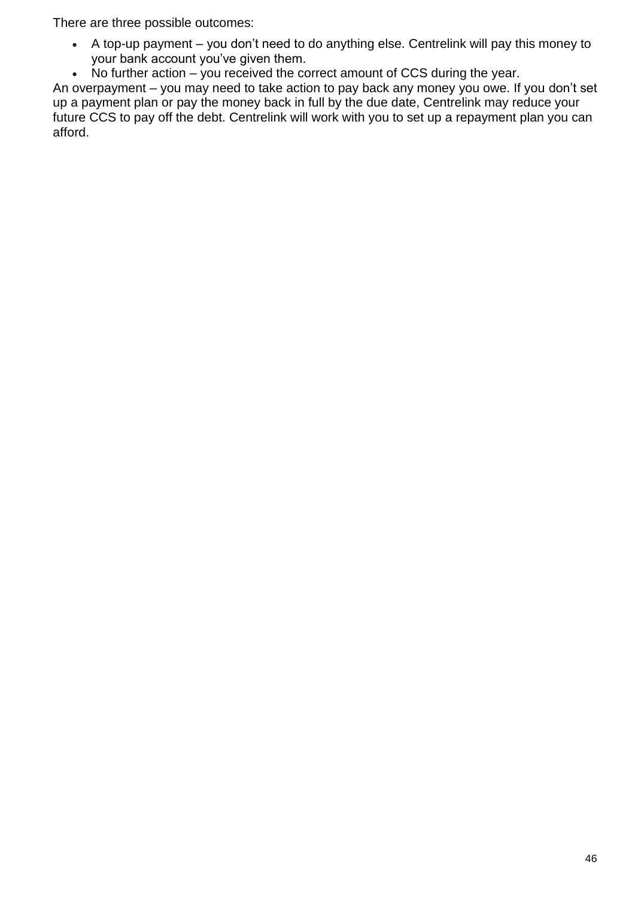There are three possible outcomes:

- A top-up payment – you don’t need to do anything else. Centrelink will pay this money to your bank account you’ve given them.
- No further action – you received the correct amount of CCS during the year.

An overpayment – you may need to take action to pay back any money you owe. If you don’t set up a payment plan or pay the money back in full by the due date, Centrelink may reduce your future CCS to pay off the debt. Centrelink will work with you to set up a repayment plan you can afford.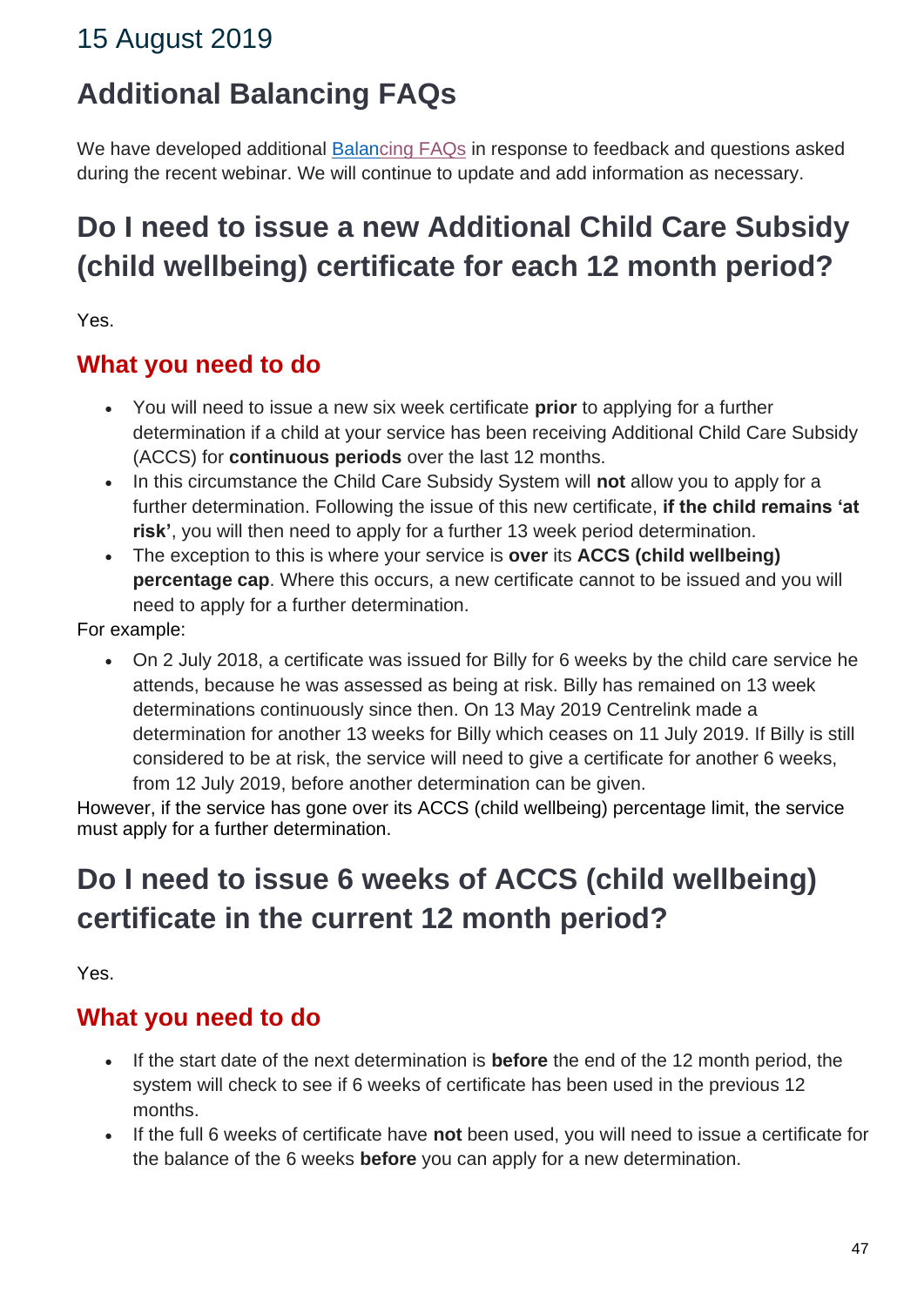## 15 August 2019

# Additional Balancing FAQs

We have developed additional Balancing FAQs in response to feedback and questions asked during the recent webinar. We will continue to update and add information as necessary.

# Do I need to issue a new Additional Child Care Subsidy (child wellbeing) certificate for each 12 month period?

Yes.

## What you need to do

- You will need to issue a new six week certificate **prior** to applying for a further determination if a child at your service has been receiving Additional Child Care Subsidy (ACCS) for **continuous periods** over the last 12 months.
- In this circumstance the Child Care Subsidy System will **not** allow you to apply for a further determination. Following the issue of this new certificate, **if the child remains 'at risk'**, you will then need to apply for a further 13 week period determination.
- The exception to this is where your service is **over** its **ACCS (child wellbeing) percentage cap**. Where this occurs, a new certificate cannot to be issued and you will need to apply for a further determination.

For example:

- On 2 July 2018, a certificate was issued for Billy for 6 weeks by the child care service he attends, because he was assessed as being at risk. Billy has remained on 13 week determinations continuously since then. On 13 May 2019 Centrelink made a determination for another 13 weeks for Billy which ceases on 11 July 2019. If Billy is still considered to be at risk, the service will need to give a certificate for another 6 weeks, from 12 July 2019, before another determination can be given.

However, if the service has gone over its ACCS (child wellbeing) percentage limit, the service must apply for a further determination.

# Do I need to issue 6 weeks of ACCS (child wellbeing) certificate in the current 12 month period?

Yes.

## What you need to do

- If the start date of the next determination is **before** the end of the 12 month period, the system will check to see if 6 weeks of certificate has been used in the previous 12 months.
- If the full 6 weeks of certificate have **not** been used, you will need to issue a certificate for the balance of the 6 weeks **before** you can apply for a new determination.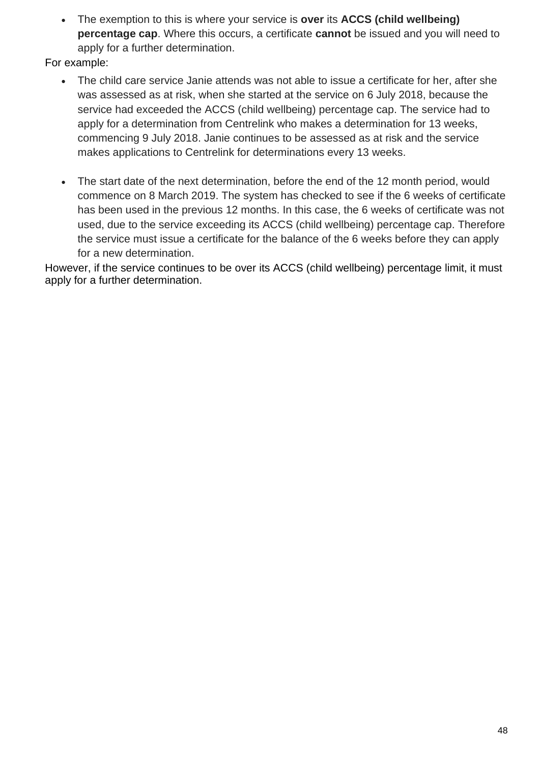- The exemption to this is where your service is **over** its **ACCS (child wellbeing) percentage cap**. Where this occurs, a certificate **cannot** be issued and you will need to apply for a further determination.

For example:

- The child care service Janie attends was not able to issue a certificate for her, after she was assessed as at risk, when she started at the service on 6 July 2018, because the service had exceeded the ACCS (child wellbeing) percentage cap. The service had to apply for a determination from Centrelink who makes a determination for 13 weeks, commencing 9 July 2018. Janie continues to be assessed as at risk and the service makes applications to Centrelink for determinations every 13 weeks.

- The start date of the next determination, before the end of the 12 month period, would commence on 8 March 2019. The system has checked to see if the 6 weeks of certificate has been used in the previous 12 months. In this case, the 6 weeks of certificate was not used, due to the service exceeding its ACCS (child wellbeing) percentage cap. Therefore the service must issue a certificate for the balance of the 6 weeks before they can apply for a new determination.

However, if the service continues to be over its ACCS (child wellbeing) percentage limit, it must apply for a further determination.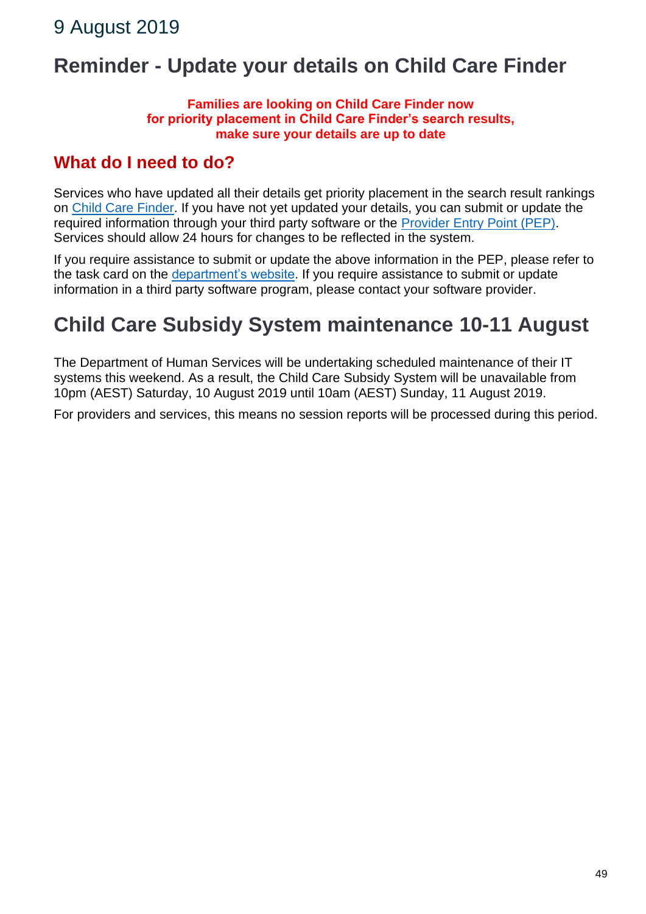# 9 August 2019

## Reminder - Update your details on Child Care Finder

**Families are looking on Child Care Finder now**
**for priority placement in Child Care Finder's search results,**
**make sure your details are up to date**

### What do I need to do?

Services who have updated all their details get priority placement in the search result rankings on Child Care Finder. If you have not yet updated your details, you can submit or update the required information through your third party software or the Provider Entry Point (PEP). Services should allow 24 hours for changes to be reflected in the system.

If you require assistance to submit or update the above information in the PEP, please refer to the task card on the department's website. If you require assistance to submit or update information in a third party software program, please contact your software provider.

## Child Care Subsidy System maintenance 10-11 August

The Department of Human Services will be undertaking scheduled maintenance of their IT systems this weekend. As a result, the Child Care Subsidy System will be unavailable from 10pm (AEST) Saturday, 10 August 2019 until 10am (AEST) Sunday, 11 August 2019.

For providers and services, this means no session reports will be processed during this period.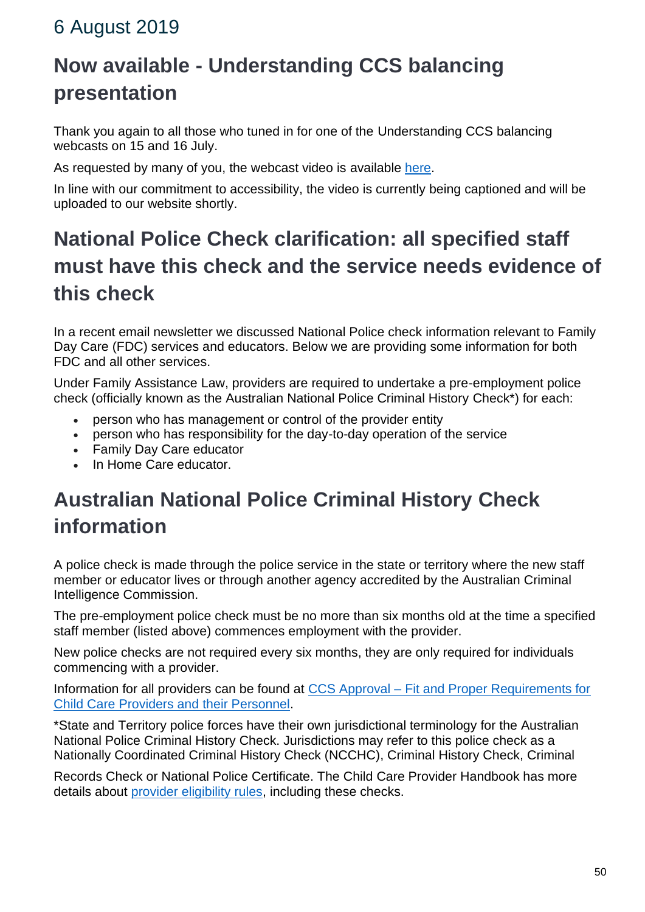## 6 August 2019

# Now available - Understanding CCS balancing presentation

Thank you again to all those who tuned in for one of the Understanding CCS balancing webcasts on 15 and 16 July.

As requested by many of you, the webcast video is available [here](#).

In line with our commitment to accessibility, the video is currently being captioned and will be uploaded to our website shortly.

# National Police Check clarification: all specified staff must have this check and the service needs evidence of this check

In a recent email newsletter we discussed National Police check information relevant to Family Day Care (FDC) services and educators. Below we are providing some information for both FDC and all other services.

Under Family Assistance Law, providers are required to undertake a pre-employment police check (officially known as the Australian National Police Criminal History Check*) for each:

- person who has management or control of the provider entity
- person who has responsibility for the day-to-day operation of the service
- Family Day Care educator
- In Home Care educator.

# Australian National Police Criminal History Check information

A police check is made through the police service in the state or territory where the new staff member or educator lives or through another agency accredited by the Australian Criminal Intelligence Commission.

The pre-employment police check must be no more than six months old at the time a specified staff member (listed above) commences employment with the provider.

New police checks are not required every six months, they are only required for individuals commencing with a provider.

Information for all providers can be found at [CCS Approval – Fit and Proper Requirements for Child Care Providers and their Personnel](#).

*State and Territory police forces have their own jurisdictional terminology for the Australian National Police Criminal History Check. Jurisdictions may refer to this police check as a Nationally Coordinated Criminal History Check (NCCHC), Criminal History Check, Criminal Records Check or National Police Certificate. The Child Care Provider Handbook has more details about [provider eligibility rules](#), including these checks.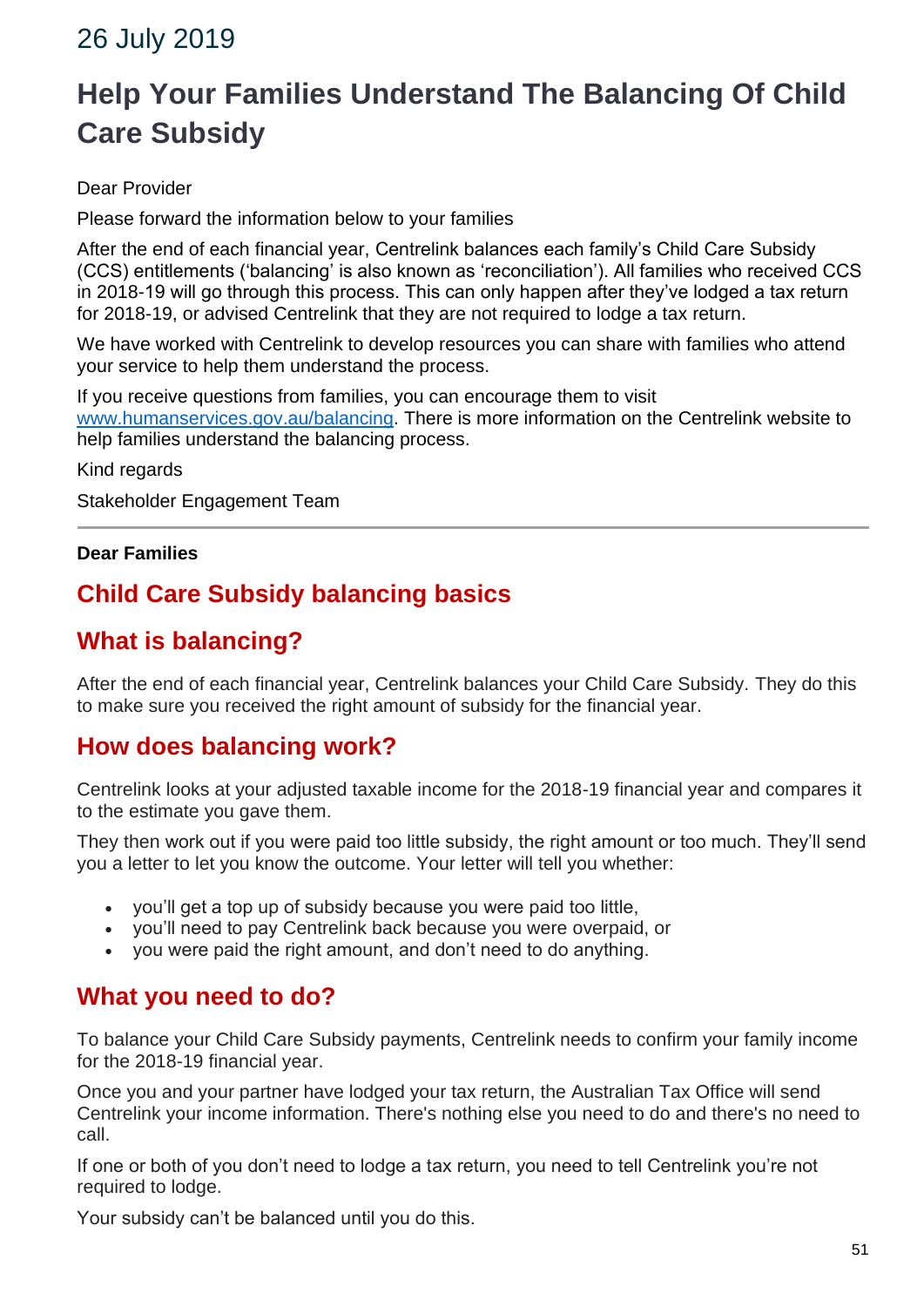26 July 2019

# Help Your Families Understand The Balancing Of Child Care Subsidy

Dear Provider

Please forward the information below to your families

After the end of each financial year, Centrelink balances each family's Child Care Subsidy (CCS) entitlements ('balancing' is also known as 'reconciliation'). All families who received CCS in 2018-19 will go through this process. This can only happen after they've lodged a tax return for 2018-19, or advised Centrelink that they are not required to lodge a tax return.

We have worked with Centrelink to develop resources you can share with families who attend your service to help them understand the process.

If you receive questions from families, you can encourage them to visit [www.humanservices.gov.au/balancing](www.humanservices.gov.au/balancing). There is more information on the Centrelink website to help families understand the balancing process.

Kind regards

Stakeholder Engagement Team

---

**Dear Families**

## Child Care Subsidy balancing basics

## What is balancing?

After the end of each financial year, Centrelink balances your Child Care Subsidy. They do this to make sure you received the right amount of subsidy for the financial year.

## How does balancing work?

Centrelink looks at your adjusted taxable income for the 2018-19 financial year and compares it to the estimate you gave them.

They then work out if you were paid too little subsidy, the right amount or too much. They'll send you a letter to let you know the outcome. Your letter will tell you whether:

- you'll get a top up of subsidy because you were paid too little,
- you'll need to pay Centrelink back because you were overpaid, or
- you were paid the right amount, and don't need to do anything.

## What you need to do?

To balance your Child Care Subsidy payments, Centrelink needs to confirm your family income for the 2018-19 financial year.

Once you and your partner have lodged your tax return, the Australian Tax Office will send Centrelink your income information. There's nothing else you need to do and there's no need to call.

If one or both of you don't need to lodge a tax return, you need to tell Centrelink you're not required to lodge.

Your subsidy can't be balanced until you do this.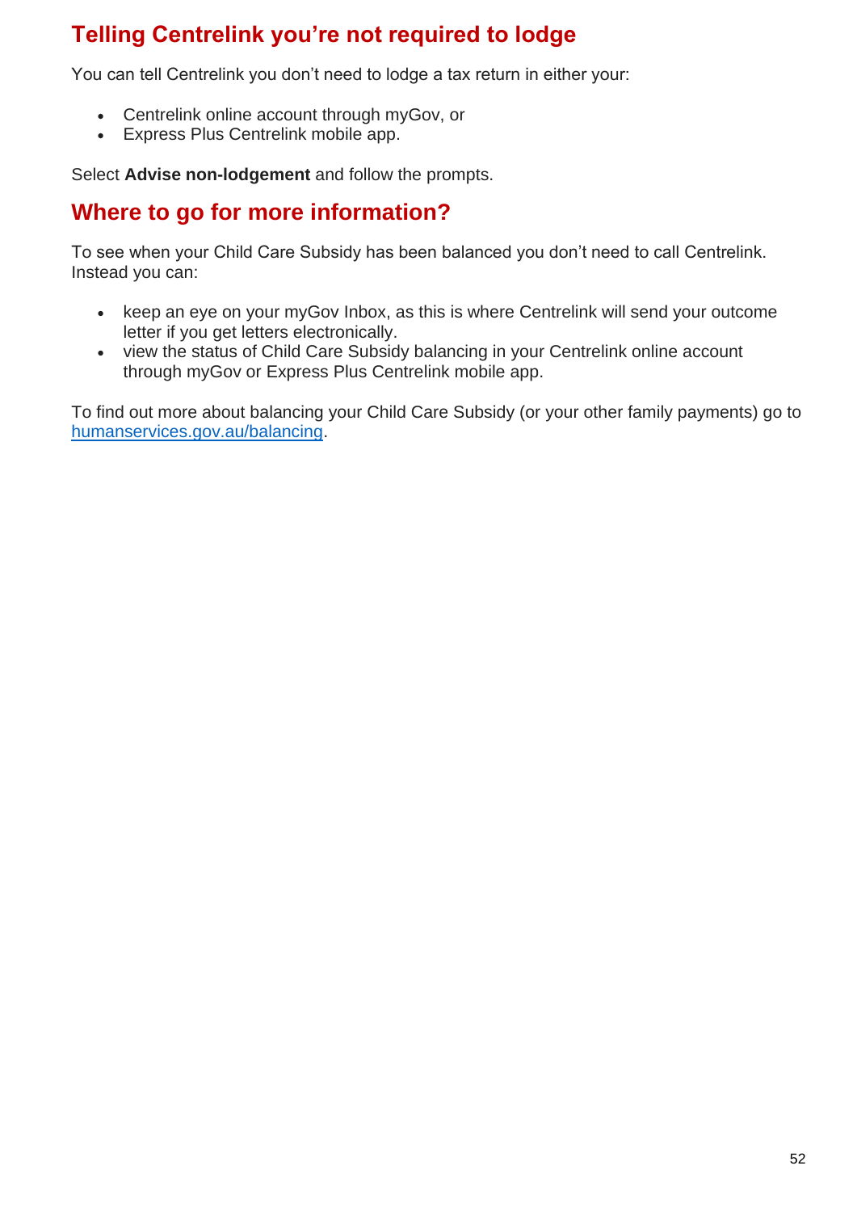## Telling Centrelink you're not required to lodge

You can tell Centrelink you don't need to lodge a tax return in either your:

- Centrelink online account through myGov, or
- Express Plus Centrelink mobile app.

Select **Advise non-lodgement** and follow the prompts.

## Where to go for more information?

To see when your Child Care Subsidy has been balanced you don't need to call Centrelink. Instead you can:

- keep an eye on your myGov Inbox, as this is where Centrelink will send your outcome letter if you get letters electronically.
- view the status of Child Care Subsidy balancing in your Centrelink online account through myGov or Express Plus Centrelink mobile app.

To find out more about balancing your Child Care Subsidy (or your other family payments) go to [humanservices.gov.au/balancing](humanservices.gov.au/balancing).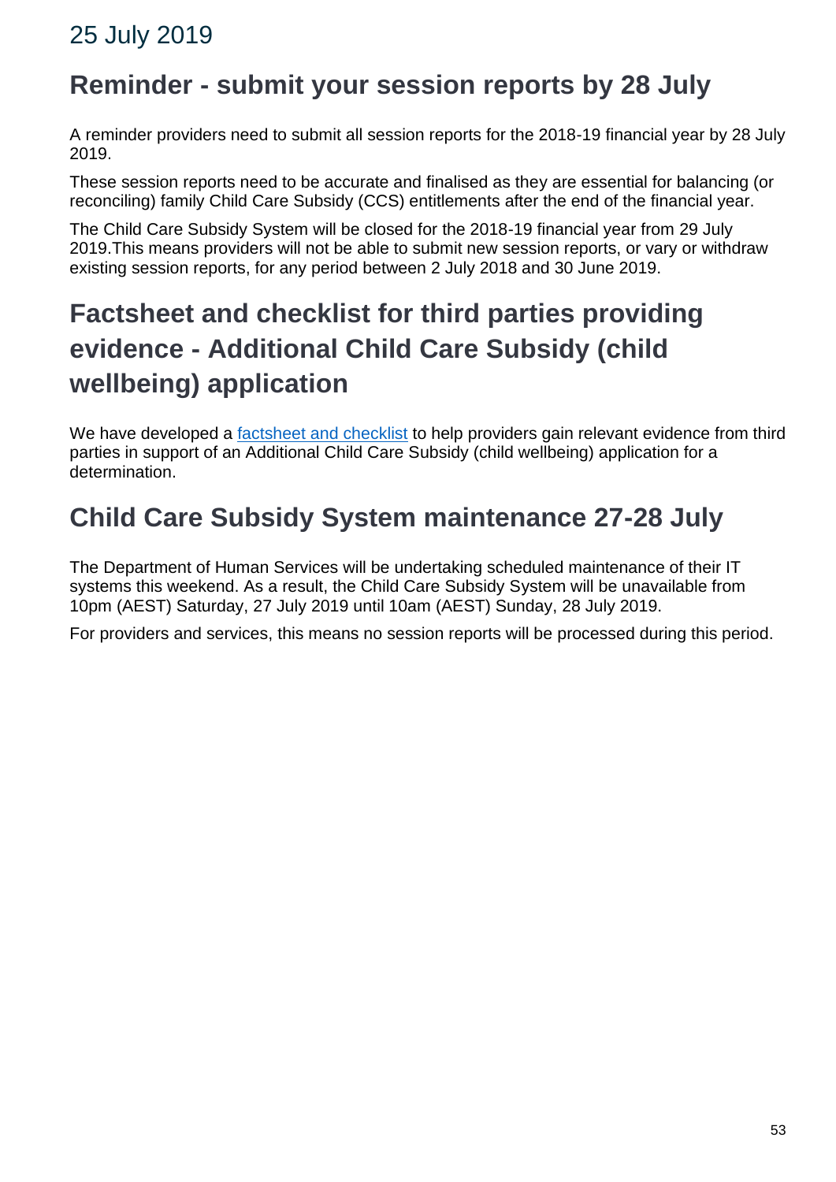# 25 July 2019

## Reminder - submit your session reports by 28 July

A reminder providers need to submit all session reports for the 2018-19 financial year by 28 July 2019.

These session reports need to be accurate and finalised as they are essential for balancing (or reconciling) family Child Care Subsidy (CCS) entitlements after the end of the financial year.

The Child Care Subsidy System will be closed for the 2018-19 financial year from 29 July 2019.This means providers will not be able to submit new session reports, or vary or withdraw existing session reports, for any period between 2 July 2018 and 30 June 2019.

## Factsheet and checklist for third parties providing evidence - Additional Child Care Subsidy (child wellbeing) application

We have developed a [factsheet and checklist] to help providers gain relevant evidence from third parties in support of an Additional Child Care Subsidy (child wellbeing) application for a determination.

## Child Care Subsidy System maintenance 27-28 July

The Department of Human Services will be undertaking scheduled maintenance of their IT systems this weekend. As a result, the Child Care Subsidy System will be unavailable from 10pm (AEST) Saturday, 27 July 2019 until 10am (AEST) Sunday, 28 July 2019.

For providers and services, this means no session reports will be processed during this period.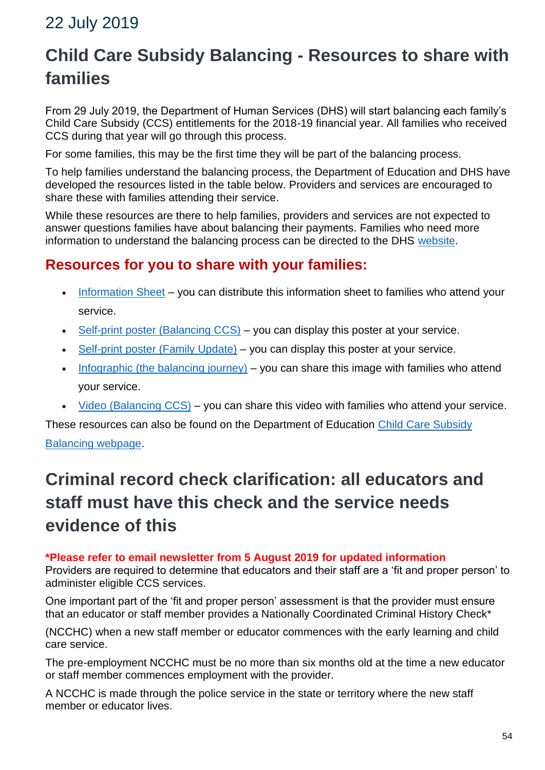## 22 July 2019

# Child Care Subsidy Balancing - Resources to share with families

From 29 July 2019, the Department of Human Services (DHS) will start balancing each family's Child Care Subsidy (CCS) entitlements for the 2018-19 financial year. All families who received CCS during that year will go through this process.

For some families, this may be the first time they will be part of the balancing process.

To help families understand the balancing process, the Department of Education and DHS have developed the resources listed in the table below. Providers and services are encouraged to share these with families attending their service.

While these resources are there to help families, providers and services are not expected to answer questions families have about balancing their payments. Families who need more information to understand the balancing process can be directed to the DHS website.

## Resources for you to share with your families:

- Information Sheet – you can distribute this information sheet to families who attend your service.
- Self-print poster (Balancing CCS) – you can display this poster at your service.
- Self-print poster (Family Update) – you can display this poster at your service.
- Infographic (the balancing journey) – you can share this image with families who attend your service.
- Video (Balancing CCS) – you can share this video with families who attend your service.

These resources can also be found on the Department of Education Child Care Subsidy Balancing webpage.

# Criminal record check clarification: all educators and staff must have this check and the service needs evidence of this

**\*Please refer to email newsletter from 5 August 2019 for updated information**

Providers are required to determine that educators and their staff are a 'fit and proper person' to administer eligible CCS services.

One important part of the 'fit and proper person' assessment is that the provider must ensure that an educator or staff member provides a Nationally Coordinated Criminal History Check*

(NCCHC) when a new staff member or educator commences with the early learning and child care service.

The pre-employment NCCHC must be no more than six months old at the time a new educator or staff member commences employment with the provider.

A NCCHC is made through the police service in the state or territory where the new staff member or educator lives.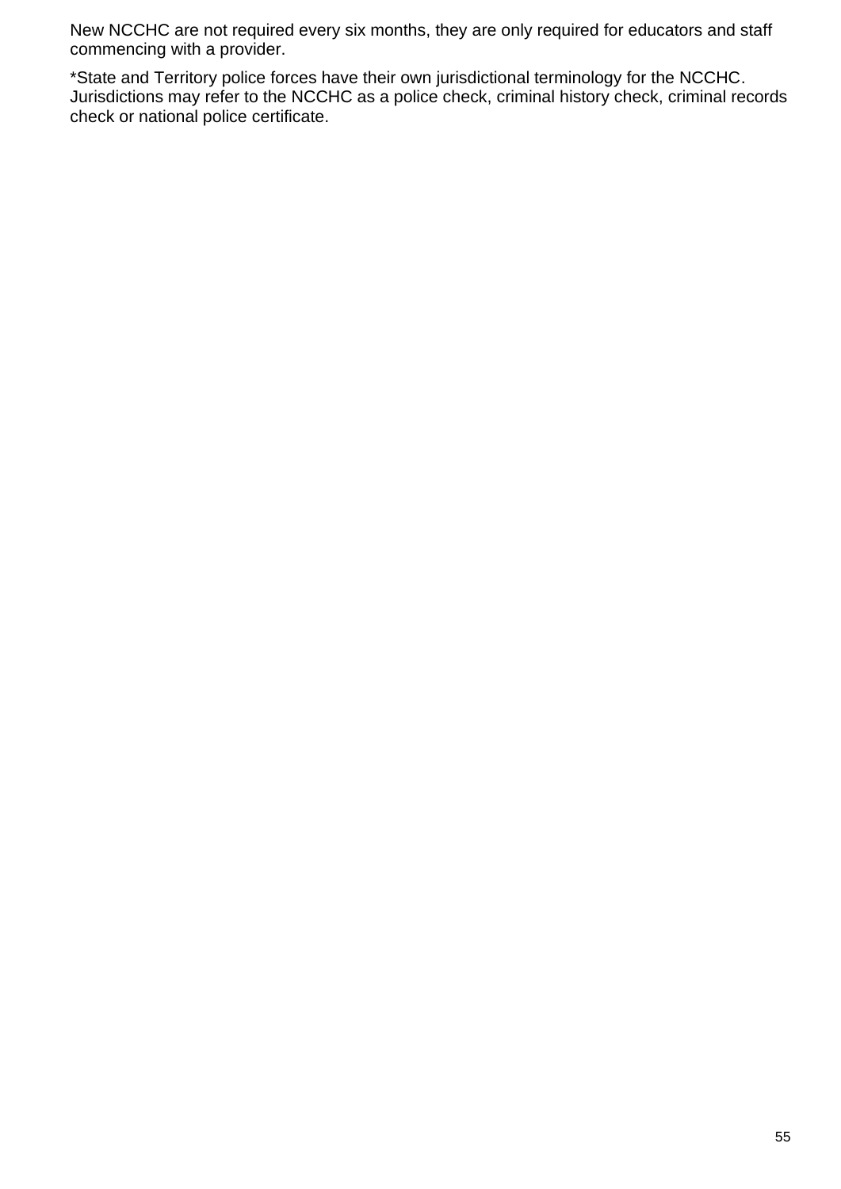New NCCHC are not required every six months, they are only required for educators and staff commencing with a provider.

*State and Territory police forces have their own jurisdictional terminology for the NCCHC. Jurisdictions may refer to the NCCHC as a police check, criminal history check, criminal records check or national police certificate.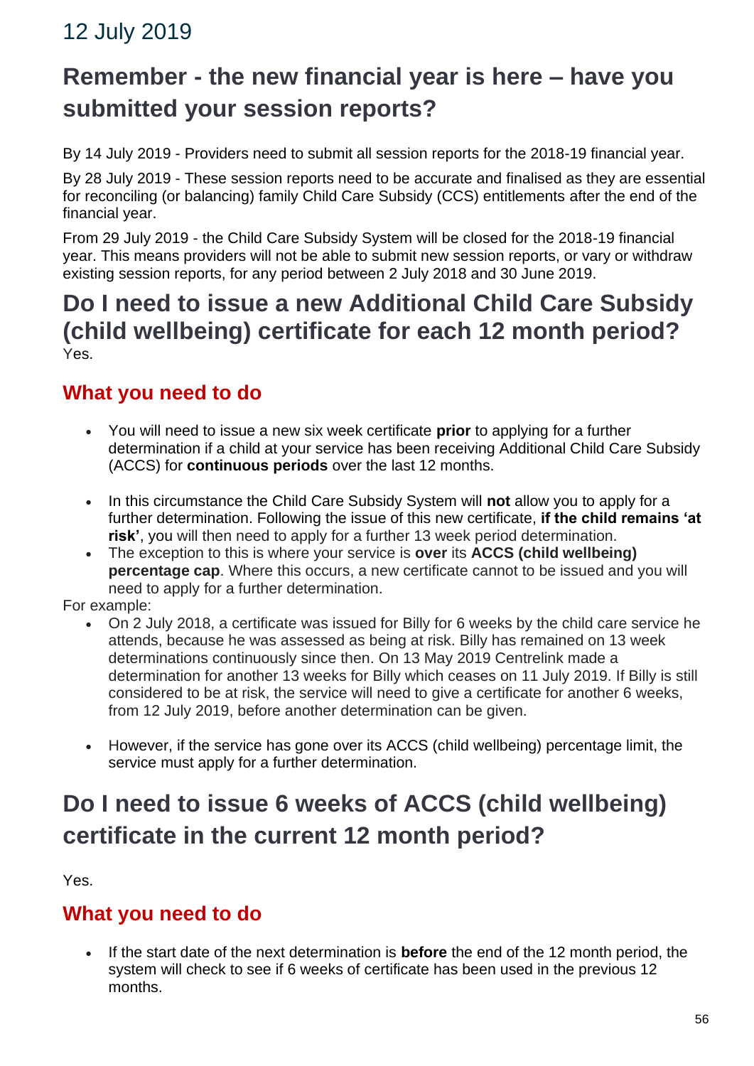## 12 July 2019

# Remember - the new financial year is here – have you submitted your session reports?

By 14 July 2019 - Providers need to submit all session reports for the 2018-19 financial year.

By 28 July 2019 - These session reports need to be accurate and finalised as they are essential for reconciling (or balancing) family Child Care Subsidy (CCS) entitlements after the end of the financial year.

From 29 July 2019 - the Child Care Subsidy System will be closed for the 2018-19 financial year. This means providers will not be able to submit new session reports, or vary or withdraw existing session reports, for any period between 2 July 2018 and 30 June 2019.

# Do I need to issue a new Additional Child Care Subsidy (child wellbeing) certificate for each 12 month period?

Yes.

### What you need to do

- You will need to issue a new six week certificate **prior** to applying for a further determination if a child at your service has been receiving Additional Child Care Subsidy (ACCS) for **continuous periods** over the last 12 months.
- In this circumstance the Child Care Subsidy System will **not** allow you to apply for a further determination. Following the issue of this new certificate, **if the child remains 'at risk'**, you will then need to apply for a further 13 week period determination.
- The exception to this is where your service is **over** its **ACCS (child wellbeing) percentage cap**. Where this occurs, a new certificate cannot to be issued and you will need to apply for a further determination.

For example:

- On 2 July 2018, a certificate was issued for Billy for 6 weeks by the child care service he attends, because he was assessed as being at risk. Billy has remained on 13 week determinations continuously since then. On 13 May 2019 Centrelink made a determination for another 13 weeks for Billy which ceases on 11 July 2019. If Billy is still considered to be at risk, the service will need to give a certificate for another 6 weeks, from 12 July 2019, before another determination can be given.
- However, if the service has gone over its ACCS (child wellbeing) percentage limit, the service must apply for a further determination.

# Do I need to issue 6 weeks of ACCS (child wellbeing) certificate in the current 12 month period?

Yes.

### What you need to do

- If the start date of the next determination is **before** the end of the 12 month period, the system will check to see if 6 weeks of certificate has been used in the previous 12 months.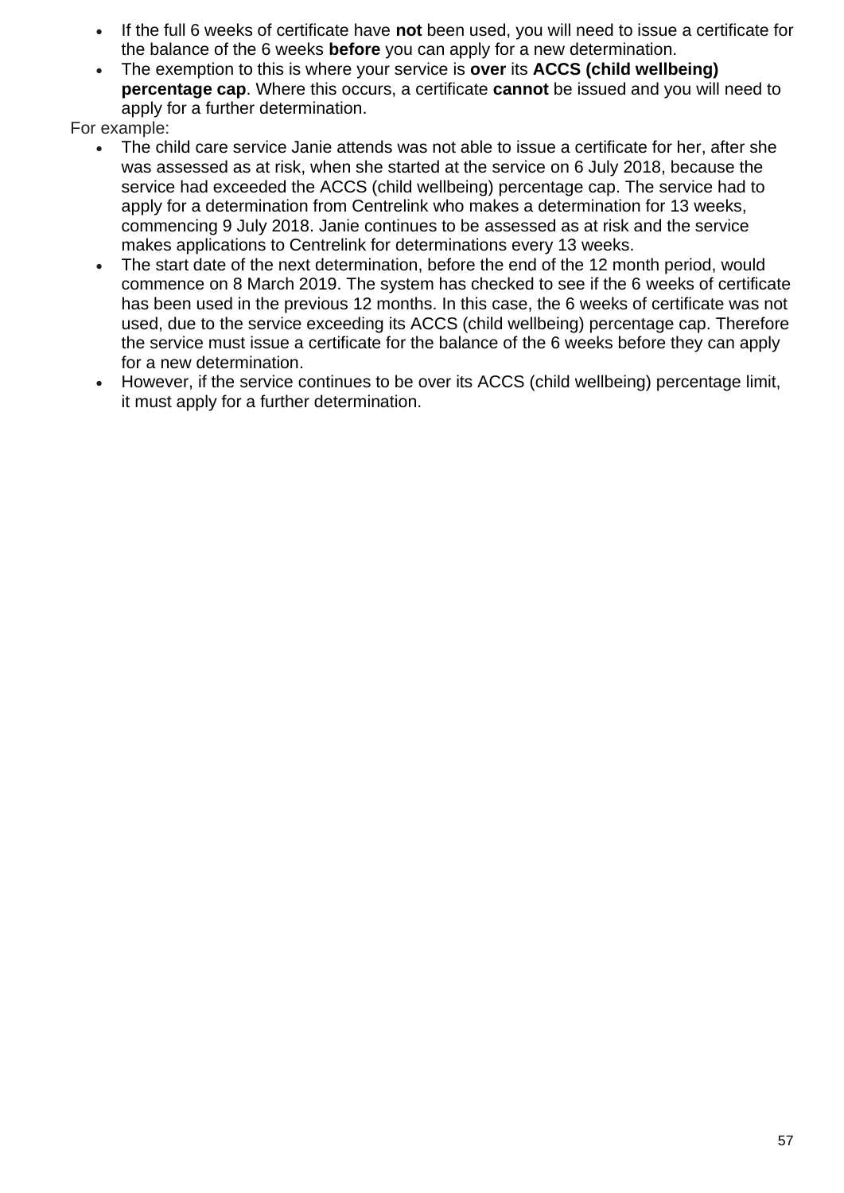- If the full 6 weeks of certificate have **not** been used, you will need to issue a certificate for the balance of the 6 weeks **before** you can apply for a new determination.
- The exemption to this is where your service is **over** its **ACCS (child wellbeing) percentage cap**. Where this occurs, a certificate **cannot** be issued and you will need to apply for a further determination.

For example:

- The child care service Janie attends was not able to issue a certificate for her, after she was assessed as at risk, when she started at the service on 6 July 2018, because the service had exceeded the ACCS (child wellbeing) percentage cap. The service had to apply for a determination from Centrelink who makes a determination for 13 weeks, commencing 9 July 2018. Janie continues to be assessed as at risk and the service makes applications to Centrelink for determinations every 13 weeks.
- The start date of the next determination, before the end of the 12 month period, would commence on 8 March 2019. The system has checked to see if the 6 weeks of certificate has been used in the previous 12 months. In this case, the 6 weeks of certificate was not used, due to the service exceeding its ACCS (child wellbeing) percentage cap. Therefore the service must issue a certificate for the balance of the 6 weeks before they can apply for a new determination.
- However, if the service continues to be over its ACCS (child wellbeing) percentage limit, it must apply for a further determination.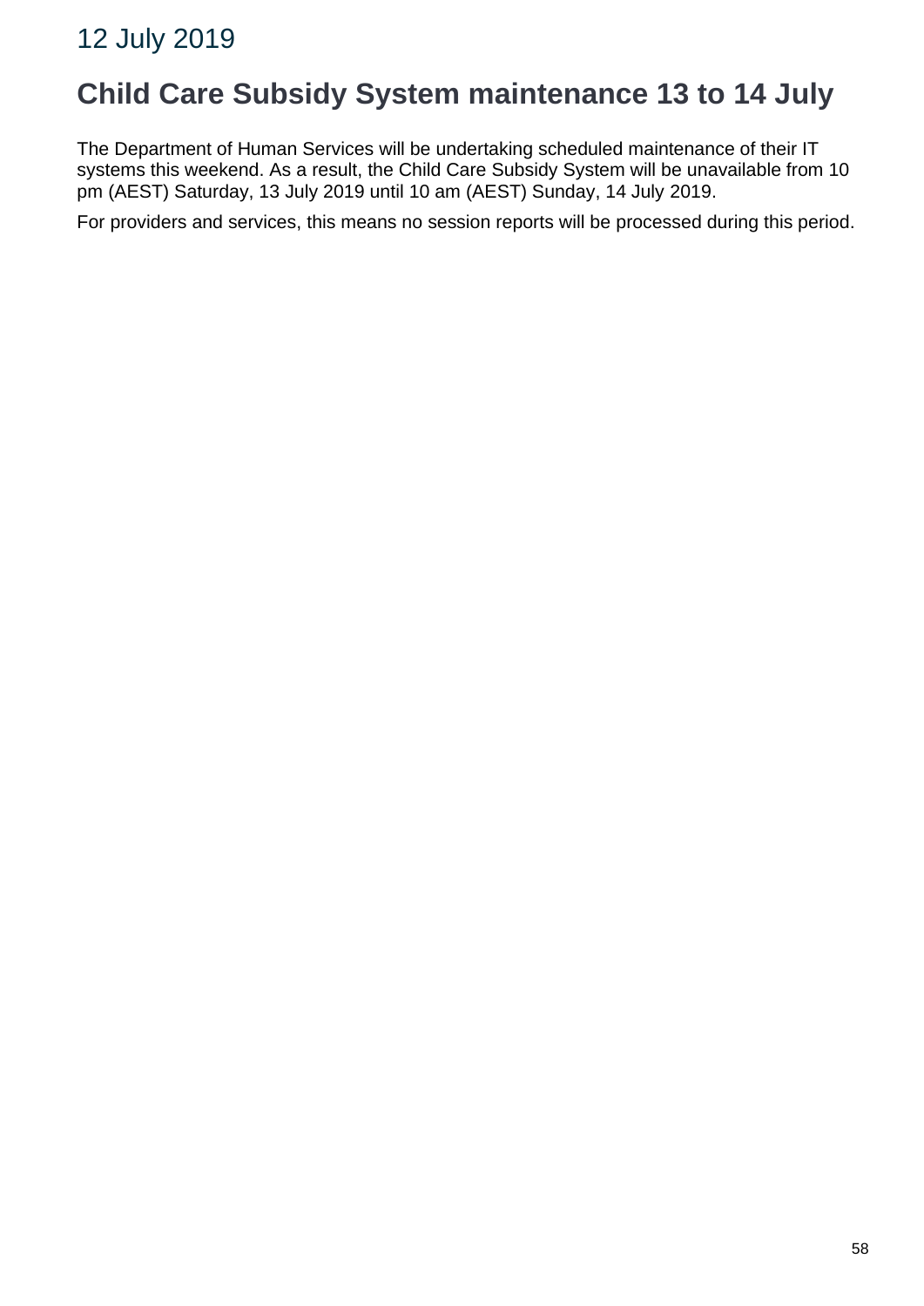## 12 July 2019

# Child Care Subsidy System maintenance 13 to 14 July

The Department of Human Services will be undertaking scheduled maintenance of their IT systems this weekend. As a result, the Child Care Subsidy System will be unavailable from 10 pm (AEST) Saturday, 13 July 2019 until 10 am (AEST) Sunday, 14 July 2019.

For providers and services, this means no session reports will be processed during this period.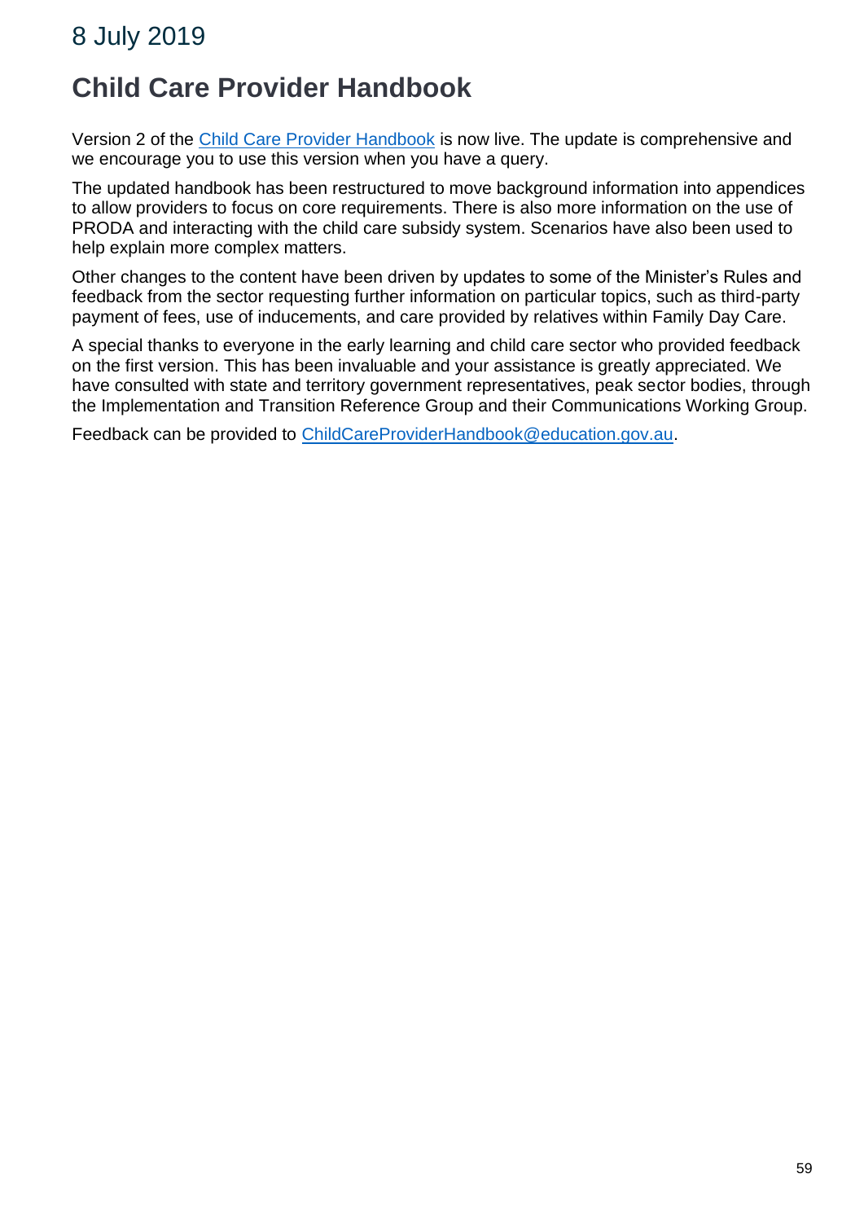## 8 July 2019

# Child Care Provider Handbook

Version 2 of the Child Care Provider Handbook is now live. The update is comprehensive and we encourage you to use this version when you have a query.

The updated handbook has been restructured to move background information into appendices to allow providers to focus on core requirements. There is also more information on the use of PRODA and interacting with the child care subsidy system. Scenarios have also been used to help explain more complex matters.

Other changes to the content have been driven by updates to some of the Minister's Rules and feedback from the sector requesting further information on particular topics, such as third-party payment of fees, use of inducements, and care provided by relatives within Family Day Care.

A special thanks to everyone in the early learning and child care sector who provided feedback on the first version. This has been invaluable and your assistance is greatly appreciated. We have consulted with state and territory government representatives, peak sector bodies, through the Implementation and Transition Reference Group and their Communications Working Group.

Feedback can be provided to ChildCareProviderHandbook@education.gov.au.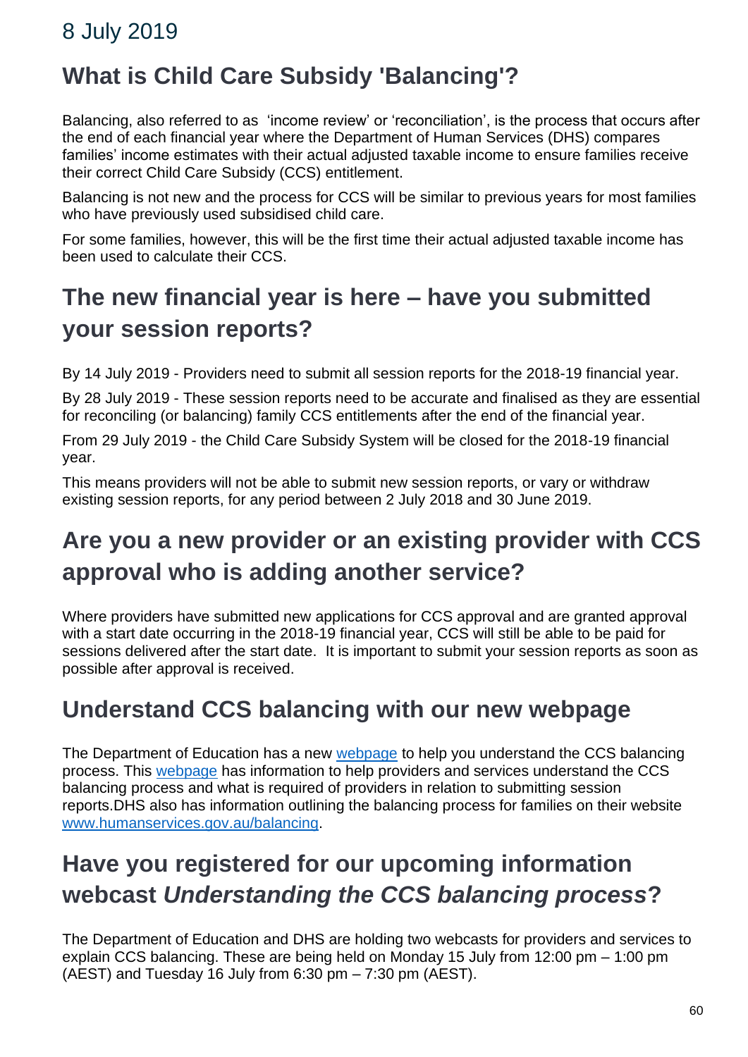## 8 July 2019

## What is Child Care Subsidy 'Balancing'?

Balancing, also referred to as 'income review' or 'reconciliation', is the process that occurs after the end of each financial year where the Department of Human Services (DHS) compares families' income estimates with their actual adjusted taxable income to ensure families receive their correct Child Care Subsidy (CCS) entitlement.

Balancing is not new and the process for CCS will be similar to previous years for most families who have previously used subsidised child care.

For some families, however, this will be the first time their actual adjusted taxable income has been used to calculate their CCS.

## The new financial year is here – have you submitted your session reports?

By 14 July 2019 - Providers need to submit all session reports for the 2018-19 financial year.

By 28 July 2019 - These session reports need to be accurate and finalised as they are essential for reconciling (or balancing) family CCS entitlements after the end of the financial year.

From 29 July 2019 - the Child Care Subsidy System will be closed for the 2018-19 financial year.

This means providers will not be able to submit new session reports, or vary or withdraw existing session reports, for any period between 2 July 2018 and 30 June 2019.

## Are you a new provider or an existing provider with CCS approval who is adding another service?

Where providers have submitted new applications for CCS approval and are granted approval with a start date occurring in the 2018-19 financial year, CCS will still be able to be paid for sessions delivered after the start date. It is important to submit your session reports as soon as possible after approval is received.

## Understand CCS balancing with our new webpage

The Department of Education has a new webpage to help you understand the CCS balancing process. This webpage has information to help providers and services understand the CCS balancing process and what is required of providers in relation to submitting session reports.DHS also has information outlining the balancing process for families on their website www.humanservices.gov.au/balancing.

## Have you registered for our upcoming information webcast *Understanding the CCS balancing process*?

The Department of Education and DHS are holding two webcasts for providers and services to explain CCS balancing. These are being held on Monday 15 July from 12:00 pm – 1:00 pm (AEST) and Tuesday 16 July from 6:30 pm – 7:30 pm (AEST).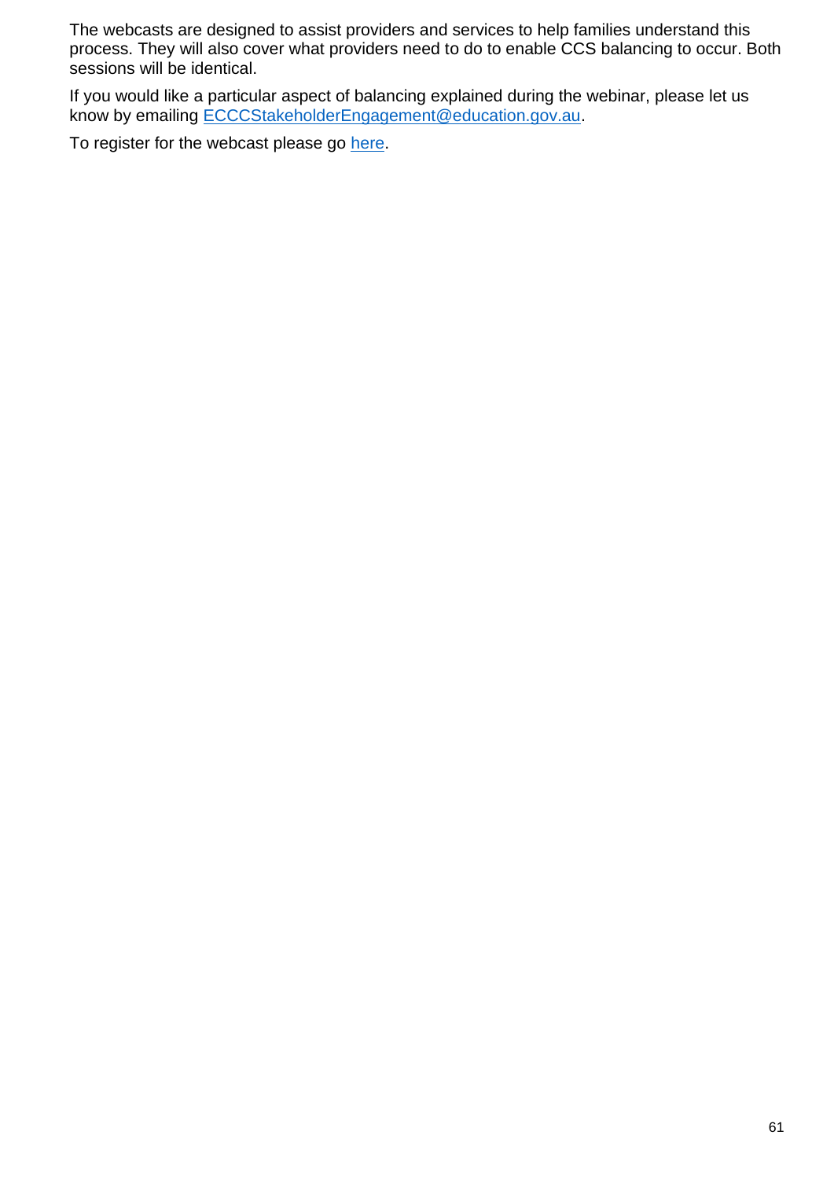The webcasts are designed to assist providers and services to help families understand this process. They will also cover what providers need to do to enable CCS balancing to occur. Both sessions will be identical.

If you would like a particular aspect of balancing explained during the webinar, please let us know by emailing ECCCStakeholderEngagement@education.gov.au.

To register for the webcast please go here.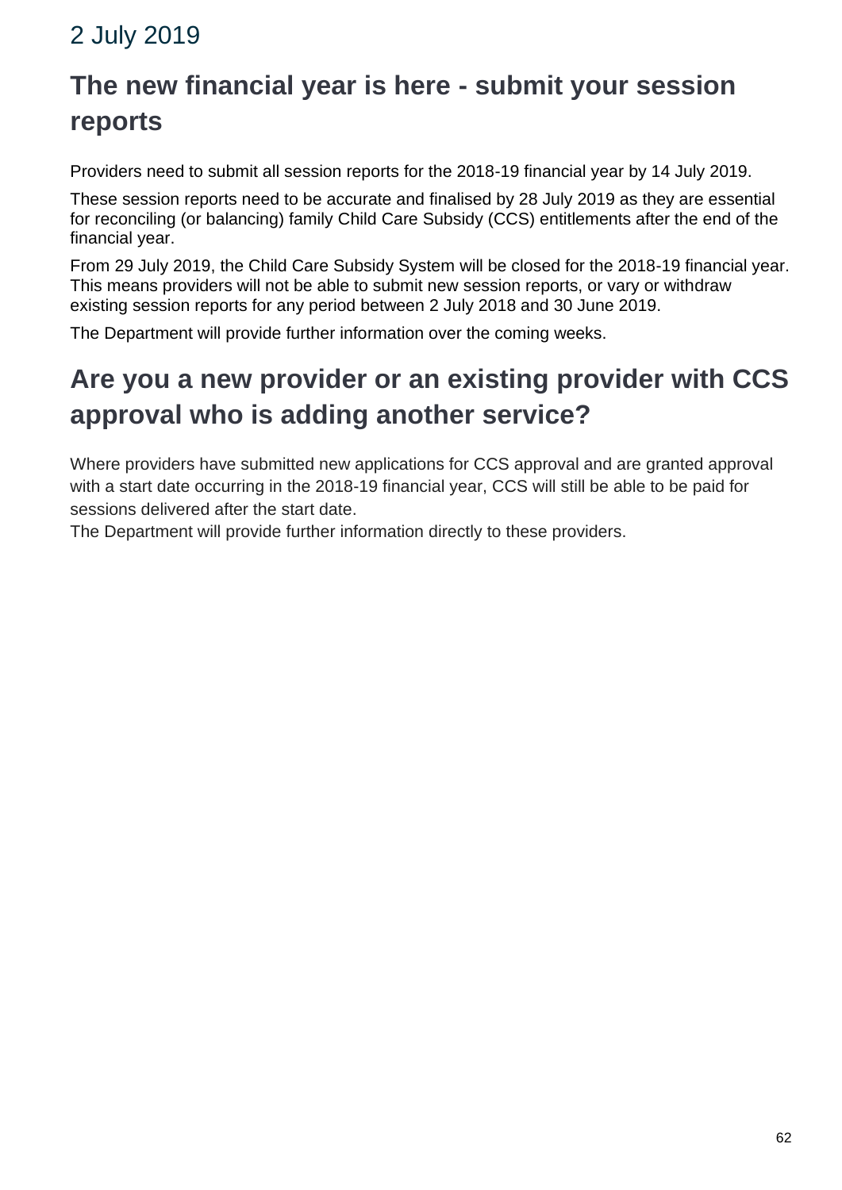## 2 July 2019

## The new financial year is here - submit your session reports

Providers need to submit all session reports for the 2018-19 financial year by 14 July 2019.

These session reports need to be accurate and finalised by 28 July 2019 as they are essential for reconciling (or balancing) family Child Care Subsidy (CCS) entitlements after the end of the financial year.

From 29 July 2019, the Child Care Subsidy System will be closed for the 2018-19 financial year. This means providers will not be able to submit new session reports, or vary or withdraw existing session reports for any period between 2 July 2018 and 30 June 2019.

The Department will provide further information over the coming weeks.

## Are you a new provider or an existing provider with CCS approval who is adding another service?

Where providers have submitted new applications for CCS approval and are granted approval with a start date occurring in the 2018-19 financial year, CCS will still be able to be paid for sessions delivered after the start date.

The Department will provide further information directly to these providers.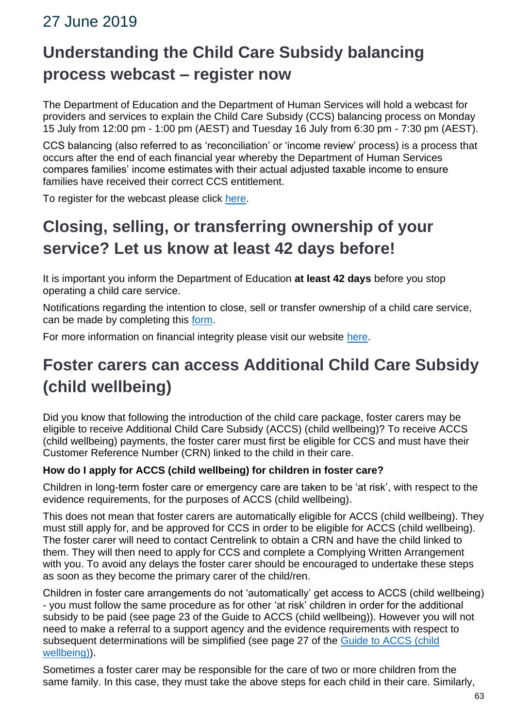## 27 June 2019

# Understanding the Child Care Subsidy balancing process webcast – register now

The Department of Education and the Department of Human Services will hold a webcast for providers and services to explain the Child Care Subsidy (CCS) balancing process on Monday 15 July from 12:00 pm - 1:00 pm (AEST) and Tuesday 16 July from 6:30 pm - 7:30 pm (AEST).

CCS balancing (also referred to as 'reconciliation' or 'income review' process) is a process that occurs after the end of each financial year whereby the Department of Human Services compares families' income estimates with their actual adjusted taxable income to ensure families have received their correct CCS entitlement.

To register for the webcast please click here.

# Closing, selling, or transferring ownership of your service? Let us know at least 42 days before!

It is important you inform the Department of Education **at least 42 days** before you stop operating a child care service.

Notifications regarding the intention to close, sell or transfer ownership of a child care service, can be made by completing this form.

For more information on financial integrity please visit our website here.

# Foster carers can access Additional Child Care Subsidy (child wellbeing)

Did you know that following the introduction of the child care package, foster carers may be eligible to receive Additional Child Care Subsidy (ACCS) (child wellbeing)? To receive ACCS (child wellbeing) payments, the foster carer must first be eligible for CCS and must have their Customer Reference Number (CRN) linked to the child in their care.

**How do I apply for ACCS (child wellbeing) for children in foster care?**

Children in long-term foster care or emergency care are taken to be 'at risk', with respect to the evidence requirements, for the purposes of ACCS (child wellbeing).

This does not mean that foster carers are automatically eligible for ACCS (child wellbeing). They must still apply for, and be approved for CCS in order to be eligible for ACCS (child wellbeing). The foster carer will need to contact Centrelink to obtain a CRN and have the child linked to them. They will then need to apply for CCS and complete a Complying Written Arrangement with you. To avoid any delays the foster carer should be encouraged to undertake these steps as soon as they become the primary carer of the child/ren.

Children in foster care arrangements do not 'automatically' get access to ACCS (child wellbeing) - you must follow the same procedure as for other 'at risk' children in order for the additional subsidy to be paid (see page 23 of the Guide to ACCS (child wellbeing)). However you will not need to make a referral to a support agency and the evidence requirements with respect to subsequent determinations will be simplified (see page 27 of the Guide to ACCS (child wellbeing)).

Sometimes a foster carer may be responsible for the care of two or more children from the same family. In this case, they must take the above steps for each child in their care. Similarly,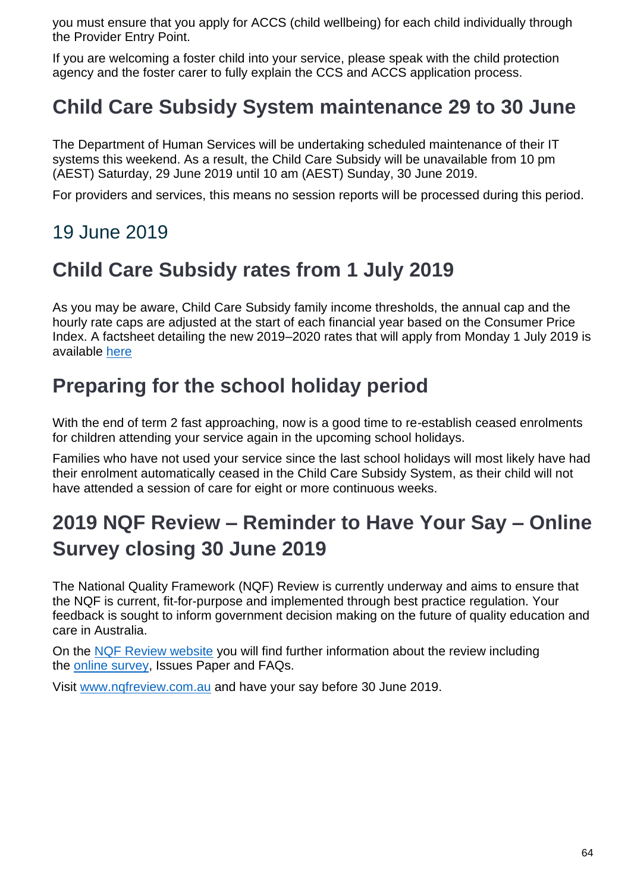you must ensure that you apply for ACCS (child wellbeing) for each child individually through the Provider Entry Point.

If you are welcoming a foster child into your service, please speak with the child protection agency and the foster carer to fully explain the CCS and ACCS application process.

## Child Care Subsidy System maintenance 29 to 30 June

The Department of Human Services will be undertaking scheduled maintenance of their IT systems this weekend. As a result, the Child Care Subsidy will be unavailable from 10 pm (AEST) Saturday, 29 June 2019 until 10 am (AEST) Sunday, 30 June 2019.

For providers and services, this means no session reports will be processed during this period.

# 19 June 2019

## Child Care Subsidy rates from 1 July 2019

As you may be aware, Child Care Subsidy family income thresholds, the annual cap and the hourly rate caps are adjusted at the start of each financial year based on the Consumer Price Index. A factsheet detailing the new 2019–2020 rates that will apply from Monday 1 July 2019 is available [here]()

## Preparing for the school holiday period

With the end of term 2 fast approaching, now is a good time to re-establish ceased enrolments for children attending your service again in the upcoming school holidays.

Families who have not used your service since the last school holidays will most likely have had their enrolment automatically ceased in the Child Care Subsidy System, as their child will not have attended a session of care for eight or more continuous weeks.

## 2019 NQF Review – Reminder to Have Your Say – Online Survey closing 30 June 2019

The National Quality Framework (NQF) Review is currently underway and aims to ensure that the NQF is current, fit-for-purpose and implemented through best practice regulation. Your feedback is sought to inform government decision making on the future of quality education and care in Australia.

On the [NQF Review website]() you will find further information about the review including the [online survey](), Issues Paper and FAQs.

Visit [www.nqfreview.com.au]() and have your say before 30 June 2019.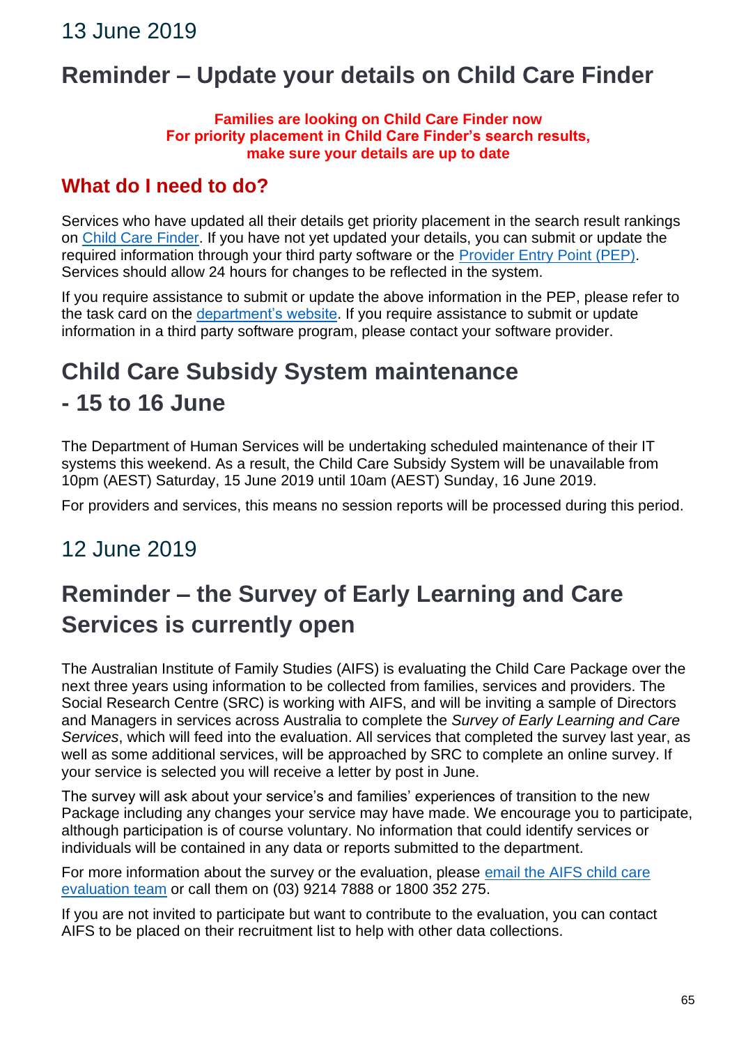## 13 June 2019

# Reminder – Update your details on Child Care Finder

**Families are looking on Child Care Finder now**
**For priority placement in Child Care Finder's search results, make sure your details are up to date**

### What do I need to do?

Services who have updated all their details get priority placement in the search result rankings on Child Care Finder. If you have not yet updated your details, you can submit or update the required information through your third party software or the Provider Entry Point (PEP). Services should allow 24 hours for changes to be reflected in the system.

If you require assistance to submit or update the above information in the PEP, please refer to the task card on the department's website. If you require assistance to submit or update information in a third party software program, please contact your software provider.

# Child Care Subsidy System maintenance - 15 to 16 June

The Department of Human Services will be undertaking scheduled maintenance of their IT systems this weekend. As a result, the Child Care Subsidy System will be unavailable from 10pm (AEST) Saturday, 15 June 2019 until 10am (AEST) Sunday, 16 June 2019.

For providers and services, this means no session reports will be processed during this period.

## 12 June 2019

# Reminder – the Survey of Early Learning and Care Services is currently open

The Australian Institute of Family Studies (AIFS) is evaluating the Child Care Package over the next three years using information to be collected from families, services and providers. The Social Research Centre (SRC) is working with AIFS, and will be inviting a sample of Directors and Managers in services across Australia to complete the *Survey of Early Learning and Care Services*, which will feed into the evaluation. All services that completed the survey last year, as well as some additional services, will be approached by SRC to complete an online survey. If your service is selected you will receive a letter by post in June.

The survey will ask about your service's and families' experiences of transition to the new Package including any changes your service may have made. We encourage you to participate, although participation is of course voluntary. No information that could identify services or individuals will be contained in any data or reports submitted to the department.

For more information about the survey or the evaluation, please email the AIFS child care evaluation team or call them on (03) 9214 7888 or 1800 352 275.

If you are not invited to participate but want to contribute to the evaluation, you can contact AIFS to be placed on their recruitment list to help with other data collections.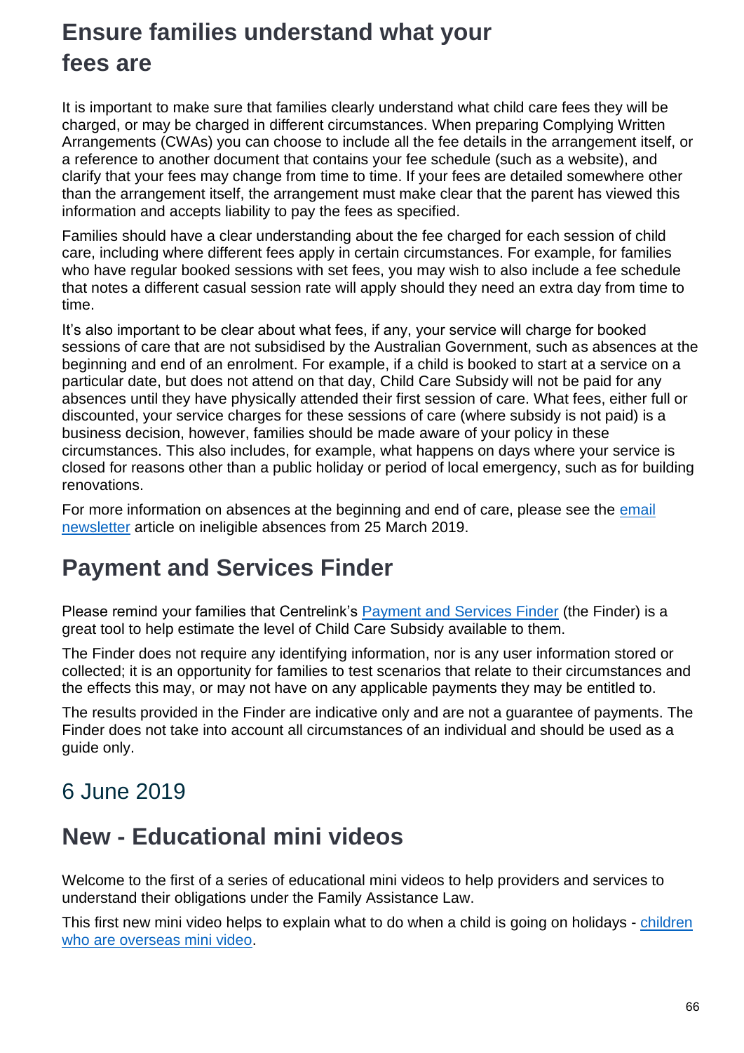## Ensure families understand what your fees are

It is important to make sure that families clearly understand what child care fees they will be charged, or may be charged in different circumstances. When preparing Complying Written Arrangements (CWAs) you can choose to include all the fee details in the arrangement itself, or a reference to another document that contains your fee schedule (such as a website), and clarify that your fees may change from time to time. If your fees are detailed somewhere other than the arrangement itself, the arrangement must make clear that the parent has viewed this information and accepts liability to pay the fees as specified.

Families should have a clear understanding about the fee charged for each session of child care, including where different fees apply in certain circumstances. For example, for families who have regular booked sessions with set fees, you may wish to also include a fee schedule that notes a different casual session rate will apply should they need an extra day from time to time.

It's also important to be clear about what fees, if any, your service will charge for booked sessions of care that are not subsidised by the Australian Government, such as absences at the beginning and end of an enrolment. For example, if a child is booked to start at a service on a particular date, but does not attend on that day, Child Care Subsidy will not be paid for any absences until they have physically attended their first session of care. What fees, either full or discounted, your service charges for these sessions of care (where subsidy is not paid) is a business decision, however, families should be made aware of your policy in these circumstances. This also includes, for example, what happens on days where your service is closed for reasons other than a public holiday or period of local emergency, such as for building renovations.

For more information on absences at the beginning and end of care, please see the email newsletter article on ineligible absences from 25 March 2019.

## Payment and Services Finder

Please remind your families that Centrelink's Payment and Services Finder (the Finder) is a great tool to help estimate the level of Child Care Subsidy available to them.

The Finder does not require any identifying information, nor is any user information stored or collected; it is an opportunity for families to test scenarios that relate to their circumstances and the effects this may, or may not have on any applicable payments they may be entitled to.

The results provided in the Finder are indicative only and are not a guarantee of payments. The Finder does not take into account all circumstances of an individual and should be used as a guide only.

## 6 June 2019

## New - Educational mini videos

Welcome to the first of a series of educational mini videos to help providers and services to understand their obligations under the Family Assistance Law.

This first new mini video helps to explain what to do when a child is going on holidays - children who are overseas mini video.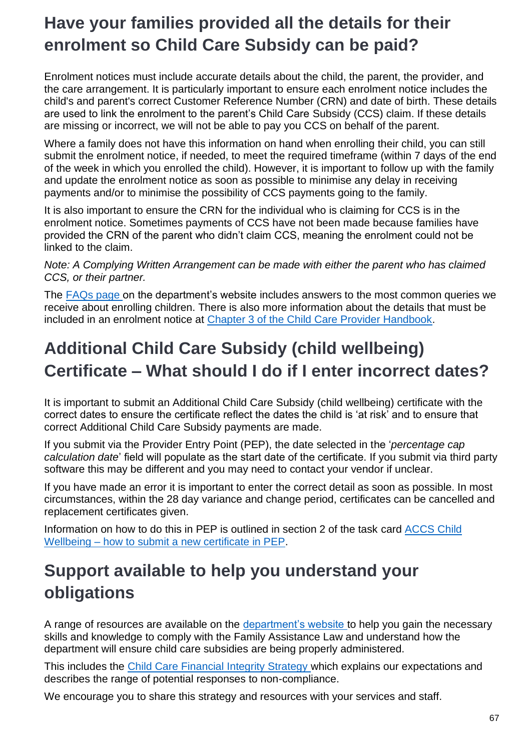## Have your families provided all the details for their enrolment so Child Care Subsidy can be paid?

Enrolment notices must include accurate details about the child, the parent, the provider, and the care arrangement. It is particularly important to ensure each enrolment notice includes the child's and parent's correct Customer Reference Number (CRN) and date of birth. These details are used to link the enrolment to the parent's Child Care Subsidy (CCS) claim. If these details are missing or incorrect, we will not be able to pay you CCS on behalf of the parent.

Where a family does not have this information on hand when enrolling their child, you can still submit the enrolment notice, if needed, to meet the required timeframe (within 7 days of the end of the week in which you enrolled the child). However, it is important to follow up with the family and update the enrolment notice as soon as possible to minimise any delay in receiving payments and/or to minimise the possibility of CCS payments going to the family.

It is also important to ensure the CRN for the individual who is claiming for CCS is in the enrolment notice. Sometimes payments of CCS have not been made because families have provided the CRN of the parent who didn't claim CCS, meaning the enrolment could not be linked to the claim.

*Note: A Complying Written Arrangement can be made with either the parent who has claimed CCS, or their partner.*

The FAQs page on the department's website includes answers to the most common queries we receive about enrolling children. There is also more information about the details that must be included in an enrolment notice at Chapter 3 of the Child Care Provider Handbook.

## Additional Child Care Subsidy (child wellbeing) Certificate – What should I do if I enter incorrect dates?

It is important to submit an Additional Child Care Subsidy (child wellbeing) certificate with the correct dates to ensure the certificate reflect the dates the child is 'at risk' and to ensure that correct Additional Child Care Subsidy payments are made.

If you submit via the Provider Entry Point (PEP), the date selected in the '*percentage cap calculation date*' field will populate as the start date of the certificate. If you submit via third party software this may be different and you may need to contact your vendor if unclear.

If you have made an error it is important to enter the correct detail as soon as possible. In most circumstances, within the 28 day variance and change period, certificates can be cancelled and replacement certificates given.

Information on how to do this in PEP is outlined in section 2 of the task card ACCS Child Wellbeing – how to submit a new certificate in PEP.

## Support available to help you understand your obligations

A range of resources are available on the department's website to help you gain the necessary skills and knowledge to comply with the Family Assistance Law and understand how the department will ensure child care subsidies are being properly administered.

This includes the Child Care Financial Integrity Strategy which explains our expectations and describes the range of potential responses to non-compliance.

We encourage you to share this strategy and resources with your services and staff.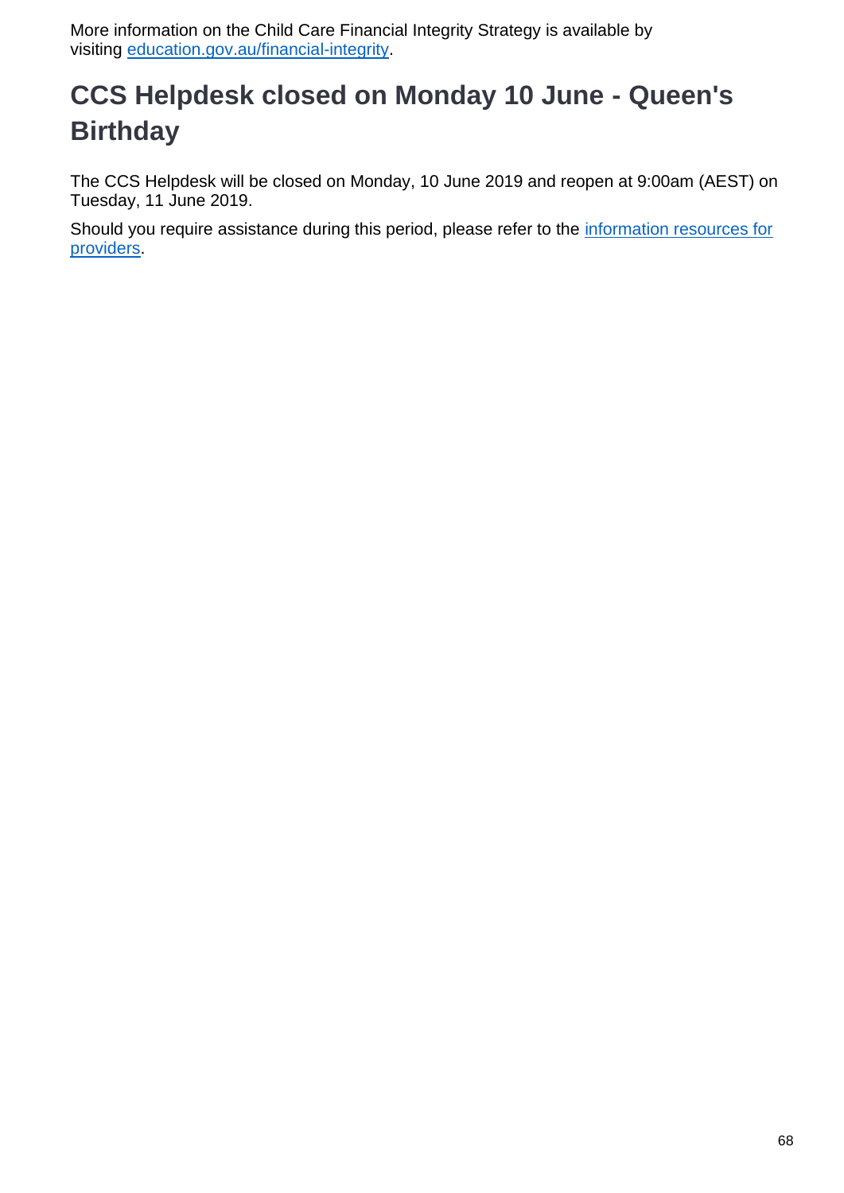More information on the Child Care Financial Integrity Strategy is available by visiting [education.gov.au/financial-integrity](education.gov.au/financial-integrity).

## CCS Helpdesk closed on Monday 10 June - Queen's Birthday

The CCS Helpdesk will be closed on Monday, 10 June 2019 and reopen at 9:00am (AEST) on Tuesday, 11 June 2019.

Should you require assistance during this period, please refer to the information resources for providers.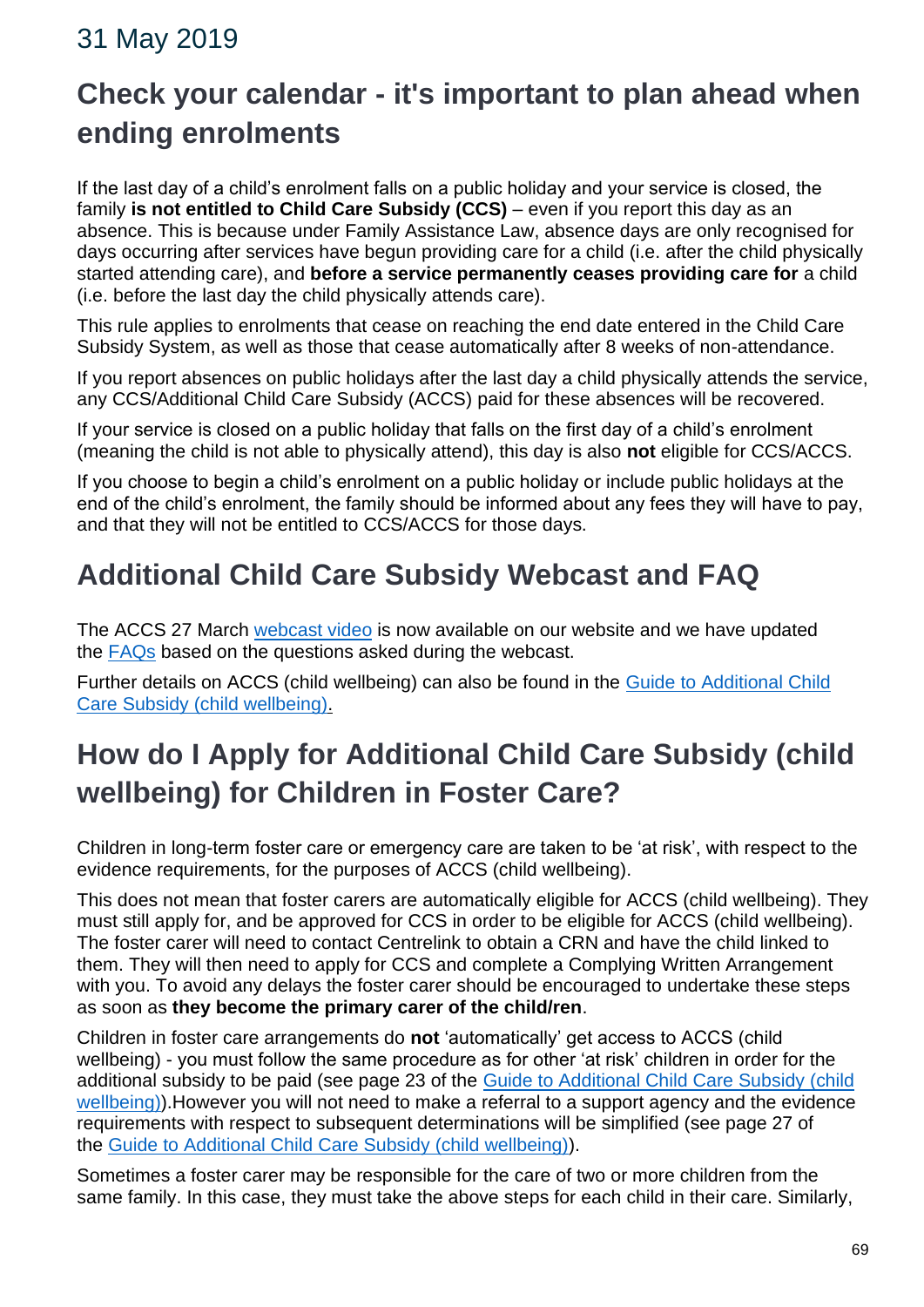## 31 May 2019

# Check your calendar - it's important to plan ahead when ending enrolments

If the last day of a child's enrolment falls on a public holiday and your service is closed, the family **is not entitled to Child Care Subsidy (CCS)** – even if you report this day as an absence. This is because under Family Assistance Law, absence days are only recognised for days occurring after services have begun providing care for a child (i.e. after the child physically started attending care), and **before a service permanently ceases providing care for** a child (i.e. before the last day the child physically attends care).

This rule applies to enrolments that cease on reaching the end date entered in the Child Care Subsidy System, as well as those that cease automatically after 8 weeks of non-attendance.

If you report absences on public holidays after the last day a child physically attends the service, any CCS/Additional Child Care Subsidy (ACCS) paid for these absences will be recovered.

If your service is closed on a public holiday that falls on the first day of a child's enrolment (meaning the child is not able to physically attend), this day is also **not** eligible for CCS/ACCS.

If you choose to begin a child's enrolment on a public holiday or include public holidays at the end of the child's enrolment, the family should be informed about any fees they will have to pay, and that they will not be entitled to CCS/ACCS for those days.

# Additional Child Care Subsidy Webcast and FAQ

The ACCS 27 March webcast video is now available on our website and we have updated the FAQs based on the questions asked during the webcast.

Further details on ACCS (child wellbeing) can also be found in the Guide to Additional Child Care Subsidy (child wellbeing).

# How do I Apply for Additional Child Care Subsidy (child wellbeing) for Children in Foster Care?

Children in long-term foster care or emergency care are taken to be 'at risk', with respect to the evidence requirements, for the purposes of ACCS (child wellbeing).

This does not mean that foster carers are automatically eligible for ACCS (child wellbeing). They must still apply for, and be approved for CCS in order to be eligible for ACCS (child wellbeing). The foster carer will need to contact Centrelink to obtain a CRN and have the child linked to them. They will then need to apply for CCS and complete a Complying Written Arrangement with you. To avoid any delays the foster carer should be encouraged to undertake these steps as soon as **they become the primary carer of the child/ren**.

Children in foster care arrangements do **not** 'automatically' get access to ACCS (child wellbeing) - you must follow the same procedure as for other 'at risk' children in order for the additional subsidy to be paid (see page 23 of the Guide to Additional Child Care Subsidy (child wellbeing)).However you will not need to make a referral to a support agency and the evidence requirements with respect to subsequent determinations will be simplified (see page 27 of the Guide to Additional Child Care Subsidy (child wellbeing)).

Sometimes a foster carer may be responsible for the care of two or more children from the same family. In this case, they must take the above steps for each child in their care. Similarly,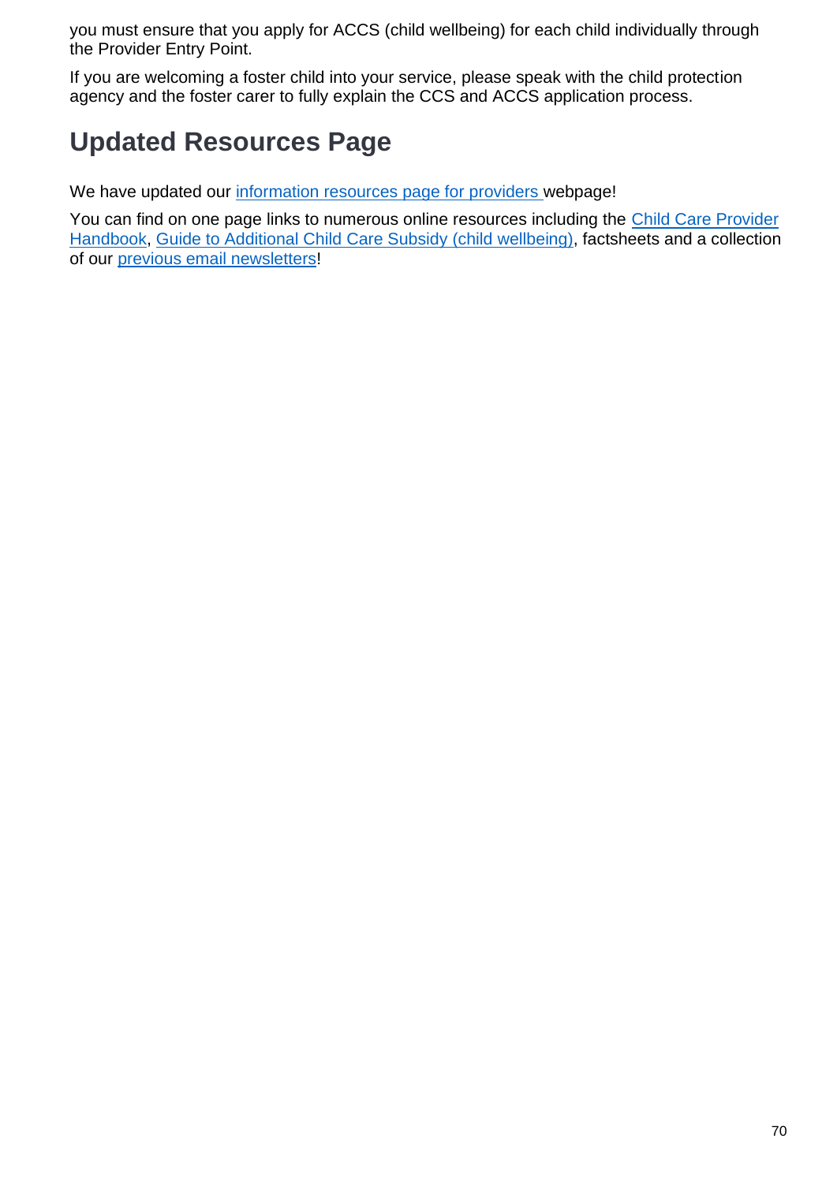you must ensure that you apply for ACCS (child wellbeing) for each child individually through the Provider Entry Point.

If you are welcoming a foster child into your service, please speak with the child protection agency and the foster carer to fully explain the CCS and ACCS application process.

## Updated Resources Page

We have updated our information resources page for providers webpage!

You can find on one page links to numerous online resources including the Child Care Provider Handbook, Guide to Additional Child Care Subsidy (child wellbeing), factsheets and a collection of our previous email newsletters!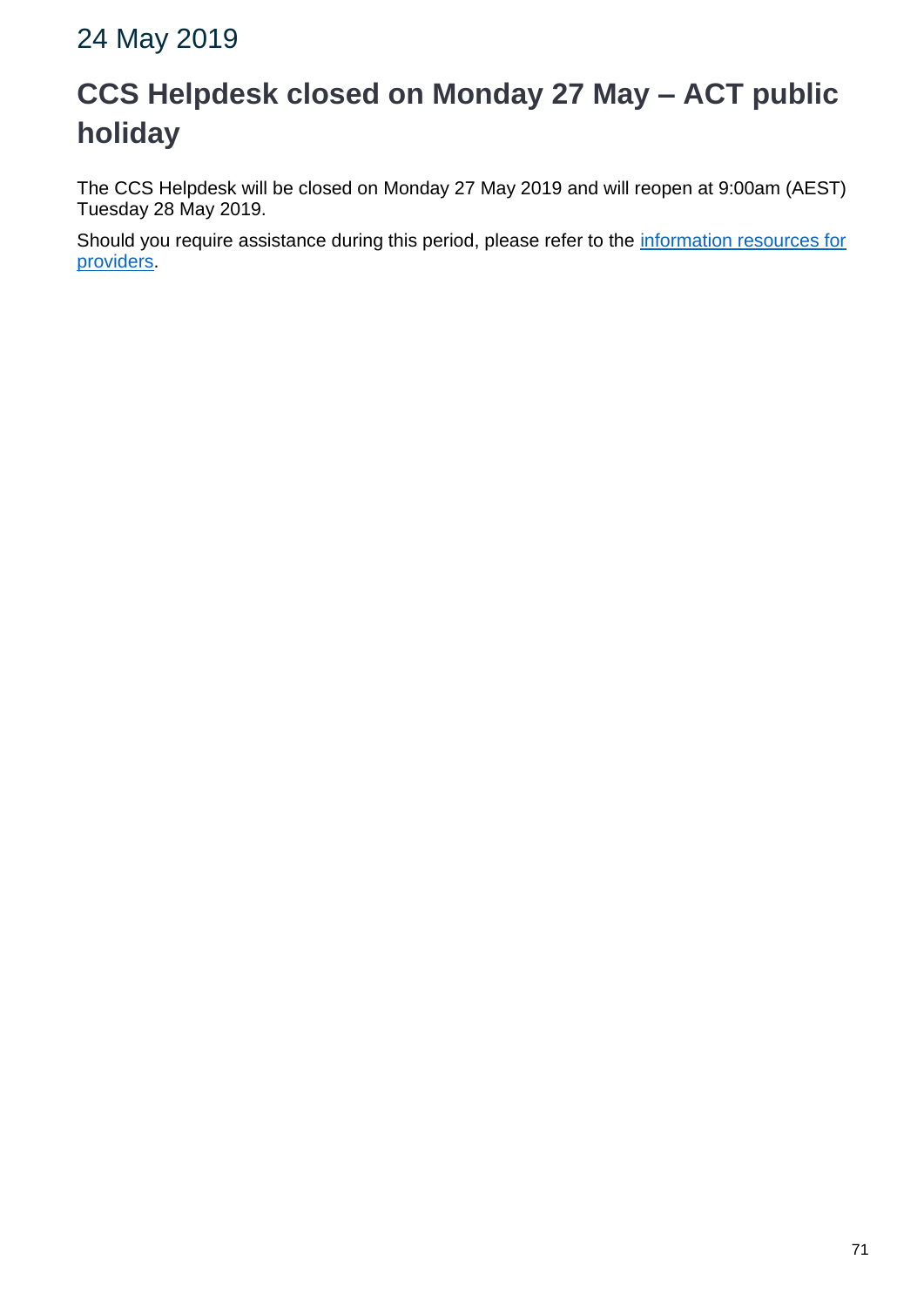24 May 2019

## CCS Helpdesk closed on Monday 27 May – ACT public holiday

The CCS Helpdesk will be closed on Monday 27 May 2019 and will reopen at 9:00am (AEST) Tuesday 28 May 2019.

Should you require assistance during this period, please refer to the information resources for providers.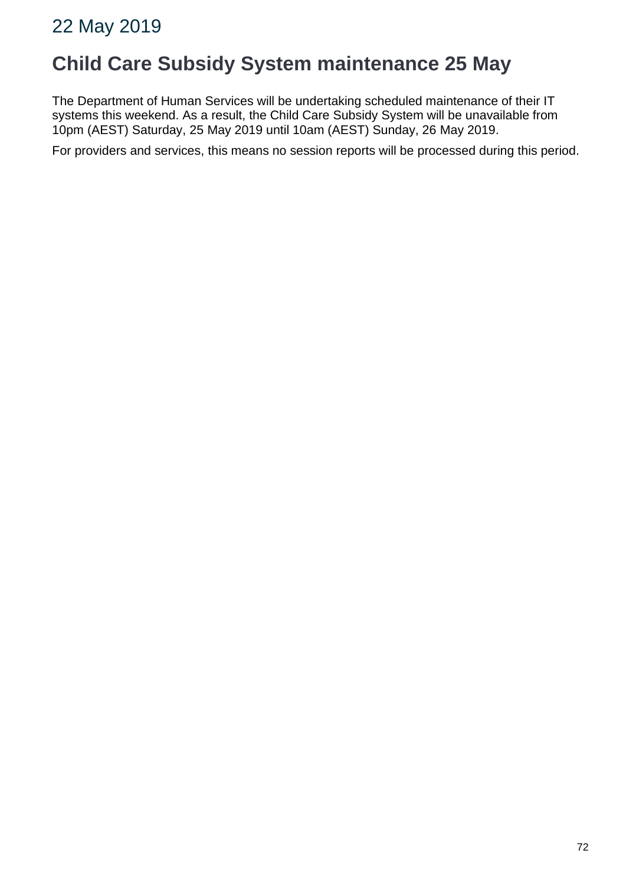22 May 2019

## Child Care Subsidy System maintenance 25 May

The Department of Human Services will be undertaking scheduled maintenance of their IT systems this weekend. As a result, the Child Care Subsidy System will be unavailable from 10pm (AEST) Saturday, 25 May 2019 until 10am (AEST) Sunday, 26 May 2019.

For providers and services, this means no session reports will be processed during this period.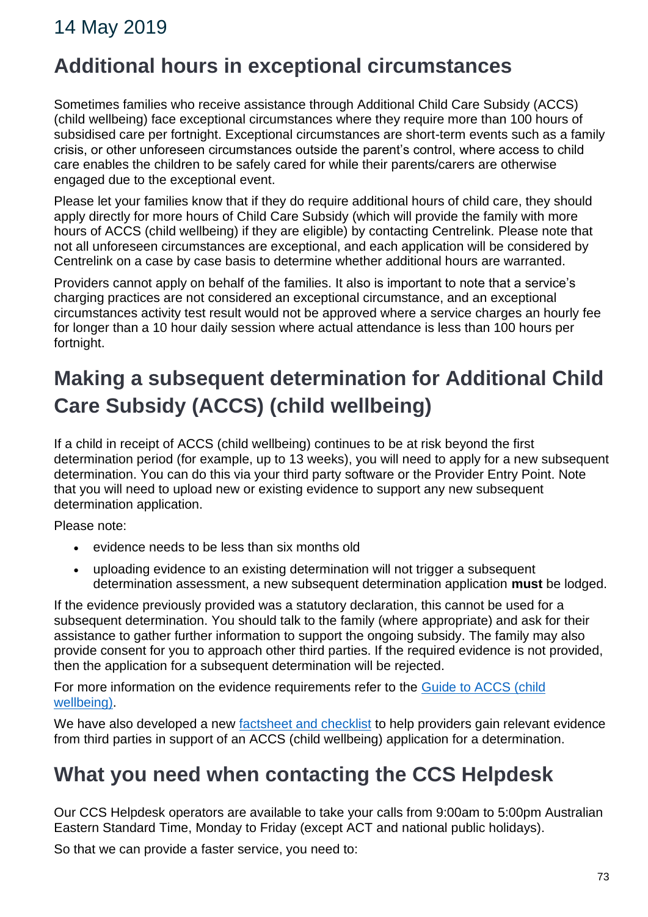## 14 May 2019

# Additional hours in exceptional circumstances

Sometimes families who receive assistance through Additional Child Care Subsidy (ACCS) (child wellbeing) face exceptional circumstances where they require more than 100 hours of subsidised care per fortnight. Exceptional circumstances are short-term events such as a family crisis, or other unforeseen circumstances outside the parent's control, where access to child care enables the children to be safely cared for while their parents/carers are otherwise engaged due to the exceptional event.

Please let your families know that if they do require additional hours of child care, they should apply directly for more hours of Child Care Subsidy (which will provide the family with more hours of ACCS (child wellbeing) if they are eligible) by contacting Centrelink. Please note that not all unforeseen circumstances are exceptional, and each application will be considered by Centrelink on a case by case basis to determine whether additional hours are warranted.

Providers cannot apply on behalf of the families. It also is important to note that a service's charging practices are not considered an exceptional circumstance, and an exceptional circumstances activity test result would not be approved where a service charges an hourly fee for longer than a 10 hour daily session where actual attendance is less than 100 hours per fortnight.

# Making a subsequent determination for Additional Child Care Subsidy (ACCS) (child wellbeing)

If a child in receipt of ACCS (child wellbeing) continues to be at risk beyond the first determination period (for example, up to 13 weeks), you will need to apply for a new subsequent determination. You can do this via your third party software or the Provider Entry Point. Note that you will need to upload new or existing evidence to support any new subsequent determination application.

Please note:

- evidence needs to be less than six months old
- uploading evidence to an existing determination will not trigger a subsequent determination assessment, a new subsequent determination application **must** be lodged.

If the evidence previously provided was a statutory declaration, this cannot be used for a subsequent determination. You should talk to the family (where appropriate) and ask for their assistance to gather further information to support the ongoing subsidy. The family may also provide consent for you to approach other third parties. If the required evidence is not provided, then the application for a subsequent determination will be rejected.

For more information on the evidence requirements refer to the Guide to ACCS (child wellbeing).

We have also developed a new factsheet and checklist to help providers gain relevant evidence from third parties in support of an ACCS (child wellbeing) application for a determination.

# What you need when contacting the CCS Helpdesk

Our CCS Helpdesk operators are available to take your calls from 9:00am to 5:00pm Australian Eastern Standard Time, Monday to Friday (except ACT and national public holidays).

So that we can provide a faster service, you need to: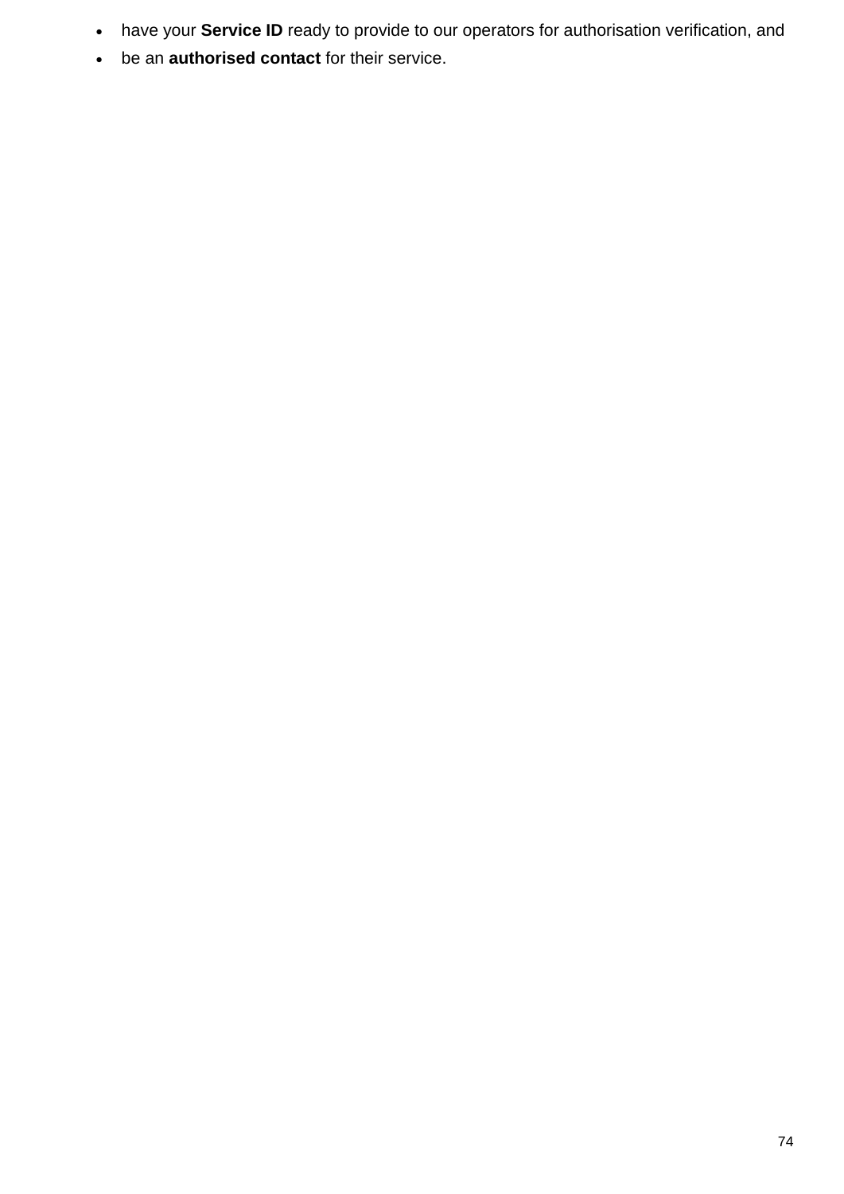- have your **Service ID** ready to provide to our operators for authorisation verification, and
- be an **authorised contact** for their service.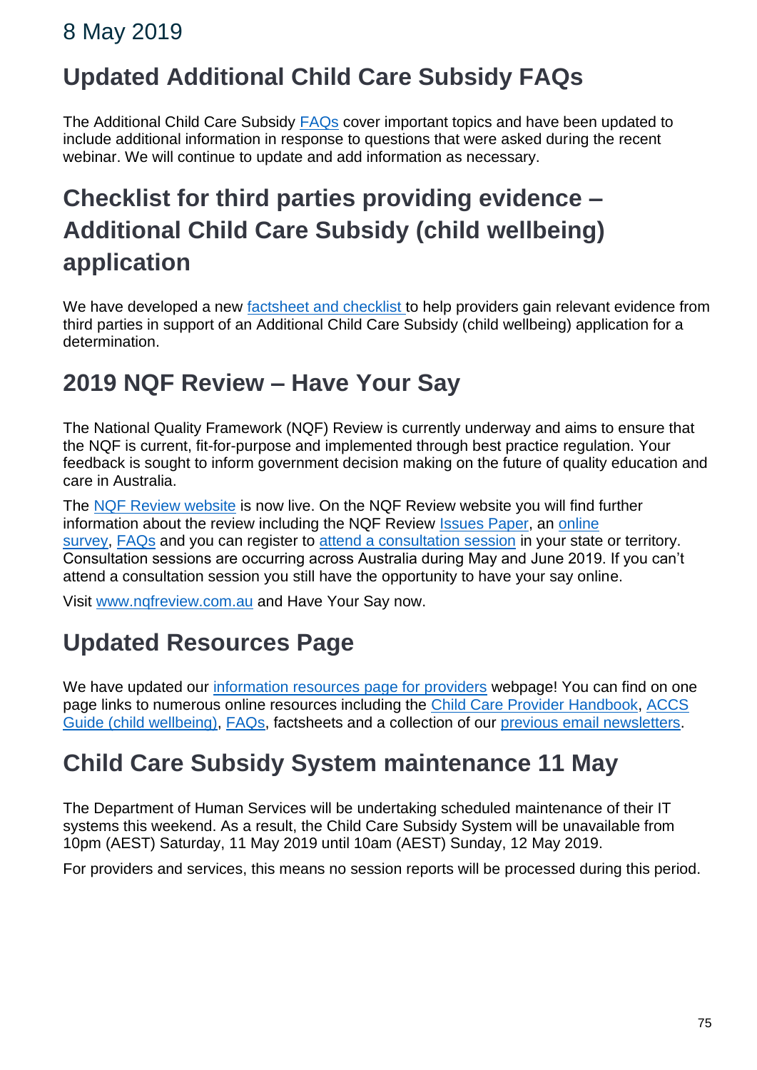## 8 May 2019

# Updated Additional Child Care Subsidy FAQs

The Additional Child Care Subsidy FAQs cover important topics and have been updated to include additional information in response to questions that were asked during the recent webinar. We will continue to update and add information as necessary.

# Checklist for third parties providing evidence – Additional Child Care Subsidy (child wellbeing) application

We have developed a new factsheet and checklist to help providers gain relevant evidence from third parties in support of an Additional Child Care Subsidy (child wellbeing) application for a determination.

## 2019 NQF Review – Have Your Say

The National Quality Framework (NQF) Review is currently underway and aims to ensure that the NQF is current, fit-for-purpose and implemented through best practice regulation. Your feedback is sought to inform government decision making on the future of quality education and care in Australia.

The NQF Review website is now live. On the NQF Review website you will find further information about the review including the NQF Review Issues Paper, an online survey, FAQs and you can register to attend a consultation session in your state or territory. Consultation sessions are occurring across Australia during May and June 2019. If you can't attend a consultation session you still have the opportunity to have your say online.

Visit www.nqfreview.com.au and Have Your Say now.

## Updated Resources Page

We have updated our information resources page for providers webpage! You can find on one page links to numerous online resources including the Child Care Provider Handbook, ACCS Guide (child wellbeing), FAQs, factsheets and a collection of our previous email newsletters.

## Child Care Subsidy System maintenance 11 May

The Department of Human Services will be undertaking scheduled maintenance of their IT systems this weekend. As a result, the Child Care Subsidy System will be unavailable from 10pm (AEST) Saturday, 11 May 2019 until 10am (AEST) Sunday, 12 May 2019.

For providers and services, this means no session reports will be processed during this period.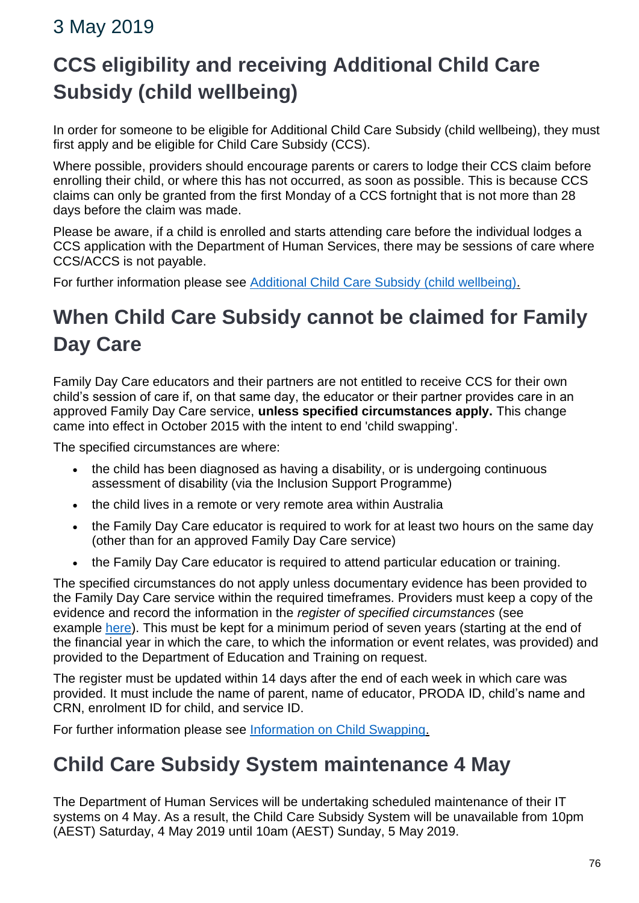## 3 May 2019

# CCS eligibility and receiving Additional Child Care Subsidy (child wellbeing)

In order for someone to be eligible for Additional Child Care Subsidy (child wellbeing), they must first apply and be eligible for Child Care Subsidy (CCS).

Where possible, providers should encourage parents or carers to lodge their CCS claim before enrolling their child, or where this has not occurred, as soon as possible. This is because CCS claims can only be granted from the first Monday of a CCS fortnight that is not more than 28 days before the claim was made.

Please be aware, if a child is enrolled and starts attending care before the individual lodges a CCS application with the Department of Human Services, there may be sessions of care where CCS/ACCS is not payable.

For further information please see [Additional Child Care Subsidy (child wellbeing).]()

# When Child Care Subsidy cannot be claimed for Family Day Care

Family Day Care educators and their partners are not entitled to receive CCS for their own child's session of care if, on that same day, the educator or their partner provides care in an approved Family Day Care service, **unless specified circumstances apply.** This change came into effect in October 2015 with the intent to end 'child swapping'.

The specified circumstances are where:

- the child has been diagnosed as having a disability, or is undergoing continuous assessment of disability (via the Inclusion Support Programme)
- the child lives in a remote or very remote area within Australia
- the Family Day Care educator is required to work for at least two hours on the same day (other than for an approved Family Day Care service)
- the Family Day Care educator is required to attend particular education or training.

The specified circumstances do not apply unless documentary evidence has been provided to the Family Day Care service within the required timeframes. Providers must keep a copy of the evidence and record the information in the *register of specified circumstances* (see example [here]()). This must be kept for a minimum period of seven years (starting at the end of the financial year in which the care, to which the information or event relates, was provided) and provided to the Department of Education and Training on request.

The register must be updated within 14 days after the end of each week in which care was provided. It must include the name of parent, name of educator, PRODA ID, child's name and CRN, enrolment ID for child, and service ID.

For further information please see [Information on Child Swapping.]()

# Child Care Subsidy System maintenance 4 May

The Department of Human Services will be undertaking scheduled maintenance of their IT systems on 4 May. As a result, the Child Care Subsidy System will be unavailable from 10pm (AEST) Saturday, 4 May 2019 until 10am (AEST) Sunday, 5 May 2019.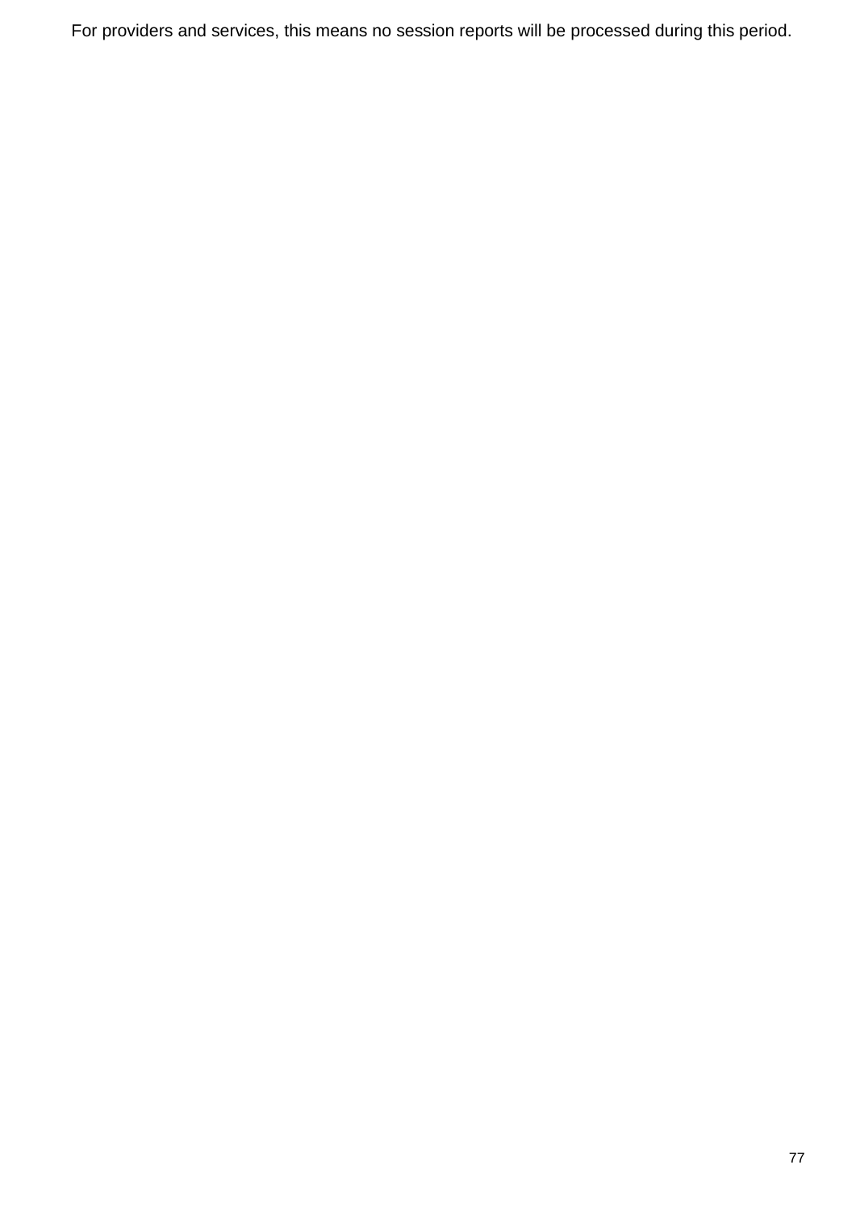For providers and services, this means no session reports will be processed during this period.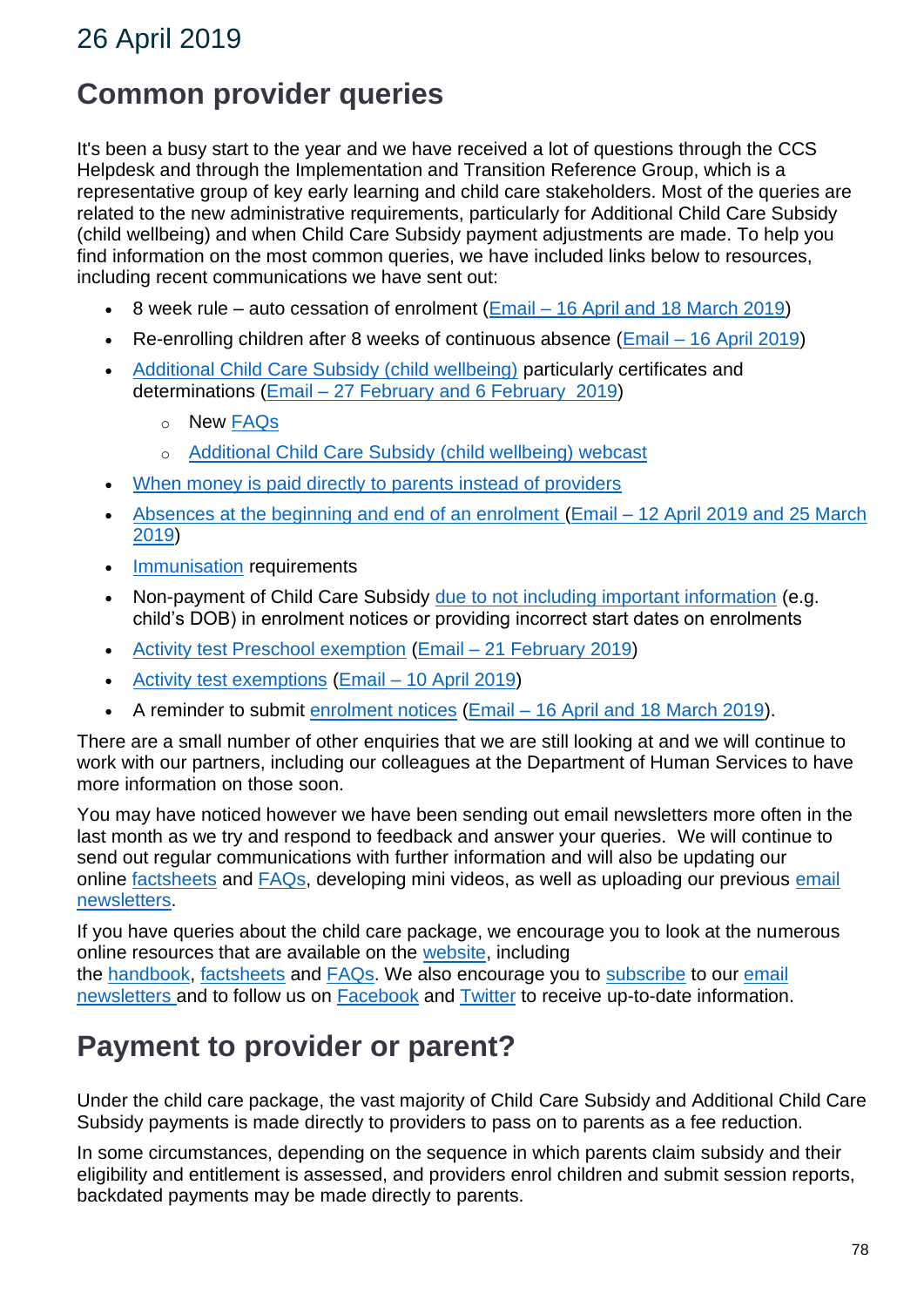# 26 April 2019

## Common provider queries

It's been a busy start to the year and we have received a lot of questions through the CCS Helpdesk and through the Implementation and Transition Reference Group, which is a representative group of key early learning and child care stakeholders. Most of the queries are related to the new administrative requirements, particularly for Additional Child Care Subsidy (child wellbeing) and when Child Care Subsidy payment adjustments are made. To help you find information on the most common queries, we have included links below to resources, including recent communications we have sent out:

- 8 week rule – auto cessation of enrolment (Email – 16 April and 18 March 2019)
- Re-enrolling children after 8 weeks of continuous absence (Email – 16 April 2019)
- Additional Child Care Subsidy (child wellbeing) particularly certificates and determinations (Email – 27 February and 6 February 2019)
  - New FAQs
  - Additional Child Care Subsidy (child wellbeing) webcast
- When money is paid directly to parents instead of providers
- Absences at the beginning and end of an enrolment (Email – 12 April 2019 and 25 March 2019)
- Immunisation requirements
- Non-payment of Child Care Subsidy due to not including important information (e.g. child's DOB) in enrolment notices or providing incorrect start dates on enrolments
- Activity test Preschool exemption (Email – 21 February 2019)
- Activity test exemptions (Email – 10 April 2019)
- A reminder to submit enrolment notices (Email – 16 April and 18 March 2019).

There are a small number of other enquiries that we are still looking at and we will continue to work with our partners, including our colleagues at the Department of Human Services to have more information on those soon.

You may have noticed however we have been sending out email newsletters more often in the last month as we try and respond to feedback and answer your queries. We will continue to send out regular communications with further information and will also be updating our online factsheets and FAQs, developing mini videos, as well as uploading our previous email newsletters.

If you have queries about the child care package, we encourage you to look at the numerous online resources that are available on the website, including the handbook, factsheets and FAQs. We also encourage you to subscribe to our email newsletters and to follow us on Facebook and Twitter to receive up-to-date information.

## Payment to provider or parent?

Under the child care package, the vast majority of Child Care Subsidy and Additional Child Care Subsidy payments is made directly to providers to pass on to parents as a fee reduction.

In some circumstances, depending on the sequence in which parents claim subsidy and their eligibility and entitlement is assessed, and providers enrol children and submit session reports, backdated payments may be made directly to parents.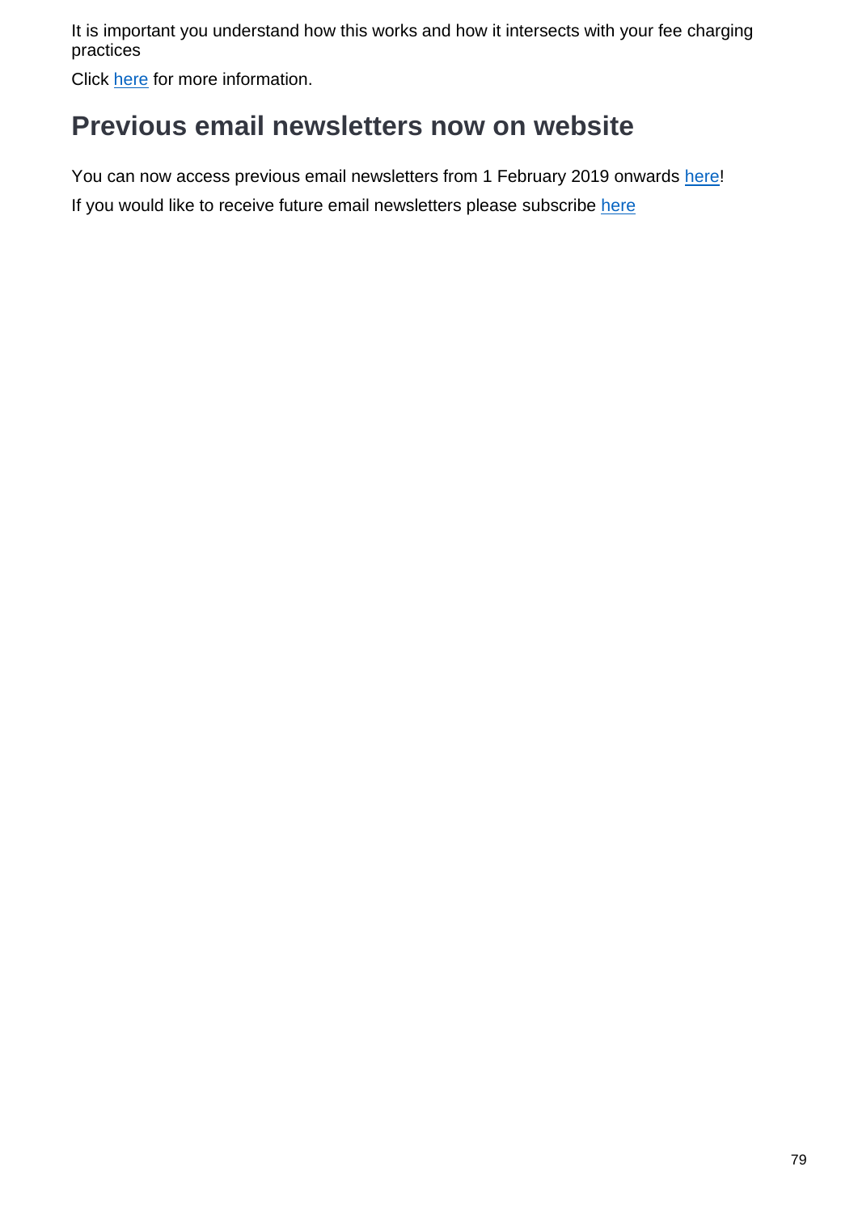It is important you understand how this works and how it intersects with your fee charging practices

Click here for more information.

## Previous email newsletters now on website

You can now access previous email newsletters from 1 February 2019 onwards here!

If you would like to receive future email newsletters please subscribe here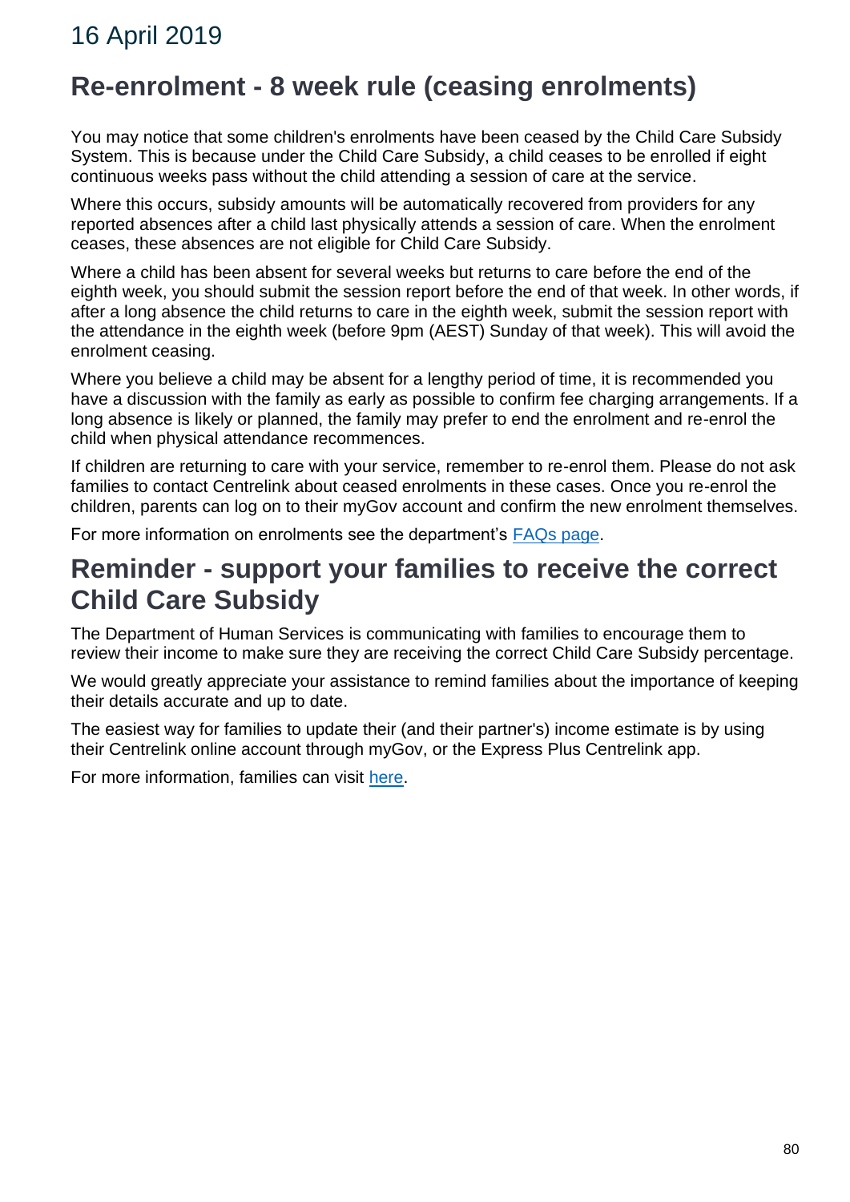## 16 April 2019

# Re-enrolment - 8 week rule (ceasing enrolments)

You may notice that some children's enrolments have been ceased by the Child Care Subsidy System. This is because under the Child Care Subsidy, a child ceases to be enrolled if eight continuous weeks pass without the child attending a session of care at the service.

Where this occurs, subsidy amounts will be automatically recovered from providers for any reported absences after a child last physically attends a session of care. When the enrolment ceases, these absences are not eligible for Child Care Subsidy.

Where a child has been absent for several weeks but returns to care before the end of the eighth week, you should submit the session report before the end of that week. In other words, if after a long absence the child returns to care in the eighth week, submit the session report with the attendance in the eighth week (before 9pm (AEST) Sunday of that week). This will avoid the enrolment ceasing.

Where you believe a child may be absent for a lengthy period of time, it is recommended you have a discussion with the family as early as possible to confirm fee charging arrangements. If a long absence is likely or planned, the family may prefer to end the enrolment and re-enrol the child when physical attendance recommences.

If children are returning to care with your service, remember to re-enrol them. Please do not ask families to contact Centrelink about ceased enrolments in these cases. Once you re-enrol the children, parents can log on to their myGov account and confirm the new enrolment themselves.

For more information on enrolments see the department's FAQs page.

# Reminder - support your families to receive the correct Child Care Subsidy

The Department of Human Services is communicating with families to encourage them to review their income to make sure they are receiving the correct Child Care Subsidy percentage.

We would greatly appreciate your assistance to remind families about the importance of keeping their details accurate and up to date.

The easiest way for families to update their (and their partner's) income estimate is by using their Centrelink online account through myGov, or the Express Plus Centrelink app.

For more information, families can visit here.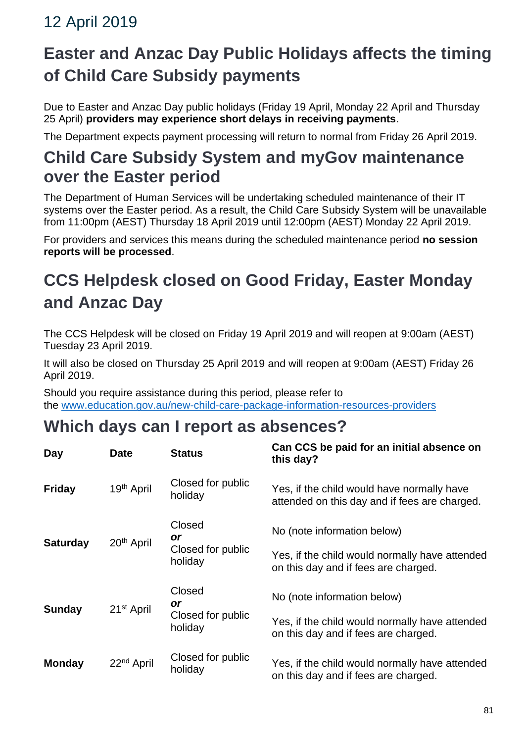## 12 April 2019

# Easter and Anzac Day Public Holidays affects the timing of Child Care Subsidy payments

Due to Easter and Anzac Day public holidays (Friday 19 April, Monday 22 April and Thursday 25 April) **providers may experience short delays in receiving payments**.

The Department expects payment processing will return to normal from Friday 26 April 2019.

## Child Care Subsidy System and myGov maintenance over the Easter period

The Department of Human Services will be undertaking scheduled maintenance of their IT systems over the Easter period. As a result, the Child Care Subsidy System will be unavailable from 11:00pm (AEST) Thursday 18 April 2019 until 12:00pm (AEST) Monday 22 April 2019.

For providers and services this means during the scheduled maintenance period **no session reports will be processed**.

# CCS Helpdesk closed on Good Friday, Easter Monday and Anzac Day

The CCS Helpdesk will be closed on Friday 19 April 2019 and will reopen at 9:00am (AEST) Tuesday 23 April 2019.

It will also be closed on Thursday 25 April 2019 and will reopen at 9:00am (AEST) Friday 26 April 2019.

Should you require assistance during this period, please refer to the [www.education.gov.au/new-child-care-package-information-resources-providers](www.education.gov.au/new-child-care-package-information-resources-providers)

## Which days can I report as absences?

| Day | Date | Status | Can CCS be paid for an initial absence on this day? |
|---|---|---|---|
| **Friday** | 19th April | Closed for public holiday | Yes, if the child would have normally have attended on this day and if fees are charged. |
| **Saturday** | 20th April | Closed | No (note information below) |
| | | ***or*** Closed for public holiday | Yes, if the child would normally have attended on this day and if fees are charged. |
| **Sunday** | 21st April | Closed | No (note information below) |
| | | ***or*** Closed for public holiday | Yes, if the child would normally have attended on this day and if fees are charged. |
| **Monday** | 22nd April | Closed for public holiday | Yes, if the child would normally have attended on this day and if fees are charged. |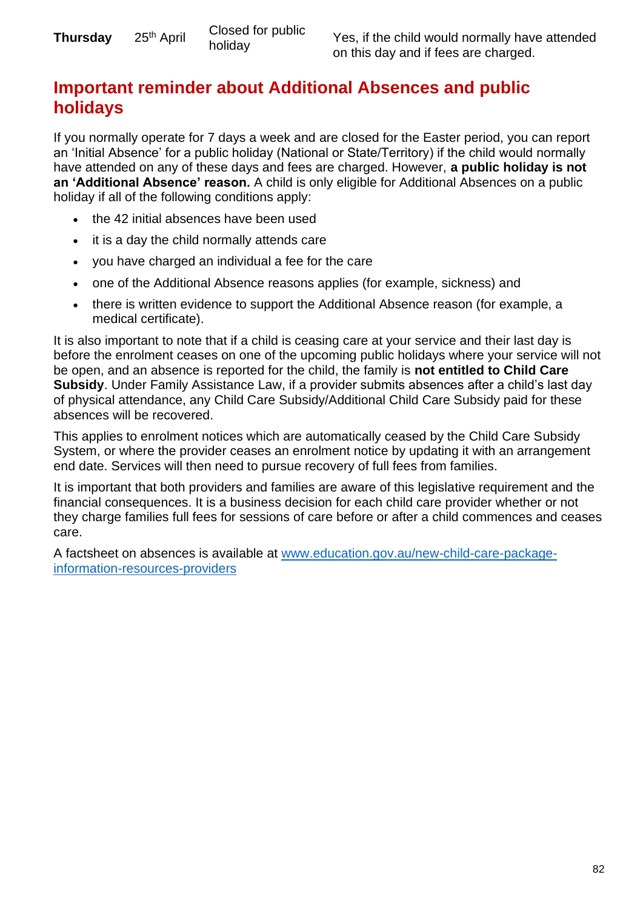| Thursday | 25th April | Closed for public holiday | Yes, if the child would normally have attended on this day and if fees are charged. |
|---|---|---|---|

## Important reminder about Additional Absences and public holidays

If you normally operate for 7 days a week and are closed for the Easter period, you can report an 'Initial Absence' for a public holiday (National or State/Territory) if the child would normally have attended on any of these days and fees are charged. However, **a public holiday is not an 'Additional Absence' reason.** A child is only eligible for Additional Absences on a public holiday if all of the following conditions apply:

- the 42 initial absences have been used
- it is a day the child normally attends care
- you have charged an individual a fee for the care
- one of the Additional Absence reasons applies (for example, sickness) and
- there is written evidence to support the Additional Absence reason (for example, a medical certificate).

It is also important to note that if a child is ceasing care at your service and their last day is before the enrolment ceases on one of the upcoming public holidays where your service will not be open, and an absence is reported for the child, the family is **not entitled to Child Care Subsidy**. Under Family Assistance Law, if a provider submits absences after a child's last day of physical attendance, any Child Care Subsidy/Additional Child Care Subsidy paid for these absences will be recovered.

This applies to enrolment notices which are automatically ceased by the Child Care Subsidy System, or where the provider ceases an enrolment notice by updating it with an arrangement end date. Services will then need to pursue recovery of full fees from families.

It is important that both providers and families are aware of this legislative requirement and the financial consequences. It is a business decision for each child care provider whether or not they charge families full fees for sessions of care before or after a child commences and ceases care.

A factsheet on absences is available at [www.education.gov.au/new-child-care-package-information-resources-providers](www.education.gov.au/new-child-care-package-information-resources-providers)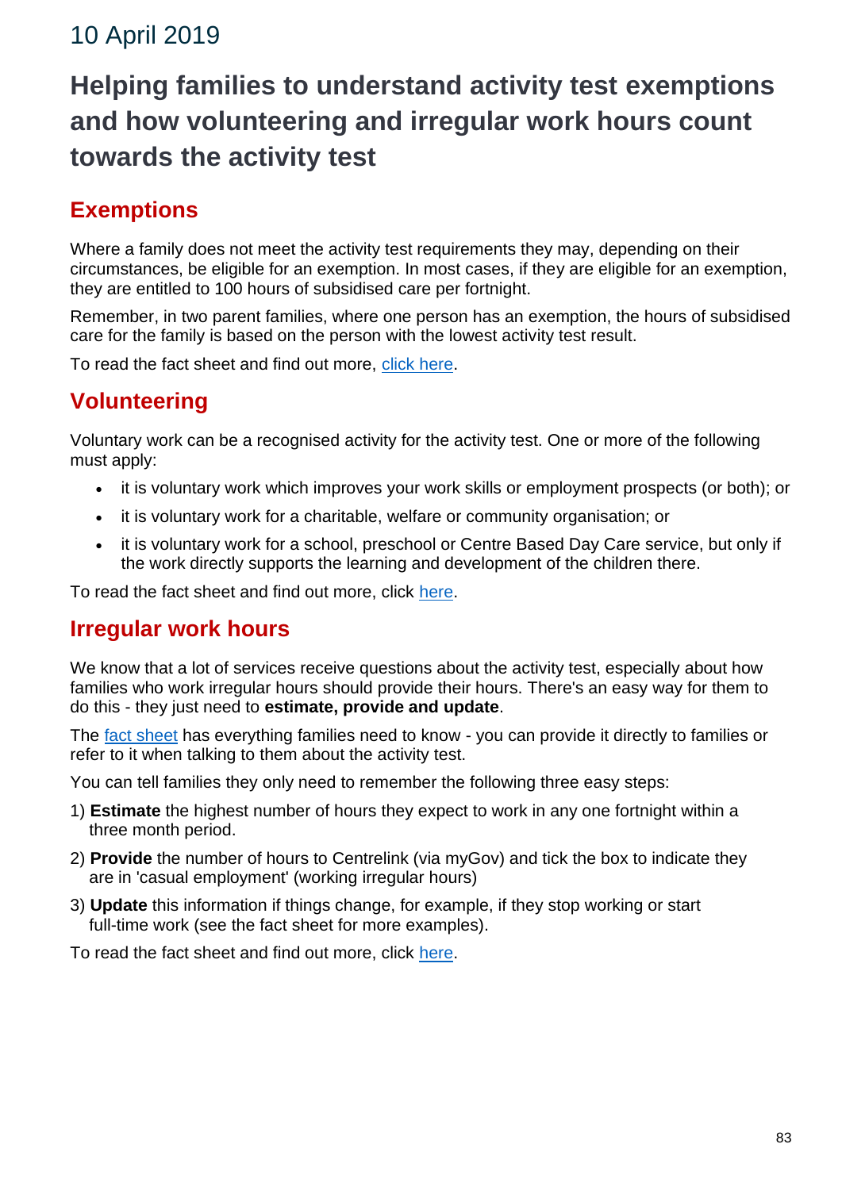10 April 2019

# Helping families to understand activity test exemptions and how volunteering and irregular work hours count towards the activity test

## Exemptions

Where a family does not meet the activity test requirements they may, depending on their circumstances, be eligible for an exemption. In most cases, if they are eligible for an exemption, they are entitled to 100 hours of subsidised care per fortnight.

Remember, in two parent families, where one person has an exemption, the hours of subsidised care for the family is based on the person with the lowest activity test result.

To read the fact sheet and find out more, click here.

## Volunteering

Voluntary work can be a recognised activity for the activity test. One or more of the following must apply:

- it is voluntary work which improves your work skills or employment prospects (or both); or
- it is voluntary work for a charitable, welfare or community organisation; or
- it is voluntary work for a school, preschool or Centre Based Day Care service, but only if the work directly supports the learning and development of the children there.

To read the fact sheet and find out more, click here.

## Irregular work hours

We know that a lot of services receive questions about the activity test, especially about how families who work irregular hours should provide their hours. There's an easy way for them to do this - they just need to **estimate, provide and update**.

The fact sheet has everything families need to know - you can provide it directly to families or refer to it when talking to them about the activity test.

You can tell families they only need to remember the following three easy steps:

1) **Estimate** the highest number of hours they expect to work in any one fortnight within a three month period.
2) **Provide** the number of hours to Centrelink (via myGov) and tick the box to indicate they are in 'casual employment' (working irregular hours)
3) **Update** this information if things change, for example, if they stop working or start full-time work (see the fact sheet for more examples).

To read the fact sheet and find out more, click here.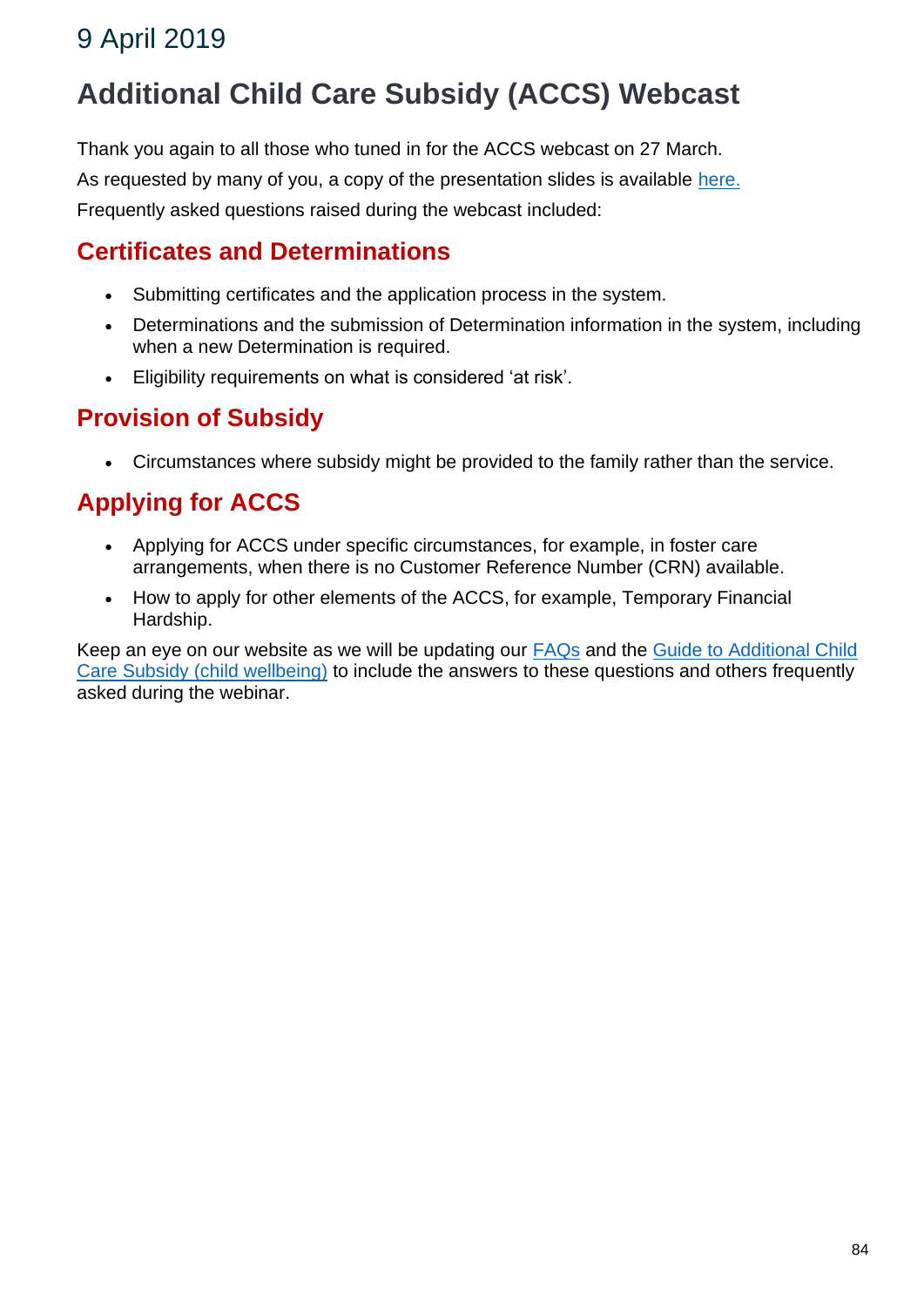## 9 April 2019

# Additional Child Care Subsidy (ACCS) Webcast

Thank you again to all those who tuned in for the ACCS webcast on 27 March.

As requested by many of you, a copy of the presentation slides is available here.

Frequently asked questions raised during the webcast included:

### Certificates and Determinations

- Submitting certificates and the application process in the system.
- Determinations and the submission of Determination information in the system, including when a new Determination is required.
- Eligibility requirements on what is considered 'at risk'.

### Provision of Subsidy

- Circumstances where subsidy might be provided to the family rather than the service.

### Applying for ACCS

- Applying for ACCS under specific circumstances, for example, in foster care arrangements, when there is no Customer Reference Number (CRN) available.
- How to apply for other elements of the ACCS, for example, Temporary Financial Hardship.

Keep an eye on our website as we will be updating our FAQs and the Guide to Additional Child Care Subsidy (child wellbeing) to include the answers to these questions and others frequently asked during the webinar.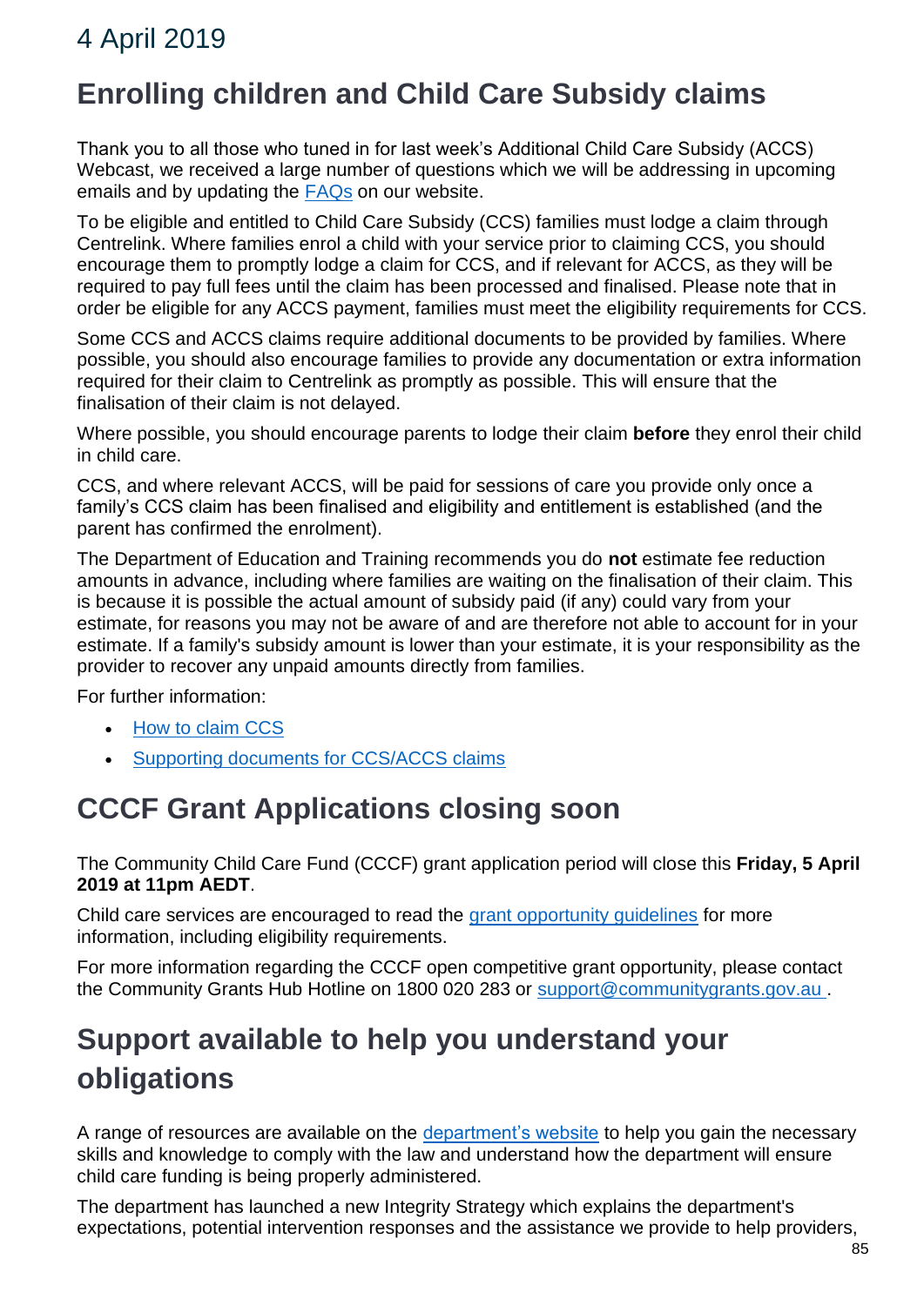## 4 April 2019

# Enrolling children and Child Care Subsidy claims

Thank you to all those who tuned in for last week's Additional Child Care Subsidy (ACCS) Webcast, we received a large number of questions which we will be addressing in upcoming emails and by updating the [FAQs](#) on our website.

To be eligible and entitled to Child Care Subsidy (CCS) families must lodge a claim through Centrelink. Where families enrol a child with your service prior to claiming CCS, you should encourage them to promptly lodge a claim for CCS, and if relevant for ACCS, as they will be required to pay full fees until the claim has been processed and finalised. Please note that in order be eligible for any ACCS payment, families must meet the eligibility requirements for CCS.

Some CCS and ACCS claims require additional documents to be provided by families. Where possible, you should also encourage families to provide any documentation or extra information required for their claim to Centrelink as promptly as possible. This will ensure that the finalisation of their claim is not delayed.

Where possible, you should encourage parents to lodge their claim **before** they enrol their child in child care.

CCS, and where relevant ACCS, will be paid for sessions of care you provide only once a family's CCS claim has been finalised and eligibility and entitlement is established (and the parent has confirmed the enrolment).

The Department of Education and Training recommends you do **not** estimate fee reduction amounts in advance, including where families are waiting on the finalisation of their claim. This is because it is possible the actual amount of subsidy paid (if any) could vary from your estimate, for reasons you may not be aware of and are therefore not able to account for in your estimate. If a family's subsidy amount is lower than your estimate, it is your responsibility as the provider to recover any unpaid amounts directly from families.

For further information:

- [How to claim CCS](#)
- [Supporting documents for CCS/ACCS claims](#)

# CCCF Grant Applications closing soon

The Community Child Care Fund (CCCF) grant application period will close this **Friday, 5 April 2019 at 11pm AEDT**.

Child care services are encouraged to read the [grant opportunity guidelines](#) for more information, including eligibility requirements.

For more information regarding the CCCF open competitive grant opportunity, please contact the Community Grants Hub Hotline on 1800 020 283 or [support@communitygrants.gov.au](mailto:support@communitygrants.gov.au) .

# Support available to help you understand your obligations

A range of resources are available on the [department's website](#) to help you gain the necessary skills and knowledge to comply with the law and understand how the department will ensure child care funding is being properly administered.

The department has launched a new Integrity Strategy which explains the department's expectations, potential intervention responses and the assistance we provide to help providers,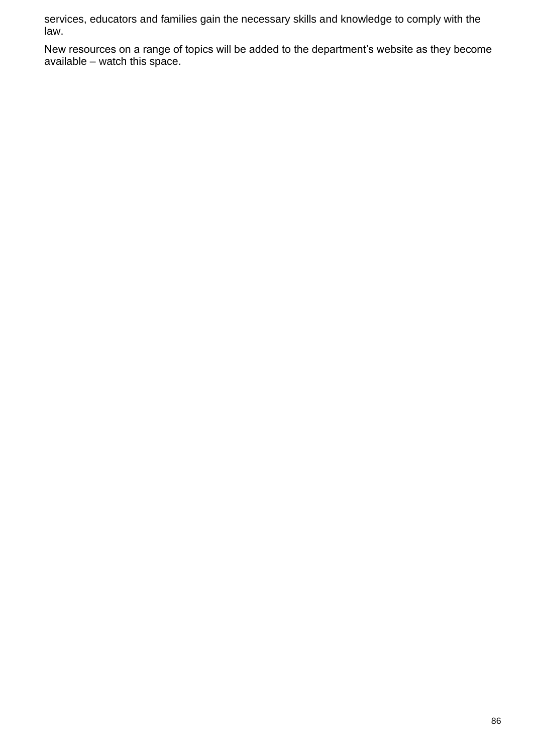services, educators and families gain the necessary skills and knowledge to comply with the law.

New resources on a range of topics will be added to the department's website as they become available – watch this space.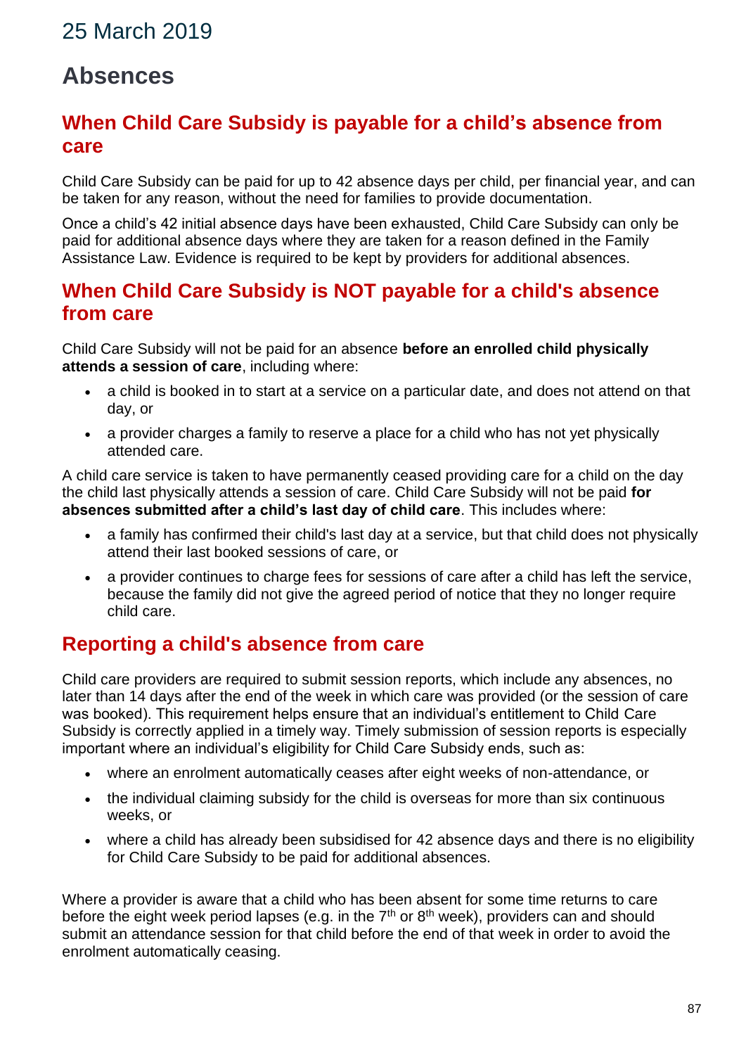25 March 2019

# Absences

## When Child Care Subsidy is payable for a child's absence from care

Child Care Subsidy can be paid for up to 42 absence days per child, per financial year, and can be taken for any reason, without the need for families to provide documentation.

Once a child's 42 initial absence days have been exhausted, Child Care Subsidy can only be paid for additional absence days where they are taken for a reason defined in the Family Assistance Law. Evidence is required to be kept by providers for additional absences.

## When Child Care Subsidy is NOT payable for a child's absence from care

Child Care Subsidy will not be paid for an absence **before an enrolled child physically attends a session of care**, including where:

- a child is booked in to start at a service on a particular date, and does not attend on that day, or
- a provider charges a family to reserve a place for a child who has not yet physically attended care.

A child care service is taken to have permanently ceased providing care for a child on the day the child last physically attends a session of care. Child Care Subsidy will not be paid **for absences submitted after a child's last day of child care**. This includes where:

- a family has confirmed their child's last day at a service, but that child does not physically attend their last booked sessions of care, or
- a provider continues to charge fees for sessions of care after a child has left the service, because the family did not give the agreed period of notice that they no longer require child care.

## Reporting a child's absence from care

Child care providers are required to submit session reports, which include any absences, no later than 14 days after the end of the week in which care was provided (or the session of care was booked). This requirement helps ensure that an individual's entitlement to Child Care Subsidy is correctly applied in a timely way. Timely submission of session reports is especially important where an individual's eligibility for Child Care Subsidy ends, such as:

- where an enrolment automatically ceases after eight weeks of non-attendance, or
- the individual claiming subsidy for the child is overseas for more than six continuous weeks, or
- where a child has already been subsidised for 42 absence days and there is no eligibility for Child Care Subsidy to be paid for additional absences.

Where a provider is aware that a child who has been absent for some time returns to care before the eight week period lapses (e.g. in the 7th or 8th week), providers can and should submit an attendance session for that child before the end of that week in order to avoid the enrolment automatically ceasing.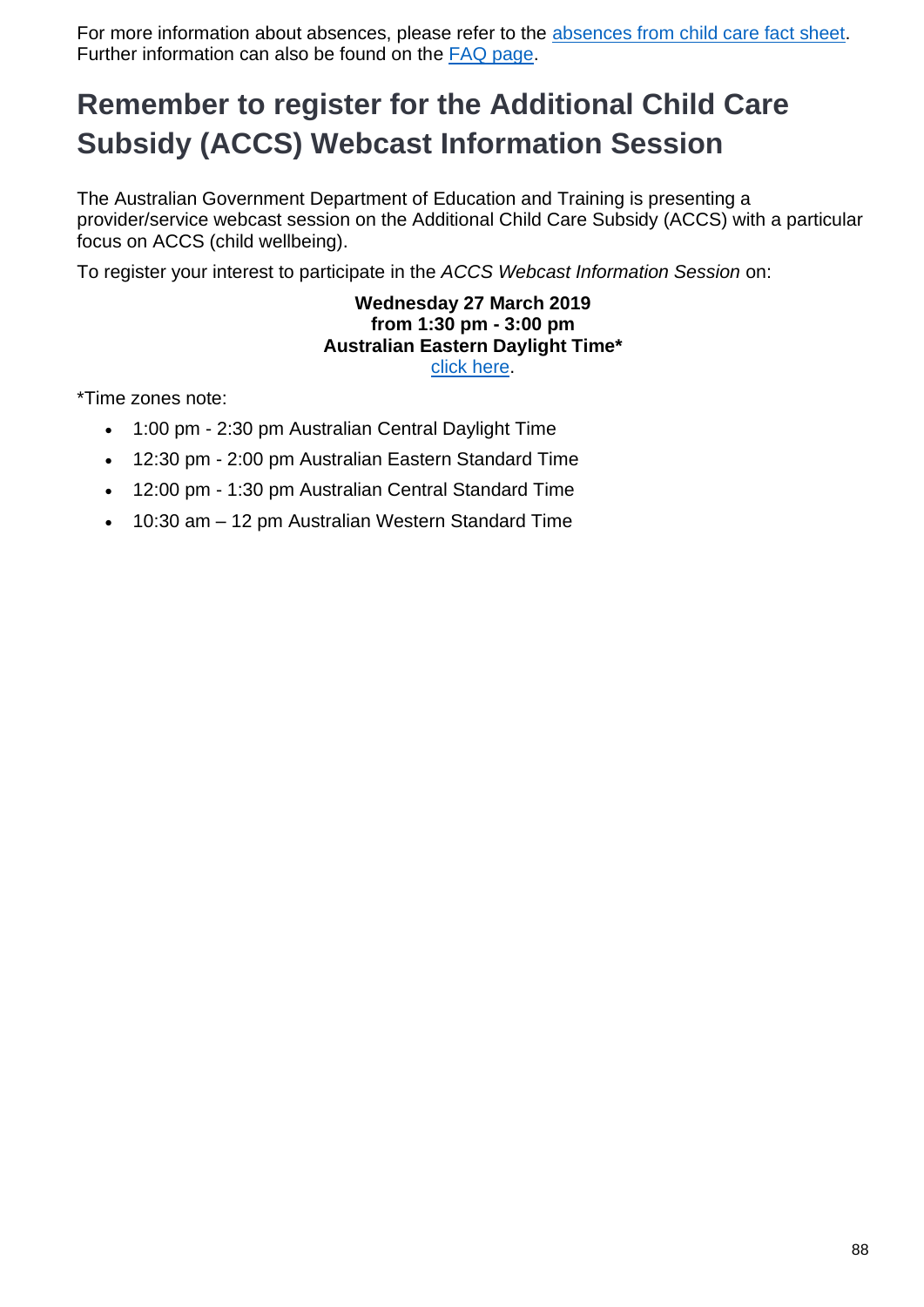For more information about absences, please refer to the absences from child care fact sheet. Further information can also be found on the FAQ page.

## Remember to register for the Additional Child Care Subsidy (ACCS) Webcast Information Session

The Australian Government Department of Education and Training is presenting a provider/service webcast session on the Additional Child Care Subsidy (ACCS) with a particular focus on ACCS (child wellbeing).

To register your interest to participate in the *ACCS Webcast Information Session* on:

**Wednesday 27 March 2019**
**from 1:30 pm - 3:00 pm**
**Australian Eastern Daylight Time***
click here.

*Time zones note:

- 1:00 pm - 2:30 pm Australian Central Daylight Time
- 12:30 pm - 2:00 pm Australian Eastern Standard Time
- 12:00 pm - 1:30 pm Australian Central Standard Time
- 10:30 am – 12 pm Australian Western Standard Time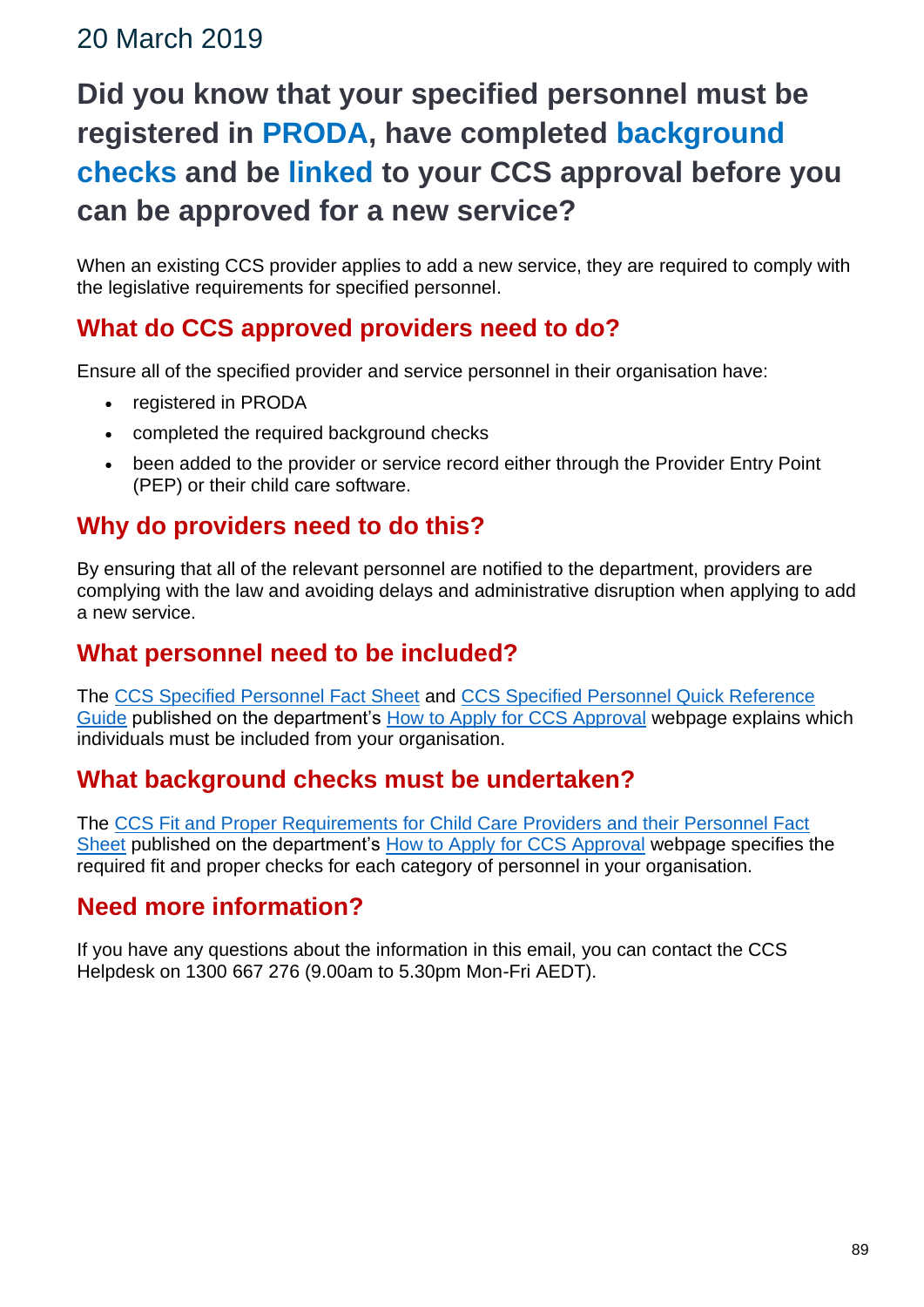20 March 2019

# Did you know that your specified personnel must be registered in PRODA, have completed background checks and be linked to your CCS approval before you can be approved for a new service?

When an existing CCS provider applies to add a new service, they are required to comply with the legislative requirements for specified personnel.

## What do CCS approved providers need to do?

Ensure all of the specified provider and service personnel in their organisation have:

- registered in PRODA
- completed the required background checks
- been added to the provider or service record either through the Provider Entry Point (PEP) or their child care software.

## Why do providers need to do this?

By ensuring that all of the relevant personnel are notified to the department, providers are complying with the law and avoiding delays and administrative disruption when applying to add a new service.

## What personnel need to be included?

The CCS Specified Personnel Fact Sheet and CCS Specified Personnel Quick Reference Guide published on the department's How to Apply for CCS Approval webpage explains which individuals must be included from your organisation.

## What background checks must be undertaken?

The CCS Fit and Proper Requirements for Child Care Providers and their Personnel Fact Sheet published on the department's How to Apply for CCS Approval webpage specifies the required fit and proper checks for each category of personnel in your organisation.

## Need more information?

If you have any questions about the information in this email, you can contact the CCS Helpdesk on 1300 667 276 (9.00am to 5.30pm Mon-Fri AEDT).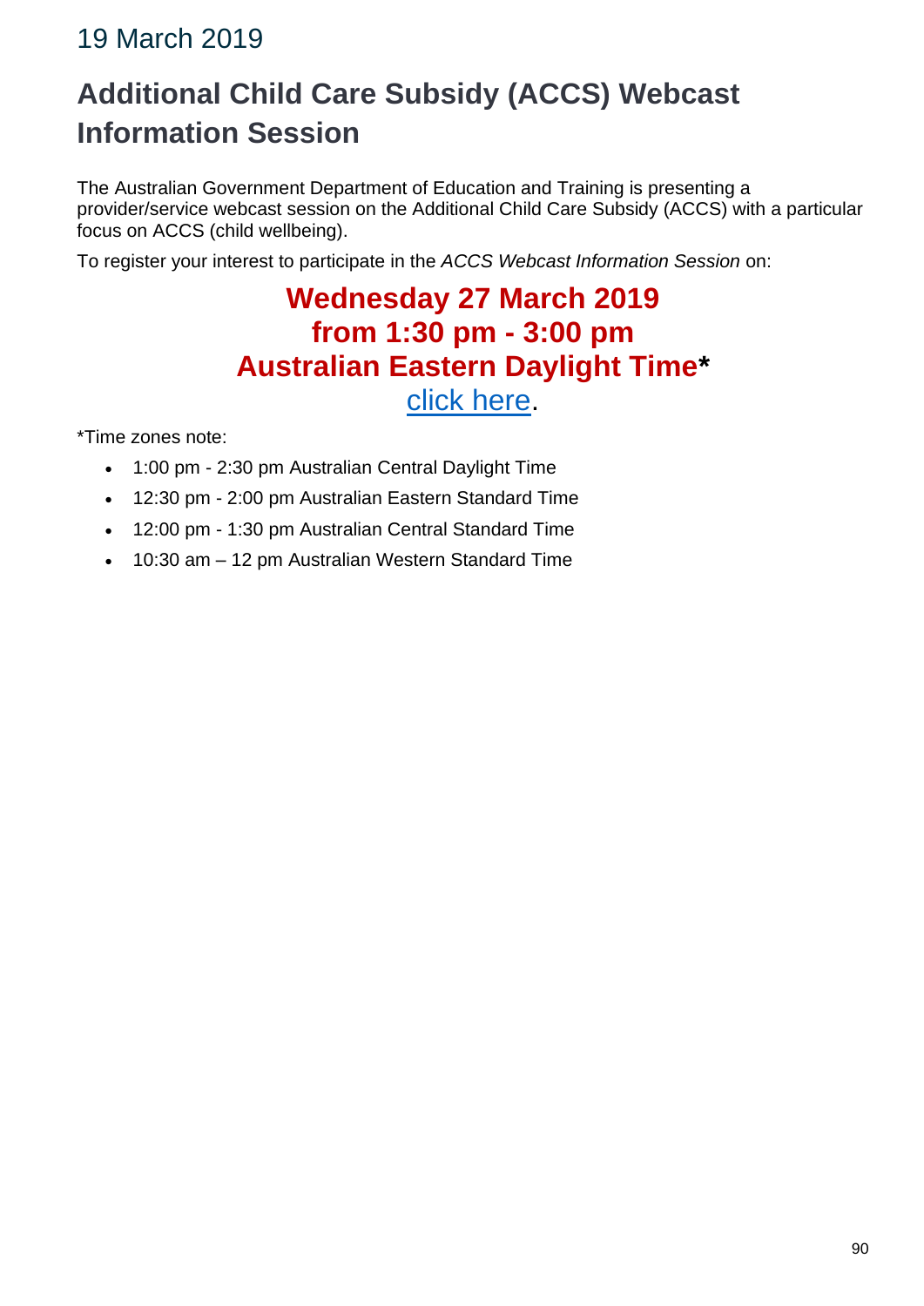## 19 March 2019

# Additional Child Care Subsidy (ACCS) Webcast Information Session

The Australian Government Department of Education and Training is presenting a provider/service webcast session on the Additional Child Care Subsidy (ACCS) with a particular focus on ACCS (child wellbeing).

To register your interest to participate in the *ACCS Webcast Information Session* on:

**Wednesday 27 March 2019**
**from 1:30 pm - 3:00 pm**
**Australian Eastern Daylight Time***
click here.

*Time zones note:

- 1:00 pm - 2:30 pm Australian Central Daylight Time
- 12:30 pm - 2:00 pm Australian Eastern Standard Time
- 12:00 pm - 1:30 pm Australian Central Standard Time
- 10:30 am – 12 pm Australian Western Standard Time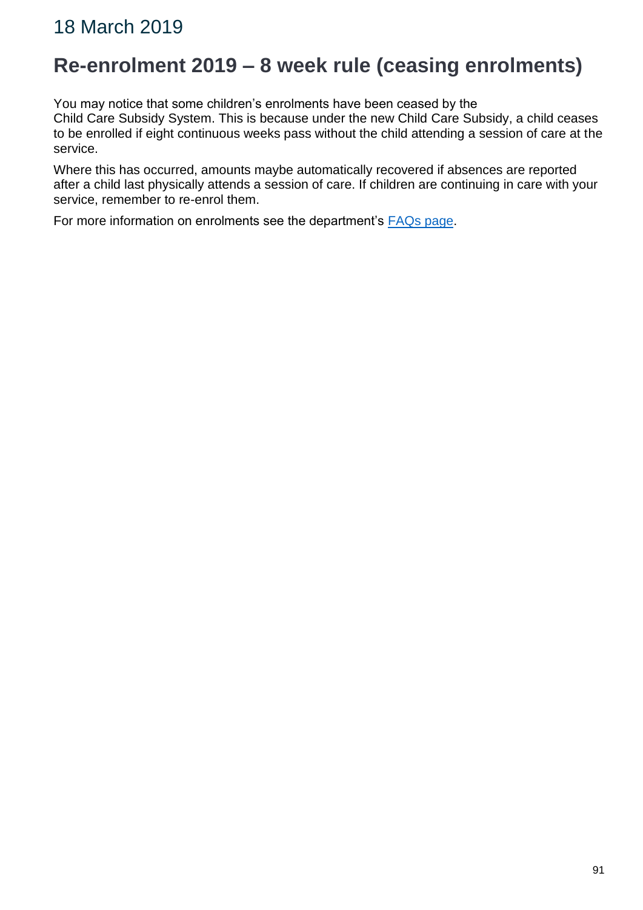## 18 March 2019

## Re-enrolment 2019 – 8 week rule (ceasing enrolments)

You may notice that some children's enrolments have been ceased by the Child Care Subsidy System. This is because under the new Child Care Subsidy, a child ceases to be enrolled if eight continuous weeks pass without the child attending a session of care at the service.

Where this has occurred, amounts maybe automatically recovered if absences are reported after a child last physically attends a session of care. If children are continuing in care with your service, remember to re-enrol them.

For more information on enrolments see the department's FAQs page.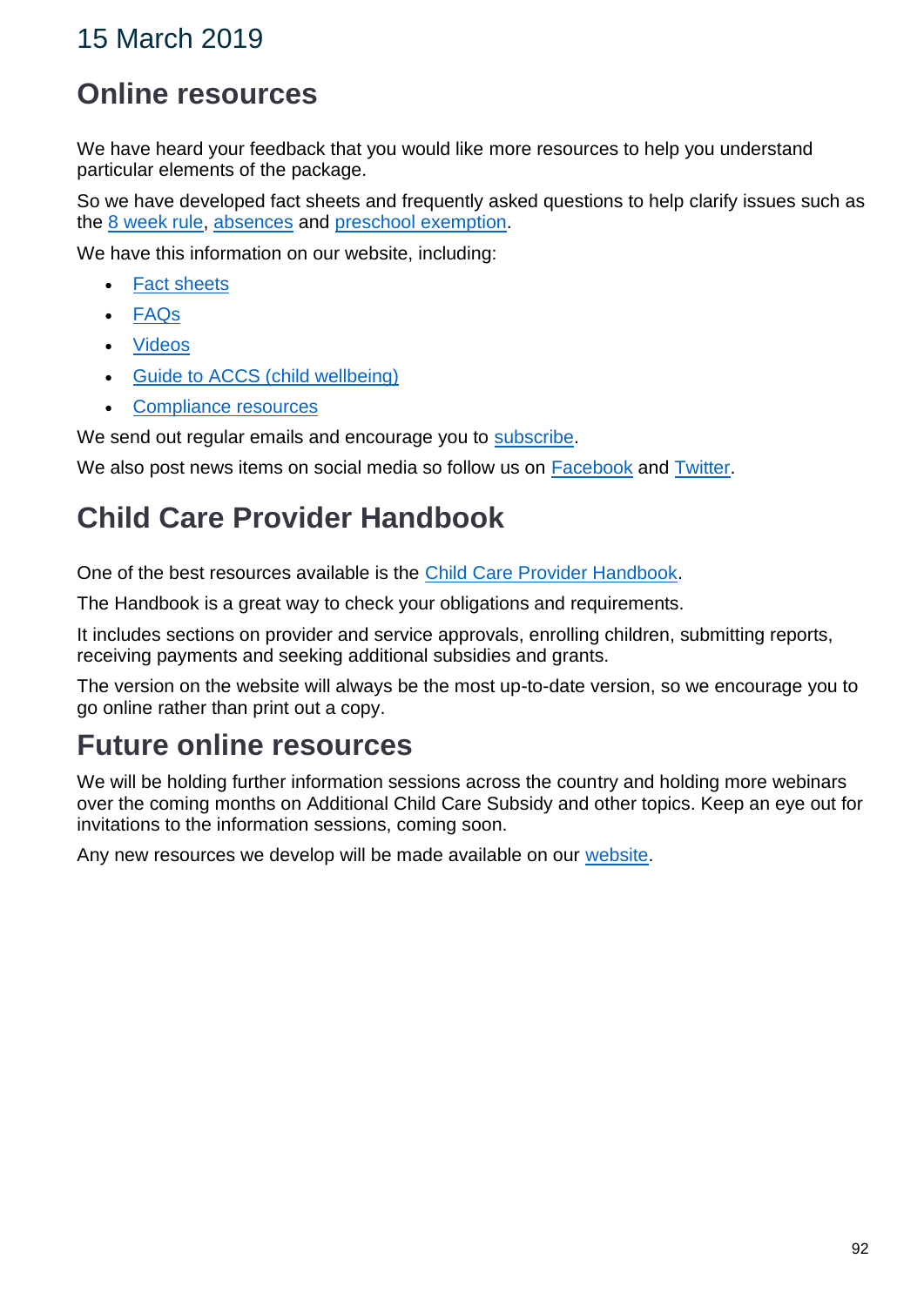## 15 March 2019

## Online resources

We have heard your feedback that you would like more resources to help you understand particular elements of the package.

So we have developed fact sheets and frequently asked questions to help clarify issues such as the 8 week rule, absences and preschool exemption.

We have this information on our website, including:

- Fact sheets
- FAQs
- Videos
- Guide to ACCS (child wellbeing)
- Compliance resources

We send out regular emails and encourage you to subscribe.

We also post news items on social media so follow us on Facebook and Twitter.

## Child Care Provider Handbook

One of the best resources available is the Child Care Provider Handbook.

The Handbook is a great way to check your obligations and requirements.

It includes sections on provider and service approvals, enrolling children, submitting reports, receiving payments and seeking additional subsidies and grants.

The version on the website will always be the most up-to-date version, so we encourage you to go online rather than print out a copy.

## Future online resources

We will be holding further information sessions across the country and holding more webinars over the coming months on Additional Child Care Subsidy and other topics. Keep an eye out for invitations to the information sessions, coming soon.

Any new resources we develop will be made available on our website.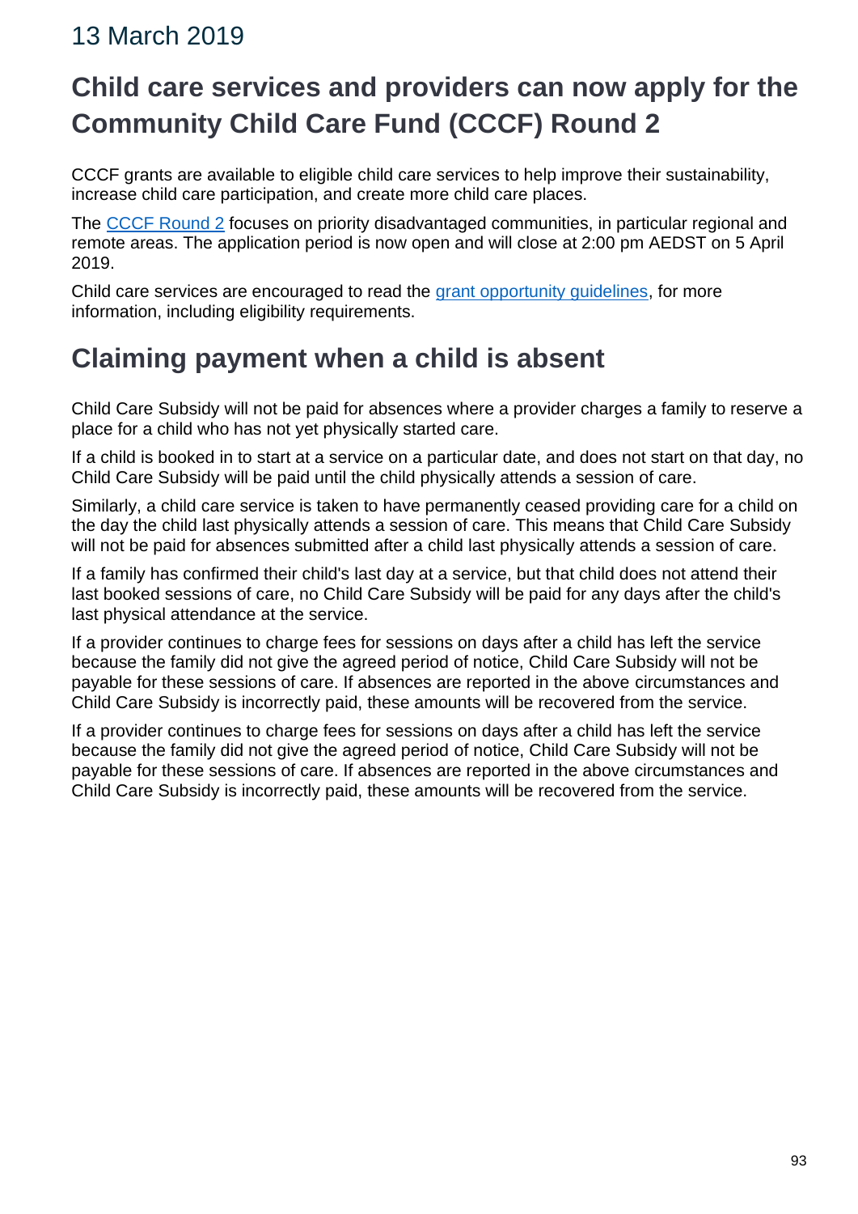# 13 March 2019

## Child care services and providers can now apply for the Community Child Care Fund (CCCF) Round 2

CCCF grants are available to eligible child care services to help improve their sustainability, increase child care participation, and create more child care places.

The CCCF Round 2 focuses on priority disadvantaged communities, in particular regional and remote areas. The application period is now open and will close at 2:00 pm AEDST on 5 April 2019.

Child care services are encouraged to read the grant opportunity guidelines, for more information, including eligibility requirements.

## Claiming payment when a child is absent

Child Care Subsidy will not be paid for absences where a provider charges a family to reserve a place for a child who has not yet physically started care.

If a child is booked in to start at a service on a particular date, and does not start on that day, no Child Care Subsidy will be paid until the child physically attends a session of care.

Similarly, a child care service is taken to have permanently ceased providing care for a child on the day the child last physically attends a session of care. This means that Child Care Subsidy will not be paid for absences submitted after a child last physically attends a session of care.

If a family has confirmed their child's last day at a service, but that child does not attend their last booked sessions of care, no Child Care Subsidy will be paid for any days after the child's last physical attendance at the service.

If a provider continues to charge fees for sessions on days after a child has left the service because the family did not give the agreed period of notice, Child Care Subsidy will not be payable for these sessions of care. If absences are reported in the above circumstances and Child Care Subsidy is incorrectly paid, these amounts will be recovered from the service.

If a provider continues to charge fees for sessions on days after a child has left the service because the family did not give the agreed period of notice, Child Care Subsidy will not be payable for these sessions of care. If absences are reported in the above circumstances and Child Care Subsidy is incorrectly paid, these amounts will be recovered from the service.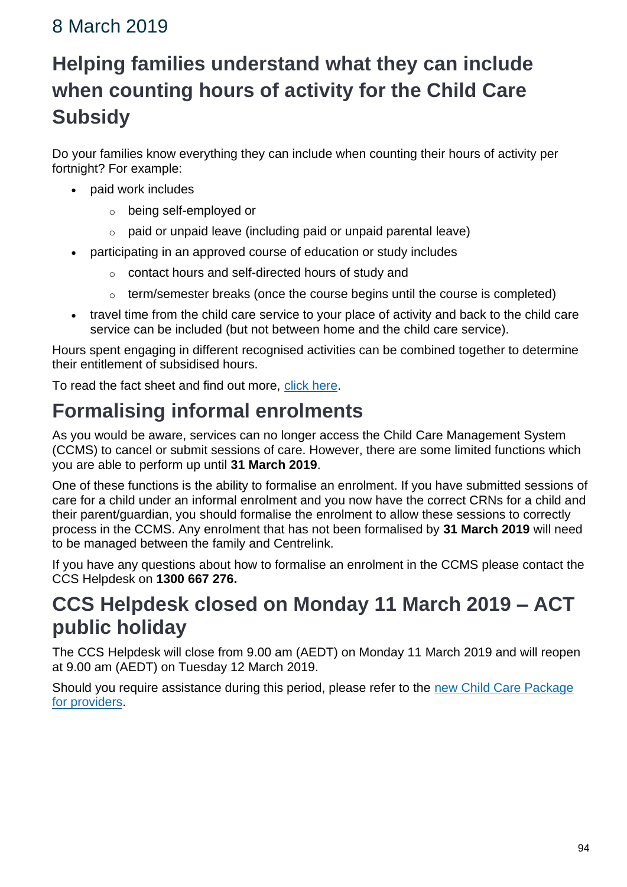## 8 March 2019

## Helping families understand what they can include when counting hours of activity for the Child Care Subsidy

Do your families know everything they can include when counting their hours of activity per fortnight? For example:

- paid work includes
  - being self-employed or
  - paid or unpaid leave (including paid or unpaid parental leave)
- participating in an approved course of education or study includes
  - contact hours and self-directed hours of study and
  - term/semester breaks (once the course begins until the course is completed)
- travel time from the child care service to your place of activity and back to the child care service can be included (but not between home and the child care service).

Hours spent engaging in different recognised activities can be combined together to determine their entitlement of subsidised hours.

To read the fact sheet and find out more, click here.

# Formalising informal enrolments

As you would be aware, services can no longer access the Child Care Management System (CCMS) to cancel or submit sessions of care. However, there are some limited functions which you are able to perform up until **31 March 2019**.

One of these functions is the ability to formalise an enrolment. If you have submitted sessions of care for a child under an informal enrolment and you now have the correct CRNs for a child and their parent/guardian, you should formalise the enrolment to allow these sessions to correctly process in the CCMS. Any enrolment that has not been formalised by **31 March 2019** will need to be managed between the family and Centrelink.

If you have any questions about how to formalise an enrolment in the CCMS please contact the CCS Helpdesk on **1300 667 276.**

# CCS Helpdesk closed on Monday 11 March 2019 – ACT public holiday

The CCS Helpdesk will close from 9.00 am (AEDT) on Monday 11 March 2019 and will reopen at 9.00 am (AEDT) on Tuesday 12 March 2019.

Should you require assistance during this period, please refer to the new Child Care Package for providers.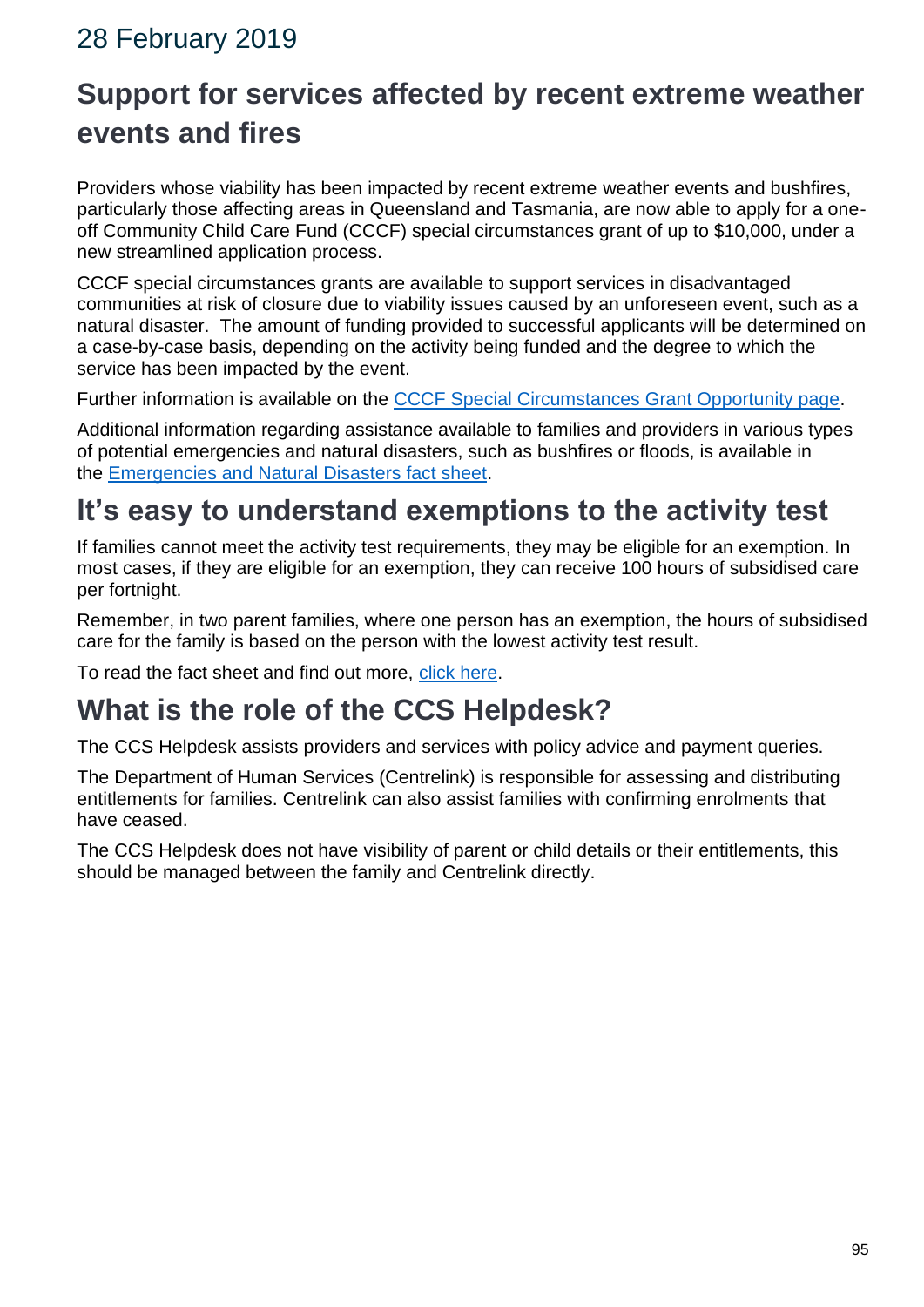# 28 February 2019

## Support for services affected by recent extreme weather events and fires

Providers whose viability has been impacted by recent extreme weather events and bushfires, particularly those affecting areas in Queensland and Tasmania, are now able to apply for a one-off Community Child Care Fund (CCCF) special circumstances grant of up to $10,000, under a new streamlined application process.

CCCF special circumstances grants are available to support services in disadvantaged communities at risk of closure due to viability issues caused by an unforeseen event, such as a natural disaster. The amount of funding provided to successful applicants will be determined on a case-by-case basis, depending on the activity being funded and the degree to which the service has been impacted by the event.

Further information is available on the [CCCF Special Circumstances Grant Opportunity page](#).

Additional information regarding assistance available to families and providers in various types of potential emergencies and natural disasters, such as bushfires or floods, is available in the [Emergencies and Natural Disasters fact sheet](#).

## It's easy to understand exemptions to the activity test

If families cannot meet the activity test requirements, they may be eligible for an exemption. In most cases, if they are eligible for an exemption, they can receive 100 hours of subsidised care per fortnight.

Remember, in two parent families, where one person has an exemption, the hours of subsidised care for the family is based on the person with the lowest activity test result.

To read the fact sheet and find out more, [click here](#).

## What is the role of the CCS Helpdesk?

The CCS Helpdesk assists providers and services with policy advice and payment queries.

The Department of Human Services (Centrelink) is responsible for assessing and distributing entitlements for families. Centrelink can also assist families with confirming enrolments that have ceased.

The CCS Helpdesk does not have visibility of parent or child details or their entitlements, this should be managed between the family and Centrelink directly.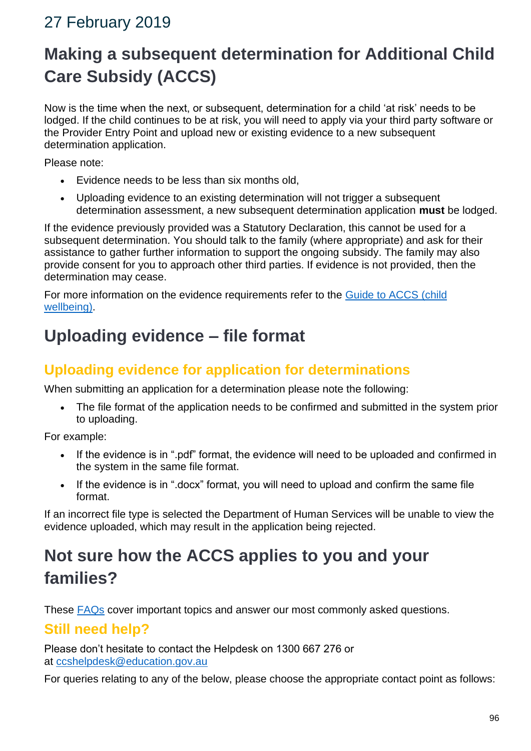## 27 February 2019

# Making a subsequent determination for Additional Child Care Subsidy (ACCS)

Now is the time when the next, or subsequent, determination for a child 'at risk' needs to be lodged. If the child continues to be at risk, you will need to apply via your third party software or the Provider Entry Point and upload new or existing evidence to a new subsequent determination application.

Please note:

- Evidence needs to be less than six months old,
- Uploading evidence to an existing determination will not trigger a subsequent determination assessment, a new subsequent determination application **must** be lodged.

If the evidence previously provided was a Statutory Declaration, this cannot be used for a subsequent determination. You should talk to the family (where appropriate) and ask for their assistance to gather further information to support the ongoing subsidy. The family may also provide consent for you to approach other third parties. If evidence is not provided, then the determination may cease.

For more information on the evidence requirements refer to the Guide to ACCS (child wellbeing).

# Uploading evidence – file format

## Uploading evidence for application for determinations

When submitting an application for a determination please note the following:

- The file format of the application needs to be confirmed and submitted in the system prior to uploading.

For example:

- If the evidence is in ".pdf" format, the evidence will need to be uploaded and confirmed in the system in the same file format.
- If the evidence is in ".docx" format, you will need to upload and confirm the same file format.

If an incorrect file type is selected the Department of Human Services will be unable to view the evidence uploaded, which may result in the application being rejected.

# Not sure how the ACCS applies to you and your families?

These FAQs cover important topics and answer our most commonly asked questions.

## Still need help?

Please don't hesitate to contact the Helpdesk on 1300 667 276 or at ccshelpdesk@education.gov.au

For queries relating to any of the below, please choose the appropriate contact point as follows: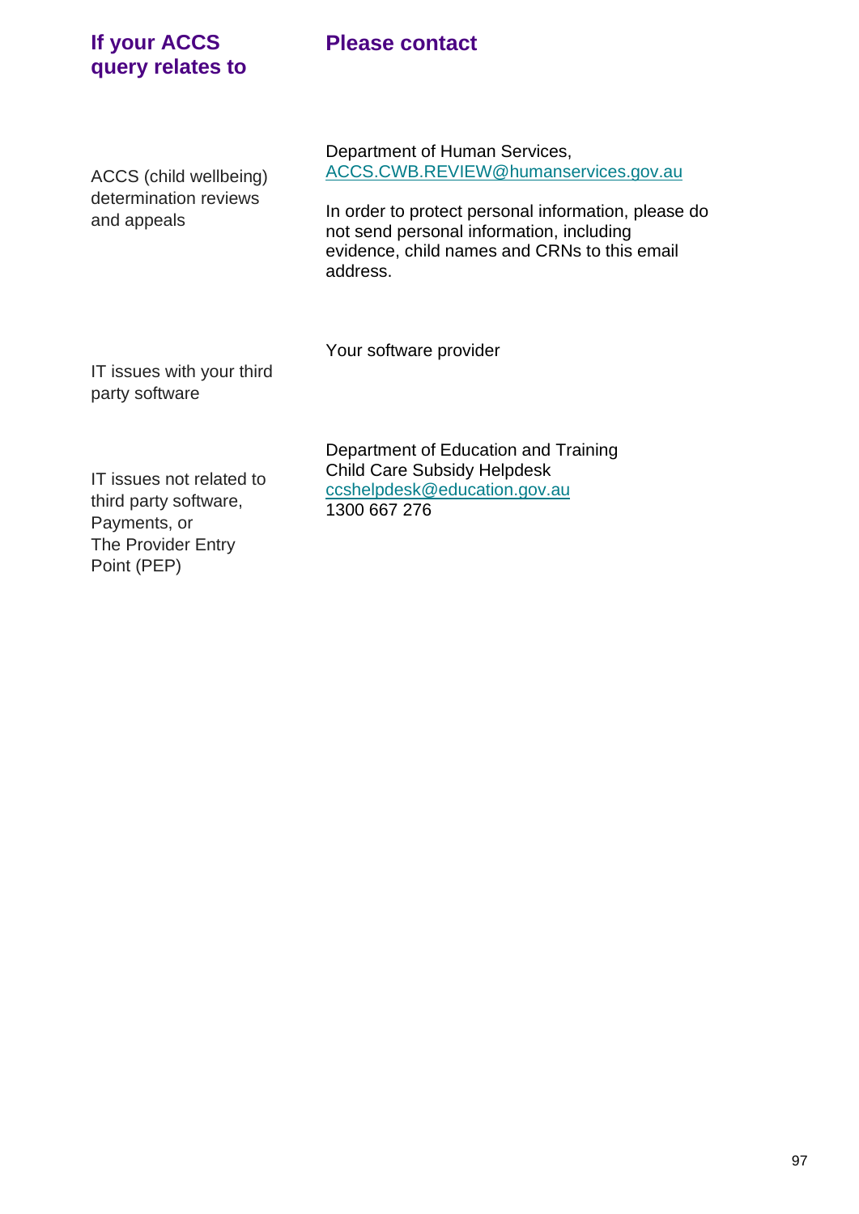| If your ACCS query relates to | Please contact |
| --- | --- |
| ACCS (child wellbeing) determination reviews and appeals | Department of Human Services, ACCS.CWB.REVIEW@humanservices.gov.au<br><br>In order to protect personal information, please do not send personal information, including evidence, child names and CRNs to this email address. |
| IT issues with your third party software | Your software provider |
| IT issues not related to third party software, Payments, or The Provider Entry Point (PEP) | Department of Education and Training Child Care Subsidy Helpdesk ccshelpdesk@education.gov.au 1300 667 276 |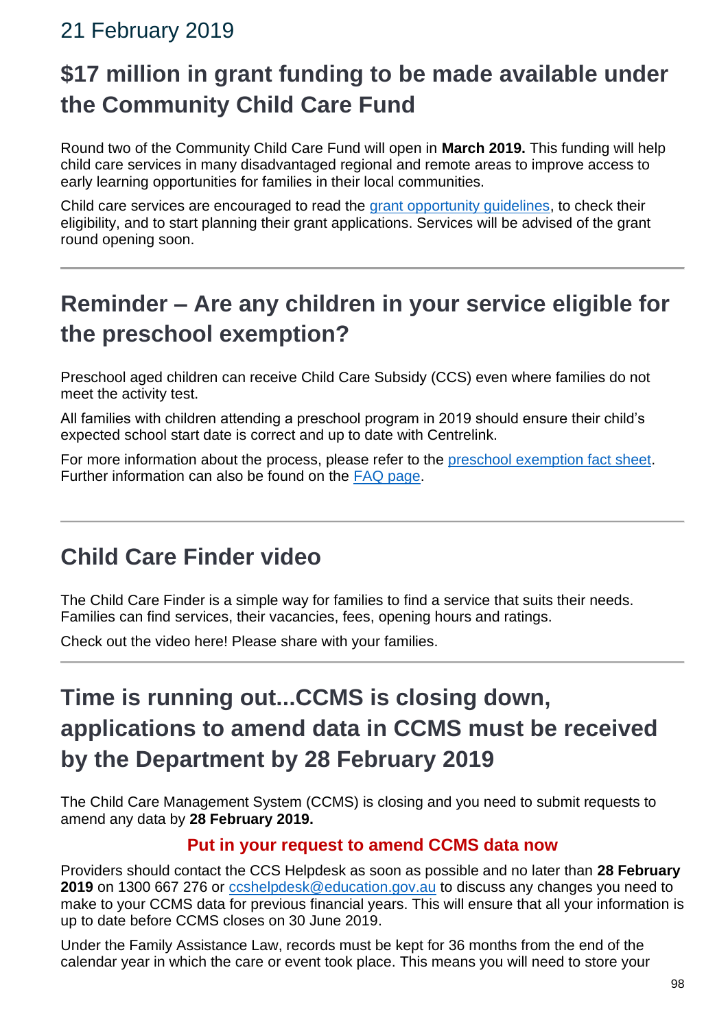## 21 February 2019

## $17 million in grant funding to be made available under the Community Child Care Fund

Round two of the Community Child Care Fund will open in **March 2019.** This funding will help child care services in many disadvantaged regional and remote areas to improve access to early learning opportunities for families in their local communities.

Child care services are encouraged to read the [grant opportunity guidelines](), to check their eligibility, and to start planning their grant applications. Services will be advised of the grant round opening soon.

---

## Reminder – Are any children in your service eligible for the preschool exemption?

Preschool aged children can receive Child Care Subsidy (CCS) even where families do not meet the activity test.

All families with children attending a preschool program in 2019 should ensure their child's expected school start date is correct and up to date with Centrelink.

For more information about the process, please refer to the [preschool exemption fact sheet](). Further information can also be found on the [FAQ page]().

---

## Child Care Finder video

The Child Care Finder is a simple way for families to find a service that suits their needs. Families can find services, their vacancies, fees, opening hours and ratings.

Check out the video here! Please share with your families.

---

## Time is running out...CCMS is closing down, applications to amend data in CCMS must be received by the Department by 28 February 2019

The Child Care Management System (CCMS) is closing and you need to submit requests to amend any data by **28 February 2019.**

**Put in your request to amend CCMS data now**

Providers should contact the CCS Helpdesk as soon as possible and no later than **28 February 2019** on 1300 667 276 or [ccshelpdesk@education.gov.au]() to discuss any changes you need to make to your CCMS data for previous financial years. This will ensure that all your information is up to date before CCMS closes on 30 June 2019.

Under the Family Assistance Law, records must be kept for 36 months from the end of the calendar year in which the care or event took place. This means you will need to store your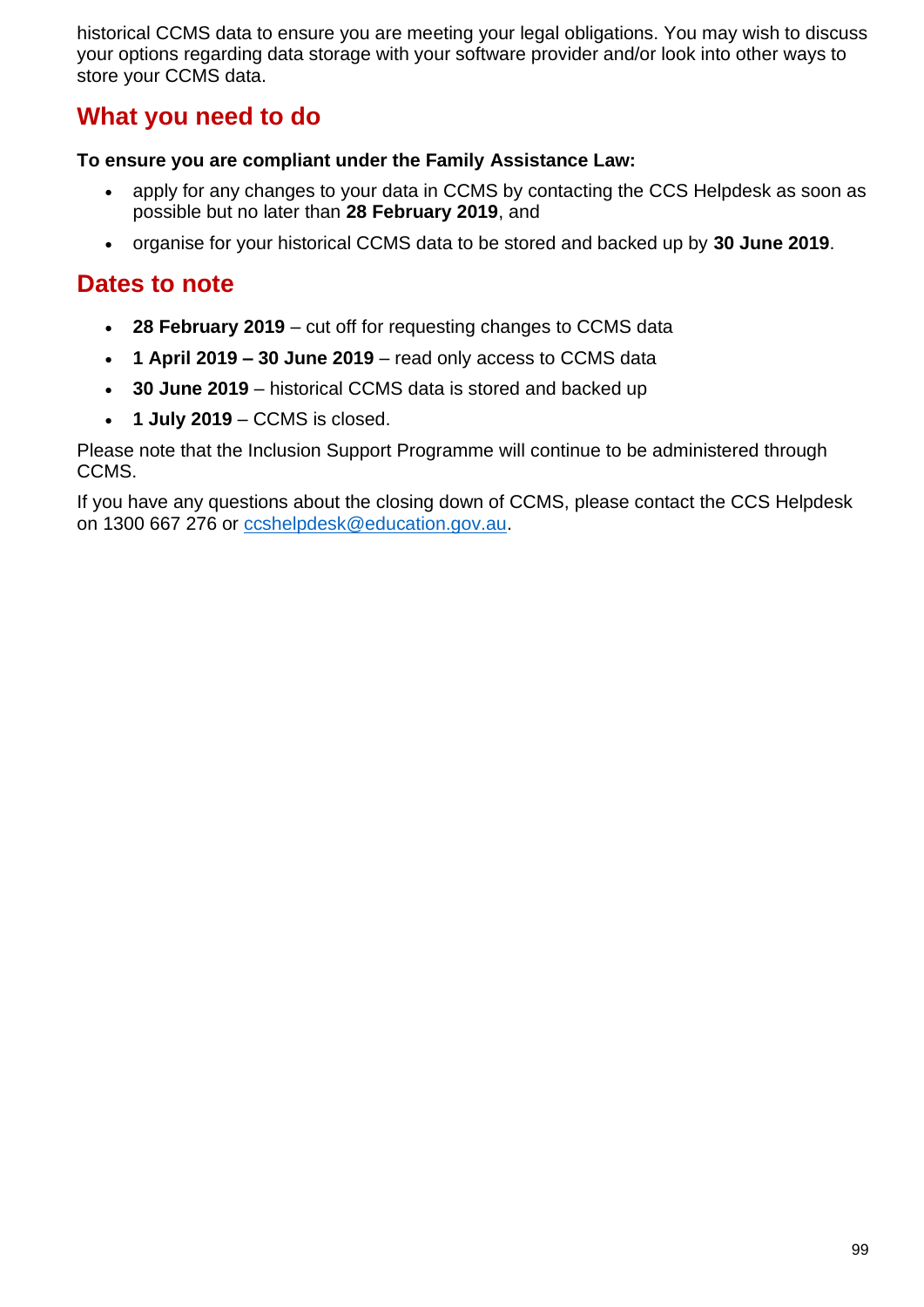historical CCMS data to ensure you are meeting your legal obligations. You may wish to discuss your options regarding data storage with your software provider and/or look into other ways to store your CCMS data.

## What you need to do

**To ensure you are compliant under the Family Assistance Law:**

- apply for any changes to your data in CCMS by contacting the CCS Helpdesk as soon as possible but no later than **28 February 2019**, and
- organise for your historical CCMS data to be stored and backed up by **30 June 2019**.

## Dates to note

- **28 February 2019** – cut off for requesting changes to CCMS data
- **1 April 2019 – 30 June 2019** – read only access to CCMS data
- **30 June 2019** – historical CCMS data is stored and backed up
- **1 July 2019** – CCMS is closed.

Please note that the Inclusion Support Programme will continue to be administered through CCMS.

If you have any questions about the closing down of CCMS, please contact the CCS Helpdesk on 1300 667 276 or [ccshelpdesk@education.gov.au](mailto:ccshelpdesk@education.gov.au).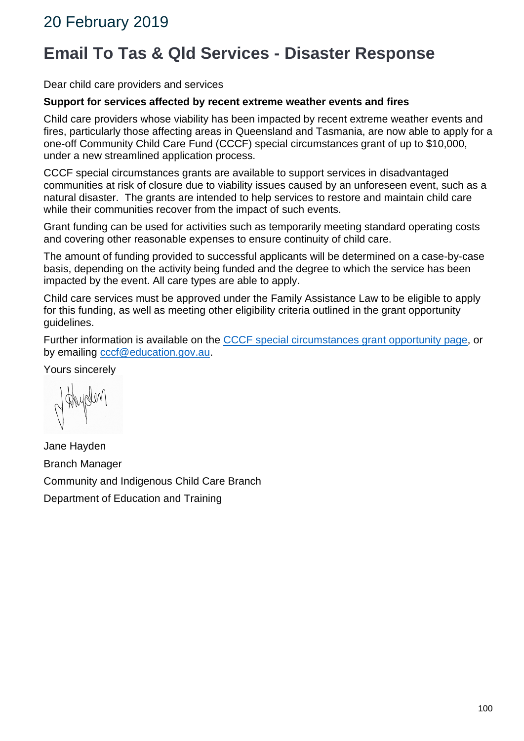## 20 February 2019

# Email To Tas & Qld Services - Disaster Response

Dear child care providers and services

**Support for services affected by recent extreme weather events and fires**

Child care providers whose viability has been impacted by recent extreme weather events and fires, particularly those affecting areas in Queensland and Tasmania, are now able to apply for a one-off Community Child Care Fund (CCCF) special circumstances grant of up to $10,000, under a new streamlined application process.

CCCF special circumstances grants are available to support services in disadvantaged communities at risk of closure due to viability issues caused by an unforeseen event, such as a natural disaster. The grants are intended to help services to restore and maintain child care while their communities recover from the impact of such events.

Grant funding can be used for activities such as temporarily meeting standard operating costs and covering other reasonable expenses to ensure continuity of child care.

The amount of funding provided to successful applicants will be determined on a case-by-case basis, depending on the activity being funded and the degree to which the service has been impacted by the event. All care types are able to apply.

Child care services must be approved under the Family Assistance Law to be eligible to apply for this funding, as well as meeting other eligibility criteria outlined in the grant opportunity guidelines.

Further information is available on the CCCF special circumstances grant opportunity page, or by emailing cccf@education.gov.au.

Yours sincerely

Jane Hayden

Branch Manager

Community and Indigenous Child Care Branch

Department of Education and Training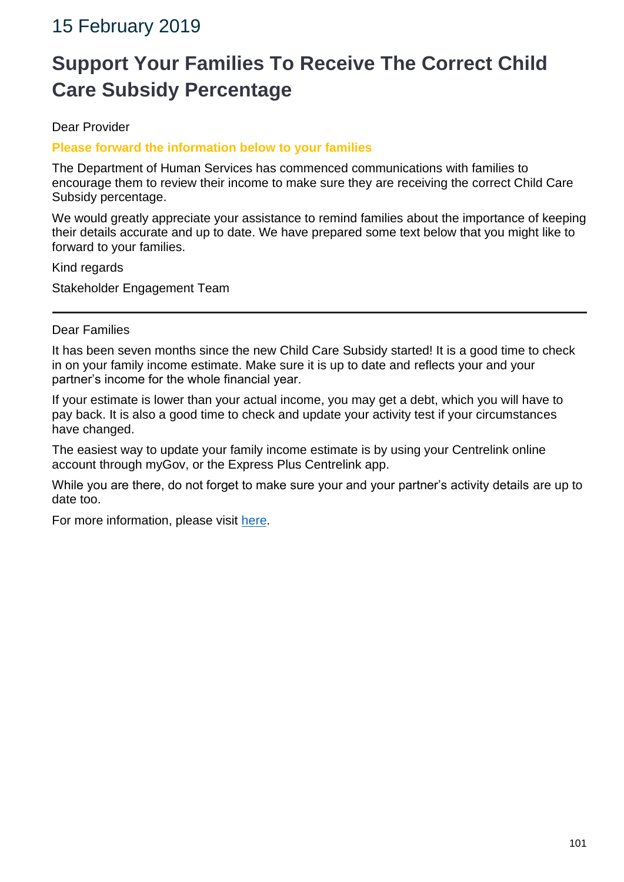15 February 2019

# Support Your Families To Receive The Correct Child Care Subsidy Percentage

Dear Provider

**Please forward the information below to your families**

The Department of Human Services has commenced communications with families to encourage them to review their income to make sure they are receiving the correct Child Care Subsidy percentage.

We would greatly appreciate your assistance to remind families about the importance of keeping their details accurate and up to date. We have prepared some text below that you might like to forward to your families.

Kind regards

Stakeholder Engagement Team

---

Dear Families

It has been seven months since the new Child Care Subsidy started! It is a good time to check in on your family income estimate. Make sure it is up to date and reflects your and your partner's income for the whole financial year.

If your estimate is lower than your actual income, you may get a debt, which you will have to pay back. It is also a good time to check and update your activity test if your circumstances have changed.

The easiest way to update your family income estimate is by using your Centrelink online account through myGov, or the Express Plus Centrelink app.

While you are there, do not forget to make sure your and your partner's activity details are up to date too.

For more information, please visit here.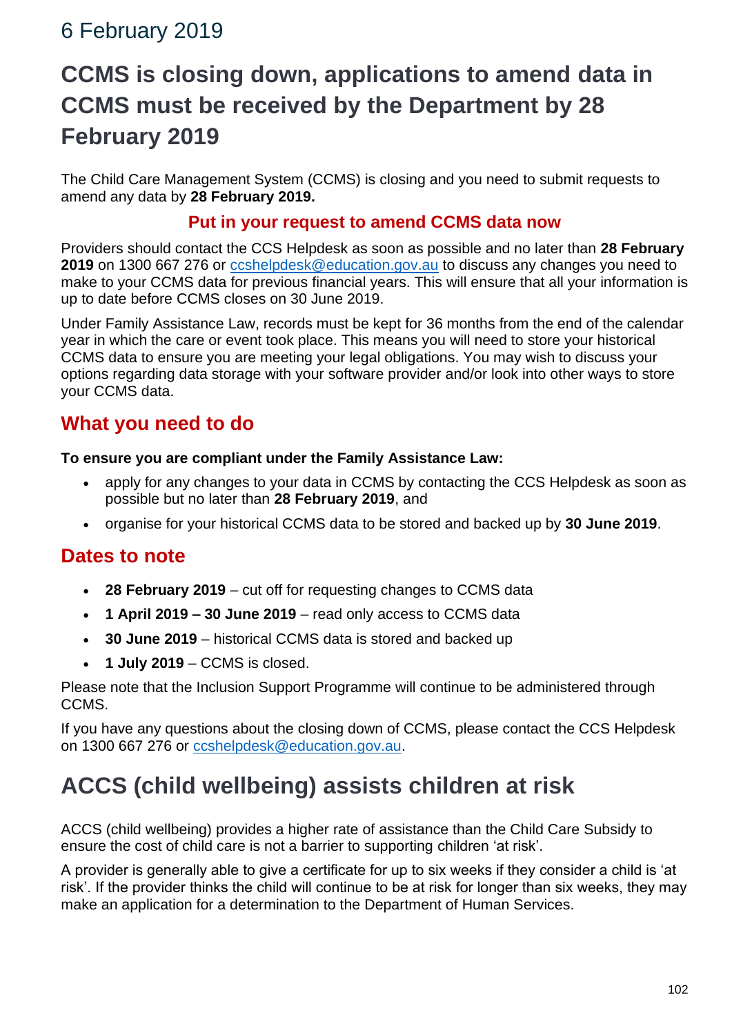6 February 2019

# CCMS is closing down, applications to amend data in CCMS must be received by the Department by 28 February 2019

The Child Care Management System (CCMS) is closing and you need to submit requests to amend any data by **28 February 2019.**

**Put in your request to amend CCMS data now**

Providers should contact the CCS Helpdesk as soon as possible and no later than **28 February 2019** on 1300 667 276 or ccshelpdesk@education.gov.au to discuss any changes you need to make to your CCMS data for previous financial years. This will ensure that all your information is up to date before CCMS closes on 30 June 2019.

Under Family Assistance Law, records must be kept for 36 months from the end of the calendar year in which the care or event took place. This means you will need to store your historical CCMS data to ensure you are meeting your legal obligations. You may wish to discuss your options regarding data storage with your software provider and/or look into other ways to store your CCMS data.

## What you need to do

**To ensure you are compliant under the Family Assistance Law:**

- apply for any changes to your data in CCMS by contacting the CCS Helpdesk as soon as possible but no later than **28 February 2019**, and
- organise for your historical CCMS data to be stored and backed up by **30 June 2019**.

## Dates to note

- **28 February 2019** – cut off for requesting changes to CCMS data
- **1 April 2019 – 30 June 2019** – read only access to CCMS data
- **30 June 2019** – historical CCMS data is stored and backed up
- **1 July 2019** – CCMS is closed.

Please note that the Inclusion Support Programme will continue to be administered through CCMS.

If you have any questions about the closing down of CCMS, please contact the CCS Helpdesk on 1300 667 276 or ccshelpdesk@education.gov.au.

# ACCS (child wellbeing) assists children at risk

ACCS (child wellbeing) provides a higher rate of assistance than the Child Care Subsidy to ensure the cost of child care is not a barrier to supporting children 'at risk'.

A provider is generally able to give a certificate for up to six weeks if they consider a child is 'at risk'. If the provider thinks the child will continue to be at risk for longer than six weeks, they may make an application for a determination to the Department of Human Services.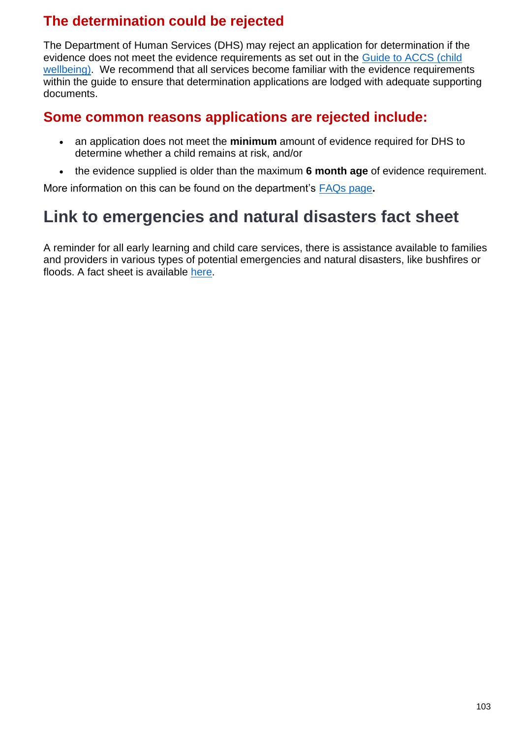### The determination could be rejected

The Department of Human Services (DHS) may reject an application for determination if the evidence does not meet the evidence requirements as set out in the Guide to ACCS (child wellbeing). We recommend that all services become familiar with the evidence requirements within the guide to ensure that determination applications are lodged with adequate supporting documents.

### Some common reasons applications are rejected include:

- an application does not meet the **minimum** amount of evidence required for DHS to determine whether a child remains at risk, and/or
- the evidence supplied is older than the maximum **6 month age** of evidence requirement.

More information on this can be found on the department's FAQs page**.**

## Link to emergencies and natural disasters fact sheet

A reminder for all early learning and child care services, there is assistance available to families and providers in various types of potential emergencies and natural disasters, like bushfires or floods. A fact sheet is available here.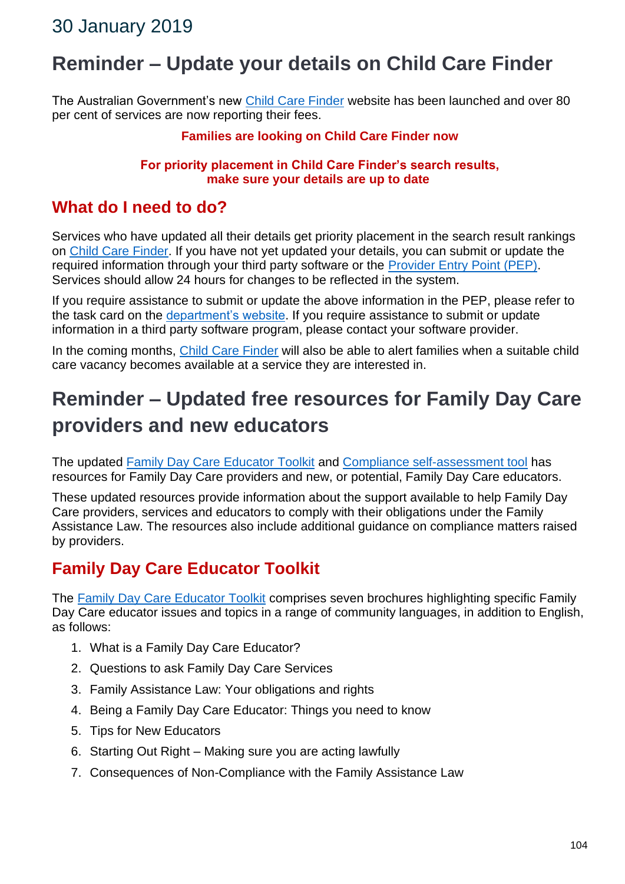30 January 2019

# Reminder – Update your details on Child Care Finder

The Australian Government's new Child Care Finder website has been launched and over 80 per cent of services are now reporting their fees.

**Families are looking on Child Care Finder now**

**For priority placement in Child Care Finder's search results, make sure your details are up to date**

## What do I need to do?

Services who have updated all their details get priority placement in the search result rankings on Child Care Finder. If you have not yet updated your details, you can submit or update the required information through your third party software or the Provider Entry Point (PEP). Services should allow 24 hours for changes to be reflected in the system.

If you require assistance to submit or update the above information in the PEP, please refer to the task card on the department's website. If you require assistance to submit or update information in a third party software program, please contact your software provider.

In the coming months, Child Care Finder will also be able to alert families when a suitable child care vacancy becomes available at a service they are interested in.

# Reminder – Updated free resources for Family Day Care providers and new educators

The updated Family Day Care Educator Toolkit and Compliance self-assessment tool has resources for Family Day Care providers and new, or potential, Family Day Care educators.

These updated resources provide information about the support available to help Family Day Care providers, services and educators to comply with their obligations under the Family Assistance Law. The resources also include additional guidance on compliance matters raised by providers.

## Family Day Care Educator Toolkit

The Family Day Care Educator Toolkit comprises seven brochures highlighting specific Family Day Care educator issues and topics in a range of community languages, in addition to English, as follows:

1. What is a Family Day Care Educator?
2. Questions to ask Family Day Care Services
3. Family Assistance Law: Your obligations and rights
4. Being a Family Day Care Educator: Things you need to know
5. Tips for New Educators
6. Starting Out Right – Making sure you are acting lawfully
7. Consequences of Non-Compliance with the Family Assistance Law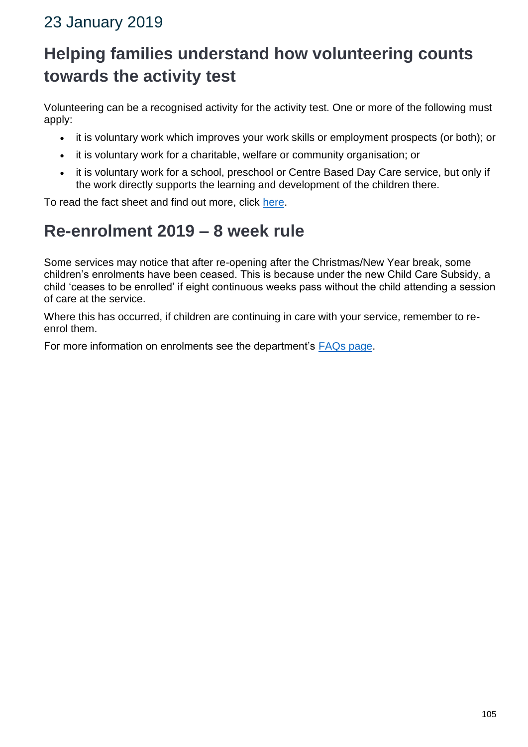## 23 January 2019

# Helping families understand how volunteering counts towards the activity test

Volunteering can be a recognised activity for the activity test. One or more of the following must apply:

- it is voluntary work which improves your work skills or employment prospects (or both); or
- it is voluntary work for a charitable, welfare or community organisation; or
- it is voluntary work for a school, preschool or Centre Based Day Care service, but only if the work directly supports the learning and development of the children there.

To read the fact sheet and find out more, click here.

# Re-enrolment 2019 – 8 week rule

Some services may notice that after re-opening after the Christmas/New Year break, some children's enrolments have been ceased. This is because under the new Child Care Subsidy, a child 'ceases to be enrolled' if eight continuous weeks pass without the child attending a session of care at the service.

Where this has occurred, if children are continuing in care with your service, remember to re-enrol them.

For more information on enrolments see the department's FAQs page.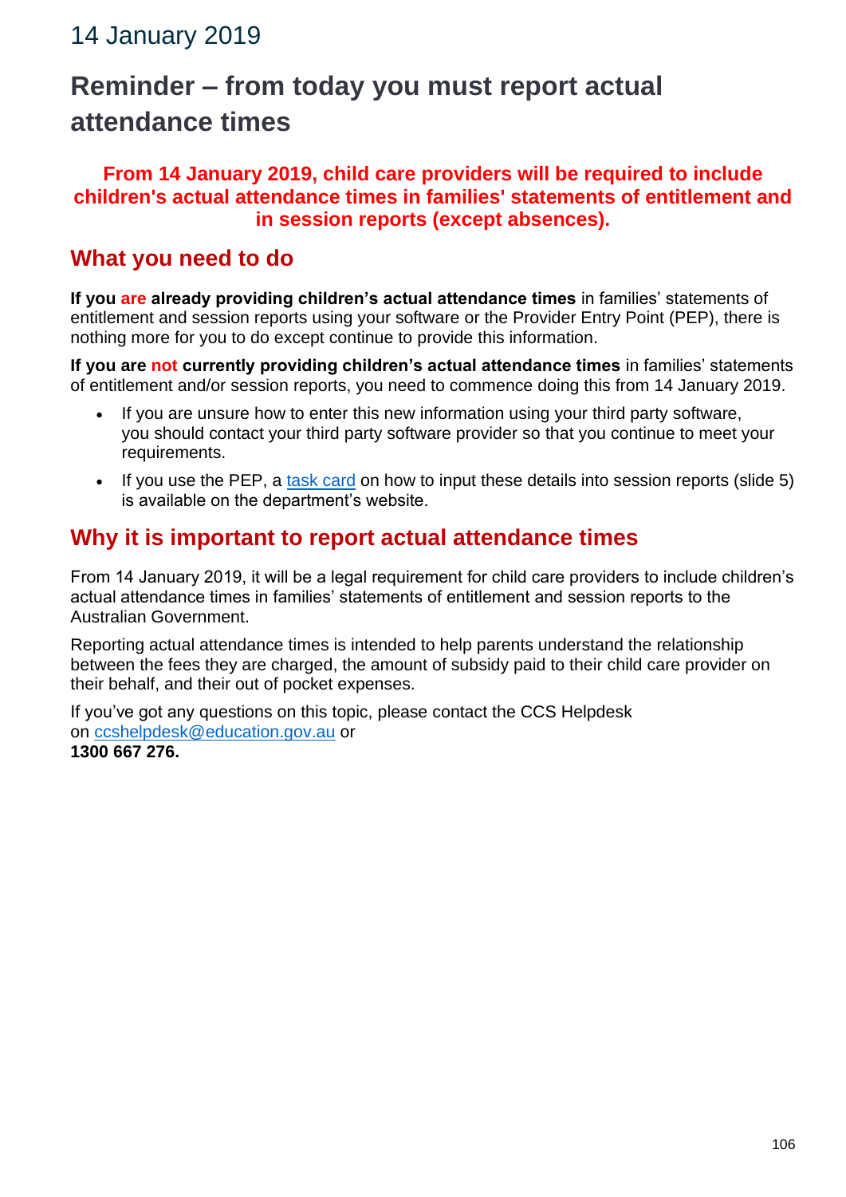14 January 2019

# Reminder – from today you must report actual attendance times

**From 14 January 2019, child care providers will be required to include children's actual attendance times in families' statements of entitlement and in session reports (except absences).**

## What you need to do

**If you are already providing children's actual attendance times** in families' statements of entitlement and session reports using your software or the Provider Entry Point (PEP), there is nothing more for you to do except continue to provide this information.

**If you are not currently providing children's actual attendance times** in families' statements of entitlement and/or session reports, you need to commence doing this from 14 January 2019.

- If you are unsure how to enter this new information using your third party software, you should contact your third party software provider so that you continue to meet your requirements.
- If you use the PEP, a task card on how to input these details into session reports (slide 5) is available on the department's website.

## Why it is important to report actual attendance times

From 14 January 2019, it will be a legal requirement for child care providers to include children's actual attendance times in families' statements of entitlement and session reports to the Australian Government.

Reporting actual attendance times is intended to help parents understand the relationship between the fees they are charged, the amount of subsidy paid to their child care provider on their behalf, and their out of pocket expenses.

If you've got any questions on this topic, please contact the CCS Helpdesk on ccshelpdesk@education.gov.au or **1300 667 276.**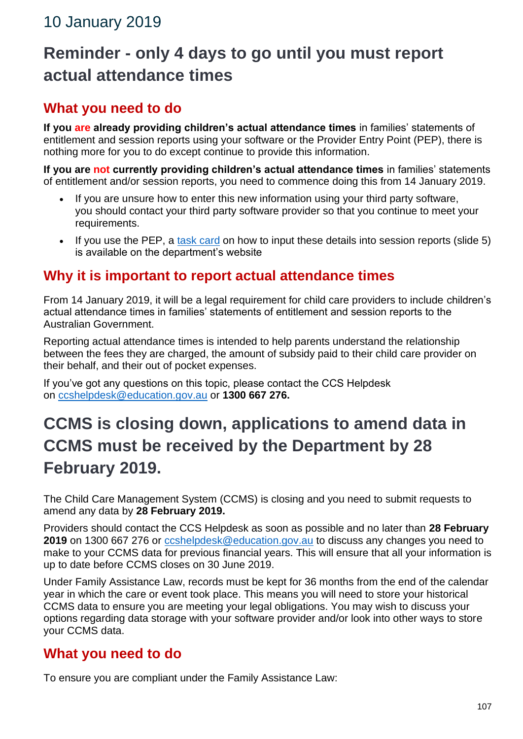10 January 2019

# Reminder - only 4 days to go until you must report actual attendance times

## What you need to do

**If you are already providing children's actual attendance times** in families' statements of entitlement and session reports using your software or the Provider Entry Point (PEP), there is nothing more for you to do except continue to provide this information.

**If you are not currently providing children's actual attendance times** in families' statements of entitlement and/or session reports, you need to commence doing this from 14 January 2019.

- If you are unsure how to enter this new information using your third party software, you should contact your third party software provider so that you continue to meet your requirements.
- If you use the PEP, a task card on how to input these details into session reports (slide 5) is available on the department's website

## Why it is important to report actual attendance times

From 14 January 2019, it will be a legal requirement for child care providers to include children's actual attendance times in families' statements of entitlement and session reports to the Australian Government.

Reporting actual attendance times is intended to help parents understand the relationship between the fees they are charged, the amount of subsidy paid to their child care provider on their behalf, and their out of pocket expenses.

If you've got any questions on this topic, please contact the CCS Helpdesk on ccshelpdesk@education.gov.au or **1300 667 276.**

# CCMS is closing down, applications to amend data in CCMS must be received by the Department by 28 February 2019.

The Child Care Management System (CCMS) is closing and you need to submit requests to amend any data by **28 February 2019.**

Providers should contact the CCS Helpdesk as soon as possible and no later than **28 February 2019** on 1300 667 276 or ccshelpdesk@education.gov.au to discuss any changes you need to make to your CCMS data for previous financial years. This will ensure that all your information is up to date before CCMS closes on 30 June 2019.

Under Family Assistance Law, records must be kept for 36 months from the end of the calendar year in which the care or event took place. This means you will need to store your historical CCMS data to ensure you are meeting your legal obligations. You may wish to discuss your options regarding data storage with your software provider and/or look into other ways to store your CCMS data.

## What you need to do

To ensure you are compliant under the Family Assistance Law: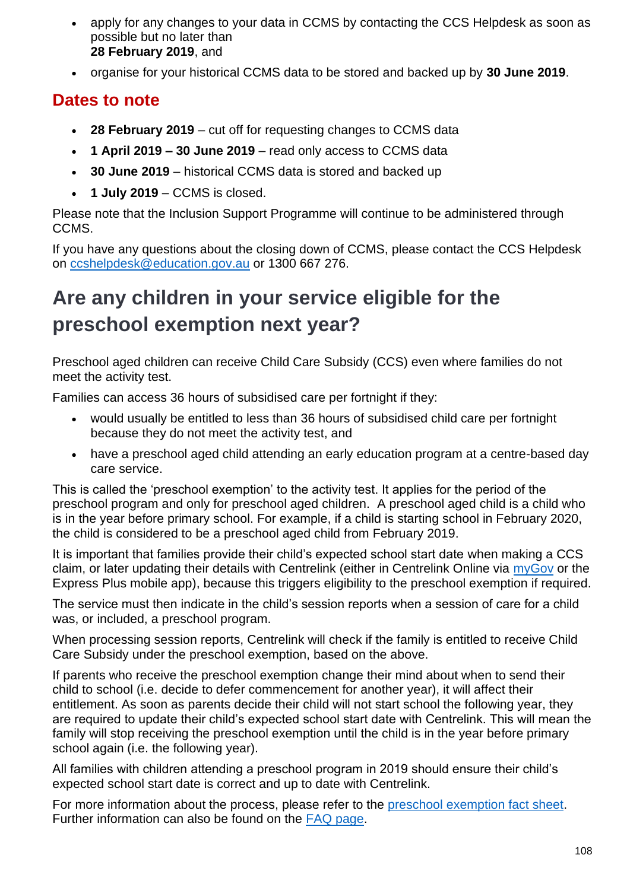- apply for any changes to your data in CCMS by contacting the CCS Helpdesk as soon as possible but no later than **28 February 2019**, and
- organise for your historical CCMS data to be stored and backed up by **30 June 2019**.

## Dates to note

- **28 February 2019** – cut off for requesting changes to CCMS data
- **1 April 2019 – 30 June 2019** – read only access to CCMS data
- **30 June 2019** – historical CCMS data is stored and backed up
- **1 July 2019** – CCMS is closed.

Please note that the Inclusion Support Programme will continue to be administered through CCMS.

If you have any questions about the closing down of CCMS, please contact the CCS Helpdesk on [ccshelpdesk@education.gov.au](mailto:ccshelpdesk@education.gov.au) or 1300 667 276.

# Are any children in your service eligible for the preschool exemption next year?

Preschool aged children can receive Child Care Subsidy (CCS) even where families do not meet the activity test.

Families can access 36 hours of subsidised care per fortnight if they:

- would usually be entitled to less than 36 hours of subsidised child care per fortnight because they do not meet the activity test, and
- have a preschool aged child attending an early education program at a centre-based day care service.

This is called the 'preschool exemption' to the activity test. It applies for the period of the preschool program and only for preschool aged children. A preschool aged child is a child who is in the year before primary school. For example, if a child is starting school in February 2020, the child is considered to be a preschool aged child from February 2019.

It is important that families provide their child's expected school start date when making a CCS claim, or later updating their details with Centrelink (either in Centrelink Online via myGov or the Express Plus mobile app), because this triggers eligibility to the preschool exemption if required.

The service must then indicate in the child's session reports when a session of care for a child was, or included, a preschool program.

When processing session reports, Centrelink will check if the family is entitled to receive Child Care Subsidy under the preschool exemption, based on the above.

If parents who receive the preschool exemption change their mind about when to send their child to school (i.e. decide to defer commencement for another year), it will affect their entitlement. As soon as parents decide their child will not start school the following year, they are required to update their child's expected school start date with Centrelink. This will mean the family will stop receiving the preschool exemption until the child is in the year before primary school again (i.e. the following year).

All families with children attending a preschool program in 2019 should ensure their child's expected school start date is correct and up to date with Centrelink.

For more information about the process, please refer to the preschool exemption fact sheet. Further information can also be found on the FAQ page.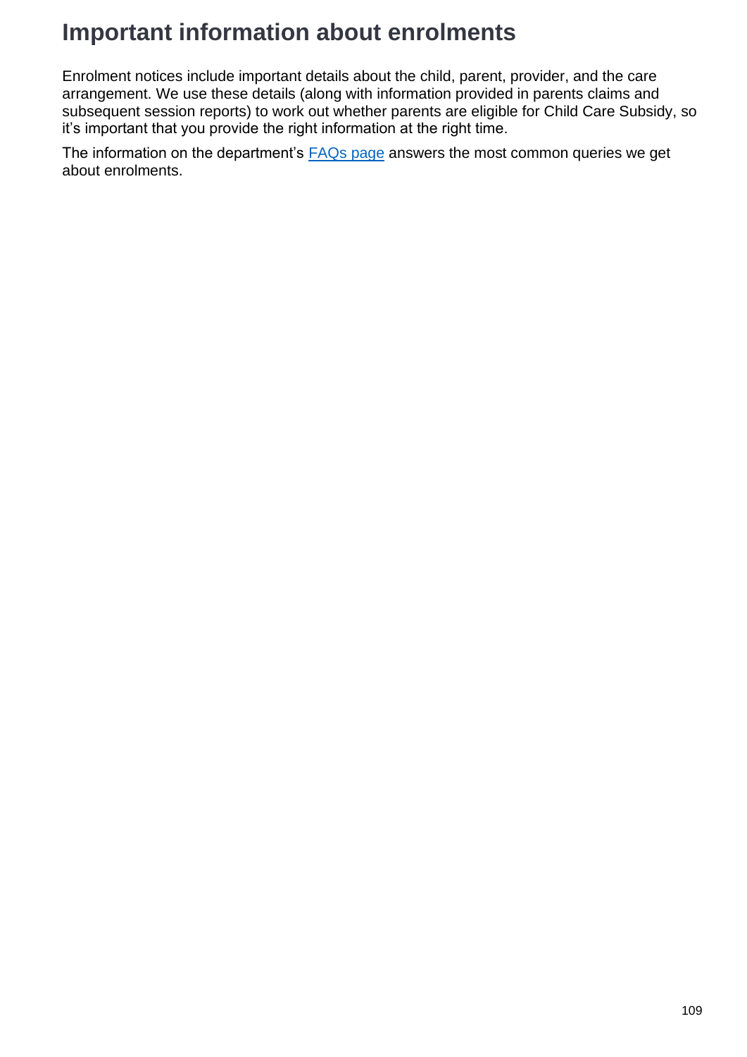# Important information about enrolments

Enrolment notices include important details about the child, parent, provider, and the care arrangement. We use these details (along with information provided in parents claims and subsequent session reports) to work out whether parents are eligible for Child Care Subsidy, so it's important that you provide the right information at the right time.

The information on the department's FAQs page answers the most common queries we get about enrolments.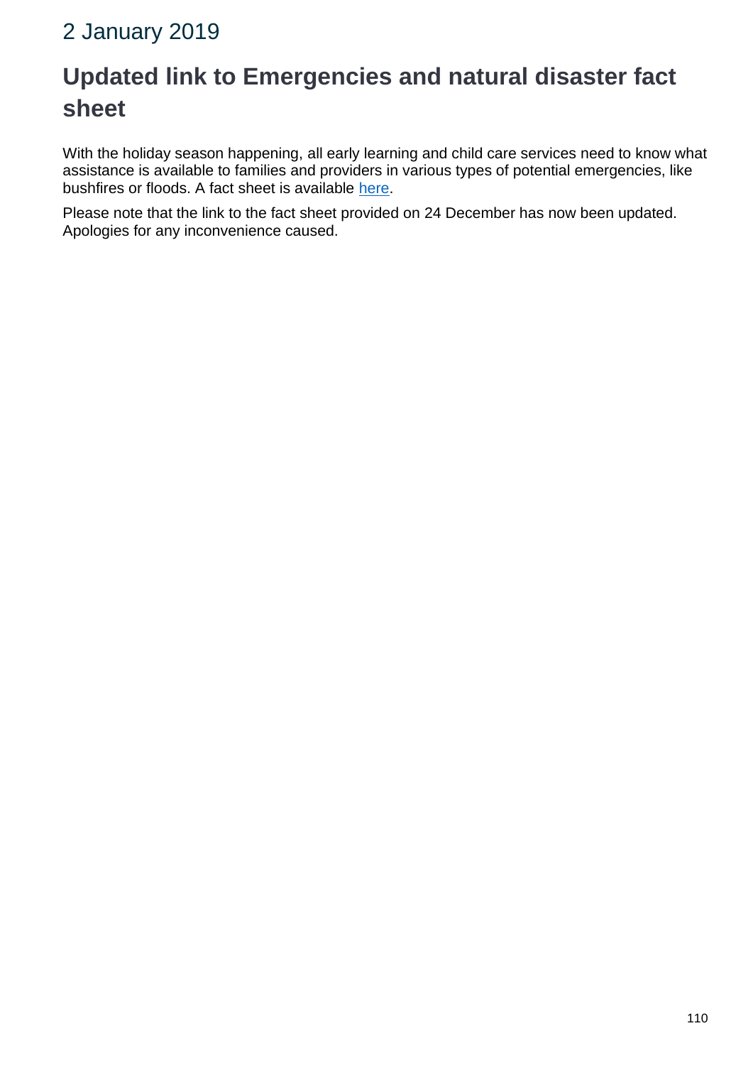## 2 January 2019

# Updated link to Emergencies and natural disaster fact sheet

With the holiday season happening, all early learning and child care services need to know what assistance is available to families and providers in various types of potential emergencies, like bushfires or floods. A fact sheet is available here.

Please note that the link to the fact sheet provided on 24 December has now been updated. Apologies for any inconvenience caused.